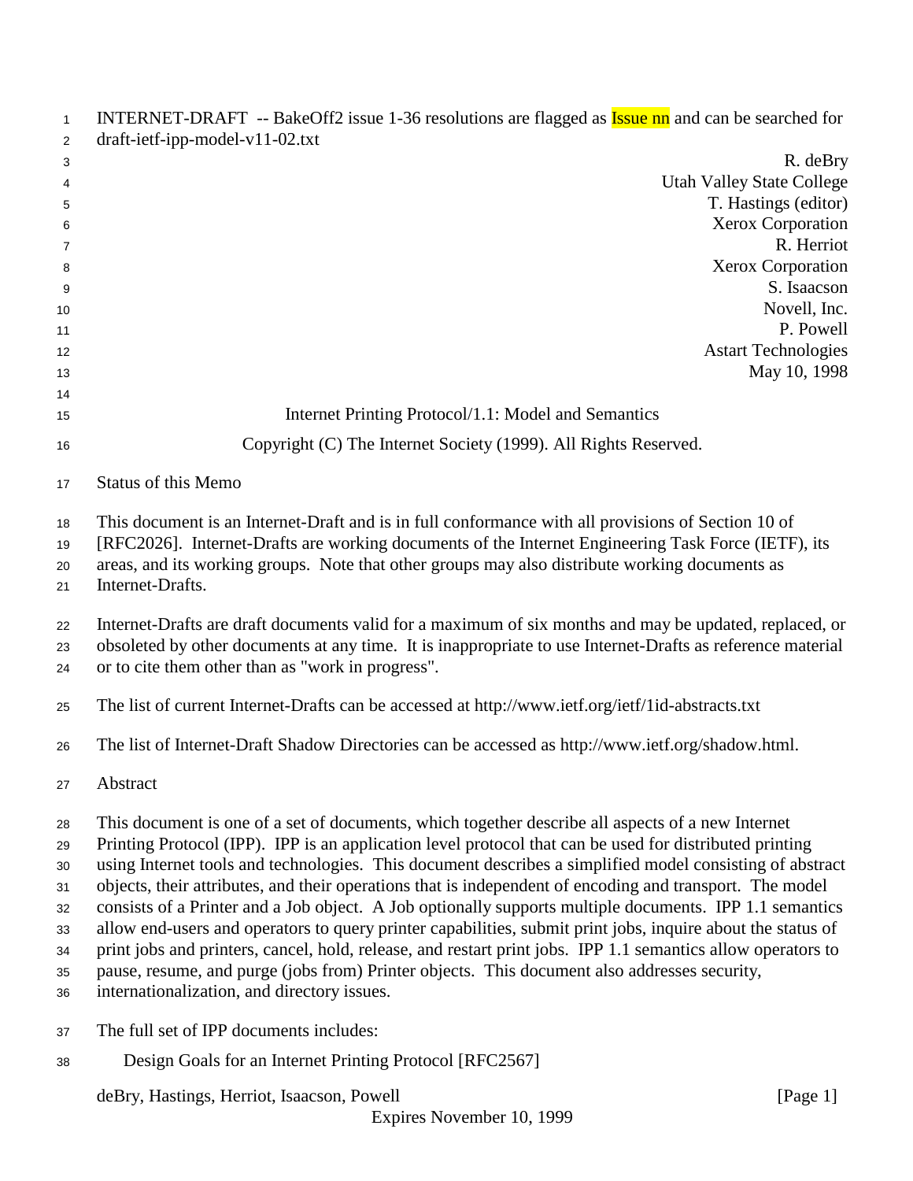INTERNET-DRAFT -- BakeOff2 issue 1-36 resolutions are flagged as Issue nn and can be searched for
draft-ietf-ipp-model-v11-02.txt

R. deBry
Utah Valley State College
T. Hastings (editor)
Xerox Corporation
R. Herriot
Xerox Corporation
S. Isaacson
Novell, Inc.
P. Powell
Astart Technologies
May 10, 1998

# Internet Printing Protocol/1.1: Model and Semantics

Copyright (C) The Internet Society (1999). All Rights Reserved.

## Status of this Memo

This document is an Internet-Draft and is in full conformance with all provisions of Section 10 of [RFC2026]. Internet-Drafts are working documents of the Internet Engineering Task Force (IETF), its areas, and its working groups. Note that other groups may also distribute working documents as Internet-Drafts.

Internet-Drafts are draft documents valid for a maximum of six months and may be updated, replaced, or obsoleted by other documents at any time. It is inappropriate to use Internet-Drafts as reference material or to cite them other than as "work in progress".

The list of current Internet-Drafts can be accessed at http://www.ietf.org/ietf/1id-abstracts.txt

The list of Internet-Draft Shadow Directories can be accessed as http://www.ietf.org/shadow.html.

## Abstract

This document is one of a set of documents, which together describe all aspects of a new Internet Printing Protocol (IPP). IPP is an application level protocol that can be used for distributed printing using Internet tools and technologies. This document describes a simplified model consisting of abstract objects, their attributes, and their operations that is independent of encoding and transport. The model consists of a Printer and a Job object. A Job optionally supports multiple documents. IPP 1.1 semantics allow end-users and operators to query printer capabilities, submit print jobs, inquire about the status of print jobs and printers, cancel, hold, release, and restart print jobs. IPP 1.1 semantics allow operators to pause, resume, and purge (jobs from) Printer objects. This document also addresses security, internationalization, and directory issues.

The full set of IPP documents includes:

Design Goals for an Internet Printing Protocol [RFC2567]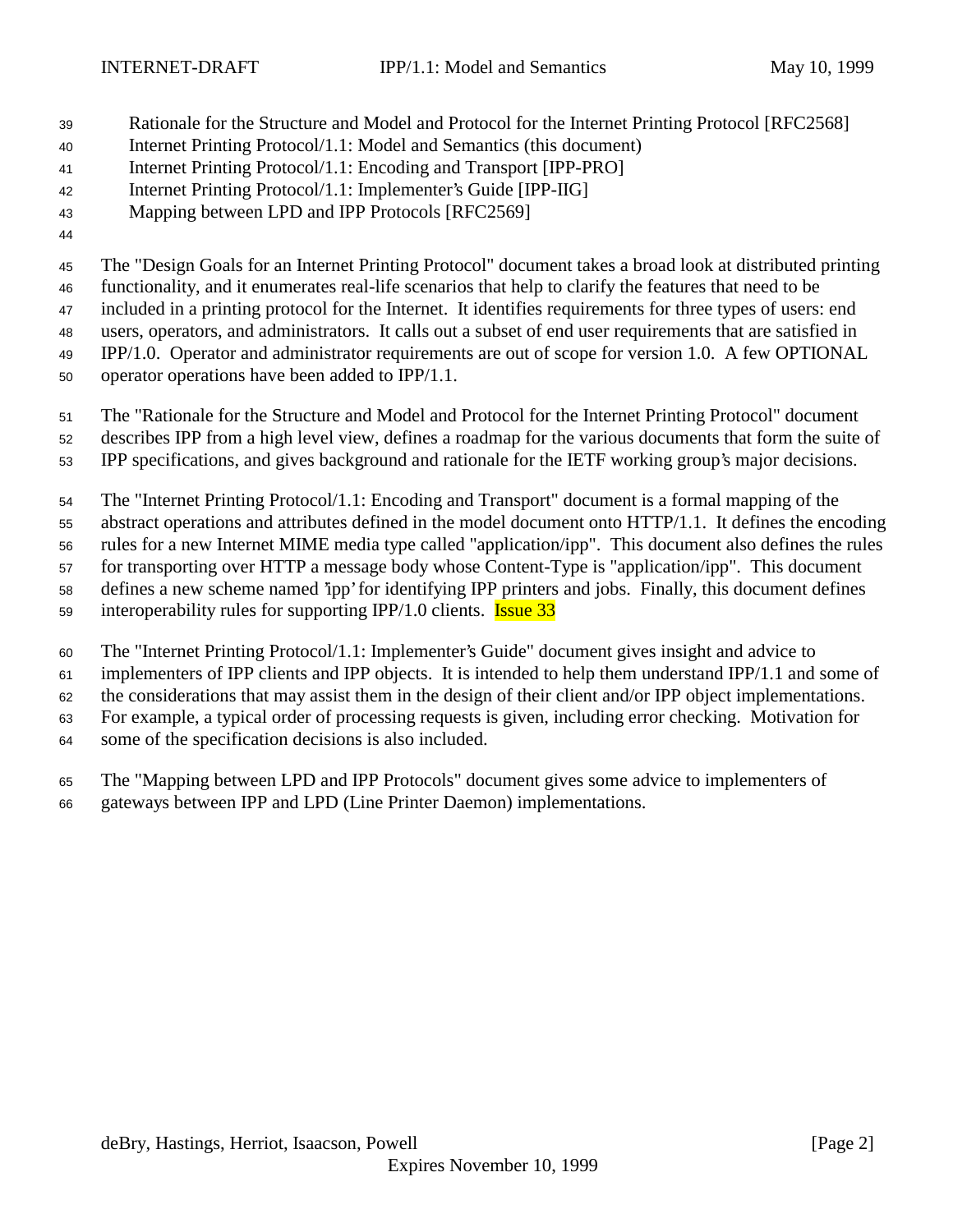Rationale for the Structure and Model and Protocol for the Internet Printing Protocol [RFC2568]
Internet Printing Protocol/1.1: Model and Semantics (this document)
Internet Printing Protocol/1.1: Encoding and Transport [IPP-PRO]
Internet Printing Protocol/1.1: Implementer's Guide [IPP-IIG]
Mapping between LPD and IPP Protocols [RFC2569]

The "Design Goals for an Internet Printing Protocol" document takes a broad look at distributed printing functionality, and it enumerates real-life scenarios that help to clarify the features that need to be included in a printing protocol for the Internet. It identifies requirements for three types of users: end users, operators, and administrators. It calls out a subset of end user requirements that are satisfied in IPP/1.0. Operator and administrator requirements are out of scope for version 1.0. A few OPTIONAL operator operations have been added to IPP/1.1.

The "Rationale for the Structure and Model and Protocol for the Internet Printing Protocol" document describes IPP from a high level view, defines a roadmap for the various documents that form the suite of IPP specifications, and gives background and rationale for the IETF working group's major decisions.

The "Internet Printing Protocol/1.1: Encoding and Transport" document is a formal mapping of the abstract operations and attributes defined in the model document onto HTTP/1.1. It defines the encoding rules for a new Internet MIME media type called "application/ipp". This document also defines the rules for transporting over HTTP a message body whose Content-Type is "application/ipp". This document defines a new scheme named 'ipp' for identifying IPP printers and jobs. Finally, this document defines interoperability rules for supporting IPP/1.0 clients. Issue 33

The "Internet Printing Protocol/1.1: Implementer's Guide" document gives insight and advice to implementers of IPP clients and IPP objects. It is intended to help them understand IPP/1.1 and some of the considerations that may assist them in the design of their client and/or IPP object implementations. For example, a typical order of processing requests is given, including error checking. Motivation for some of the specification decisions is also included.

The "Mapping between LPD and IPP Protocols" document gives some advice to implementers of gateways between IPP and LPD (Line Printer Daemon) implementations.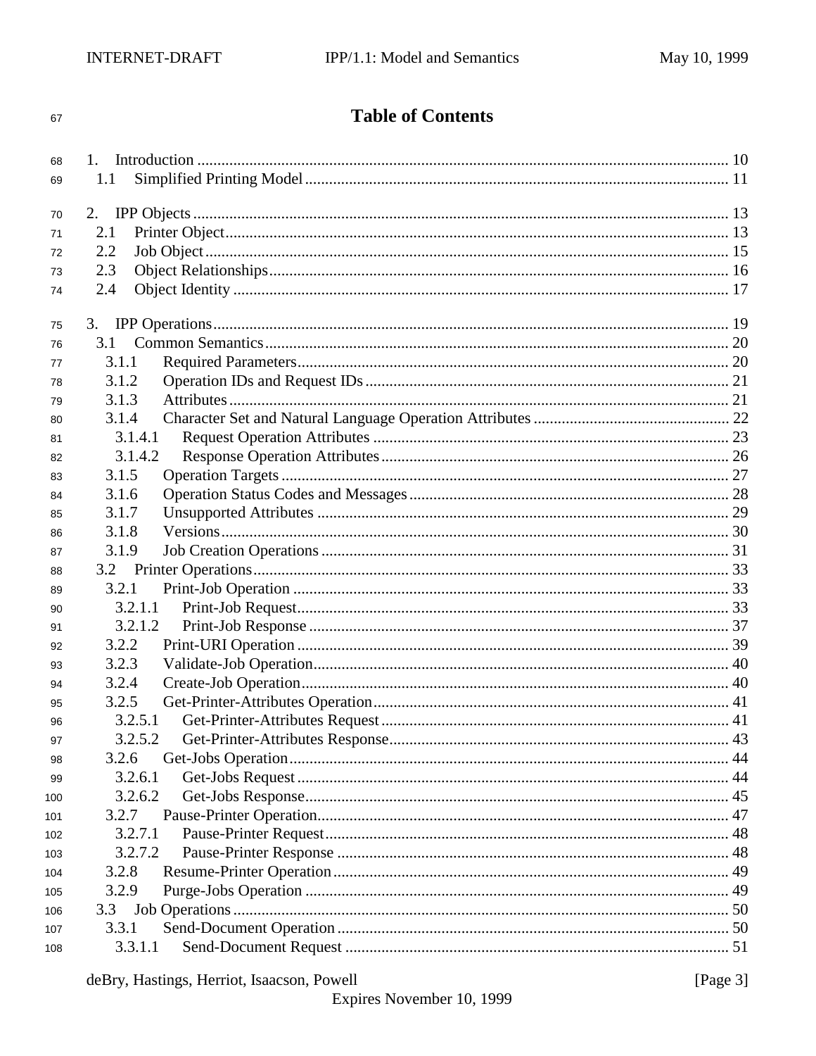# Table of Contents

1. Introduction .......... 10
   - 1.1 Simplified Printing Model .......... 11
2. IPP Objects .......... 13
   - 2.1 Printer Object .......... 13
   - 2.2 Job Object .......... 15
   - 2.3 Object Relationships .......... 16
   - 2.4 Object Identity .......... 17
3. IPP Operations .......... 19
   - 3.1 Common Semantics .......... 20
     - 3.1.1 Required Parameters .......... 20
     - 3.1.2 Operation IDs and Request IDs .......... 21
     - 3.1.3 Attributes .......... 21
     - 3.1.4 Character Set and Natural Language Operation Attributes .......... 22
       - 3.1.4.1 Request Operation Attributes .......... 23
       - 3.1.4.2 Response Operation Attributes .......... 26
     - 3.1.5 Operation Targets .......... 27
     - 3.1.6 Operation Status Codes and Messages .......... 28
     - 3.1.7 Unsupported Attributes .......... 29
     - 3.1.8 Versions .......... 30
     - 3.1.9 Job Creation Operations .......... 31
   - 3.2 Printer Operations .......... 33
     - 3.2.1 Print-Job Operation .......... 33
       - 3.2.1.1 Print-Job Request .......... 33
       - 3.2.1.2 Print-Job Response .......... 37
     - 3.2.2 Print-URI Operation .......... 39
     - 3.2.3 Validate-Job Operation .......... 40
     - 3.2.4 Create-Job Operation .......... 40
     - 3.2.5 Get-Printer-Attributes Operation .......... 41
       - 3.2.5.1 Get-Printer-Attributes Request .......... 41
       - 3.2.5.2 Get-Printer-Attributes Response .......... 43
     - 3.2.6 Get-Jobs Operation .......... 44
       - 3.2.6.1 Get-Jobs Request .......... 44
       - 3.2.6.2 Get-Jobs Response .......... 45
     - 3.2.7 Pause-Printer Operation .......... 47
       - 3.2.7.1 Pause-Printer Request .......... 48
       - 3.2.7.2 Pause-Printer Response .......... 48
     - 3.2.8 Resume-Printer Operation .......... 49
     - 3.2.9 Purge-Jobs Operation .......... 49
   - 3.3 Job Operations .......... 50
     - 3.3.1 Send-Document Operation .......... 50
       - 3.3.1.1 Send-Document Request .......... 51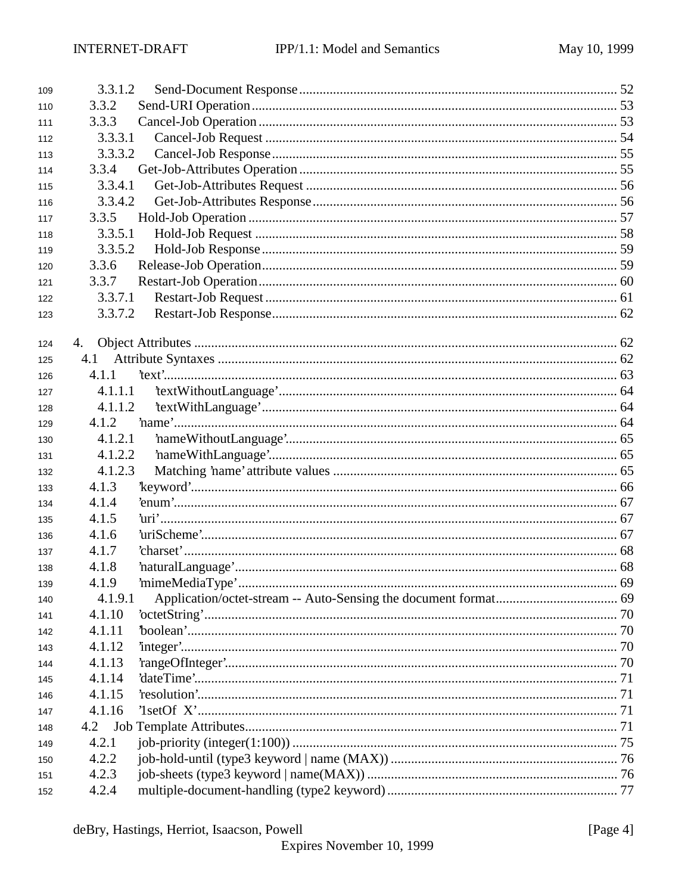3.3.1.2 Send-Document Response ............................................................................................ 52
3.3.2 Send-URI Operation .......................................................................................................... 53
3.3.3 Cancel-Job Operation ........................................................................................................ 53
3.3.3.1 Cancel-Job Request ....................................................................................................... 54
3.3.3.2 Cancel-Job Response ..................................................................................................... 55
3.3.4 Get-Job-Attributes Operation ............................................................................................. 55
3.3.4.1 Get-Job-Attributes Request ............................................................................................ 56
3.3.4.2 Get-Job-Attributes Response .......................................................................................... 56
3.3.5 Hold-Job Operation ............................................................................................................ 57
3.3.5.1 Hold-Job Request ........................................................................................................... 58
3.3.5.2 Hold-Job Response ......................................................................................................... 59
3.3.6 Release-Job Operation ........................................................................................................ 59
3.3.7 Restart-Job Operation ......................................................................................................... 60
3.3.7.1 Restart-Job Request ........................................................................................................ 61
3.3.7.2 Restart-Job Response ...................................................................................................... 62

4. Object Attributes ........................................................................................................................... 62
4.1 Attribute Syntaxes ..................................................................................................................... 62
4.1.1 'text' ..................................................................................................................................... 63
4.1.1.1 'textWithoutLanguage' .................................................................................................... 64
4.1.1.2 'textWithLanguage' ......................................................................................................... 64
4.1.2 'name' ................................................................................................................................... 64
4.1.2.1 'nameWithoutLanguage' .................................................................................................. 65
4.1.2.2 'nameWithLanguage' ....................................................................................................... 65
4.1.2.3 Matching 'name' attribute values .................................................................................... 65
4.1.3 'keyword' .............................................................................................................................. 66
4.1.4 'enum' ................................................................................................................................... 67
4.1.5 'uri' ....................................................................................................................................... 67
4.1.6 'uriScheme' ........................................................................................................................... 67
4.1.7 'charset' ................................................................................................................................. 68
4.1.8 'naturalLanguage' .................................................................................................................. 68
4.1.9 'mimeMediaType' ................................................................................................................. 69
4.1.9.1 Application/octet-stream -- Auto-Sensing the document format .................................... 69
4.1.10 'octetString' ......................................................................................................................... 70
4.1.11 'boolean' .............................................................................................................................. 70
4.1.12 'integer' ............................................................................................................................... 70
4.1.13 'rangeOfInteger' .................................................................................................................. 70
4.1.14 'dateTime' ............................................................................................................................ 71
4.1.15 'resolution' ........................................................................................................................... 71
4.1.16 '1setOf X' ............................................................................................................................ 71
4.2 Job Template Attributes ............................................................................................................. 71
4.2.1 job-priority (integer(1:100)) ................................................................................................ 75
4.2.2 job-hold-until (type3 keyword | name (MAX)) .................................................................... 76
4.2.3 job-sheets (type3 keyword | name(MAX)) ........................................................................... 76
4.2.4 multiple-document-handling (type2 keyword) ..................................................................... 77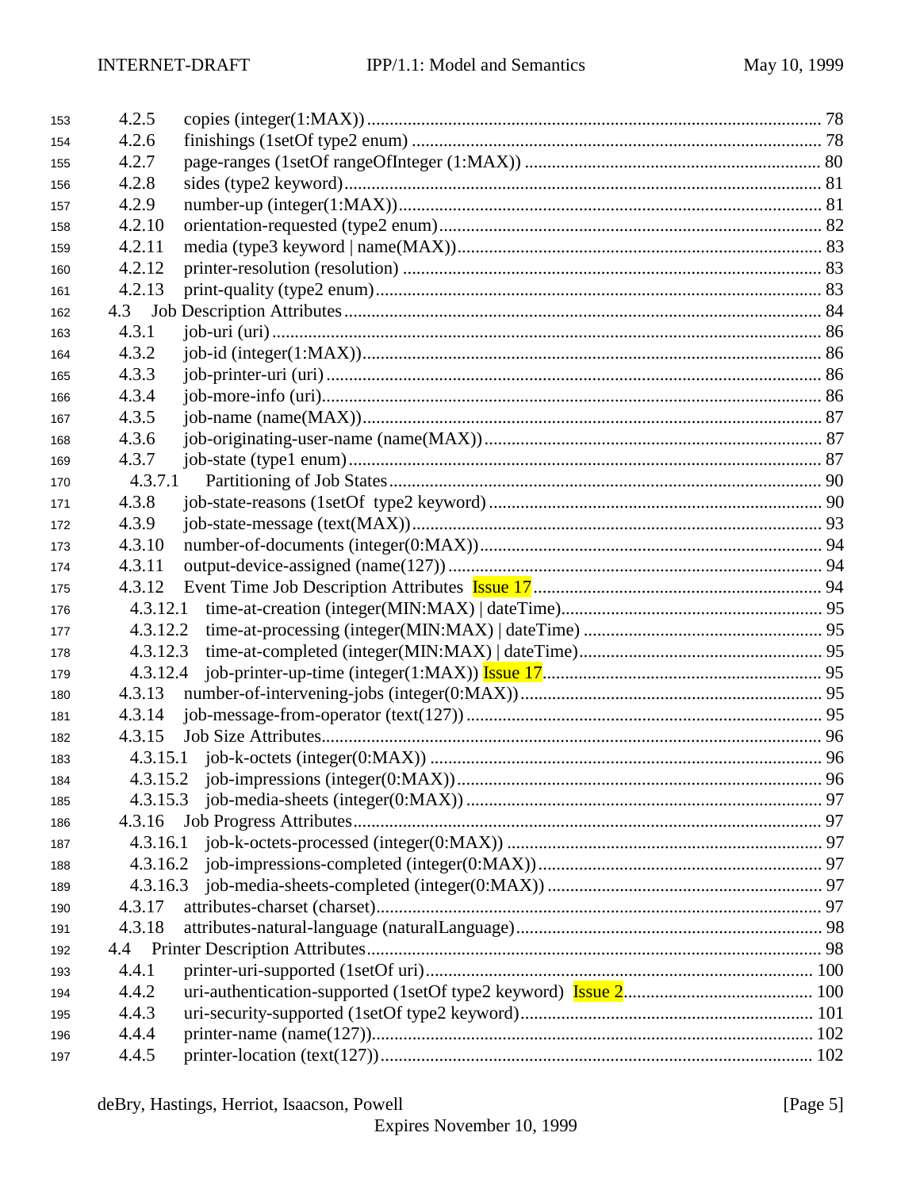4.2.5 copies (integer(1:MAX)) ... 78
4.2.6 finishings (1setOf type2 enum) ... 78
4.2.7 page-ranges (1setOf rangeOfInteger (1:MAX)) ... 80
4.2.8 sides (type2 keyword) ... 81
4.2.9 number-up (integer(1:MAX)) ... 81
4.2.10 orientation-requested (type2 enum) ... 82
4.2.11 media (type3 keyword | name(MAX)) ... 83
4.2.12 printer-resolution (resolution) ... 83
4.2.13 print-quality (type2 enum) ... 83

4.3 Job Description Attributes ... 84

4.3.1 job-uri (uri) ... 86
4.3.2 job-id (integer(1:MAX)) ... 86
4.3.3 job-printer-uri (uri) ... 86
4.3.4 job-more-info (uri) ... 86
4.3.5 job-name (name(MAX)) ... 87
4.3.6 job-originating-user-name (name(MAX)) ... 87
4.3.7 job-state (type1 enum) ... 87
4.3.7.1 Partitioning of Job States ... 90
4.3.8 job-state-reasons (1setOf type2 keyword) ... 90
4.3.9 job-state-message (text(MAX)) ... 93
4.3.10 number-of-documents (integer(0:MAX)) ... 94
4.3.11 output-device-assigned (name(127)) ... 94
4.3.12 Event Time Job Description Attributes Issue 17 ... 94
4.3.12.1 time-at-creation (integer(MIN:MAX) | dateTime) ... 95
4.3.12.2 time-at-processing (integer(MIN:MAX) | dateTime) ... 95
4.3.12.3 time-at-completed (integer(MIN:MAX) | dateTime) ... 95
4.3.12.4 job-printer-up-time (integer(1:MAX)) Issue 17 ... 95
4.3.13 number-of-intervening-jobs (integer(0:MAX)) ... 95
4.3.14 job-message-from-operator (text(127)) ... 95
4.3.15 Job Size Attributes ... 96
4.3.15.1 job-k-octets (integer(0:MAX)) ... 96
4.3.15.2 job-impressions (integer(0:MAX)) ... 96
4.3.15.3 job-media-sheets (integer(0:MAX)) ... 97
4.3.16 Job Progress Attributes ... 97
4.3.16.1 job-k-octets-processed (integer(0:MAX)) ... 97
4.3.16.2 job-impressions-completed (integer(0:MAX)) ... 97
4.3.16.3 job-media-sheets-completed (integer(0:MAX)) ... 97
4.3.17 attributes-charset (charset) ... 97
4.3.18 attributes-natural-language (naturalLanguage) ... 98

4.4 Printer Description Attributes ... 98

4.4.1 printer-uri-supported (1setOf uri) ... 100
4.4.2 uri-authentication-supported (1setOf type2 keyword) Issue 2 ... 100
4.4.3 uri-security-supported (1setOf type2 keyword) ... 101
4.4.4 printer-name (name(127)) ... 102
4.4.5 printer-location (text(127)) ... 102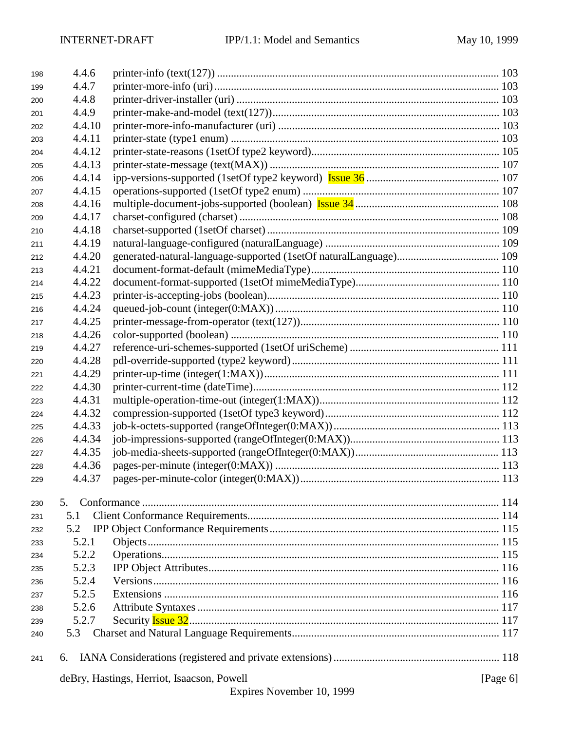4.4.6 printer-info (text(127)) ..................... 103
4.4.7 printer-more-info (uri) ..................... 103
4.4.8 printer-driver-installer (uri) ..................... 103
4.4.9 printer-make-and-model (text(127)) ..................... 103
4.4.10 printer-more-info-manufacturer (uri) ..................... 103
4.4.11 printer-state (type1 enum) ..................... 103
4.4.12 printer-state-reasons (1setOf type2 keyword) ..................... 105
4.4.13 printer-state-message (text(MAX)) ..................... 107
4.4.14 ipp-versions-supported (1setOf type2 keyword) Issue 36 ..................... 107
4.4.15 operations-supported (1setOf type2 enum) ..................... 107
4.4.16 multiple-document-jobs-supported (boolean) Issue 34 ..................... 108
4.4.17 charset-configured (charset) ..................... 108
4.4.18 charset-supported (1setOf charset) ..................... 109
4.4.19 natural-language-configured (naturalLanguage) ..................... 109
4.4.20 generated-natural-language-supported (1setOf naturalLanguage) ..................... 109
4.4.21 document-format-default (mimeMediaType) ..................... 110
4.4.22 document-format-supported (1setOf mimeMediaType) ..................... 110
4.4.23 printer-is-accepting-jobs (boolean) ..................... 110
4.4.24 queued-job-count (integer(0:MAX)) ..................... 110
4.4.25 printer-message-from-operator (text(127)) ..................... 110
4.4.26 color-supported (boolean) ..................... 110
4.4.27 reference-uri-schemes-supported (1setOf uriScheme) ..................... 111
4.4.28 pdl-override-supported (type2 keyword) ..................... 111
4.4.29 printer-up-time (integer(1:MAX)) ..................... 111
4.4.30 printer-current-time (dateTime) ..................... 112
4.4.31 multiple-operation-time-out (integer(1:MAX)) ..................... 112
4.4.32 compression-supported (1setOf type3 keyword) ..................... 112
4.4.33 job-k-octets-supported (rangeOfInteger(0:MAX)) ..................... 113
4.4.34 job-impressions-supported (rangeOfInteger(0:MAX)) ..................... 113
4.4.35 job-media-sheets-supported (rangeOfInteger(0:MAX)) ..................... 113
4.4.36 pages-per-minute (integer(0:MAX)) ..................... 113
4.4.37 pages-per-minute-color (integer(0:MAX)) ..................... 113

5. Conformance ..................... 114
5.1 Client Conformance Requirements ..................... 114
5.2 IPP Object Conformance Requirements ..................... 115
5.2.1 Objects ..................... 115
5.2.2 Operations ..................... 115
5.2.3 IPP Object Attributes ..................... 116
5.2.4 Versions ..................... 116
5.2.5 Extensions ..................... 116
5.2.6 Attribute Syntaxes ..................... 117
5.2.7 Security Issue 32 ..................... 117
5.3 Charset and Natural Language Requirements ..................... 117

6. IANA Considerations (registered and private extensions) ..................... 118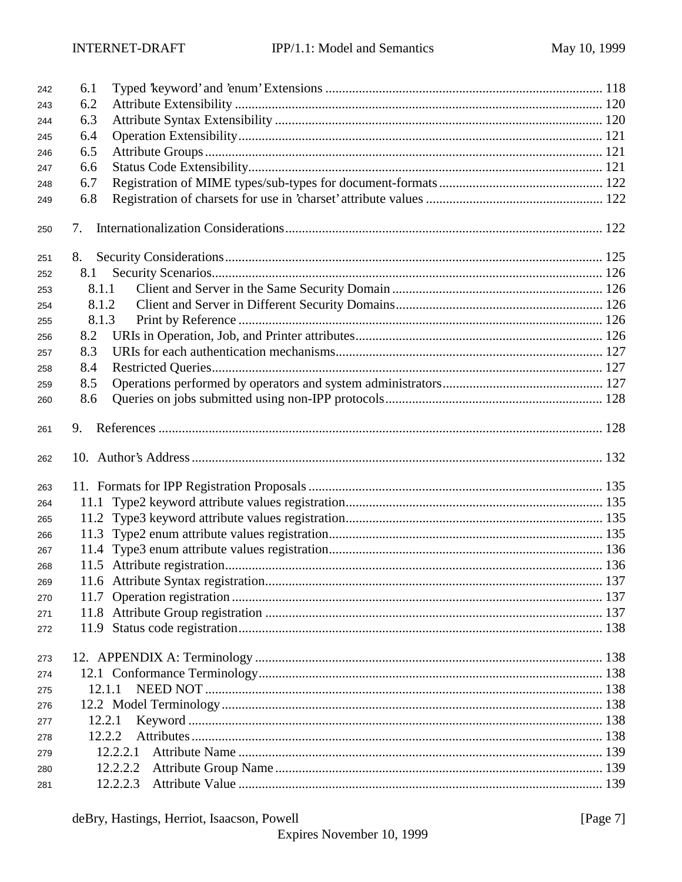242 6.1 Typed 'keyword' and 'enum' Extensions ........................................................................................ 118
243 6.2 Attribute Extensibility ............................................................................................................... 120
244 6.3 Attribute Syntax Extensibility ................................................................................................... 120
245 6.4 Operation Extensibility.............................................................................................................. 121
246 6.5 Attribute Groups ....................................................................................................................... 121
247 6.6 Status Code Extensibility........................................................................................................... 121
248 6.7 Registration of MIME types/sub-types for document-formats ................................................. 122
249 6.8 Registration of charsets for use in 'charset' attribute values ..................................................... 122

250 7. Internationalization Considerations............................................................................................... 122

251 8. Security Considerations.................................................................................................................. 125
252 8.1 Security Scenarios..................................................................................................................... 126
253 8.1.1 Client and Server in the Same Security Domain ................................................................ 126
254 8.1.2 Client and Server in Different Security Domains.............................................................. 126
255 8.1.3 Print by Reference ............................................................................................................. 126
256 8.2 URIs in Operation, Job, and Printer attributes.......................................................................... 126
257 8.3 URIs for each authentication mechanisms................................................................................ 127
258 8.4 Restricted Queries..................................................................................................................... 127
259 8.5 Operations performed by operators and system administrators ................................................ 127
260 8.6 Queries on jobs submitted using non-IPP protocols.................................................................. 128

261 9. References ...................................................................................................................................... 128

262 10. Author's Address ............................................................................................................................ 132

263 11. Formats for IPP Registration Proposals ......................................................................................... 135
264 11.1 Type2 keyword attribute values registration............................................................................. 135
265 11.2 Type3 keyword attribute values registration............................................................................. 135
266 11.3 Type2 enum attribute values registration.................................................................................. 135
267 11.4 Type3 enum attribute values registration.................................................................................. 136
268 11.5 Attribute registration.................................................................................................................. 136
269 11.6 Attribute Syntax registration...................................................................................................... 137
270 11.7 Operation registration ................................................................................................................ 137
271 11.8 Attribute Group registration ...................................................................................................... 137
272 11.9 Status code registration.............................................................................................................. 138

273 12. APPENDIX A: Terminology ......................................................................................................... 138
274 12.1 Conformance Terminology....................................................................................................... 138
275 12.1.1 NEED NOT ....................................................................................................................... 138
276 12.2 Model Terminology................................................................................................................... 138
277 12.2.1 Keyword ............................................................................................................................ 138
278 12.2.2 Attributes........................................................................................................................... 138
279 12.2.2.1 Attribute Name ............................................................................................................. 139
280 12.2.2.2 Attribute Group Name .................................................................................................. 139
281 12.2.2.3 Attribute Value ............................................................................................................. 139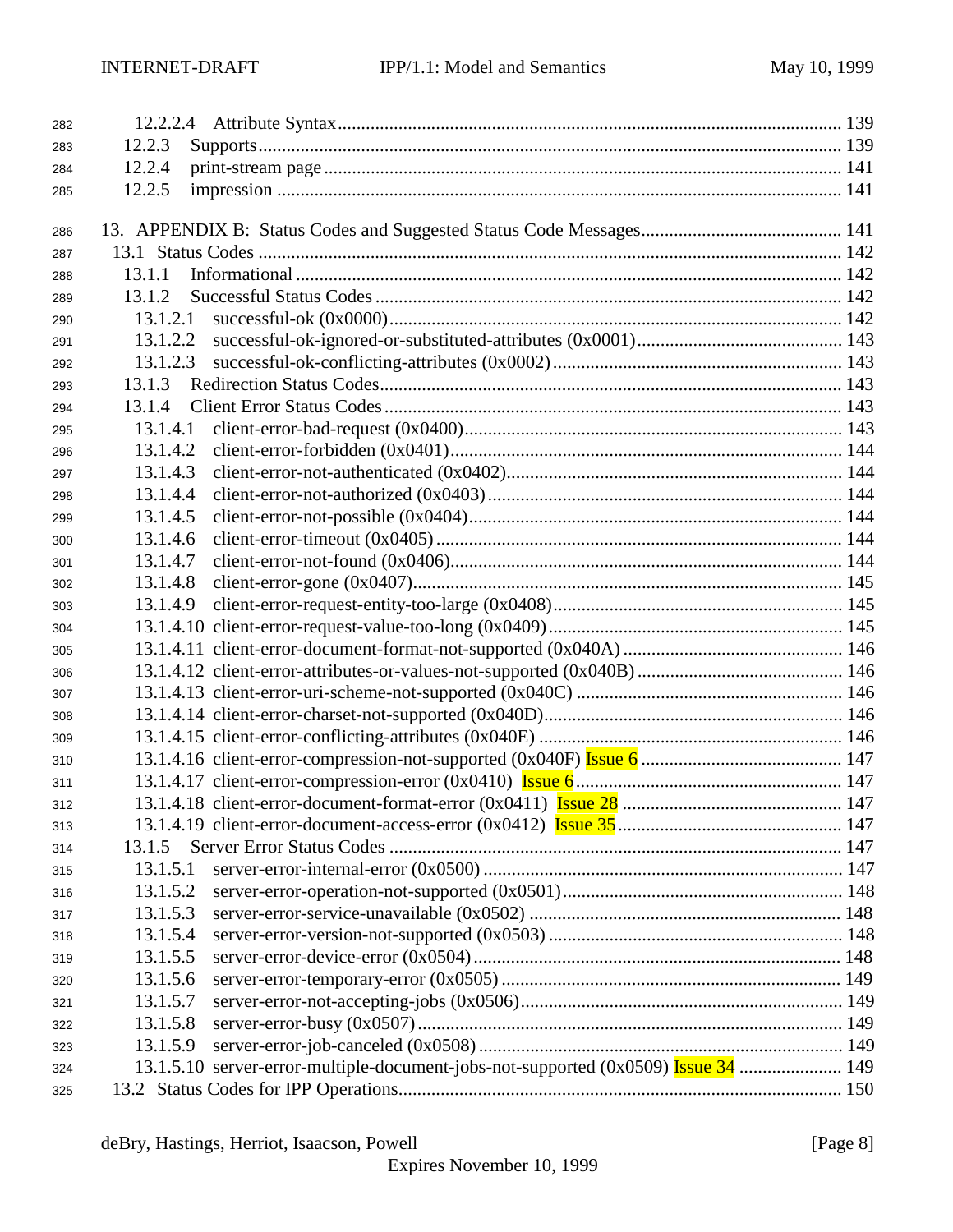12.2.2.4 Attribute Syntax ........................................................................................................ 139
12.2.3 Supports ............................................................................................................................ 139
12.2.4 print-stream page .............................................................................................................. 141
12.2.5 impression ........................................................................................................................ 141

13. APPENDIX B: Status Codes and Suggested Status Code Messages ........................................... 141
13.1 Status Codes ........................................................................................................................... 142
13.1.1 Informational .................................................................................................................... 142
13.1.2 Successful Status Codes ................................................................................................... 142
13.1.2.1 successful-ok (0x0000) ................................................................................................ 142
13.1.2.2 successful-ok-ignored-or-substituted-attributes (0x0001) ............................................ 143
13.1.2.3 successful-ok-conflicting-attributes (0x0002) .............................................................. 143
13.1.3 Redirection Status Codes .................................................................................................. 143
13.1.4 Client Error Status Codes ................................................................................................. 143
13.1.4.1 client-error-bad-request (0x0400) ................................................................................ 143
13.1.4.2 client-error-forbidden (0x0401) ................................................................................... 144
13.1.4.3 client-error-not-authenticated (0x0402) ....................................................................... 144
13.1.4.4 client-error-not-authorized (0x0403) ........................................................................... 144
13.1.4.5 client-error-not-possible (0x0404) ............................................................................... 144
13.1.4.6 client-error-timeout (0x0405) ...................................................................................... 144
13.1.4.7 client-error-not-found (0x0406) ................................................................................... 144
13.1.4.8 client-error-gone (0x0407) ........................................................................................... 145
13.1.4.9 client-error-request-entity-too-large (0x0408) .............................................................. 145
13.1.4.10 client-error-request-value-too-long (0x0409) ............................................................. 145
13.1.4.11 client-error-document-format-not-supported (0x040A) ............................................... 146
13.1.4.12 client-error-attributes-or-values-not-supported (0x040B) ............................................ 146
13.1.4.13 client-error-uri-scheme-not-supported (0x040C) ........................................................ 146
13.1.4.14 client-error-charset-not-supported (0x040D) ............................................................... 146
13.1.4.15 client-error-conflicting-attributes (0x040E) ................................................................ 146
13.1.4.16 client-error-compression-not-supported (0x040F) Issue 6 ........................................... 147
13.1.4.17 client-error-compression-error (0x0410) Issue 6 ......................................................... 147
13.1.4.18 client-error-document-format-error (0x0411) Issue 28 ............................................... 147
13.1.4.19 client-error-document-access-error (0x0412) Issue 35 ................................................ 147
13.1.5 Server Error Status Codes ................................................................................................ 147
13.1.5.1 server-error-internal-error (0x0500) ............................................................................. 147
13.1.5.2 server-error-operation-not-supported (0x0501) ............................................................ 148
13.1.5.3 server-error-service-unavailable (0x0502) ................................................................... 148
13.1.5.4 server-error-version-not-supported (0x0503) ............................................................... 148
13.1.5.5 server-error-device-error (0x0504) .............................................................................. 148
13.1.5.6 server-error-temporary-error (0x0505) ........................................................................ 149
13.1.5.7 server-error-not-accepting-jobs (0x0506) .................................................................... 149
13.1.5.8 server-error-busy (0x0507) .......................................................................................... 149
13.1.5.9 server-error-job-canceled (0x0508) ............................................................................. 149
13.1.5.10 server-error-multiple-document-jobs-not-supported (0x0509) Issue 34 ...................... 149
13.2 Status Codes for IPP Operations ............................................................................................. 150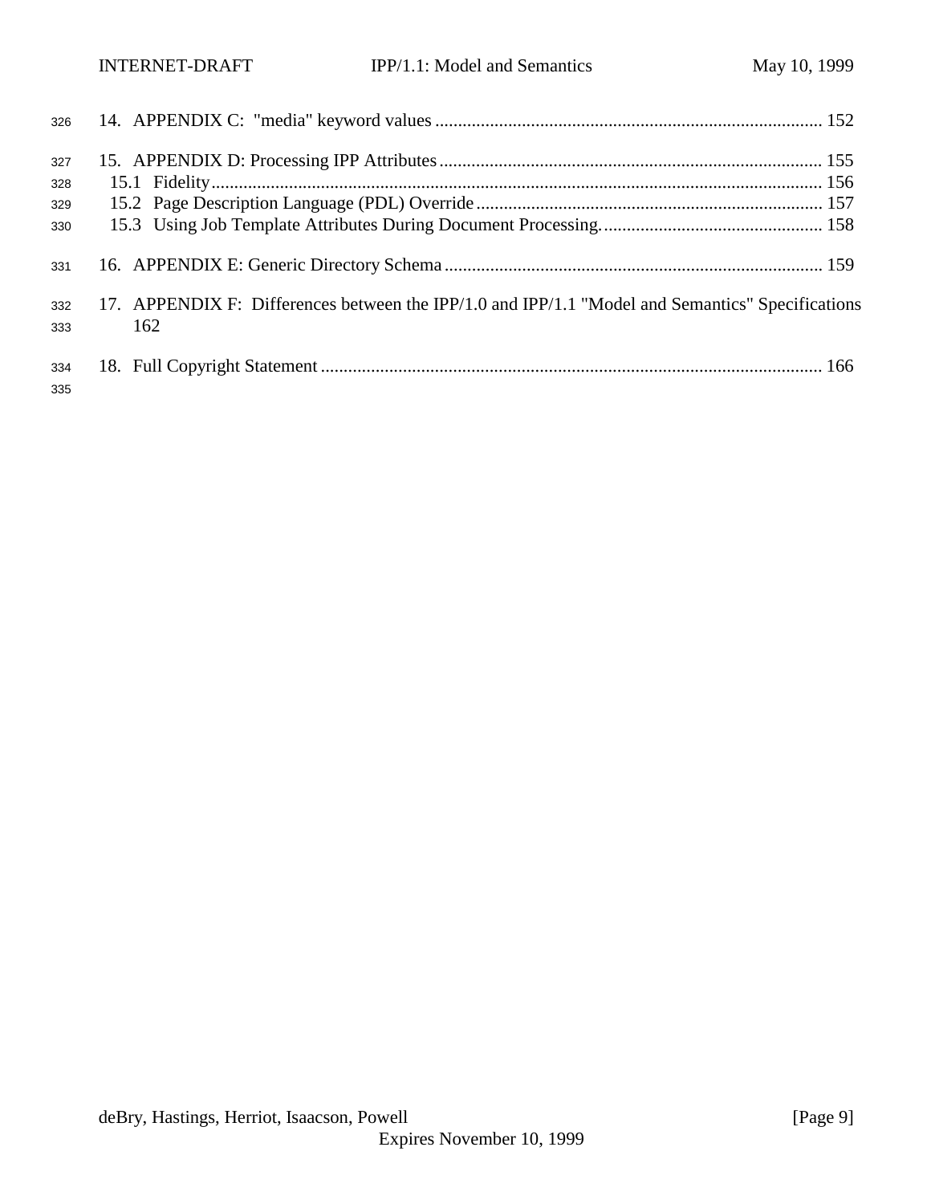14. APPENDIX C: "media" keyword values ..................................................................................... 152

15. APPENDIX D: Processing IPP Attributes .................................................................................... 155

  15.1 Fidelity ....................................................................................................................................... 156

  15.2 Page Description Language (PDL) Override ........................................................................... 157

  15.3 Using Job Template Attributes During Document Processing. ................................................ 158

16. APPENDIX E: Generic Directory Schema .................................................................................. 159

17. APPENDIX F: Differences between the IPP/1.0 and IPP/1.1 "Model and Semantics" Specifications 162

18. Full Copyright Statement .............................................................................................................. 166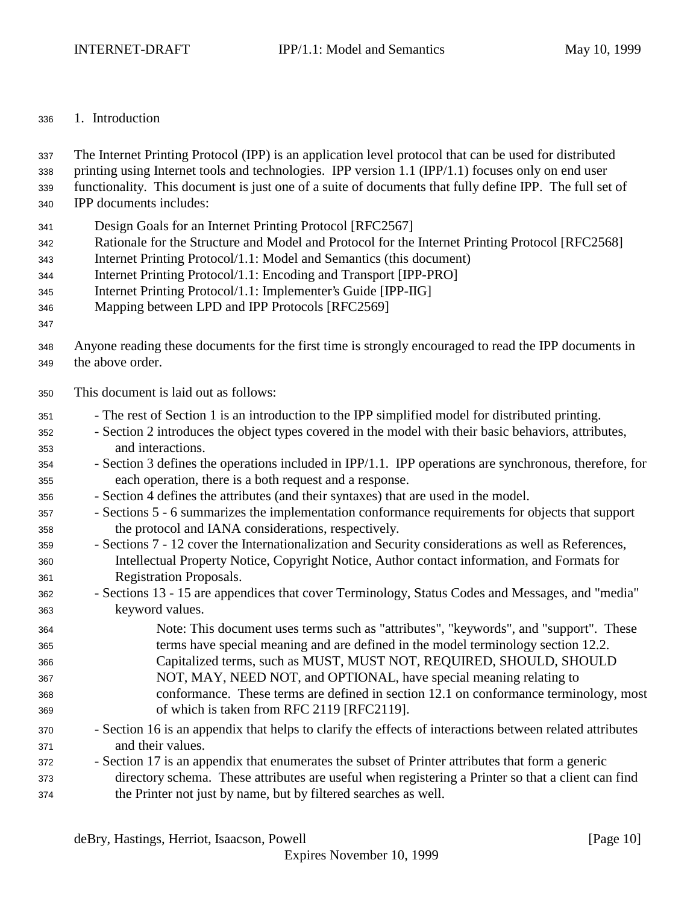# 1. Introduction

The Internet Printing Protocol (IPP) is an application level protocol that can be used for distributed printing using Internet tools and technologies. IPP version 1.1 (IPP/1.1) focuses only on end user functionality. This document is just one of a suite of documents that fully define IPP. The full set of IPP documents includes:

- Design Goals for an Internet Printing Protocol [RFC2567]
- Rationale for the Structure and Model and Protocol for the Internet Printing Protocol [RFC2568]
- Internet Printing Protocol/1.1: Model and Semantics (this document)
- Internet Printing Protocol/1.1: Encoding and Transport [IPP-PRO]
- Internet Printing Protocol/1.1: Implementer's Guide [IPP-IIG]
- Mapping between LPD and IPP Protocols [RFC2569]

Anyone reading these documents for the first time is strongly encouraged to read the IPP documents in the above order.

This document is laid out as follows:

- The rest of Section 1 is an introduction to the IPP simplified model for distributed printing.
- Section 2 introduces the object types covered in the model with their basic behaviors, attributes, and interactions.
- Section 3 defines the operations included in IPP/1.1. IPP operations are synchronous, therefore, for each operation, there is a both request and a response.
- Section 4 defines the attributes (and their syntaxes) that are used in the model.
- Sections 5 - 6 summarizes the implementation conformance requirements for objects that support the protocol and IANA considerations, respectively.
- Sections 7 - 12 cover the Internationalization and Security considerations as well as References, Intellectual Property Notice, Copyright Notice, Author contact information, and Formats for Registration Proposals.
- Sections 13 - 15 are appendices that cover Terminology, Status Codes and Messages, and "media" keyword values.

  > Note: This document uses terms such as "attributes", "keywords", and "support". These terms have special meaning and are defined in the model terminology section 12.2. Capitalized terms, such as MUST, MUST NOT, REQUIRED, SHOULD, SHOULD NOT, MAY, NEED NOT, and OPTIONAL, have special meaning relating to conformance. These terms are defined in section 12.1 on conformance terminology, most of which is taken from RFC 2119 [RFC2119].

- Section 16 is an appendix that helps to clarify the effects of interactions between related attributes and their values.
- Section 17 is an appendix that enumerates the subset of Printer attributes that form a generic directory schema. These attributes are useful when registering a Printer so that a client can find the Printer not just by name, but by filtered searches as well.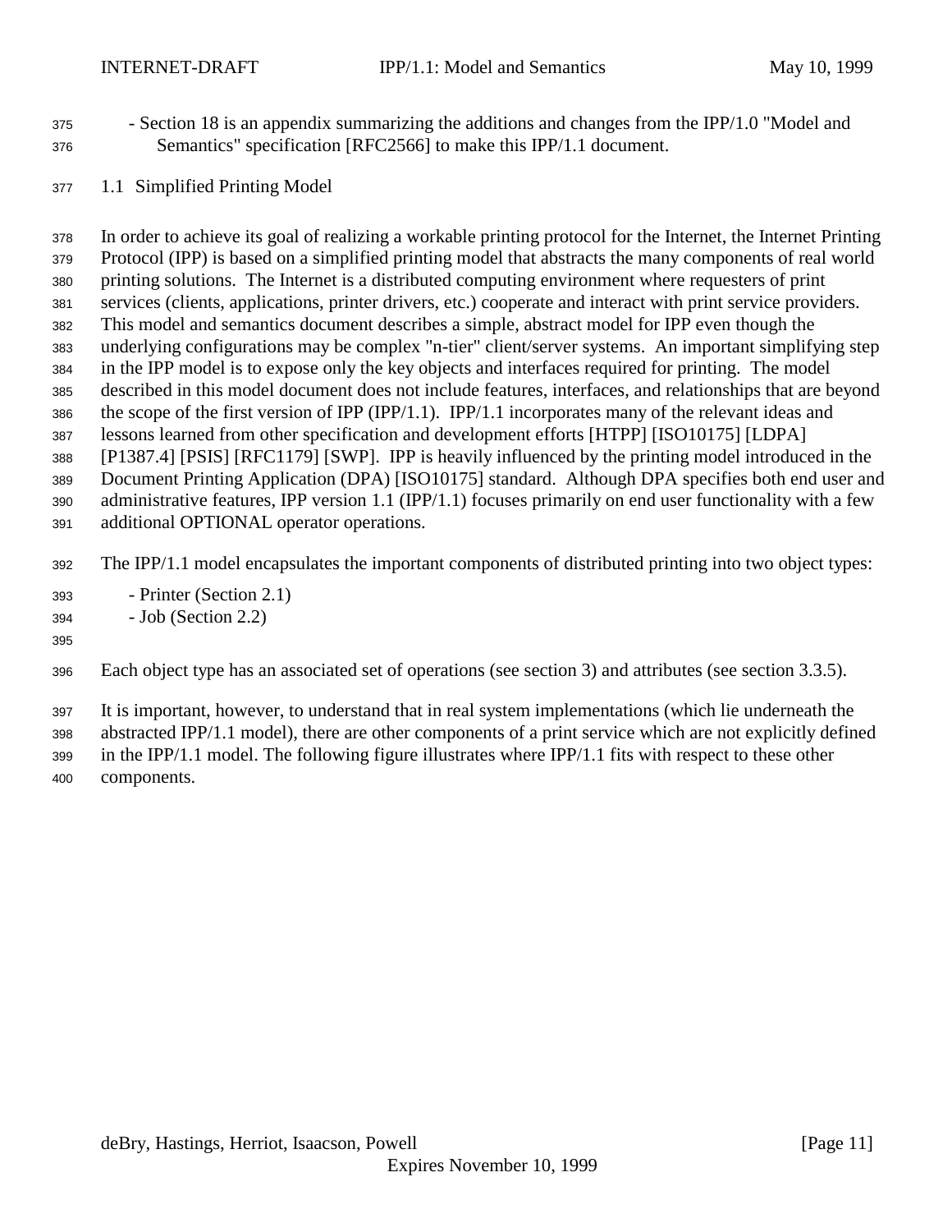- Section 18 is an appendix summarizing the additions and changes from the IPP/1.0 "Model and Semantics" specification [RFC2566] to make this IPP/1.1 document.

## 1.1 Simplified Printing Model

In order to achieve its goal of realizing a workable printing protocol for the Internet, the Internet Printing Protocol (IPP) is based on a simplified printing model that abstracts the many components of real world printing solutions. The Internet is a distributed computing environment where requesters of print services (clients, applications, printer drivers, etc.) cooperate and interact with print service providers. This model and semantics document describes a simple, abstract model for IPP even though the underlying configurations may be complex "n-tier" client/server systems. An important simplifying step in the IPP model is to expose only the key objects and interfaces required for printing. The model described in this model document does not include features, interfaces, and relationships that are beyond the scope of the first version of IPP (IPP/1.1). IPP/1.1 incorporates many of the relevant ideas and lessons learned from other specification and development efforts [HTPP] [ISO10175] [LDPA] [P1387.4] [PSIS] [RFC1179] [SWP]. IPP is heavily influenced by the printing model introduced in the Document Printing Application (DPA) [ISO10175] standard. Although DPA specifies both end user and administrative features, IPP version 1.1 (IPP/1.1) focuses primarily on end user functionality with a few additional OPTIONAL operator operations.

The IPP/1.1 model encapsulates the important components of distributed printing into two object types:

- Printer (Section 2.1)
- Job (Section 2.2)

Each object type has an associated set of operations (see section 3) and attributes (see section 3.3.5).

It is important, however, to understand that in real system implementations (which lie underneath the abstracted IPP/1.1 model), there are other components of a print service which are not explicitly defined in the IPP/1.1 model. The following figure illustrates where IPP/1.1 fits with respect to these other components.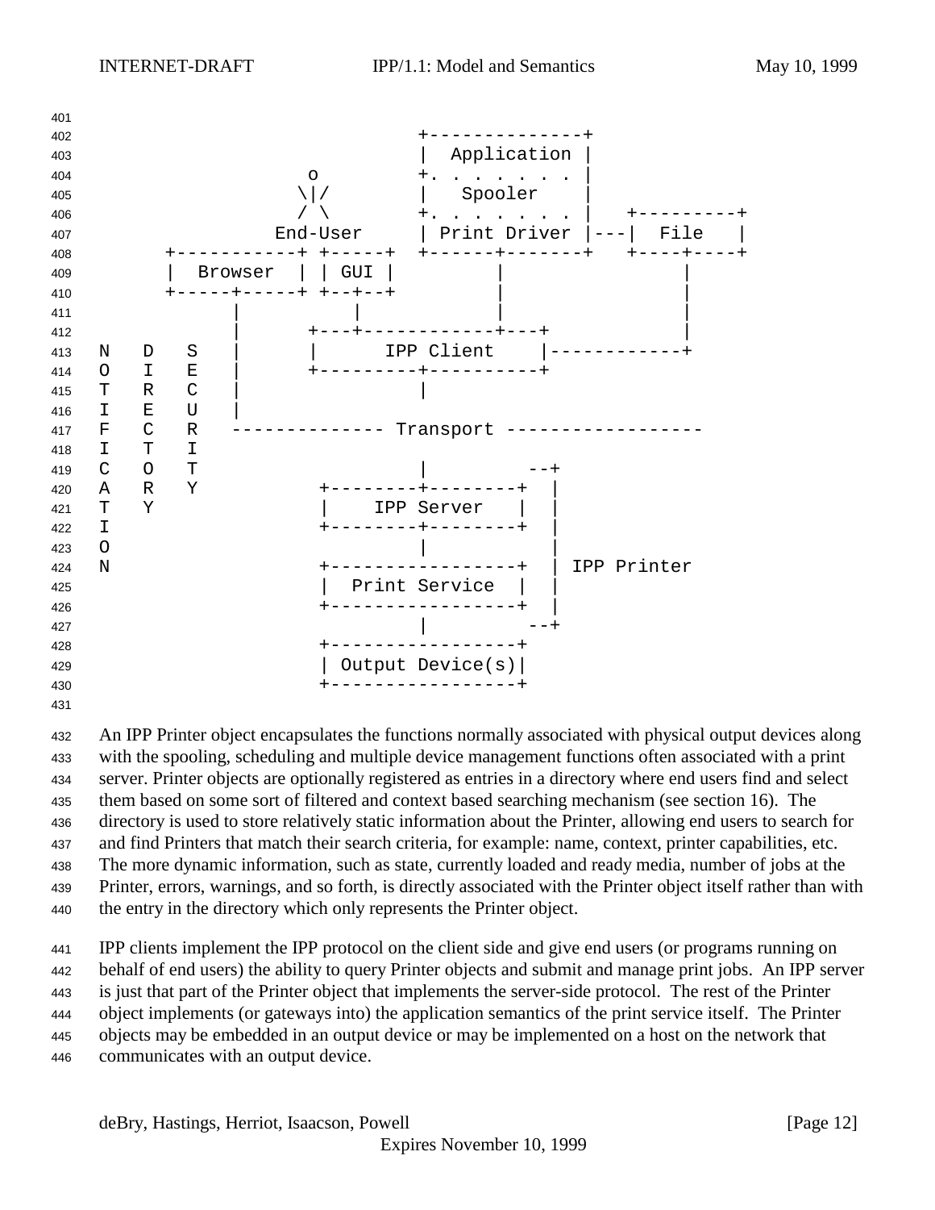```
                                            +--------------+
                                            |  Application |
                               o            +. . . . . . . |
                              \|/           |   Spooler    |
                              / \           +. . . . . . . |   +---------+
                            End-User        | Print Driver |---|  File   |
                 +-----------+ +-----+      +------+-------+   +----+----+
                 |  Browser  | | GUI |             |                |
                 +-----+-----+ +--+--+             |                |
                       |          |                |                |
                       |      +---+------------+---+                |
         N   D   S     |      |      IPP Client    |------------+
         O   I   E     |      +---------+----------+
         T   R   C     |                |
         I   E   U     |
         F   C   R   -------------- Transport ------------------
         I   T   I
         C   O   T                      |         --+
         A   R   Y             +--------+--------+  |
         T   Y                 |    IPP Server   |  |
         I                     +--------+--------+  |
         O                              |           |
         N                     +-----------------+  | IPP Printer
                               |  Print Service  |  |
                               +-----------------+  |
                                        |         --+
                               +-----------------+
                               | Output Device(s)|
                               +-----------------+
```

An IPP Printer object encapsulates the functions normally associated with physical output devices along with the spooling, scheduling and multiple device management functions often associated with a print server. Printer objects are optionally registered as entries in a directory where end users find and select them based on some sort of filtered and context based searching mechanism (see section 16). The directory is used to store relatively static information about the Printer, allowing end users to search for and find Printers that match their search criteria, for example: name, context, printer capabilities, etc. The more dynamic information, such as state, currently loaded and ready media, number of jobs at the Printer, errors, warnings, and so forth, is directly associated with the Printer object itself rather than with the entry in the directory which only represents the Printer object.

IPP clients implement the IPP protocol on the client side and give end users (or programs running on behalf of end users) the ability to query Printer objects and submit and manage print jobs. An IPP server is just that part of the Printer object that implements the server-side protocol. The rest of the Printer object implements (or gateways into) the application semantics of the print service itself. The Printer objects may be embedded in an output device or may be implemented on a host on the network that communicates with an output device.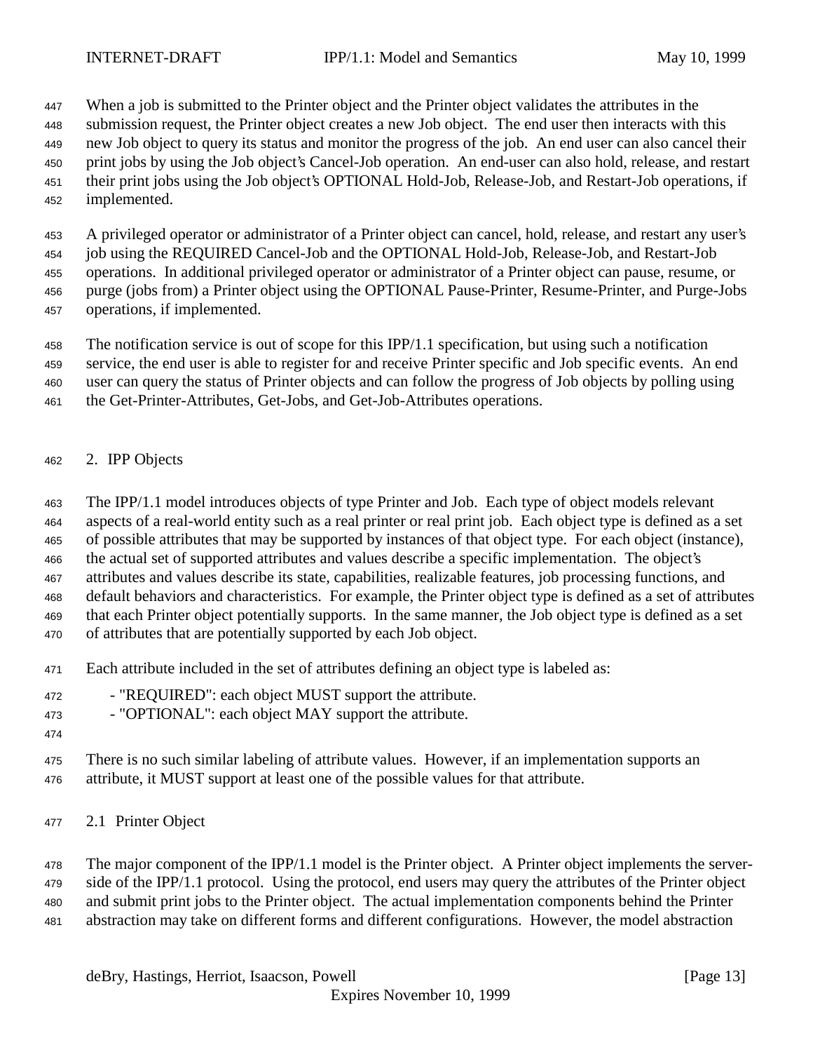When a job is submitted to the Printer object and the Printer object validates the attributes in the submission request, the Printer object creates a new Job object. The end user then interacts with this new Job object to query its status and monitor the progress of the job. An end user can also cancel their print jobs by using the Job object's Cancel-Job operation. An end-user can also hold, release, and restart their print jobs using the Job object's OPTIONAL Hold-Job, Release-Job, and Restart-Job operations, if implemented.

A privileged operator or administrator of a Printer object can cancel, hold, release, and restart any user's job using the REQUIRED Cancel-Job and the OPTIONAL Hold-Job, Release-Job, and Restart-Job operations. In additional privileged operator or administrator of a Printer object can pause, resume, or purge (jobs from) a Printer object using the OPTIONAL Pause-Printer, Resume-Printer, and Purge-Jobs operations, if implemented.

The notification service is out of scope for this IPP/1.1 specification, but using such a notification service, the end user is able to register for and receive Printer specific and Job specific events. An end user can query the status of Printer objects and can follow the progress of Job objects by polling using the Get-Printer-Attributes, Get-Jobs, and Get-Job-Attributes operations.

# 2. IPP Objects

The IPP/1.1 model introduces objects of type Printer and Job. Each type of object models relevant aspects of a real-world entity such as a real printer or real print job. Each object type is defined as a set of possible attributes that may be supported by instances of that object type. For each object (instance), the actual set of supported attributes and values describe a specific implementation. The object's attributes and values describe its state, capabilities, realizable features, job processing functions, and default behaviors and characteristics. For example, the Printer object type is defined as a set of attributes that each Printer object potentially supports. In the same manner, the Job object type is defined as a set of attributes that are potentially supported by each Job object.

Each attribute included in the set of attributes defining an object type is labeled as:

- "REQUIRED": each object MUST support the attribute.
- "OPTIONAL": each object MAY support the attribute.

There is no such similar labeling of attribute values. However, if an implementation supports an attribute, it MUST support at least one of the possible values for that attribute.

## 2.1 Printer Object

The major component of the IPP/1.1 model is the Printer object. A Printer object implements the server-side of the IPP/1.1 protocol. Using the protocol, end users may query the attributes of the Printer object and submit print jobs to the Printer object. The actual implementation components behind the Printer abstraction may take on different forms and different configurations. However, the model abstraction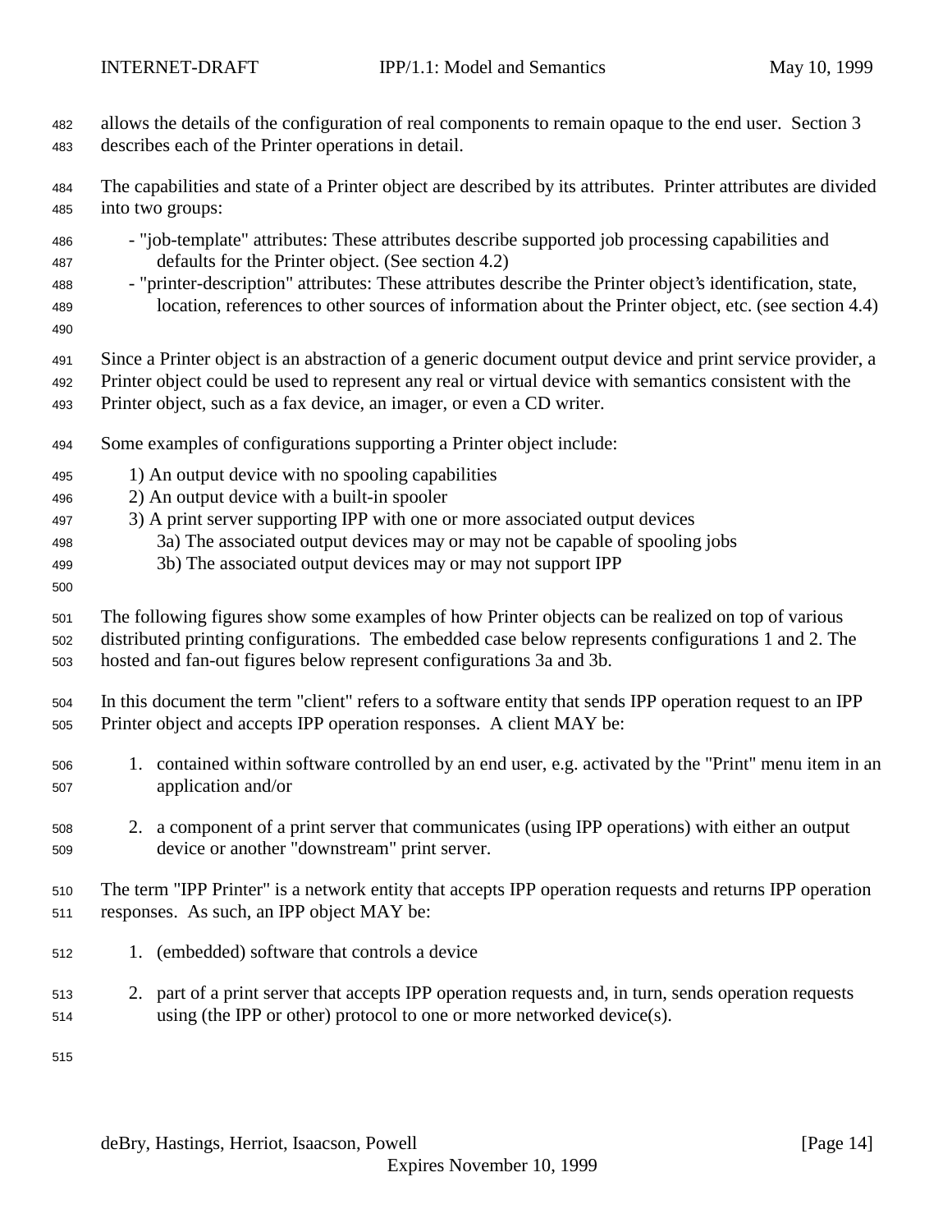allows the details of the configuration of real components to remain opaque to the end user. Section 3 describes each of the Printer operations in detail.

The capabilities and state of a Printer object are described by its attributes. Printer attributes are divided into two groups:

- "job-template" attributes: These attributes describe supported job processing capabilities and defaults for the Printer object. (See section 4.2)
- "printer-description" attributes: These attributes describe the Printer object's identification, state, location, references to other sources of information about the Printer object, etc. (see section 4.4)

Since a Printer object is an abstraction of a generic document output device and print service provider, a Printer object could be used to represent any real or virtual device with semantics consistent with the Printer object, such as a fax device, an imager, or even a CD writer.

Some examples of configurations supporting a Printer object include:

1) An output device with no spooling capabilities
2) An output device with a built-in spooler
3) A print server supporting IPP with one or more associated output devices
   - 3a) The associated output devices may or may not be capable of spooling jobs
   - 3b) The associated output devices may or may not support IPP

The following figures show some examples of how Printer objects can be realized on top of various distributed printing configurations. The embedded case below represents configurations 1 and 2. The hosted and fan-out figures below represent configurations 3a and 3b.

In this document the term "client" refers to a software entity that sends IPP operation request to an IPP Printer object and accepts IPP operation responses. A client MAY be:

1. contained within software controlled by an end user, e.g. activated by the "Print" menu item in an application and/or

2. a component of a print server that communicates (using IPP operations) with either an output device or another "downstream" print server.

The term "IPP Printer" is a network entity that accepts IPP operation requests and returns IPP operation responses. As such, an IPP object MAY be:

1. (embedded) software that controls a device

2. part of a print server that accepts IPP operation requests and, in turn, sends operation requests using (the IPP or other) protocol to one or more networked device(s).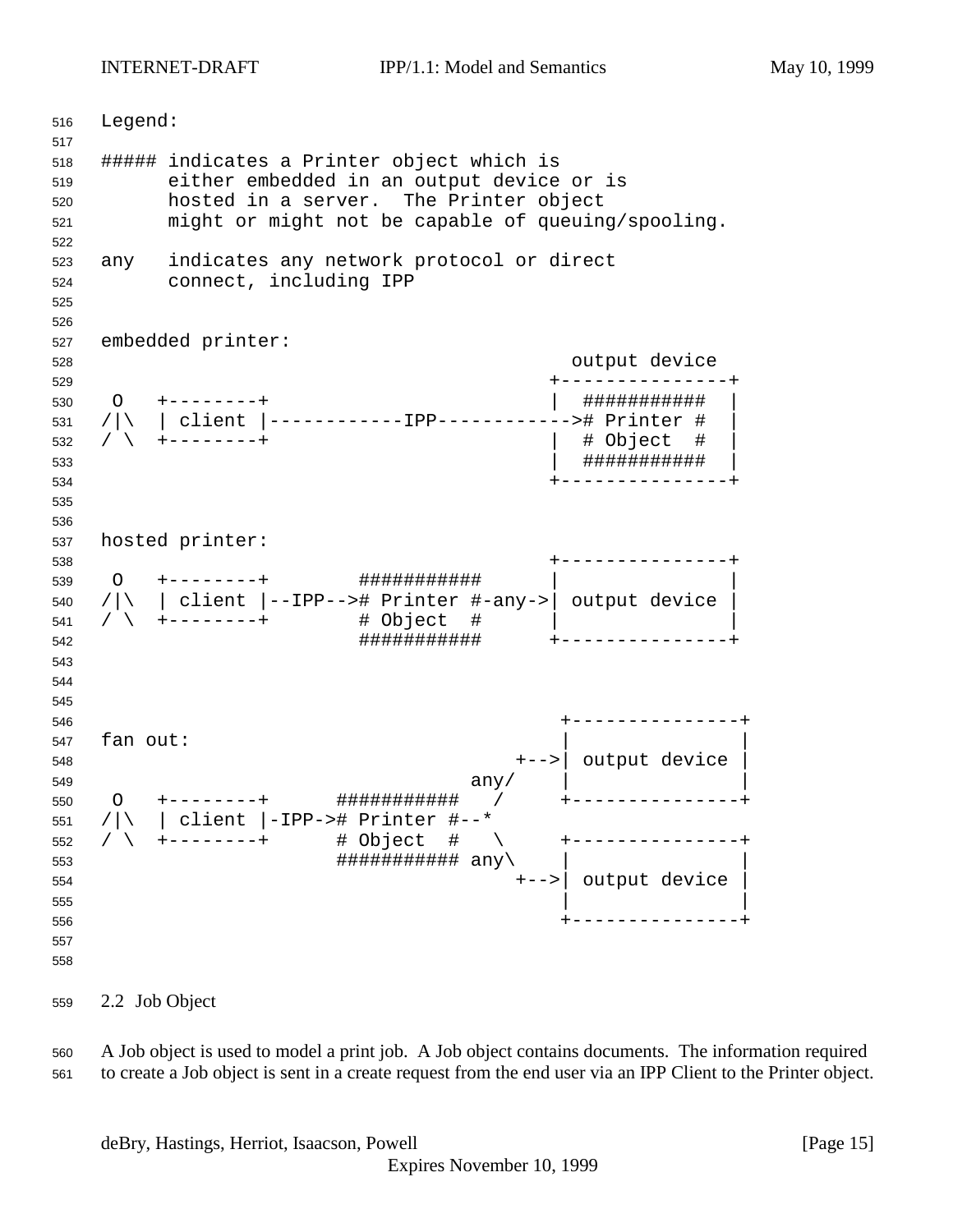```
Legend:

##### indicates a Printer object which is
      either embedded in an output device or is
      hosted in a server.  The Printer object
      might or might not be capable of queuing/spooling.

any   indicates any network protocol or direct
      connect, including IPP


embedded printer:
                                          output device
                                        +---------------+
 O   +--------+                         |  ###########  |
/|\  | client |------------IPP------------># Printer #  |
/ \  +--------+                         |  # Object  #  |
                                        |  ###########  |
                                        +---------------+


hosted printer:
                                        +---------------+
 O   +--------+        ###########      |               |
/|\  | client |--IPP--># Printer #-any->| output device |
/ \  +--------+        # Object  #      |               |
                       ###########      +---------------+



                                         +---------------+
fan out:                                 |               |
                                     +-->| output device |
                                 any/    |               |
 O   +--------+      ###########   /     +---------------+
/|\  | client |-IPP-># Printer #--*
/ \  +--------+      # Object  #   \     +---------------+
                     ########### any\    |               |
                                     +-->| output device |
                                         |               |
                                         +---------------+
```

## 2.2 Job Object

A Job object is used to model a print job. A Job object contains documents. The information required to create a Job object is sent in a create request from the end user via an IPP Client to the Printer object.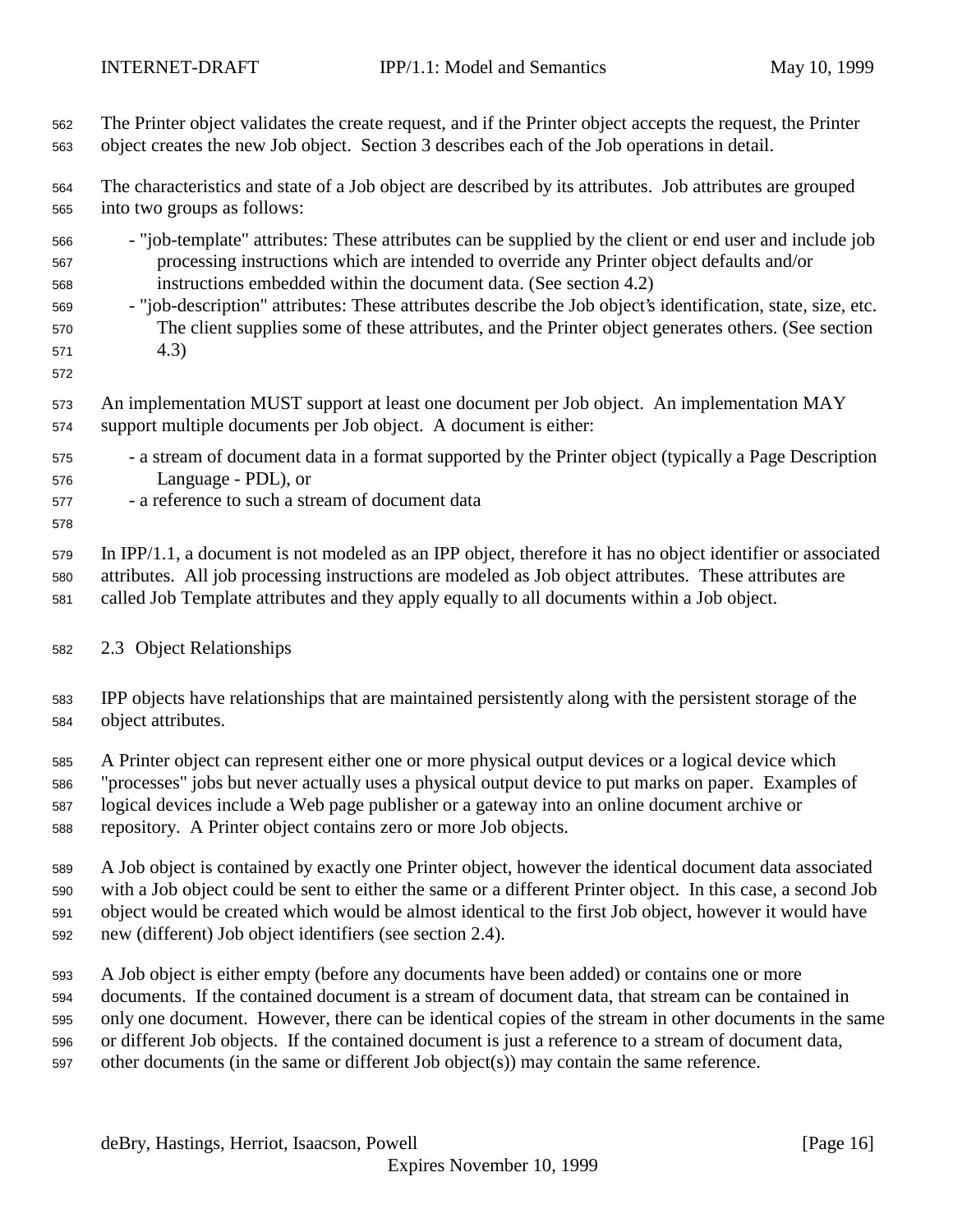The Printer object validates the create request, and if the Printer object accepts the request, the Printer object creates the new Job object. Section 3 describes each of the Job operations in detail.

The characteristics and state of a Job object are described by its attributes. Job attributes are grouped into two groups as follows:

- "job-template" attributes: These attributes can be supplied by the client or end user and include job processing instructions which are intended to override any Printer object defaults and/or instructions embedded within the document data. (See section 4.2)
- "job-description" attributes: These attributes describe the Job object's identification, state, size, etc. The client supplies some of these attributes, and the Printer object generates others. (See section 4.3)

An implementation MUST support at least one document per Job object. An implementation MAY support multiple documents per Job object. A document is either:

- a stream of document data in a format supported by the Printer object (typically a Page Description Language - PDL), or
- a reference to such a stream of document data

In IPP/1.1, a document is not modeled as an IPP object, therefore it has no object identifier or associated attributes. All job processing instructions are modeled as Job object attributes. These attributes are called Job Template attributes and they apply equally to all documents within a Job object.

## 2.3 Object Relationships

IPP objects have relationships that are maintained persistently along with the persistent storage of the object attributes.

A Printer object can represent either one or more physical output devices or a logical device which "processes" jobs but never actually uses a physical output device to put marks on paper. Examples of logical devices include a Web page publisher or a gateway into an online document archive or repository. A Printer object contains zero or more Job objects.

A Job object is contained by exactly one Printer object, however the identical document data associated with a Job object could be sent to either the same or a different Printer object. In this case, a second Job object would be created which would be almost identical to the first Job object, however it would have new (different) Job object identifiers (see section 2.4).

A Job object is either empty (before any documents have been added) or contains one or more documents. If the contained document is a stream of document data, that stream can be contained in only one document. However, there can be identical copies of the stream in other documents in the same or different Job objects. If the contained document is just a reference to a stream of document data, other documents (in the same or different Job object(s)) may contain the same reference.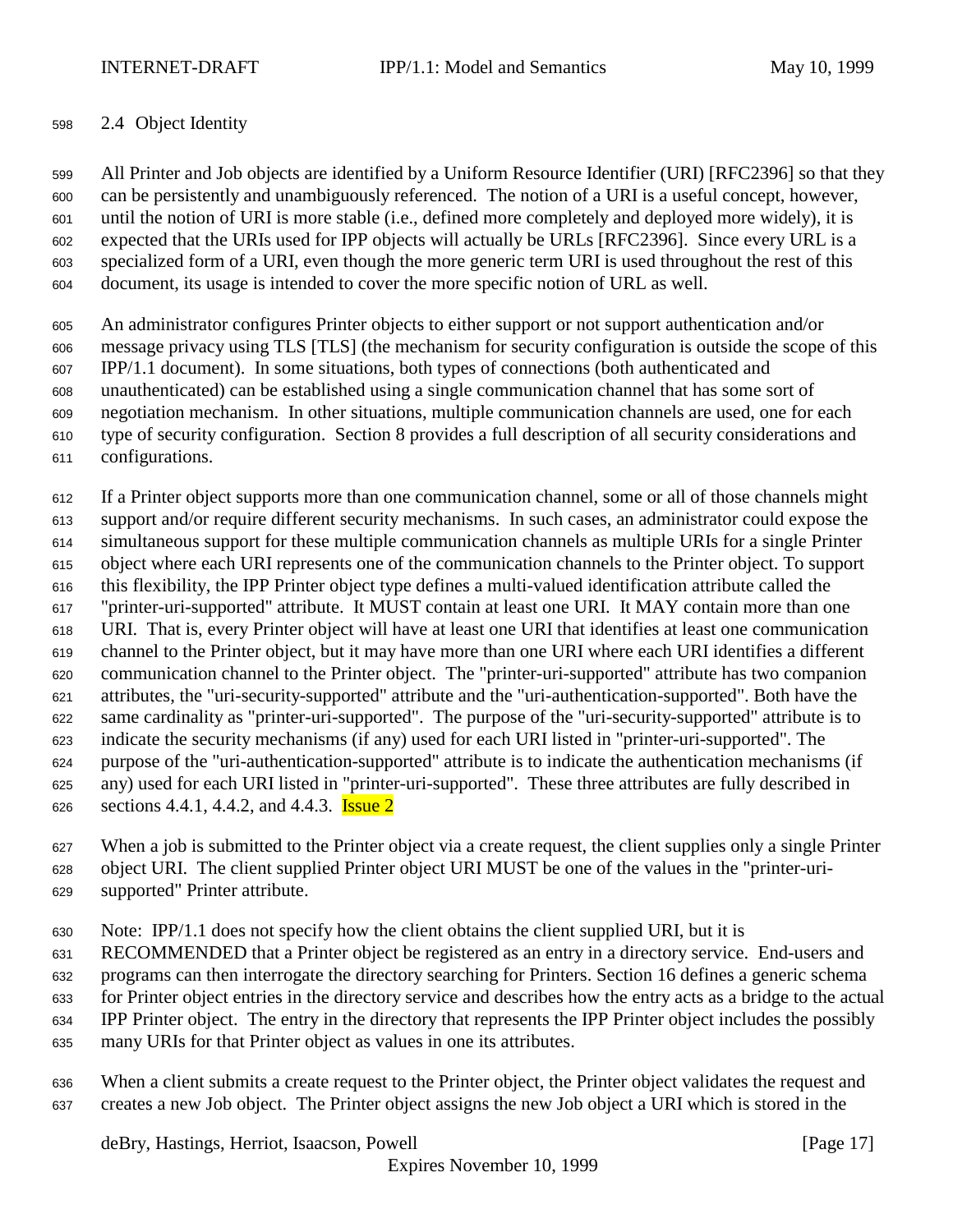### 2.4 Object Identity

All Printer and Job objects are identified by a Uniform Resource Identifier (URI) [RFC2396] so that they can be persistently and unambiguously referenced. The notion of a URI is a useful concept, however, until the notion of URI is more stable (i.e., defined more completely and deployed more widely), it is expected that the URIs used for IPP objects will actually be URLs [RFC2396]. Since every URL is a specialized form of a URI, even though the more generic term URI is used throughout the rest of this document, its usage is intended to cover the more specific notion of URL as well.

An administrator configures Printer objects to either support or not support authentication and/or message privacy using TLS [TLS] (the mechanism for security configuration is outside the scope of this IPP/1.1 document). In some situations, both types of connections (both authenticated and unauthenticated) can be established using a single communication channel that has some sort of negotiation mechanism. In other situations, multiple communication channels are used, one for each type of security configuration. Section 8 provides a full description of all security considerations and configurations.

If a Printer object supports more than one communication channel, some or all of those channels might support and/or require different security mechanisms. In such cases, an administrator could expose the simultaneous support for these multiple communication channels as multiple URIs for a single Printer object where each URI represents one of the communication channels to the Printer object. To support this flexibility, the IPP Printer object type defines a multi-valued identification attribute called the "printer-uri-supported" attribute. It MUST contain at least one URI. It MAY contain more than one URI. That is, every Printer object will have at least one URI that identifies at least one communication channel to the Printer object, but it may have more than one URI where each URI identifies a different communication channel to the Printer object. The "printer-uri-supported" attribute has two companion attributes, the "uri-security-supported" attribute and the "uri-authentication-supported". Both have the same cardinality as "printer-uri-supported". The purpose of the "uri-security-supported" attribute is to indicate the security mechanisms (if any) used for each URI listed in "printer-uri-supported". The purpose of the "uri-authentication-supported" attribute is to indicate the authentication mechanisms (if any) used for each URI listed in "printer-uri-supported". These three attributes are fully described in sections 4.4.1, 4.4.2, and 4.4.3. Issue 2

When a job is submitted to the Printer object via a create request, the client supplies only a single Printer object URI. The client supplied Printer object URI MUST be one of the values in the "printer-uri-supported" Printer attribute.

Note: IPP/1.1 does not specify how the client obtains the client supplied URI, but it is RECOMMENDED that a Printer object be registered as an entry in a directory service. End-users and programs can then interrogate the directory searching for Printers. Section 16 defines a generic schema for Printer object entries in the directory service and describes how the entry acts as a bridge to the actual IPP Printer object. The entry in the directory that represents the IPP Printer object includes the possibly many URIs for that Printer object as values in one its attributes.

When a client submits a create request to the Printer object, the Printer object validates the request and creates a new Job object. The Printer object assigns the new Job object a URI which is stored in the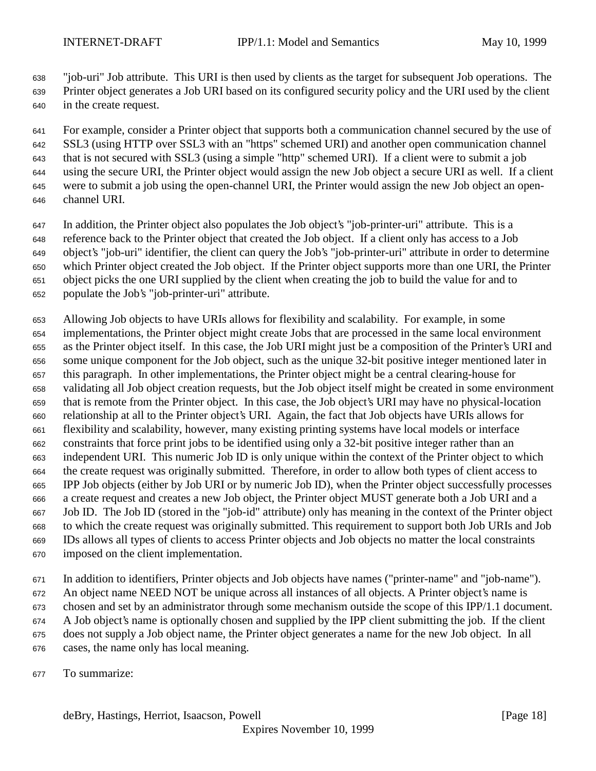"job-uri" Job attribute. This URI is then used by clients as the target for subsequent Job operations. The Printer object generates a Job URI based on its configured security policy and the URI used by the client in the create request.

For example, consider a Printer object that supports both a communication channel secured by the use of SSL3 (using HTTP over SSL3 with an "https" schemed URI) and another open communication channel that is not secured with SSL3 (using a simple "http" schemed URI). If a client were to submit a job using the secure URI, the Printer object would assign the new Job object a secure URI as well. If a client were to submit a job using the open-channel URI, the Printer would assign the new Job object an open-channel URI.

In addition, the Printer object also populates the Job object's "job-printer-uri" attribute. This is a reference back to the Printer object that created the Job object. If a client only has access to a Job object's "job-uri" identifier, the client can query the Job's "job-printer-uri" attribute in order to determine which Printer object created the Job object. If the Printer object supports more than one URI, the Printer object picks the one URI supplied by the client when creating the job to build the value for and to populate the Job's "job-printer-uri" attribute.

Allowing Job objects to have URIs allows for flexibility and scalability. For example, in some implementations, the Printer object might create Jobs that are processed in the same local environment as the Printer object itself. In this case, the Job URI might just be a composition of the Printer's URI and some unique component for the Job object, such as the unique 32-bit positive integer mentioned later in this paragraph. In other implementations, the Printer object might be a central clearing-house for validating all Job object creation requests, but the Job object itself might be created in some environment that is remote from the Printer object. In this case, the Job object's URI may have no physical-location relationship at all to the Printer object's URI. Again, the fact that Job objects have URIs allows for flexibility and scalability, however, many existing printing systems have local models or interface constraints that force print jobs to be identified using only a 32-bit positive integer rather than an independent URI. This numeric Job ID is only unique within the context of the Printer object to which the create request was originally submitted. Therefore, in order to allow both types of client access to IPP Job objects (either by Job URI or by numeric Job ID), when the Printer object successfully processes a create request and creates a new Job object, the Printer object MUST generate both a Job URI and a Job ID. The Job ID (stored in the "job-id" attribute) only has meaning in the context of the Printer object to which the create request was originally submitted. This requirement to support both Job URIs and Job IDs allows all types of clients to access Printer objects and Job objects no matter the local constraints imposed on the client implementation.

In addition to identifiers, Printer objects and Job objects have names ("printer-name" and "job-name"). An object name NEED NOT be unique across all instances of all objects. A Printer object's name is chosen and set by an administrator through some mechanism outside the scope of this IPP/1.1 document. A Job object's name is optionally chosen and supplied by the IPP client submitting the job. If the client does not supply a Job object name, the Printer object generates a name for the new Job object. In all cases, the name only has local meaning.

To summarize: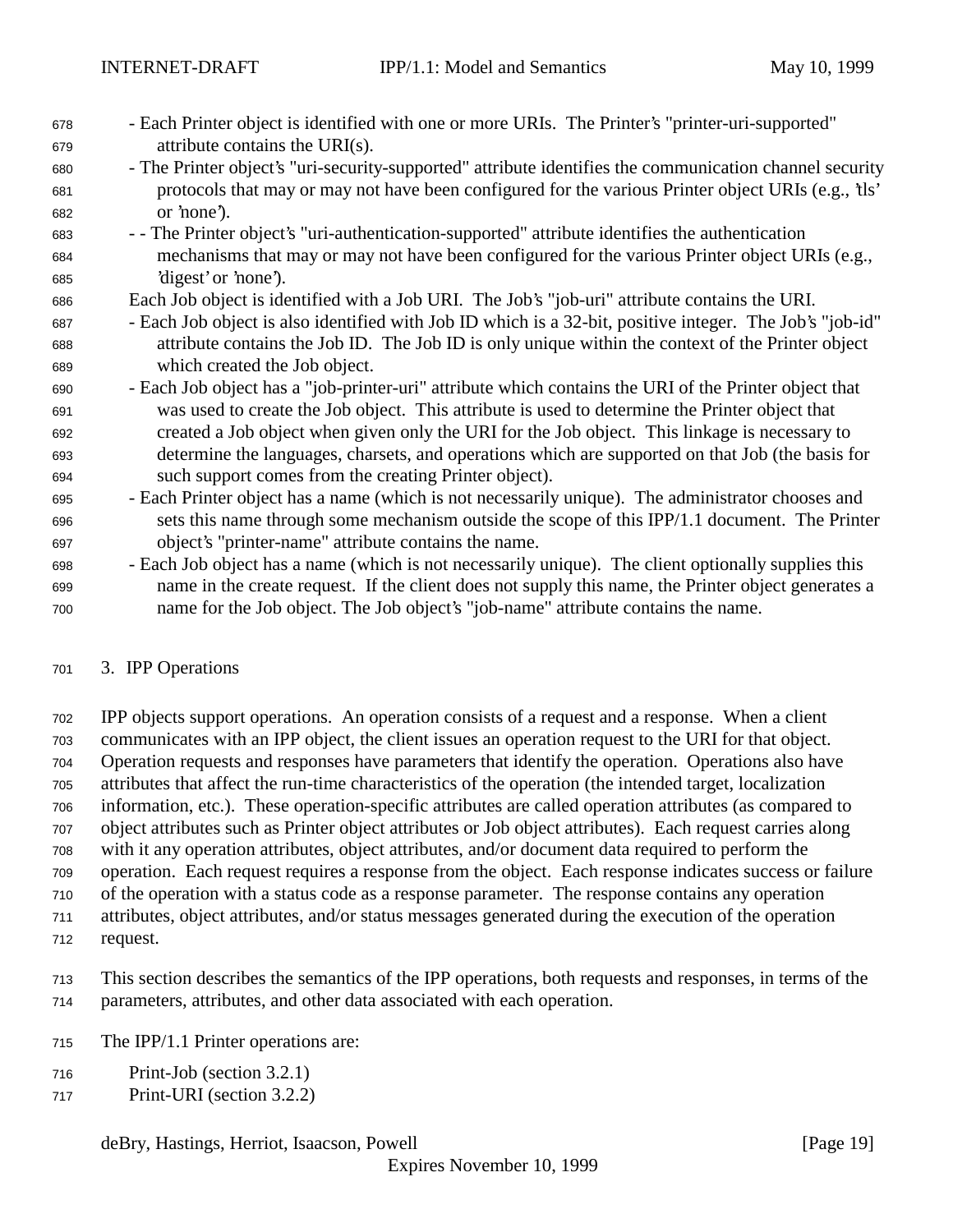- Each Printer object is identified with one or more URIs. The Printer's "printer-uri-supported" attribute contains the URI(s).
- The Printer object's "uri-security-supported" attribute identifies the communication channel security protocols that may or may not have been configured for the various Printer object URIs (e.g., 'tls' or 'none').
- - The Printer object's "uri-authentication-supported" attribute identifies the authentication mechanisms that may or may not have been configured for the various Printer object URIs (e.g., 'digest' or 'none').

Each Job object is identified with a Job URI. The Job's "job-uri" attribute contains the URI.

- Each Job object is also identified with Job ID which is a 32-bit, positive integer. The Job's "job-id" attribute contains the Job ID. The Job ID is only unique within the context of the Printer object which created the Job object.
- Each Job object has a "job-printer-uri" attribute which contains the URI of the Printer object that was used to create the Job object. This attribute is used to determine the Printer object that created a Job object when given only the URI for the Job object. This linkage is necessary to determine the languages, charsets, and operations which are supported on that Job (the basis for such support comes from the creating Printer object).
- Each Printer object has a name (which is not necessarily unique). The administrator chooses and sets this name through some mechanism outside the scope of this IPP/1.1 document. The Printer object's "printer-name" attribute contains the name.
- Each Job object has a name (which is not necessarily unique). The client optionally supplies this name in the create request. If the client does not supply this name, the Printer object generates a name for the Job object. The Job object's "job-name" attribute contains the name.

# 3. IPP Operations

IPP objects support operations. An operation consists of a request and a response. When a client communicates with an IPP object, the client issues an operation request to the URI for that object. Operation requests and responses have parameters that identify the operation. Operations also have attributes that affect the run-time characteristics of the operation (the intended target, localization information, etc.). These operation-specific attributes are called operation attributes (as compared to object attributes such as Printer object attributes or Job object attributes). Each request carries along with it any operation attributes, object attributes, and/or document data required to perform the operation. Each request requires a response from the object. Each response indicates success or failure of the operation with a status code as a response parameter. The response contains any operation attributes, object attributes, and/or status messages generated during the execution of the operation request.

This section describes the semantics of the IPP operations, both requests and responses, in terms of the parameters, attributes, and other data associated with each operation.

The IPP/1.1 Printer operations are:

Print-Job (section 3.2.1)
Print-URI (section 3.2.2)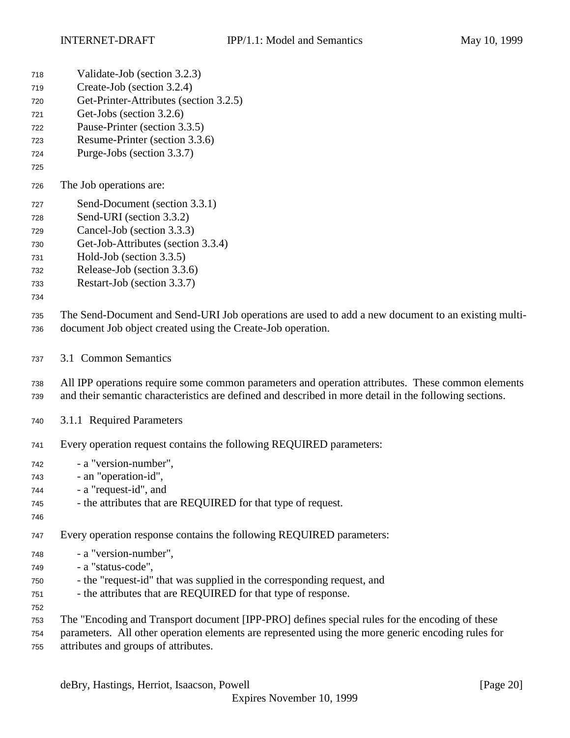Validate-Job (section 3.2.3)
Create-Job (section 3.2.4)
Get-Printer-Attributes (section 3.2.5)
Get-Jobs (section 3.2.6)
Pause-Printer (section 3.3.5)
Resume-Printer (section 3.3.6)
Purge-Jobs (section 3.3.7)

The Job operations are:

Send-Document (section 3.3.1)
Send-URI (section 3.3.2)
Cancel-Job (section 3.3.3)
Get-Job-Attributes (section 3.3.4)
Hold-Job (section 3.3.5)
Release-Job (section 3.3.6)
Restart-Job (section 3.3.7)

The Send-Document and Send-URI Job operations are used to add a new document to an existing multi-document Job object created using the Create-Job operation.

## 3.1 Common Semantics

All IPP operations require some common parameters and operation attributes. These common elements and their semantic characteristics are defined and described in more detail in the following sections.

### 3.1.1 Required Parameters

Every operation request contains the following REQUIRED parameters:

- a "version-number",
- an "operation-id",
- a "request-id", and
- the attributes that are REQUIRED for that type of request.

Every operation response contains the following REQUIRED parameters:

- a "version-number",
- a "status-code",
- the "request-id" that was supplied in the corresponding request, and
- the attributes that are REQUIRED for that type of response.

The "Encoding and Transport document [IPP-PRO] defines special rules for the encoding of these parameters. All other operation elements are represented using the more generic encoding rules for attributes and groups of attributes.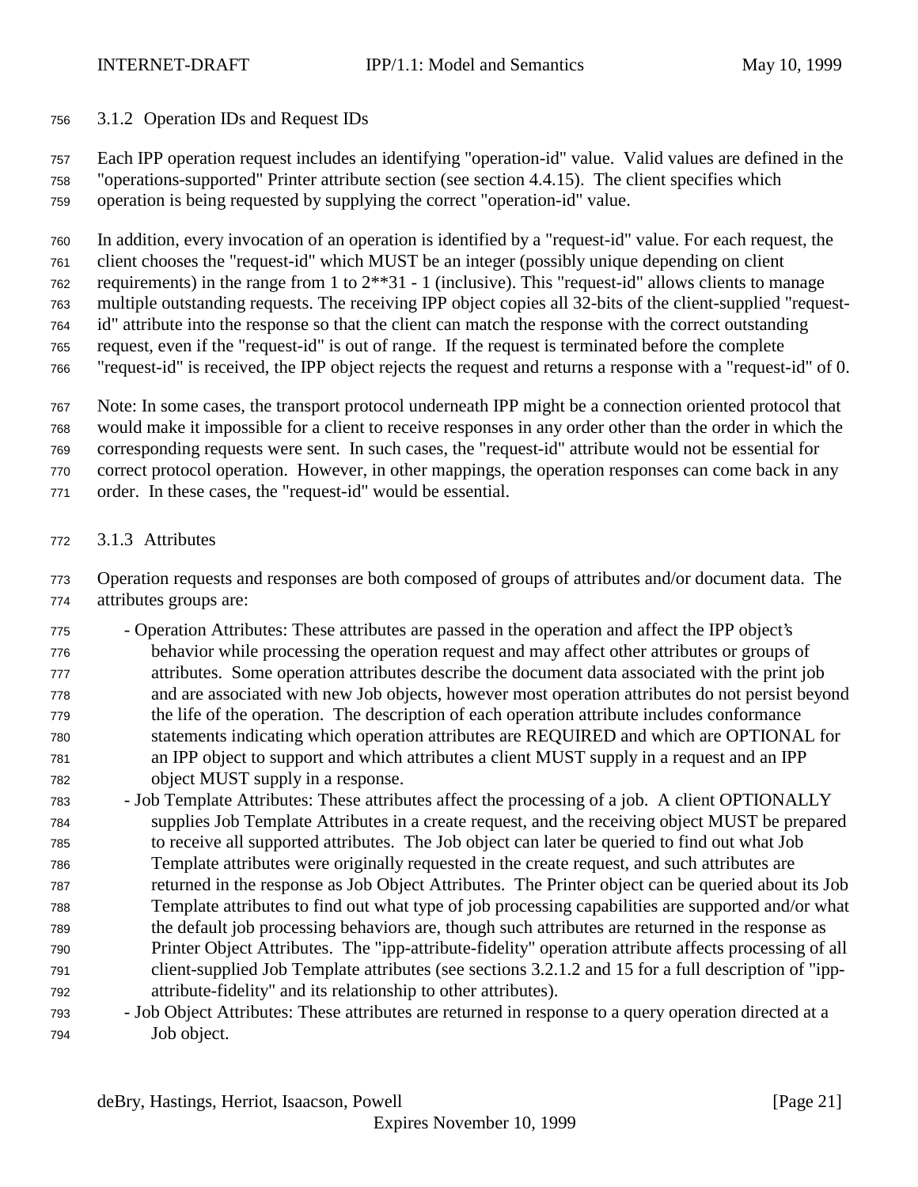### 3.1.2 Operation IDs and Request IDs

Each IPP operation request includes an identifying "operation-id" value. Valid values are defined in the "operations-supported" Printer attribute section (see section 4.4.15). The client specifies which operation is being requested by supplying the correct "operation-id" value.

In addition, every invocation of an operation is identified by a "request-id" value. For each request, the client chooses the "request-id" which MUST be an integer (possibly unique depending on client requirements) in the range from 1 to 2**31 - 1 (inclusive). This "request-id" allows clients to manage multiple outstanding requests. The receiving IPP object copies all 32-bits of the client-supplied "request-id" attribute into the response so that the client can match the response with the correct outstanding request, even if the "request-id" is out of range. If the request is terminated before the complete "request-id" is received, the IPP object rejects the request and returns a response with a "request-id" of 0.

Note: In some cases, the transport protocol underneath IPP might be a connection oriented protocol that would make it impossible for a client to receive responses in any order other than the order in which the corresponding requests were sent. In such cases, the "request-id" attribute would not be essential for correct protocol operation. However, in other mappings, the operation responses can come back in any order. In these cases, the "request-id" would be essential.

### 3.1.3 Attributes

Operation requests and responses are both composed of groups of attributes and/or document data. The attributes groups are:

- Operation Attributes: These attributes are passed in the operation and affect the IPP object's behavior while processing the operation request and may affect other attributes or groups of attributes. Some operation attributes describe the document data associated with the print job and are associated with new Job objects, however most operation attributes do not persist beyond the life of the operation. The description of each operation attribute includes conformance statements indicating which operation attributes are REQUIRED and which are OPTIONAL for an IPP object to support and which attributes a client MUST supply in a request and an IPP object MUST supply in a response.
- Job Template Attributes: These attributes affect the processing of a job. A client OPTIONALLY supplies Job Template Attributes in a create request, and the receiving object MUST be prepared to receive all supported attributes. The Job object can later be queried to find out what Job Template attributes were originally requested in the create request, and such attributes are returned in the response as Job Object Attributes. The Printer object can be queried about its Job Template attributes to find out what type of job processing capabilities are supported and/or what the default job processing behaviors are, though such attributes are returned in the response as Printer Object Attributes. The "ipp-attribute-fidelity" operation attribute affects processing of all client-supplied Job Template attributes (see sections 3.2.1.2 and 15 for a full description of "ipp-attribute-fidelity" and its relationship to other attributes).
- Job Object Attributes: These attributes are returned in response to a query operation directed at a Job object.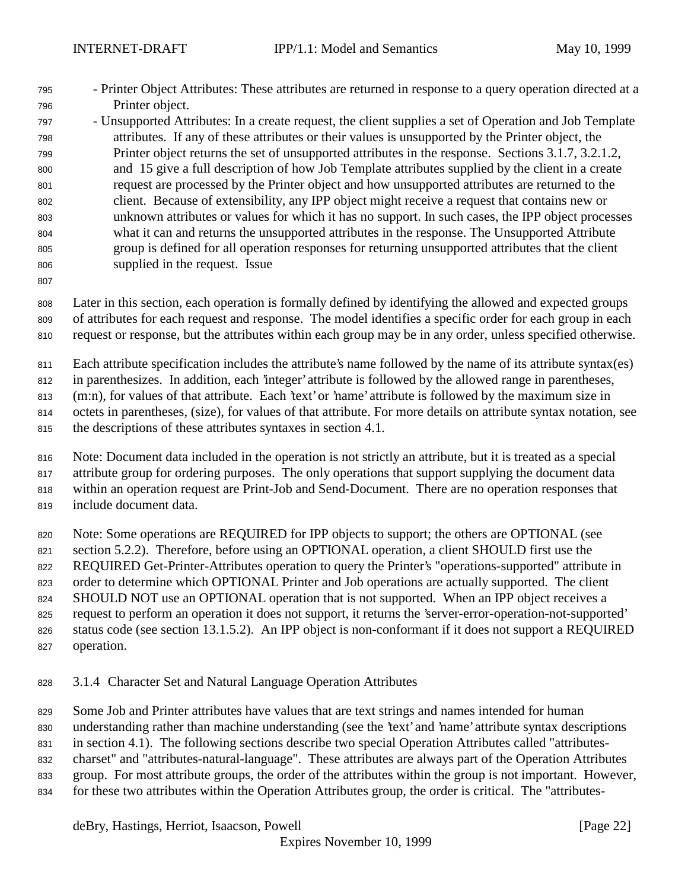- Printer Object Attributes: These attributes are returned in response to a query operation directed at a Printer object.
- Unsupported Attributes: In a create request, the client supplies a set of Operation and Job Template attributes. If any of these attributes or their values is unsupported by the Printer object, the Printer object returns the set of unsupported attributes in the response. Sections 3.1.7, 3.2.1.2, and 15 give a full description of how Job Template attributes supplied by the client in a create request are processed by the Printer object and how unsupported attributes are returned to the client. Because of extensibility, any IPP object might receive a request that contains new or unknown attributes or values for which it has no support. In such cases, the IPP object processes what it can and returns the unsupported attributes in the response. The Unsupported Attribute group is defined for all operation responses for returning unsupported attributes that the client supplied in the request. Issue

Later in this section, each operation is formally defined by identifying the allowed and expected groups of attributes for each request and response. The model identifies a specific order for each group in each request or response, but the attributes within each group may be in any order, unless specified otherwise.

Each attribute specification includes the attribute's name followed by the name of its attribute syntax(es) in parenthesizes. In addition, each 'integer' attribute is followed by the allowed range in parentheses, (m:n), for values of that attribute. Each 'text' or 'name' attribute is followed by the maximum size in octets in parentheses, (size), for values of that attribute. For more details on attribute syntax notation, see the descriptions of these attributes syntaxes in section 4.1.

Note: Document data included in the operation is not strictly an attribute, but it is treated as a special attribute group for ordering purposes. The only operations that support supplying the document data within an operation request are Print-Job and Send-Document. There are no operation responses that include document data.

Note: Some operations are REQUIRED for IPP objects to support; the others are OPTIONAL (see section 5.2.2). Therefore, before using an OPTIONAL operation, a client SHOULD first use the REQUIRED Get-Printer-Attributes operation to query the Printer's "operations-supported" attribute in order to determine which OPTIONAL Printer and Job operations are actually supported. The client SHOULD NOT use an OPTIONAL operation that is not supported. When an IPP object receives a request to perform an operation it does not support, it returns the 'server-error-operation-not-supported' status code (see section 13.1.5.2). An IPP object is non-conformant if it does not support a REQUIRED operation.

### 3.1.4 Character Set and Natural Language Operation Attributes

Some Job and Printer attributes have values that are text strings and names intended for human understanding rather than machine understanding (see the 'text' and 'name' attribute syntax descriptions in section 4.1). The following sections describe two special Operation Attributes called "attributes-charset" and "attributes-natural-language". These attributes are always part of the Operation Attributes group. For most attribute groups, the order of the attributes within the group is not important. However, for these two attributes within the Operation Attributes group, the order is critical. The "attributes-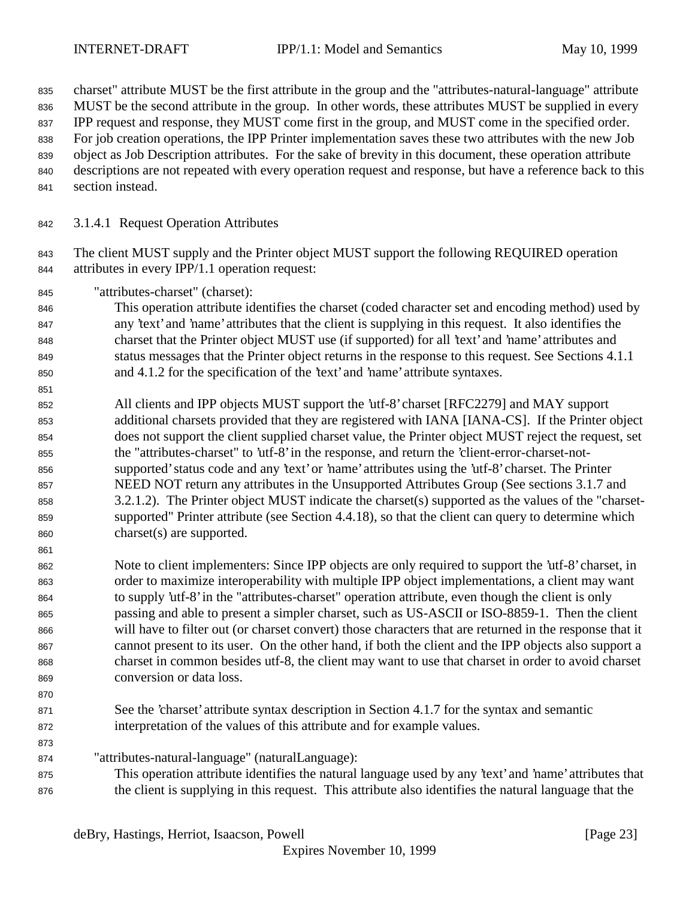charset" attribute MUST be the first attribute in the group and the "attributes-natural-language" attribute MUST be the second attribute in the group. In other words, these attributes MUST be supplied in every IPP request and response, they MUST come first in the group, and MUST come in the specified order. For job creation operations, the IPP Printer implementation saves these two attributes with the new Job object as Job Description attributes. For the sake of brevity in this document, these operation attribute descriptions are not repeated with every operation request and response, but have a reference back to this section instead.

#### 3.1.4.1 Request Operation Attributes

The client MUST supply and the Printer object MUST support the following REQUIRED operation attributes in every IPP/1.1 operation request:

"attributes-charset" (charset):

This operation attribute identifies the charset (coded character set and encoding method) used by any 'text' and 'name' attributes that the client is supplying in this request. It also identifies the charset that the Printer object MUST use (if supported) for all 'text' and 'name' attributes and status messages that the Printer object returns in the response to this request. See Sections 4.1.1 and 4.1.2 for the specification of the 'text' and 'name' attribute syntaxes.

All clients and IPP objects MUST support the 'utf-8' charset [RFC2279] and MAY support additional charsets provided that they are registered with IANA [IANA-CS]. If the Printer object does not support the client supplied charset value, the Printer object MUST reject the request, set the "attributes-charset" to 'utf-8' in the response, and return the 'client-error-charset-not-supported' status code and any 'text' or 'name' attributes using the 'utf-8' charset. The Printer NEED NOT return any attributes in the Unsupported Attributes Group (See sections 3.1.7 and 3.2.1.2). The Printer object MUST indicate the charset(s) supported as the values of the "charset-supported" Printer attribute (see Section 4.4.18), so that the client can query to determine which charset(s) are supported.

Note to client implementers: Since IPP objects are only required to support the 'utf-8' charset, in order to maximize interoperability with multiple IPP object implementations, a client may want to supply 'utf-8' in the "attributes-charset" operation attribute, even though the client is only passing and able to present a simpler charset, such as US-ASCII or ISO-8859-1. Then the client will have to filter out (or charset convert) those characters that are returned in the response that it cannot present to its user. On the other hand, if both the client and the IPP objects also support a charset in common besides utf-8, the client may want to use that charset in order to avoid charset conversion or data loss.

See the 'charset' attribute syntax description in Section 4.1.7 for the syntax and semantic interpretation of the values of this attribute and for example values.

"attributes-natural-language" (naturalLanguage):

This operation attribute identifies the natural language used by any 'text' and 'name' attributes that the client is supplying in this request. This attribute also identifies the natural language that the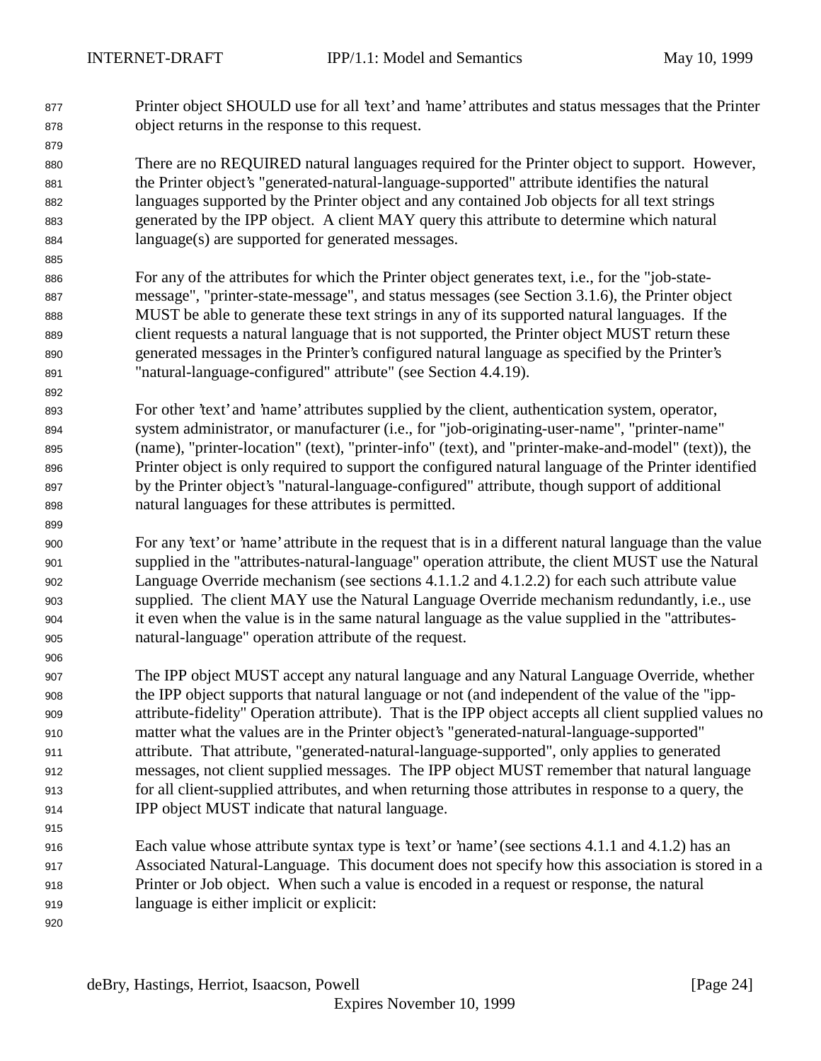Printer object SHOULD use for all 'text' and 'name' attributes and status messages that the Printer object returns in the response to this request.

There are no REQUIRED natural languages required for the Printer object to support. However, the Printer object's "generated-natural-language-supported" attribute identifies the natural languages supported by the Printer object and any contained Job objects for all text strings generated by the IPP object. A client MAY query this attribute to determine which natural language(s) are supported for generated messages.

For any of the attributes for which the Printer object generates text, i.e., for the "job-state-message", "printer-state-message", and status messages (see Section 3.1.6), the Printer object MUST be able to generate these text strings in any of its supported natural languages. If the client requests a natural language that is not supported, the Printer object MUST return these generated messages in the Printer's configured natural language as specified by the Printer's "natural-language-configured" attribute" (see Section 4.4.19).

For other 'text' and 'name' attributes supplied by the client, authentication system, operator, system administrator, or manufacturer (i.e., for "job-originating-user-name", "printer-name" (name), "printer-location" (text), "printer-info" (text), and "printer-make-and-model" (text)), the Printer object is only required to support the configured natural language of the Printer identified by the Printer object's "natural-language-configured" attribute, though support of additional natural languages for these attributes is permitted.

For any 'text' or 'name' attribute in the request that is in a different natural language than the value supplied in the "attributes-natural-language" operation attribute, the client MUST use the Natural Language Override mechanism (see sections 4.1.1.2 and 4.1.2.2) for each such attribute value supplied. The client MAY use the Natural Language Override mechanism redundantly, i.e., use it even when the value is in the same natural language as the value supplied in the "attributes-natural-language" operation attribute of the request.

The IPP object MUST accept any natural language and any Natural Language Override, whether the IPP object supports that natural language or not (and independent of the value of the "ipp-attribute-fidelity" Operation attribute). That is the IPP object accepts all client supplied values no matter what the values are in the Printer object's "generated-natural-language-supported" attribute. That attribute, "generated-natural-language-supported", only applies to generated messages, not client supplied messages. The IPP object MUST remember that natural language for all client-supplied attributes, and when returning those attributes in response to a query, the IPP object MUST indicate that natural language.

Each value whose attribute syntax type is 'text' or 'name' (see sections 4.1.1 and 4.1.2) has an Associated Natural-Language. This document does not specify how this association is stored in a Printer or Job object. When such a value is encoded in a request or response, the natural language is either implicit or explicit: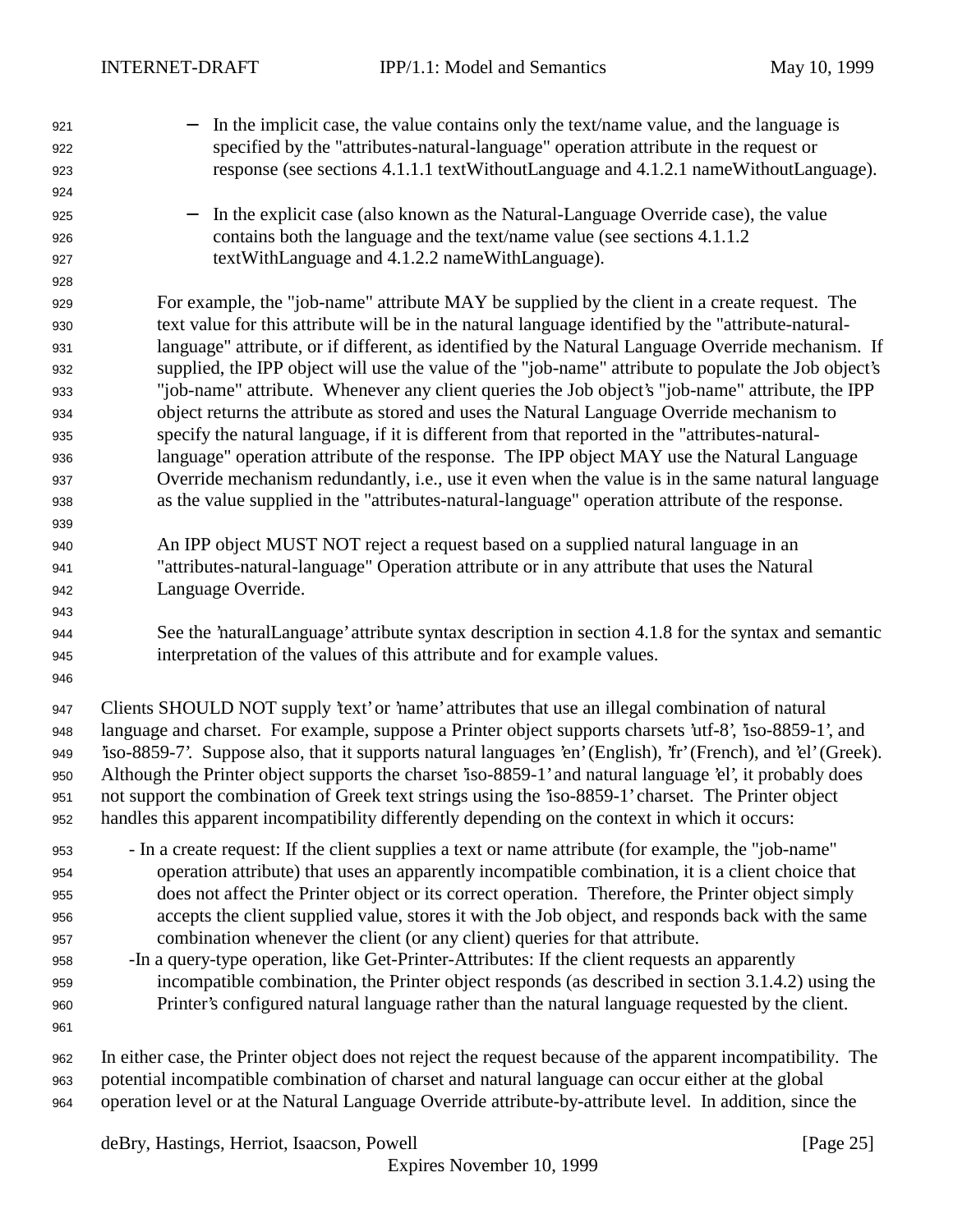- In the implicit case, the value contains only the text/name value, and the language is specified by the "attributes-natural-language" operation attribute in the request or response (see sections 4.1.1.1 textWithoutLanguage and 4.1.2.1 nameWithoutLanguage).

- In the explicit case (also known as the Natural-Language Override case), the value contains both the language and the text/name value (see sections 4.1.1.2 textWithLanguage and 4.1.2.2 nameWithLanguage).

For example, the "job-name" attribute MAY be supplied by the client in a create request. The text value for this attribute will be in the natural language identified by the "attribute-natural-language" attribute, or if different, as identified by the Natural Language Override mechanism. If supplied, the IPP object will use the value of the "job-name" attribute to populate the Job object's "job-name" attribute. Whenever any client queries the Job object's "job-name" attribute, the IPP object returns the attribute as stored and uses the Natural Language Override mechanism to specify the natural language, if it is different from that reported in the "attributes-natural-language" operation attribute of the response. The IPP object MAY use the Natural Language Override mechanism redundantly, i.e., use it even when the value is in the same natural language as the value supplied in the "attributes-natural-language" operation attribute of the response.

An IPP object MUST NOT reject a request based on a supplied natural language in an "attributes-natural-language" Operation attribute or in any attribute that uses the Natural Language Override.

See the 'naturalLanguage' attribute syntax description in section 4.1.8 for the syntax and semantic interpretation of the values of this attribute and for example values.

Clients SHOULD NOT supply 'text' or 'name' attributes that use an illegal combination of natural language and charset. For example, suppose a Printer object supports charsets 'utf-8', 'iso-8859-1', and 'iso-8859-7'. Suppose also, that it supports natural languages 'en' (English), 'fr' (French), and 'el' (Greek). Although the Printer object supports the charset 'iso-8859-1' and natural language 'el', it probably does not support the combination of Greek text strings using the 'iso-8859-1' charset. The Printer object handles this apparent incompatibility differently depending on the context in which it occurs:

- In a create request: If the client supplies a text or name attribute (for example, the "job-name" operation attribute) that uses an apparently incompatible combination, it is a client choice that does not affect the Printer object or its correct operation. Therefore, the Printer object simply accepts the client supplied value, stores it with the Job object, and responds back with the same combination whenever the client (or any client) queries for that attribute.
- In a query-type operation, like Get-Printer-Attributes: If the client requests an apparently incompatible combination, the Printer object responds (as described in section 3.1.4.2) using the Printer's configured natural language rather than the natural language requested by the client.

In either case, the Printer object does not reject the request because of the apparent incompatibility. The potential incompatible combination of charset and natural language can occur either at the global operation level or at the Natural Language Override attribute-by-attribute level. In addition, since the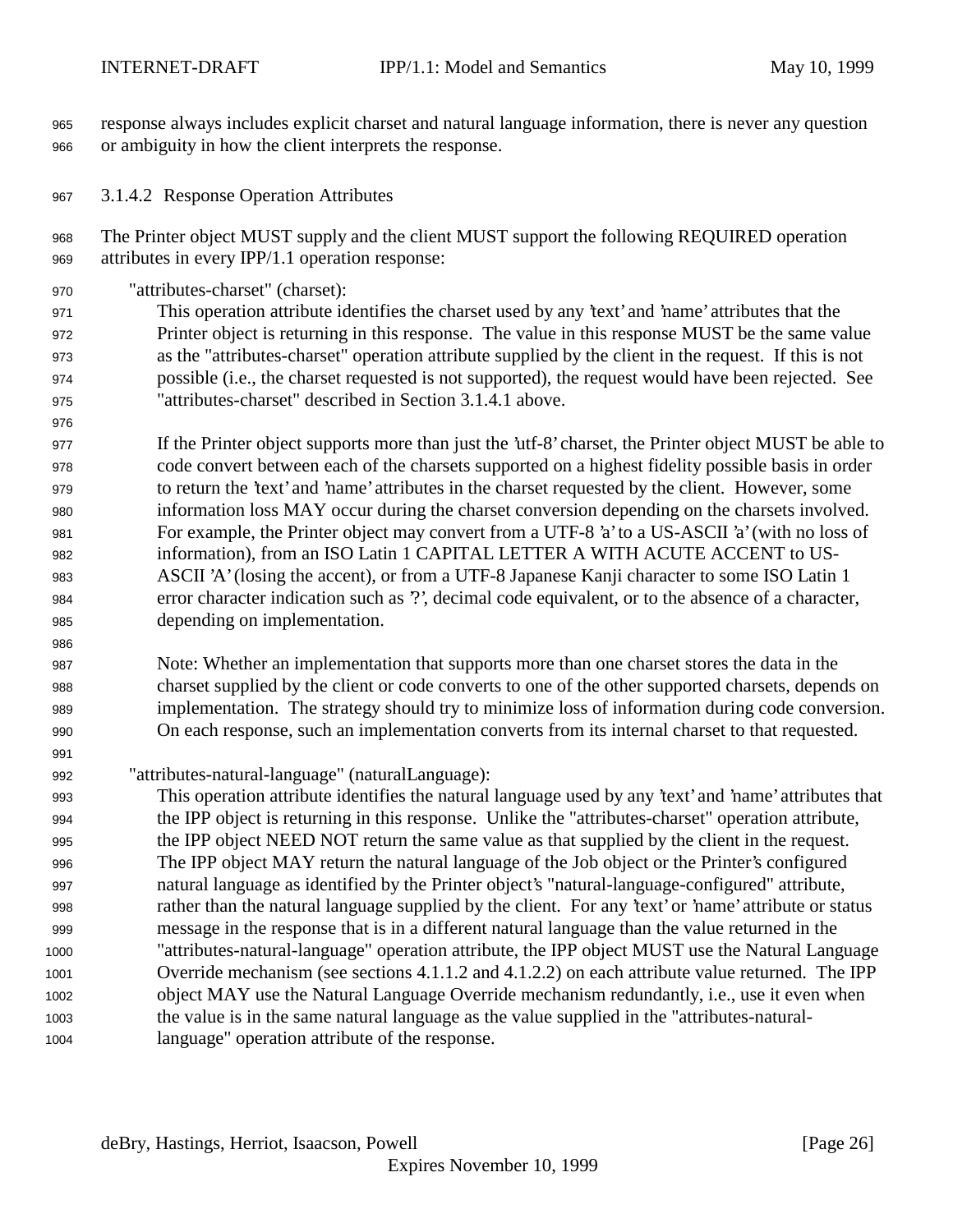response always includes explicit charset and natural language information, there is never any question or ambiguity in how the client interprets the response.

### 3.1.4.2 Response Operation Attributes

The Printer object MUST supply and the client MUST support the following REQUIRED operation attributes in every IPP/1.1 operation response:

"attributes-charset" (charset):

This operation attribute identifies the charset used by any 'text' and 'name' attributes that the Printer object is returning in this response. The value in this response MUST be the same value as the "attributes-charset" operation attribute supplied by the client in the request. If this is not possible (i.e., the charset requested is not supported), the request would have been rejected. See "attributes-charset" described in Section 3.1.4.1 above.

If the Printer object supports more than just the 'utf-8' charset, the Printer object MUST be able to code convert between each of the charsets supported on a highest fidelity possible basis in order to return the 'text' and 'name' attributes in the charset requested by the client. However, some information loss MAY occur during the charset conversion depending on the charsets involved. For example, the Printer object may convert from a UTF-8 'a' to a US-ASCII 'a' (with no loss of information), from an ISO Latin 1 CAPITAL LETTER A WITH ACUTE ACCENT to US-ASCII 'A' (losing the accent), or from a UTF-8 Japanese Kanji character to some ISO Latin 1 error character indication such as '?', decimal code equivalent, or to the absence of a character, depending on implementation.

Note: Whether an implementation that supports more than one charset stores the data in the charset supplied by the client or code converts to one of the other supported charsets, depends on implementation. The strategy should try to minimize loss of information during code conversion. On each response, such an implementation converts from its internal charset to that requested.

"attributes-natural-language" (naturalLanguage):

This operation attribute identifies the natural language used by any 'text' and 'name' attributes that the IPP object is returning in this response. Unlike the "attributes-charset" operation attribute, the IPP object NEED NOT return the same value as that supplied by the client in the request. The IPP object MAY return the natural language of the Job object or the Printer's configured natural language as identified by the Printer object's "natural-language-configured" attribute, rather than the natural language supplied by the client. For any 'text' or 'name' attribute or status message in the response that is in a different natural language than the value returned in the "attributes-natural-language" operation attribute, the IPP object MUST use the Natural Language Override mechanism (see sections 4.1.1.2 and 4.1.2.2) on each attribute value returned. The IPP object MAY use the Natural Language Override mechanism redundantly, i.e., use it even when the value is in the same natural language as the value supplied in the "attributes-natural-language" operation attribute of the response.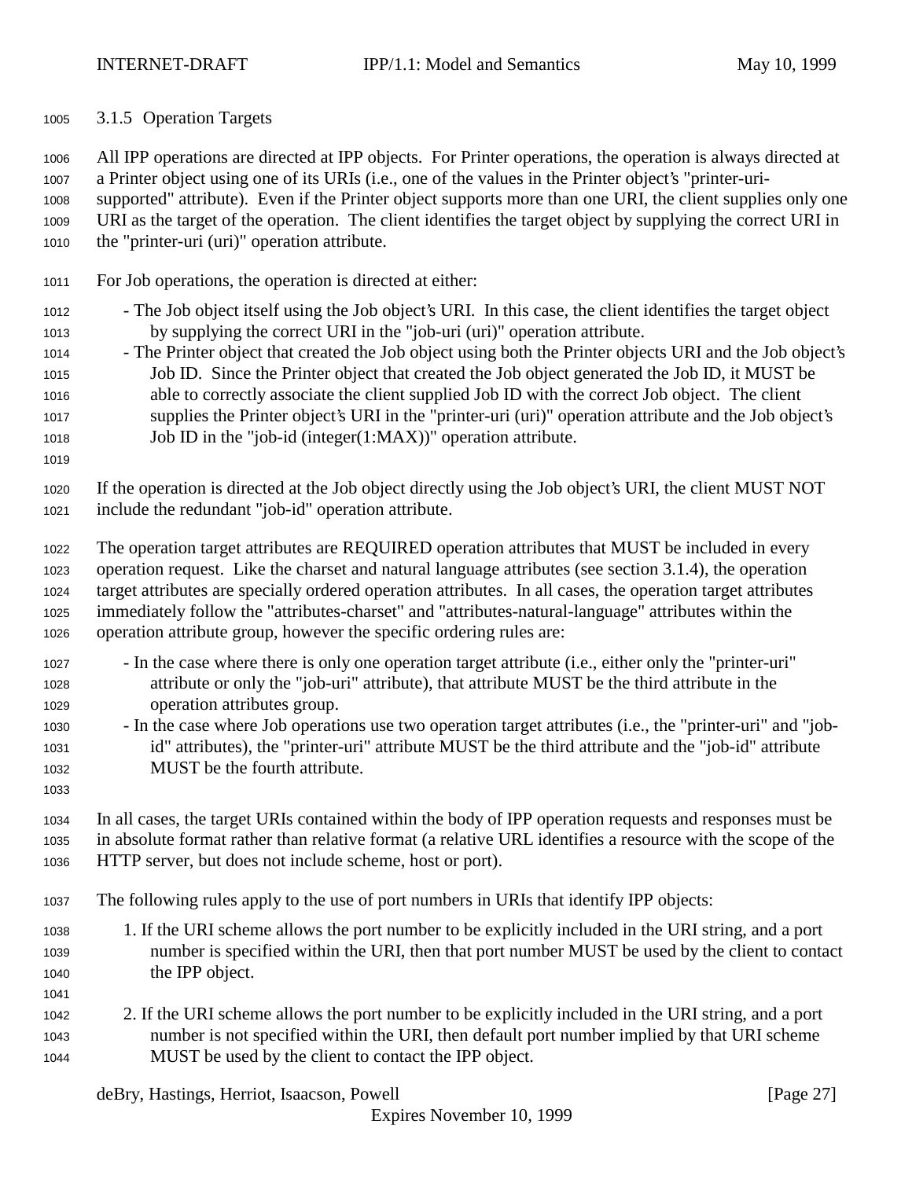### 3.1.5 Operation Targets

All IPP operations are directed at IPP objects. For Printer operations, the operation is always directed at a Printer object using one of its URIs (i.e., one of the values in the Printer object's "printer-uri-supported" attribute). Even if the Printer object supports more than one URI, the client supplies only one URI as the target of the operation. The client identifies the target object by supplying the correct URI in the "printer-uri (uri)" operation attribute.

For Job operations, the operation is directed at either:

- The Job object itself using the Job object's URI. In this case, the client identifies the target object by supplying the correct URI in the "job-uri (uri)" operation attribute.
- The Printer object that created the Job object using both the Printer objects URI and the Job object's Job ID. Since the Printer object that created the Job object generated the Job ID, it MUST be able to correctly associate the client supplied Job ID with the correct Job object. The client supplies the Printer object's URI in the "printer-uri (uri)" operation attribute and the Job object's Job ID in the "job-id (integer(1:MAX))" operation attribute.

If the operation is directed at the Job object directly using the Job object's URI, the client MUST NOT include the redundant "job-id" operation attribute.

The operation target attributes are REQUIRED operation attributes that MUST be included in every operation request. Like the charset and natural language attributes (see section 3.1.4), the operation target attributes are specially ordered operation attributes. In all cases, the operation target attributes immediately follow the "attributes-charset" and "attributes-natural-language" attributes within the operation attribute group, however the specific ordering rules are:

- In the case where there is only one operation target attribute (i.e., either only the "printer-uri" attribute or only the "job-uri" attribute), that attribute MUST be the third attribute in the operation attributes group.
- In the case where Job operations use two operation target attributes (i.e., the "printer-uri" and "job-id" attributes), the "printer-uri" attribute MUST be the third attribute and the "job-id" attribute MUST be the fourth attribute.

In all cases, the target URIs contained within the body of IPP operation requests and responses must be in absolute format rather than relative format (a relative URL identifies a resource with the scope of the HTTP server, but does not include scheme, host or port).

The following rules apply to the use of port numbers in URIs that identify IPP objects:

1. If the URI scheme allows the port number to be explicitly included in the URI string, and a port number is specified within the URI, then that port number MUST be used by the client to contact the IPP object.

2. If the URI scheme allows the port number to be explicitly included in the URI string, and a port number is not specified within the URI, then default port number implied by that URI scheme MUST be used by the client to contact the IPP object.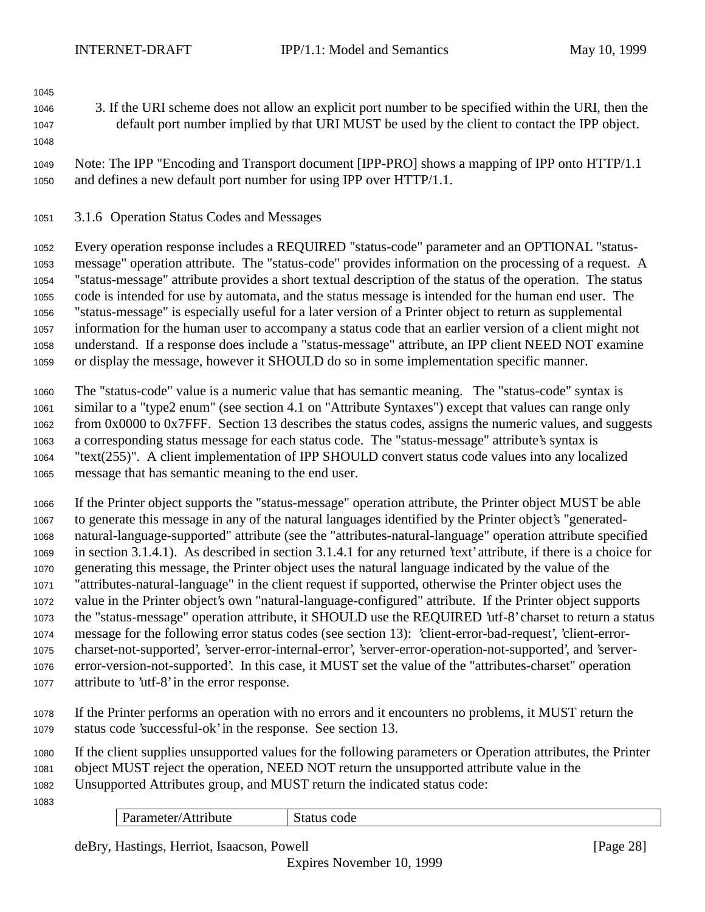3. If the URI scheme does not allow an explicit port number to be specified within the URI, then the default port number implied by that URI MUST be used by the client to contact the IPP object.

Note: The IPP "Encoding and Transport document [IPP-PRO] shows a mapping of IPP onto HTTP/1.1 and defines a new default port number for using IPP over HTTP/1.1.

### 3.1.6 Operation Status Codes and Messages

Every operation response includes a REQUIRED "status-code" parameter and an OPTIONAL "status-message" operation attribute. The "status-code" provides information on the processing of a request. A "status-message" attribute provides a short textual description of the status of the operation. The status code is intended for use by automata, and the status message is intended for the human end user. The "status-message" is especially useful for a later version of a Printer object to return as supplemental information for the human user to accompany a status code that an earlier version of a client might not understand. If a response does include a "status-message" attribute, an IPP client NEED NOT examine or display the message, however it SHOULD do so in some implementation specific manner.

The "status-code" value is a numeric value that has semantic meaning. The "status-code" syntax is similar to a "type2 enum" (see section 4.1 on "Attribute Syntaxes") except that values can range only from 0x0000 to 0x7FFF. Section 13 describes the status codes, assigns the numeric values, and suggests a corresponding status message for each status code. The "status-message" attribute's syntax is "text(255)". A client implementation of IPP SHOULD convert status code values into any localized message that has semantic meaning to the end user.

If the Printer object supports the "status-message" operation attribute, the Printer object MUST be able to generate this message in any of the natural languages identified by the Printer object's "generated-natural-language-supported" attribute (see the "attributes-natural-language" operation attribute specified in section 3.1.4.1). As described in section 3.1.4.1 for any returned 'text' attribute, if there is a choice for generating this message, the Printer object uses the natural language indicated by the value of the "attributes-natural-language" in the client request if supported, otherwise the Printer object uses the value in the Printer object's own "natural-language-configured" attribute. If the Printer object supports the "status-message" operation attribute, it SHOULD use the REQUIRED 'utf-8' charset to return a status message for the following error status codes (see section 13): 'client-error-bad-request', 'client-error-charset-not-supported', 'server-error-internal-error', 'server-error-operation-not-supported', and 'server-error-version-not-supported'. In this case, it MUST set the value of the "attributes-charset" operation attribute to 'utf-8' in the error response.

If the Printer performs an operation with no errors and it encounters no problems, it MUST return the status code 'successful-ok' in the response. See section 13.

If the client supplies unsupported values for the following parameters or Operation attributes, the Printer object MUST reject the operation, NEED NOT return the unsupported attribute value in the Unsupported Attributes group, and MUST return the indicated status code:

| Parameter/Attribute | Status code |
|---|---|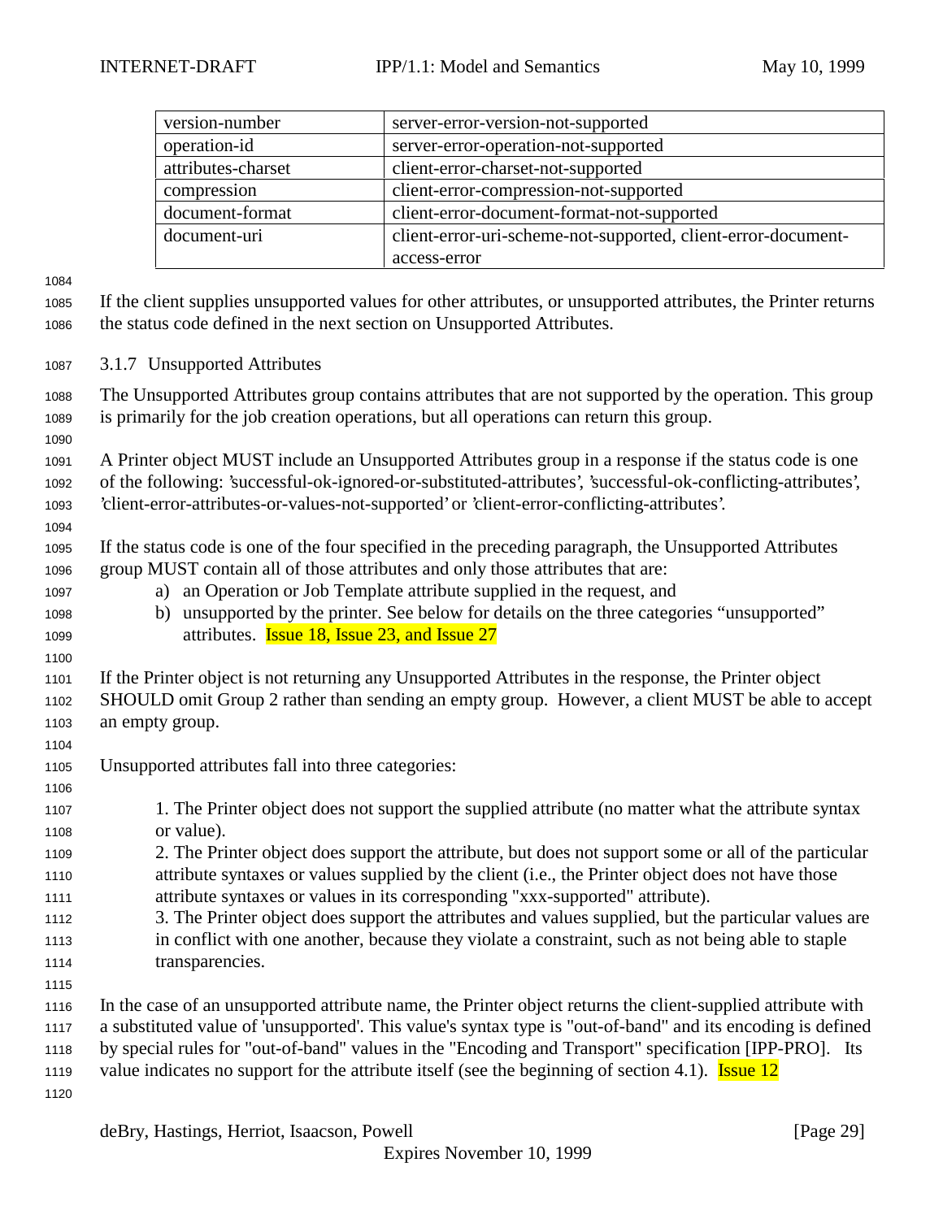| version-number | server-error-version-not-supported |
|---|---|
| operation-id | server-error-operation-not-supported |
| attributes-charset | client-error-charset-not-supported |
| compression | client-error-compression-not-supported |
| document-format | client-error-document-format-not-supported |
| document-uri | client-error-uri-scheme-not-supported, client-error-document-access-error |

If the client supplies unsupported values for other attributes, or unsupported attributes, the Printer returns the status code defined in the next section on Unsupported Attributes.

### 3.1.7 Unsupported Attributes

The Unsupported Attributes group contains attributes that are not supported by the operation. This group is primarily for the job creation operations, but all operations can return this group.

A Printer object MUST include an Unsupported Attributes group in a response if the status code is one of the following: 'successful-ok-ignored-or-substituted-attributes', 'successful-ok-conflicting-attributes', 'client-error-attributes-or-values-not-supported' or 'client-error-conflicting-attributes'.

If the status code is one of the four specified in the preceding paragraph, the Unsupported Attributes group MUST contain all of those attributes and only those attributes that are:

a) an Operation or Job Template attribute supplied in the request, and
b) unsupported by the printer. See below for details on the three categories "unsupported" attributes. Issue 18, Issue 23, and Issue 27

If the Printer object is not returning any Unsupported Attributes in the response, the Printer object SHOULD omit Group 2 rather than sending an empty group. However, a client MUST be able to accept an empty group.

Unsupported attributes fall into three categories:

1. The Printer object does not support the supplied attribute (no matter what the attribute syntax or value).
2. The Printer object does support the attribute, but does not support some or all of the particular attribute syntaxes or values supplied by the client (i.e., the Printer object does not have those attribute syntaxes or values in its corresponding "xxx-supported" attribute).
3. The Printer object does support the attributes and values supplied, but the particular values are in conflict with one another, because they violate a constraint, such as not being able to staple transparencies.

In the case of an unsupported attribute name, the Printer object returns the client-supplied attribute with a substituted value of 'unsupported'. This value's syntax type is "out-of-band" and its encoding is defined by special rules for "out-of-band" values in the "Encoding and Transport" specification [IPP-PRO]. Its value indicates no support for the attribute itself (see the beginning of section 4.1). Issue 12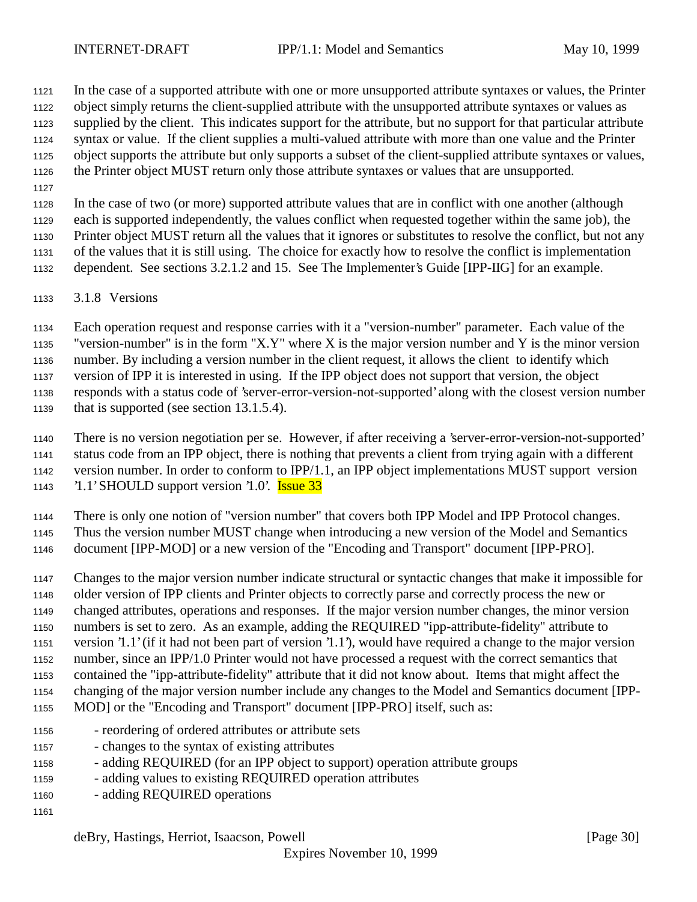In the case of a supported attribute with one or more unsupported attribute syntaxes or values, the Printer object simply returns the client-supplied attribute with the unsupported attribute syntaxes or values as supplied by the client. This indicates support for the attribute, but no support for that particular attribute syntax or value. If the client supplies a multi-valued attribute with more than one value and the Printer object supports the attribute but only supports a subset of the client-supplied attribute syntaxes or values, the Printer object MUST return only those attribute syntaxes or values that are unsupported.

In the case of two (or more) supported attribute values that are in conflict with one another (although each is supported independently, the values conflict when requested together within the same job), the Printer object MUST return all the values that it ignores or substitutes to resolve the conflict, but not any of the values that it is still using. The choice for exactly how to resolve the conflict is implementation dependent. See sections 3.2.1.2 and 15. See The Implementer's Guide [IPP-IIG] for an example.

### 3.1.8 Versions

Each operation request and response carries with it a "version-number" parameter. Each value of the "version-number" is in the form "X.Y" where X is the major version number and Y is the minor version number. By including a version number in the client request, it allows the client to identify which version of IPP it is interested in using. If the IPP object does not support that version, the object responds with a status code of 'server-error-version-not-supported' along with the closest version number that is supported (see section 13.1.5.4).

There is no version negotiation per se. However, if after receiving a 'server-error-version-not-supported' status code from an IPP object, there is nothing that prevents a client from trying again with a different version number. In order to conform to IPP/1.1, an IPP object implementations MUST support version '1.1' SHOULD support version '1.0'. Issue 33

There is only one notion of "version number" that covers both IPP Model and IPP Protocol changes. Thus the version number MUST change when introducing a new version of the Model and Semantics document [IPP-MOD] or a new version of the "Encoding and Transport" document [IPP-PRO].

Changes to the major version number indicate structural or syntactic changes that make it impossible for older version of IPP clients and Printer objects to correctly parse and correctly process the new or changed attributes, operations and responses. If the major version number changes, the minor version numbers is set to zero. As an example, adding the REQUIRED "ipp-attribute-fidelity" attribute to version '1.1' (if it had not been part of version '1.1'), would have required a change to the major version number, since an IPP/1.0 Printer would not have processed a request with the correct semantics that contained the "ipp-attribute-fidelity" attribute that it did not know about. Items that might affect the changing of the major version number include any changes to the Model and Semantics document [IPP-MOD] or the "Encoding and Transport" document [IPP-PRO] itself, such as:

- reordering of ordered attributes or attribute sets
- changes to the syntax of existing attributes
- adding REQUIRED (for an IPP object to support) operation attribute groups
- adding values to existing REQUIRED operation attributes
- adding REQUIRED operations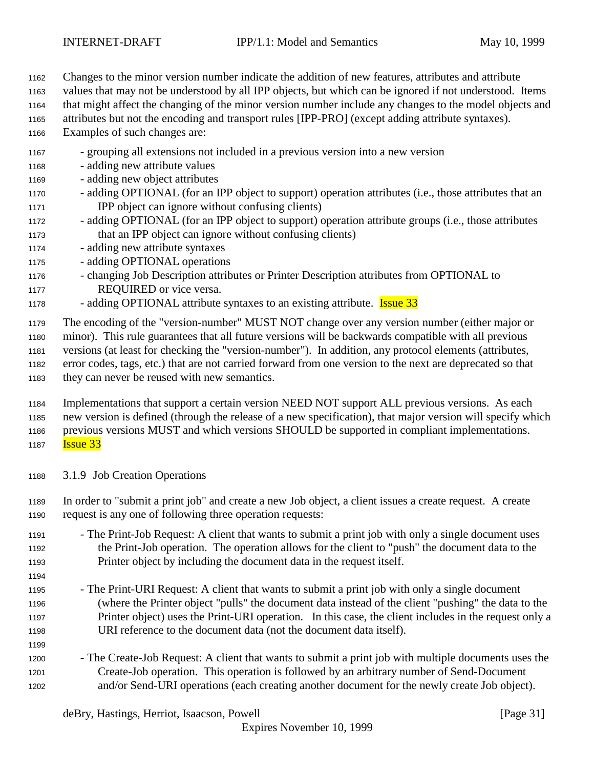Changes to the minor version number indicate the addition of new features, attributes and attribute values that may not be understood by all IPP objects, but which can be ignored if not understood. Items that might affect the changing of the minor version number include any changes to the model objects and attributes but not the encoding and transport rules [IPP-PRO] (except adding attribute syntaxes). Examples of such changes are:

- grouping all extensions not included in a previous version into a new version
- adding new attribute values
- adding new object attributes
- adding OPTIONAL (for an IPP object to support) operation attributes (i.e., those attributes that an IPP object can ignore without confusing clients)
- adding OPTIONAL (for an IPP object to support) operation attribute groups (i.e., those attributes that an IPP object can ignore without confusing clients)
- adding new attribute syntaxes
- adding OPTIONAL operations
- changing Job Description attributes or Printer Description attributes from OPTIONAL to REQUIRED or vice versa.
- adding OPTIONAL attribute syntaxes to an existing attribute. Issue 33

The encoding of the "version-number" MUST NOT change over any version number (either major or minor). This rule guarantees that all future versions will be backwards compatible with all previous versions (at least for checking the "version-number"). In addition, any protocol elements (attributes, error codes, tags, etc.) that are not carried forward from one version to the next are deprecated so that they can never be reused with new semantics.

Implementations that support a certain version NEED NOT support ALL previous versions. As each new version is defined (through the release of a new specification), that major version will specify which previous versions MUST and which versions SHOULD be supported in compliant implementations. Issue 33

### 3.1.9 Job Creation Operations

In order to "submit a print job" and create a new Job object, a client issues a create request. A create request is any one of following three operation requests:

- The Print-Job Request: A client that wants to submit a print job with only a single document uses the Print-Job operation. The operation allows for the client to "push" the document data to the Printer object by including the document data in the request itself.

- The Print-URI Request: A client that wants to submit a print job with only a single document (where the Printer object "pulls" the document data instead of the client "pushing" the data to the Printer object) uses the Print-URI operation. In this case, the client includes in the request only a URI reference to the document data (not the document data itself).

- The Create-Job Request: A client that wants to submit a print job with multiple documents uses the Create-Job operation. This operation is followed by an arbitrary number of Send-Document and/or Send-URI operations (each creating another document for the newly create Job object).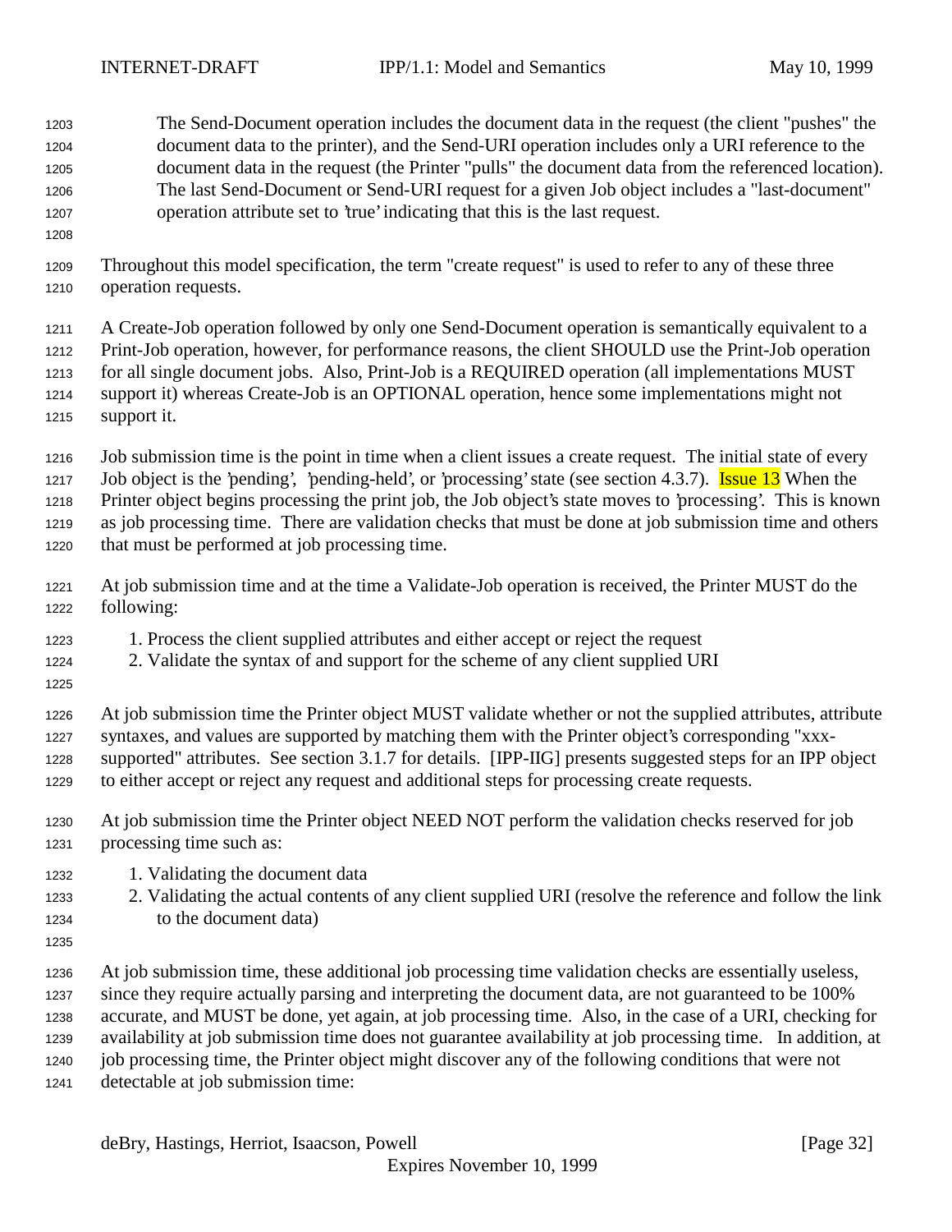The Send-Document operation includes the document data in the request (the client "pushes" the document data to the printer), and the Send-URI operation includes only a URI reference to the document data in the request (the Printer "pulls" the document data from the referenced location). The last Send-Document or Send-URI request for a given Job object includes a "last-document" operation attribute set to 'true' indicating that this is the last request.

Throughout this model specification, the term "create request" is used to refer to any of these three operation requests.

A Create-Job operation followed by only one Send-Document operation is semantically equivalent to a Print-Job operation, however, for performance reasons, the client SHOULD use the Print-Job operation for all single document jobs. Also, Print-Job is a REQUIRED operation (all implementations MUST support it) whereas Create-Job is an OPTIONAL operation, hence some implementations might not support it.

Job submission time is the point in time when a client issues a create request. The initial state of every Job object is the 'pending', 'pending-held', or 'processing' state (see section 4.3.7). Issue 13 When the Printer object begins processing the print job, the Job object's state moves to 'processing'. This is known as job processing time. There are validation checks that must be done at job submission time and others that must be performed at job processing time.

At job submission time and at the time a Validate-Job operation is received, the Printer MUST do the following:

1. Process the client supplied attributes and either accept or reject the request
2. Validate the syntax of and support for the scheme of any client supplied URI

At job submission time the Printer object MUST validate whether or not the supplied attributes, attribute syntaxes, and values are supported by matching them with the Printer object's corresponding "xxx-supported" attributes. See section 3.1.7 for details. [IPP-IIG] presents suggested steps for an IPP object to either accept or reject any request and additional steps for processing create requests.

At job submission time the Printer object NEED NOT perform the validation checks reserved for job processing time such as:

1. Validating the document data
2. Validating the actual contents of any client supplied URI (resolve the reference and follow the link to the document data)

At job submission time, these additional job processing time validation checks are essentially useless, since they require actually parsing and interpreting the document data, are not guaranteed to be 100% accurate, and MUST be done, yet again, at job processing time. Also, in the case of a URI, checking for availability at job submission time does not guarantee availability at job processing time. In addition, at job processing time, the Printer object might discover any of the following conditions that were not detectable at job submission time: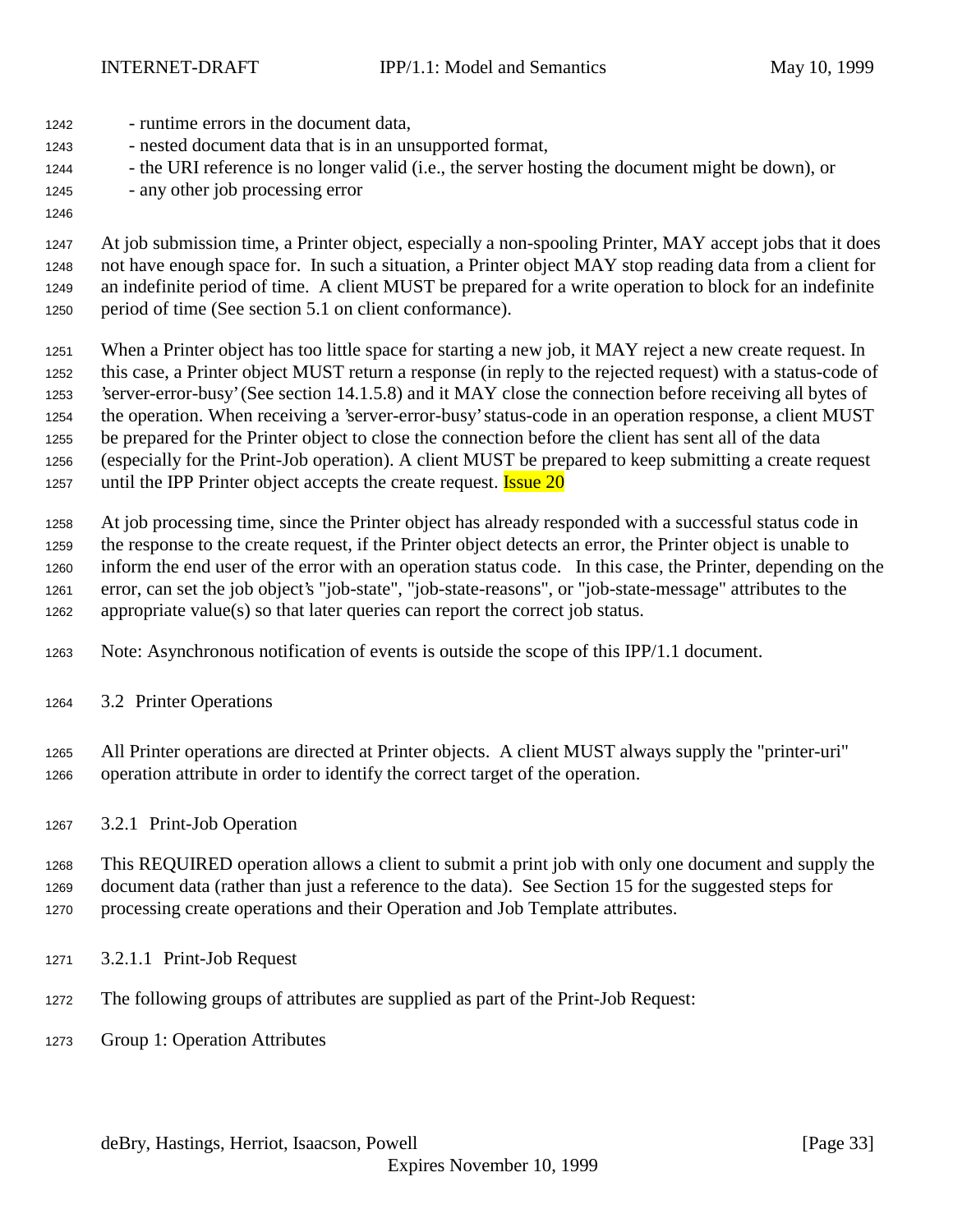- runtime errors in the document data,
- nested document data that is in an unsupported format,
- the URI reference is no longer valid (i.e., the server hosting the document might be down), or
- any other job processing error

At job submission time, a Printer object, especially a non-spooling Printer, MAY accept jobs that it does not have enough space for. In such a situation, a Printer object MAY stop reading data from a client for an indefinite period of time. A client MUST be prepared for a write operation to block for an indefinite period of time (See section 5.1 on client conformance).

When a Printer object has too little space for starting a new job, it MAY reject a new create request. In this case, a Printer object MUST return a response (in reply to the rejected request) with a status-code of 'server-error-busy' (See section 14.1.5.8) and it MAY close the connection before receiving all bytes of the operation. When receiving a 'server-error-busy' status-code in an operation response, a client MUST be prepared for the Printer object to close the connection before the client has sent all of the data (especially for the Print-Job operation). A client MUST be prepared to keep submitting a create request until the IPP Printer object accepts the create request. Issue 20

At job processing time, since the Printer object has already responded with a successful status code in the response to the create request, if the Printer object detects an error, the Printer object is unable to inform the end user of the error with an operation status code. In this case, the Printer, depending on the error, can set the job object's "job-state", "job-state-reasons", or "job-state-message" attributes to the appropriate value(s) so that later queries can report the correct job status.

Note: Asynchronous notification of events is outside the scope of this IPP/1.1 document.

## 3.2 Printer Operations

All Printer operations are directed at Printer objects. A client MUST always supply the "printer-uri" operation attribute in order to identify the correct target of the operation.

### 3.2.1 Print-Job Operation

This REQUIRED operation allows a client to submit a print job with only one document and supply the document data (rather than just a reference to the data). See Section 15 for the suggested steps for processing create operations and their Operation and Job Template attributes.

#### 3.2.1.1 Print-Job Request

The following groups of attributes are supplied as part of the Print-Job Request:

Group 1: Operation Attributes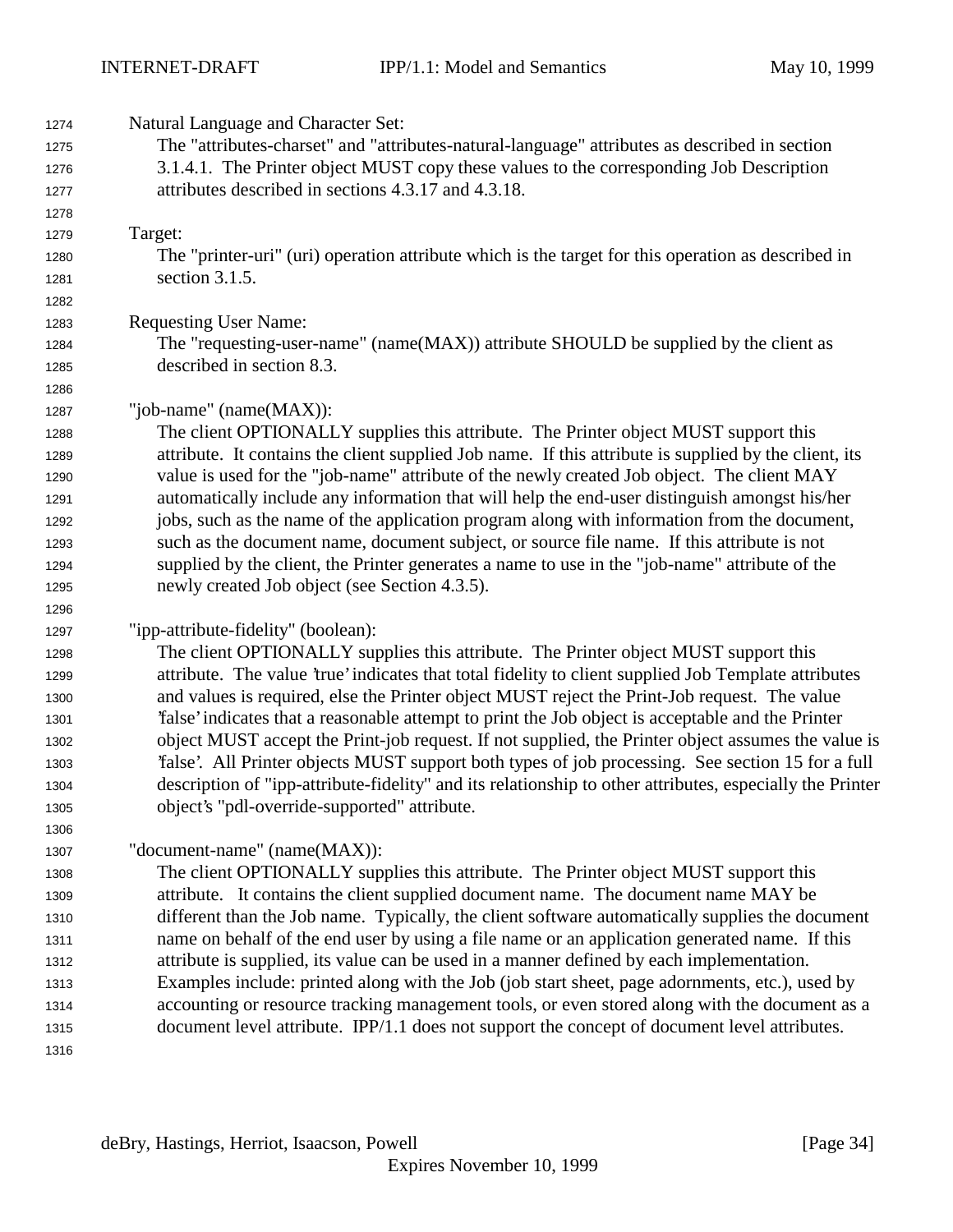Natural Language and Character Set:

The "attributes-charset" and "attributes-natural-language" attributes as described in section 3.1.4.1. The Printer object MUST copy these values to the corresponding Job Description attributes described in sections 4.3.17 and 4.3.18.

Target:

The "printer-uri" (uri) operation attribute which is the target for this operation as described in section 3.1.5.

Requesting User Name:

The "requesting-user-name" (name(MAX)) attribute SHOULD be supplied by the client as described in section 8.3.

"job-name" (name(MAX)):

The client OPTIONALLY supplies this attribute. The Printer object MUST support this attribute. It contains the client supplied Job name. If this attribute is supplied by the client, its value is used for the "job-name" attribute of the newly created Job object. The client MAY automatically include any information that will help the end-user distinguish amongst his/her jobs, such as the name of the application program along with information from the document, such as the document name, document subject, or source file name. If this attribute is not supplied by the client, the Printer generates a name to use in the "job-name" attribute of the newly created Job object (see Section 4.3.5).

"ipp-attribute-fidelity" (boolean):

The client OPTIONALLY supplies this attribute. The Printer object MUST support this attribute. The value 'true' indicates that total fidelity to client supplied Job Template attributes and values is required, else the Printer object MUST reject the Print-Job request. The value 'false' indicates that a reasonable attempt to print the Job object is acceptable and the Printer object MUST accept the Print-job request. If not supplied, the Printer object assumes the value is 'false'. All Printer objects MUST support both types of job processing. See section 15 for a full description of "ipp-attribute-fidelity" and its relationship to other attributes, especially the Printer object's "pdl-override-supported" attribute.

"document-name" (name(MAX)):

The client OPTIONALLY supplies this attribute. The Printer object MUST support this attribute. It contains the client supplied document name. The document name MAY be different than the Job name. Typically, the client software automatically supplies the document name on behalf of the end user by using a file name or an application generated name. If this attribute is supplied, its value can be used in a manner defined by each implementation. Examples include: printed along with the Job (job start sheet, page adornments, etc.), used by accounting or resource tracking management tools, or even stored along with the document as a document level attribute. IPP/1.1 does not support the concept of document level attributes.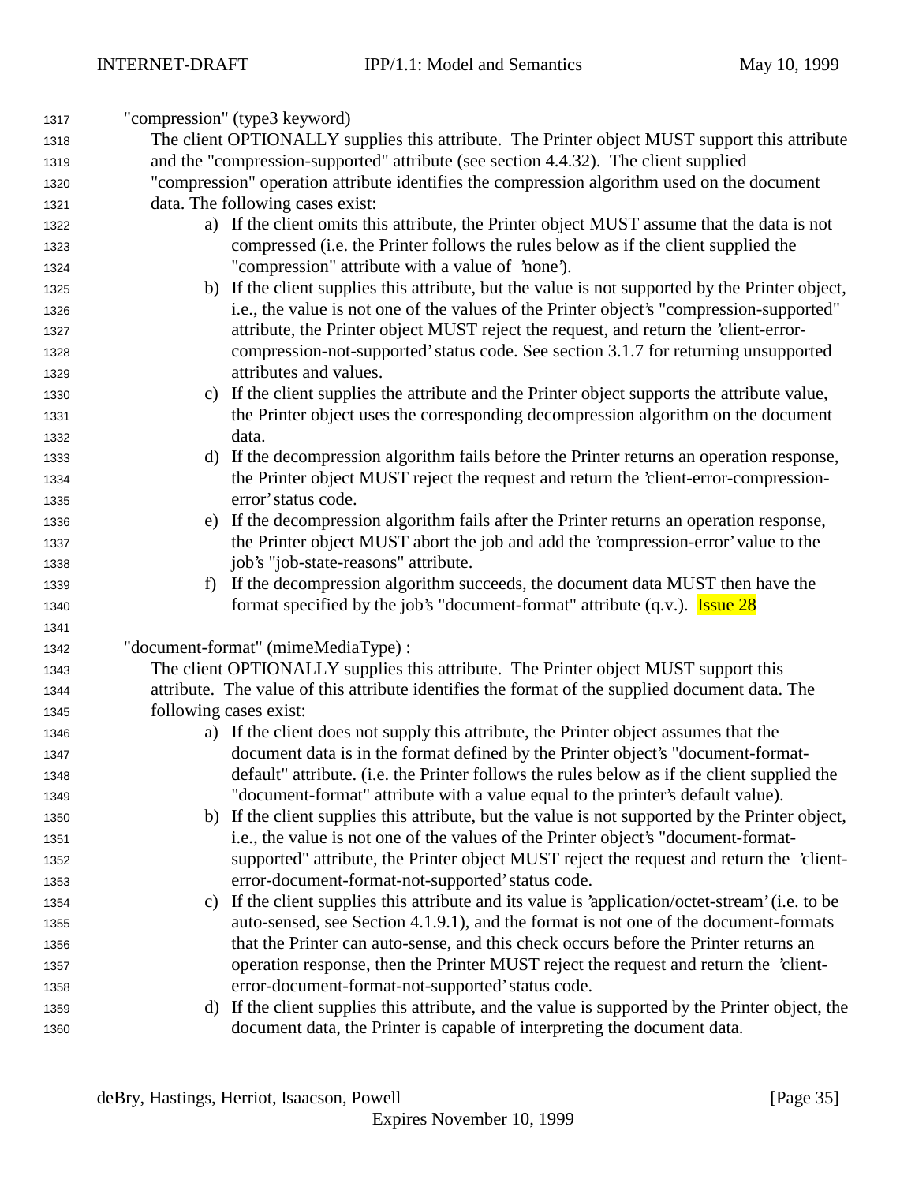"compression" (type3 keyword)

The client OPTIONALLY supplies this attribute. The Printer object MUST support this attribute and the "compression-supported" attribute (see section 4.4.32). The client supplied "compression" operation attribute identifies the compression algorithm used on the document data. The following cases exist:

a) If the client omits this attribute, the Printer object MUST assume that the data is not compressed (i.e. the Printer follows the rules below as if the client supplied the "compression" attribute with a value of 'none').

b) If the client supplies this attribute, but the value is not supported by the Printer object, i.e., the value is not one of the values of the Printer object's "compression-supported" attribute, the Printer object MUST reject the request, and return the 'client-error-compression-not-supported' status code. See section 3.1.7 for returning unsupported attributes and values.

c) If the client supplies the attribute and the Printer object supports the attribute value, the Printer object uses the corresponding decompression algorithm on the document data.

d) If the decompression algorithm fails before the Printer returns an operation response, the Printer object MUST reject the request and return the 'client-error-compression-error' status code.

e) If the decompression algorithm fails after the Printer returns an operation response, the Printer object MUST abort the job and add the 'compression-error' value to the job's "job-state-reasons" attribute.

f) If the decompression algorithm succeeds, the document data MUST then have the format specified by the job's "document-format" attribute (q.v.). Issue 28

"document-format" (mimeMediaType) :

The client OPTIONALLY supplies this attribute. The Printer object MUST support this attribute. The value of this attribute identifies the format of the supplied document data. The following cases exist:

a) If the client does not supply this attribute, the Printer object assumes that the document data is in the format defined by the Printer object's "document-format-default" attribute. (i.e. the Printer follows the rules below as if the client supplied the "document-format" attribute with a value equal to the printer's default value).

b) If the client supplies this attribute, but the value is not supported by the Printer object, i.e., the value is not one of the values of the Printer object's "document-format-supported" attribute, the Printer object MUST reject the request and return the 'client-error-document-format-not-supported' status code.

c) If the client supplies this attribute and its value is 'application/octet-stream' (i.e. to be auto-sensed, see Section 4.1.9.1), and the format is not one of the document-formats that the Printer can auto-sense, and this check occurs before the Printer returns an operation response, then the Printer MUST reject the request and return the 'client-error-document-format-not-supported' status code.

d) If the client supplies this attribute, and the value is supported by the Printer object, the document data, the Printer is capable of interpreting the document data.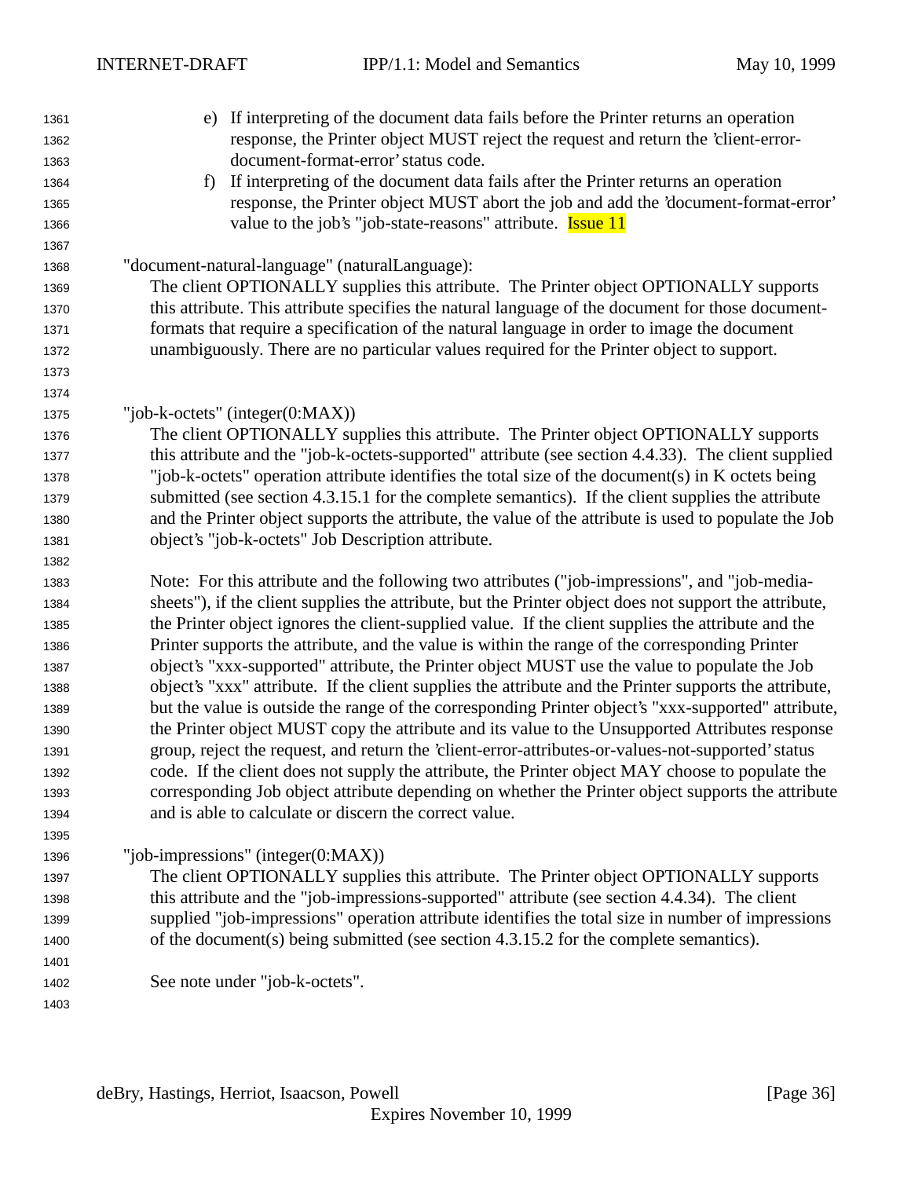e) If interpreting of the document data fails before the Printer returns an operation response, the Printer object MUST reject the request and return the 'client-error-document-format-error' status code.

f) If interpreting of the document data fails after the Printer returns an operation response, the Printer object MUST abort the job and add the 'document-format-error' value to the job's "job-state-reasons" attribute. Issue 11

"document-natural-language" (naturalLanguage):

The client OPTIONALLY supplies this attribute. The Printer object OPTIONALLY supports this attribute. This attribute specifies the natural language of the document for those document-formats that require a specification of the natural language in order to image the document unambiguously. There are no particular values required for the Printer object to support.

"job-k-octets" (integer(0:MAX))

The client OPTIONALLY supplies this attribute. The Printer object OPTIONALLY supports this attribute and the "job-k-octets-supported" attribute (see section 4.4.33). The client supplied "job-k-octets" operation attribute identifies the total size of the document(s) in K octets being submitted (see section 4.3.15.1 for the complete semantics). If the client supplies the attribute and the Printer object supports the attribute, the value of the attribute is used to populate the Job object's "job-k-octets" Job Description attribute.

Note: For this attribute and the following two attributes ("job-impressions", and "job-media-sheets"), if the client supplies the attribute, but the Printer object does not support the attribute, the Printer object ignores the client-supplied value. If the client supplies the attribute and the Printer supports the attribute, and the value is within the range of the corresponding Printer object's "xxx-supported" attribute, the Printer object MUST use the value to populate the Job object's "xxx" attribute. If the client supplies the attribute and the Printer supports the attribute, but the value is outside the range of the corresponding Printer object's "xxx-supported" attribute, the Printer object MUST copy the attribute and its value to the Unsupported Attributes response group, reject the request, and return the 'client-error-attributes-or-values-not-supported' status code. If the client does not supply the attribute, the Printer object MAY choose to populate the corresponding Job object attribute depending on whether the Printer object supports the attribute and is able to calculate or discern the correct value.

"job-impressions" (integer(0:MAX))

The client OPTIONALLY supplies this attribute. The Printer object OPTIONALLY supports this attribute and the "job-impressions-supported" attribute (see section 4.4.34). The client supplied "job-impressions" operation attribute identifies the total size in number of impressions of the document(s) being submitted (see section 4.3.15.2 for the complete semantics).

See note under "job-k-octets".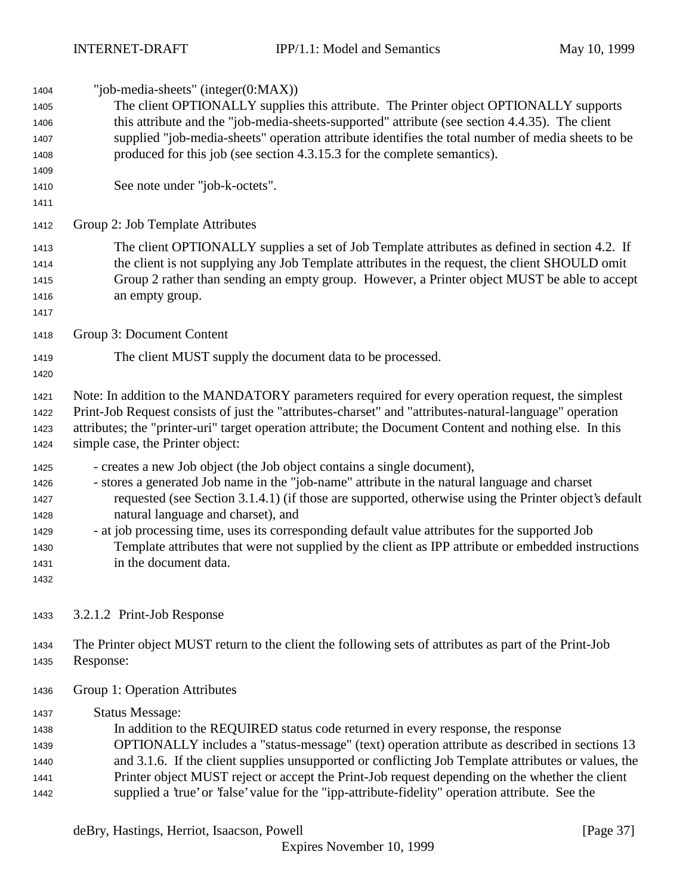"job-media-sheets" (integer(0:MAX))

The client OPTIONALLY supplies this attribute. The Printer object OPTIONALLY supports this attribute and the "job-media-sheets-supported" attribute (see section 4.4.35). The client supplied "job-media-sheets" operation attribute identifies the total number of media sheets to be produced for this job (see section 4.3.15.3 for the complete semantics).

See note under "job-k-octets".

Group 2: Job Template Attributes

The client OPTIONALLY supplies a set of Job Template attributes as defined in section 4.2. If the client is not supplying any Job Template attributes in the request, the client SHOULD omit Group 2 rather than sending an empty group. However, a Printer object MUST be able to accept an empty group.

Group 3: Document Content

The client MUST supply the document data to be processed.

Note: In addition to the MANDATORY parameters required for every operation request, the simplest Print-Job Request consists of just the "attributes-charset" and "attributes-natural-language" operation attributes; the "printer-uri" target operation attribute; the Document Content and nothing else. In this simple case, the Printer object:

- creates a new Job object (the Job object contains a single document),
- stores a generated Job name in the "job-name" attribute in the natural language and charset requested (see Section 3.1.4.1) (if those are supported, otherwise using the Printer object's default natural language and charset), and
- at job processing time, uses its corresponding default value attributes for the supported Job Template attributes that were not supplied by the client as IPP attribute or embedded instructions in the document data.

### 3.2.1.2 Print-Job Response

The Printer object MUST return to the client the following sets of attributes as part of the Print-Job Response:

Group 1: Operation Attributes

Status Message:

In addition to the REQUIRED status code returned in every response, the response OPTIONALLY includes a "status-message" (text) operation attribute as described in sections 13 and 3.1.6. If the client supplies unsupported or conflicting Job Template attributes or values, the Printer object MUST reject or accept the Print-Job request depending on the whether the client supplied a 'true' or 'false' value for the "ipp-attribute-fidelity" operation attribute. See the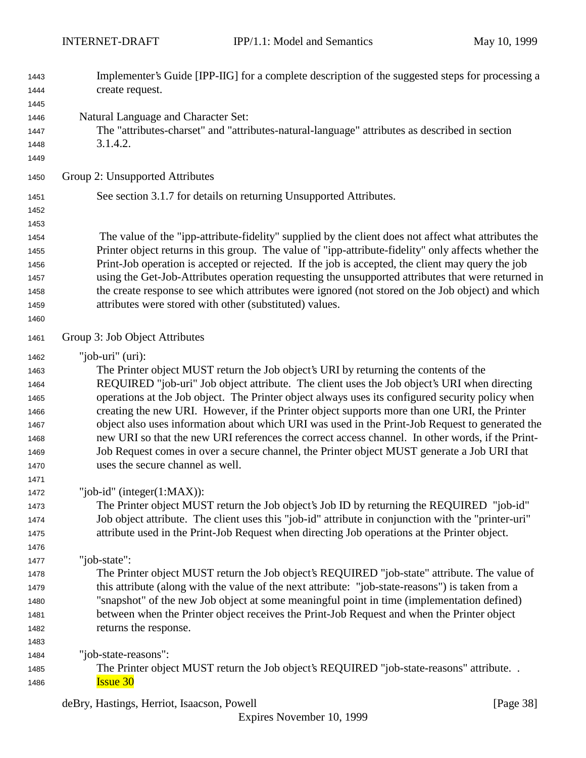Implementer's Guide [IPP-IIG] for a complete description of the suggested steps for processing a create request.

Natural Language and Character Set:
The "attributes-charset" and "attributes-natural-language" attributes as described in section 3.1.4.2.

Group 2: Unsupported Attributes

See section 3.1.7 for details on returning Unsupported Attributes.

The value of the "ipp-attribute-fidelity" supplied by the client does not affect what attributes the Printer object returns in this group. The value of "ipp-attribute-fidelity" only affects whether the Print-Job operation is accepted or rejected. If the job is accepted, the client may query the job using the Get-Job-Attributes operation requesting the unsupported attributes that were returned in the create response to see which attributes were ignored (not stored on the Job object) and which attributes were stored with other (substituted) values.

Group 3: Job Object Attributes

"job-uri" (uri):
The Printer object MUST return the Job object's URI by returning the contents of the REQUIRED "job-uri" Job object attribute. The client uses the Job object's URI when directing operations at the Job object. The Printer object always uses its configured security policy when creating the new URI. However, if the Printer object supports more than one URI, the Printer object also uses information about which URI was used in the Print-Job Request to generated the new URI so that the new URI references the correct access channel. In other words, if the Print-Job Request comes in over a secure channel, the Printer object MUST generate a Job URI that uses the secure channel as well.

"job-id" (integer(1:MAX)):
The Printer object MUST return the Job object's Job ID by returning the REQUIRED "job-id" Job object attribute. The client uses this "job-id" attribute in conjunction with the "printer-uri" attribute used in the Print-Job Request when directing Job operations at the Printer object.

"job-state":
The Printer object MUST return the Job object's REQUIRED "job-state" attribute. The value of this attribute (along with the value of the next attribute: "job-state-reasons") is taken from a "snapshot" of the new Job object at some meaningful point in time (implementation defined) between when the Printer object receives the Print-Job Request and when the Printer object returns the response.

"job-state-reasons":
The Printer object MUST return the Job object's REQUIRED "job-state-reasons" attribute. .
Issue 30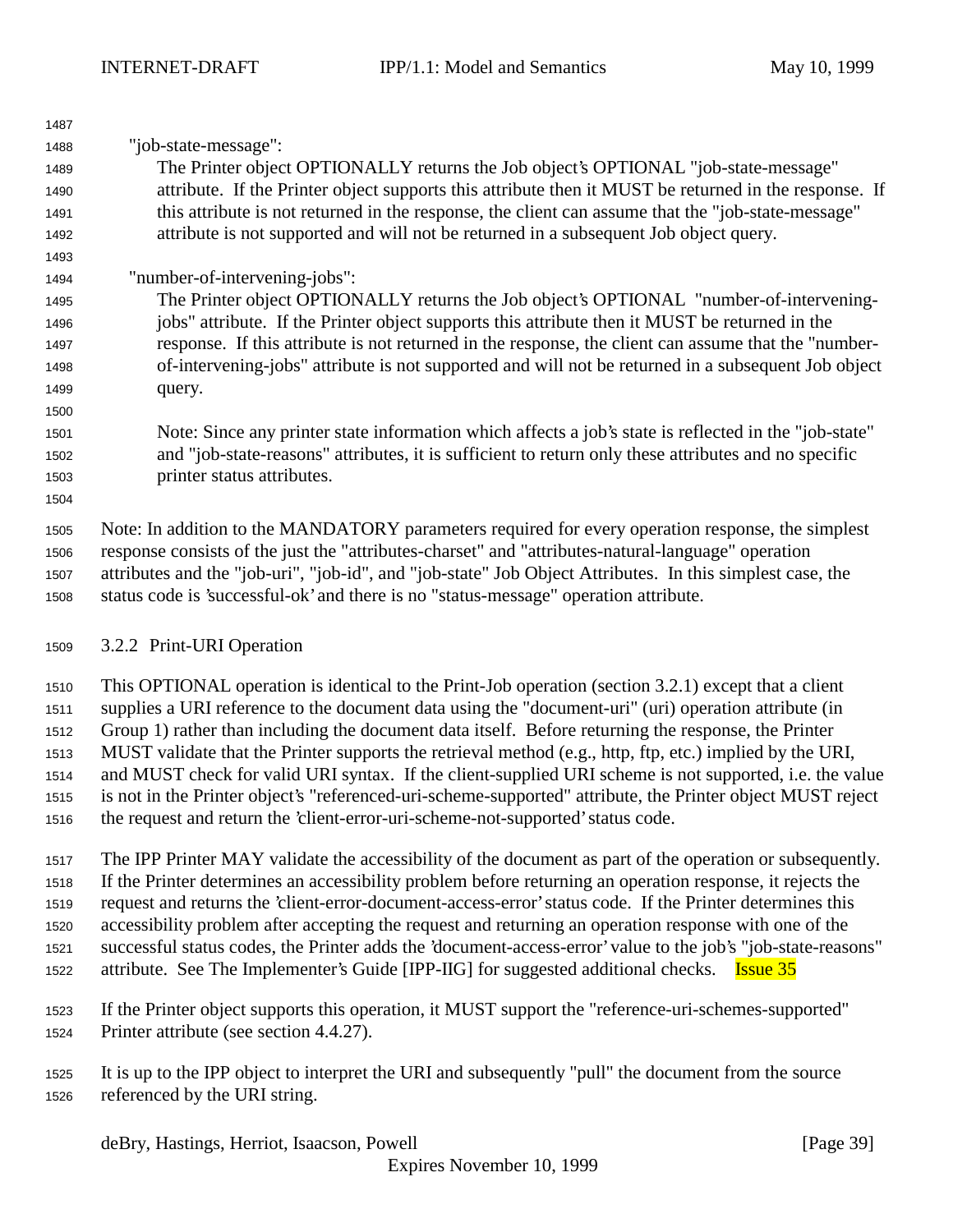"job-state-message":

The Printer object OPTIONALLY returns the Job object's OPTIONAL "job-state-message" attribute. If the Printer object supports this attribute then it MUST be returned in the response. If this attribute is not returned in the response, the client can assume that the "job-state-message" attribute is not supported and will not be returned in a subsequent Job object query.

"number-of-intervening-jobs":

The Printer object OPTIONALLY returns the Job object's OPTIONAL "number-of-intervening-jobs" attribute. If the Printer object supports this attribute then it MUST be returned in the response. If this attribute is not returned in the response, the client can assume that the "number-of-intervening-jobs" attribute is not supported and will not be returned in a subsequent Job object query.

Note: Since any printer state information which affects a job's state is reflected in the "job-state" and "job-state-reasons" attributes, it is sufficient to return only these attributes and no specific printer status attributes.

Note: In addition to the MANDATORY parameters required for every operation response, the simplest response consists of the just the "attributes-charset" and "attributes-natural-language" operation attributes and the "job-uri", "job-id", and "job-state" Job Object Attributes. In this simplest case, the status code is 'successful-ok' and there is no "status-message" operation attribute.

### 3.2.2 Print-URI Operation

This OPTIONAL operation is identical to the Print-Job operation (section 3.2.1) except that a client supplies a URI reference to the document data using the "document-uri" (uri) operation attribute (in Group 1) rather than including the document data itself. Before returning the response, the Printer MUST validate that the Printer supports the retrieval method (e.g., http, ftp, etc.) implied by the URI, and MUST check for valid URI syntax. If the client-supplied URI scheme is not supported, i.e. the value is not in the Printer object's "referenced-uri-scheme-supported" attribute, the Printer object MUST reject the request and return the 'client-error-uri-scheme-not-supported' status code.

The IPP Printer MAY validate the accessibility of the document as part of the operation or subsequently. If the Printer determines an accessibility problem before returning an operation response, it rejects the request and returns the 'client-error-document-access-error' status code. If the Printer determines this accessibility problem after accepting the request and returning an operation response with one of the successful status codes, the Printer adds the 'document-access-error' value to the job's "job-state-reasons" attribute. See The Implementer's Guide [IPP-IIG] for suggested additional checks. Issue 35

If the Printer object supports this operation, it MUST support the "reference-uri-schemes-supported" Printer attribute (see section 4.4.27).

It is up to the IPP object to interpret the URI and subsequently "pull" the document from the source referenced by the URI string.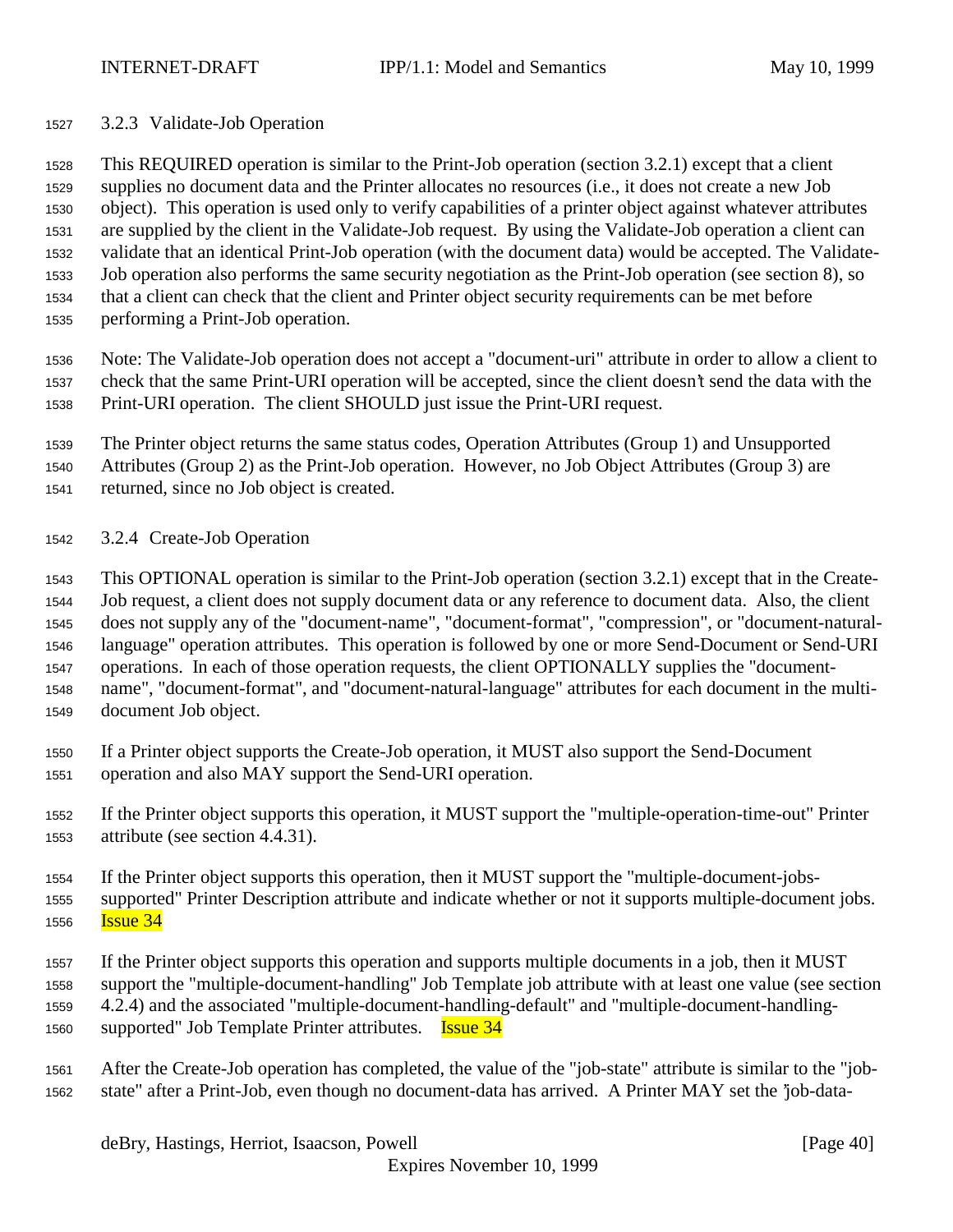### 3.2.3 Validate-Job Operation

This REQUIRED operation is similar to the Print-Job operation (section 3.2.1) except that a client supplies no document data and the Printer allocates no resources (i.e., it does not create a new Job object). This operation is used only to verify capabilities of a printer object against whatever attributes are supplied by the client in the Validate-Job request. By using the Validate-Job operation a client can validate that an identical Print-Job operation (with the document data) would be accepted. The Validate-Job operation also performs the same security negotiation as the Print-Job operation (see section 8), so that a client can check that the client and Printer object security requirements can be met before performing a Print-Job operation.

Note: The Validate-Job operation does not accept a "document-uri" attribute in order to allow a client to check that the same Print-URI operation will be accepted, since the client doesn't send the data with the Print-URI operation. The client SHOULD just issue the Print-URI request.

The Printer object returns the same status codes, Operation Attributes (Group 1) and Unsupported Attributes (Group 2) as the Print-Job operation. However, no Job Object Attributes (Group 3) are returned, since no Job object is created.

### 3.2.4 Create-Job Operation

This OPTIONAL operation is similar to the Print-Job operation (section 3.2.1) except that in the Create-Job request, a client does not supply document data or any reference to document data. Also, the client does not supply any of the "document-name", "document-format", "compression", or "document-natural-language" operation attributes. This operation is followed by one or more Send-Document or Send-URI operations. In each of those operation requests, the client OPTIONALLY supplies the "document-name", "document-format", and "document-natural-language" attributes for each document in the multi-document Job object.

If a Printer object supports the Create-Job operation, it MUST also support the Send-Document operation and also MAY support the Send-URI operation.

If the Printer object supports this operation, it MUST support the "multiple-operation-time-out" Printer attribute (see section 4.4.31).

If the Printer object supports this operation, then it MUST support the "multiple-document-jobs-supported" Printer Description attribute and indicate whether or not it supports multiple-document jobs. Issue 34

If the Printer object supports this operation and supports multiple documents in a job, then it MUST support the "multiple-document-handling" Job Template job attribute with at least one value (see section 4.2.4) and the associated "multiple-document-handling-default" and "multiple-document-handling-supported" Job Template Printer attributes. Issue 34

After the Create-Job operation has completed, the value of the "job-state" attribute is similar to the "job-state" after a Print-Job, even though no document-data has arrived. A Printer MAY set the "job-data-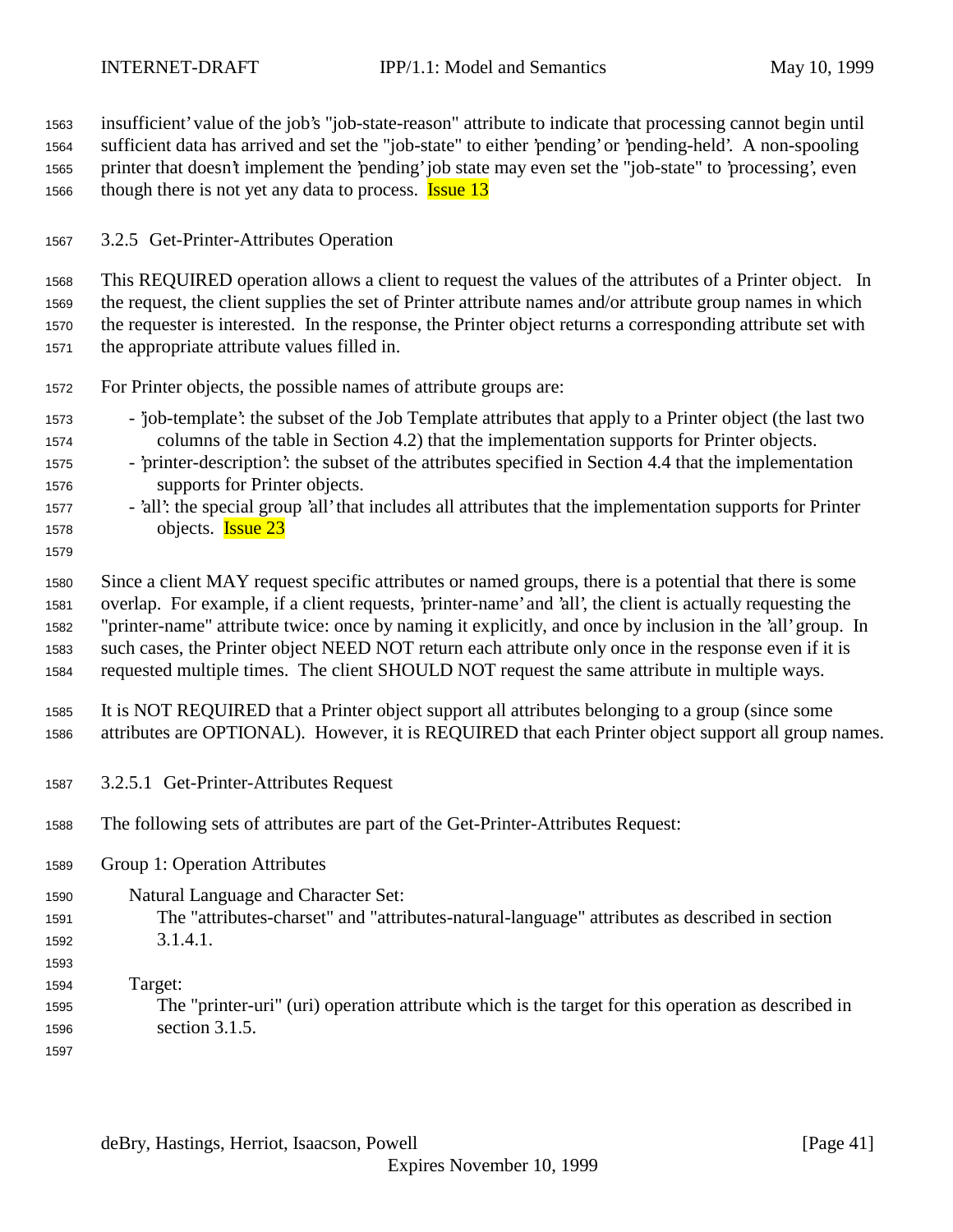insufficient' value of the job's "job-state-reason" attribute to indicate that processing cannot begin until sufficient data has arrived and set the "job-state" to either 'pending' or 'pending-held'. A non-spooling printer that doesn't implement the 'pending' job state may even set the "job-state" to 'processing', even though there is not yet any data to process. Issue 13

### 3.2.5 Get-Printer-Attributes Operation

This REQUIRED operation allows a client to request the values of the attributes of a Printer object. In the request, the client supplies the set of Printer attribute names and/or attribute group names in which the requester is interested. In the response, the Printer object returns a corresponding attribute set with the appropriate attribute values filled in.

For Printer objects, the possible names of attribute groups are:

- 'job-template': the subset of the Job Template attributes that apply to a Printer object (the last two columns of the table in Section 4.2) that the implementation supports for Printer objects.
- 'printer-description': the subset of the attributes specified in Section 4.4 that the implementation supports for Printer objects.
- 'all': the special group 'all' that includes all attributes that the implementation supports for Printer objects. Issue 23

Since a client MAY request specific attributes or named groups, there is a potential that there is some overlap. For example, if a client requests, 'printer-name' and 'all', the client is actually requesting the "printer-name" attribute twice: once by naming it explicitly, and once by inclusion in the 'all' group. In such cases, the Printer object NEED NOT return each attribute only once in the response even if it is requested multiple times. The client SHOULD NOT request the same attribute in multiple ways.

It is NOT REQUIRED that a Printer object support all attributes belonging to a group (since some attributes are OPTIONAL). However, it is REQUIRED that each Printer object support all group names.

#### 3.2.5.1 Get-Printer-Attributes Request

The following sets of attributes are part of the Get-Printer-Attributes Request:

Group 1: Operation Attributes

Natural Language and Character Set:
The "attributes-charset" and "attributes-natural-language" attributes as described in section 3.1.4.1.

Target:
The "printer-uri" (uri) operation attribute which is the target for this operation as described in section 3.1.5.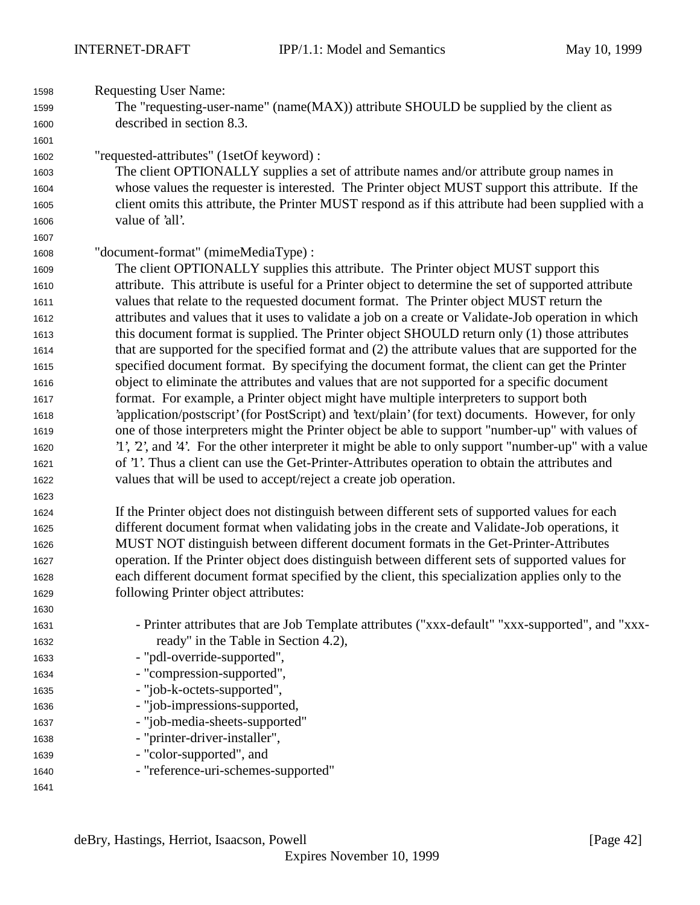Requesting User Name:

The "requesting-user-name" (name(MAX)) attribute SHOULD be supplied by the client as described in section 8.3.

"requested-attributes" (1setOf keyword) :

The client OPTIONALLY supplies a set of attribute names and/or attribute group names in whose values the requester is interested. The Printer object MUST support this attribute. If the client omits this attribute, the Printer MUST respond as if this attribute had been supplied with a value of 'all'.

"document-format" (mimeMediaType) :

The client OPTIONALLY supplies this attribute. The Printer object MUST support this attribute. This attribute is useful for a Printer object to determine the set of supported attribute values that relate to the requested document format. The Printer object MUST return the attributes and values that it uses to validate a job on a create or Validate-Job operation in which this document format is supplied. The Printer object SHOULD return only (1) those attributes that are supported for the specified format and (2) the attribute values that are supported for the specified document format. By specifying the document format, the client can get the Printer object to eliminate the attributes and values that are not supported for a specific document format. For example, a Printer object might have multiple interpreters to support both 'application/postscript' (for PostScript) and 'text/plain' (for text) documents. However, for only one of those interpreters might the Printer object be able to support "number-up" with values of '1', '2', and '4'. For the other interpreter it might be able to only support "number-up" with a value of '1'. Thus a client can use the Get-Printer-Attributes operation to obtain the attributes and values that will be used to accept/reject a create job operation.

If the Printer object does not distinguish between different sets of supported values for each different document format when validating jobs in the create and Validate-Job operations, it MUST NOT distinguish between different document formats in the Get-Printer-Attributes operation. If the Printer object does distinguish between different sets of supported values for each different document format specified by the client, this specialization applies only to the following Printer object attributes:

- Printer attributes that are Job Template attributes ("xxx-default" "xxx-supported", and "xxx-ready" in the Table in Section 4.2),
- "pdl-override-supported",
- "compression-supported",
- "job-k-octets-supported",
- "job-impressions-supported,
- "job-media-sheets-supported"
- "printer-driver-installer",
- "color-supported", and
- "reference-uri-schemes-supported"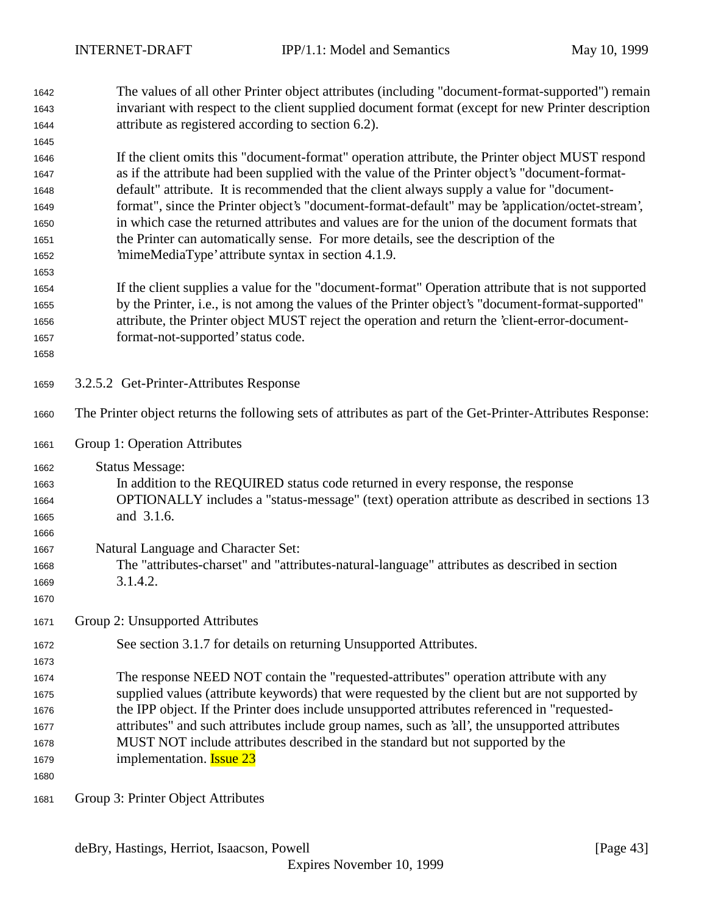The values of all other Printer object attributes (including "document-format-supported") remain invariant with respect to the client supplied document format (except for new Printer description attribute as registered according to section 6.2).

If the client omits this "document-format" operation attribute, the Printer object MUST respond as if the attribute had been supplied with the value of the Printer object's "document-format-default" attribute. It is recommended that the client always supply a value for "document-format", since the Printer object's "document-format-default" may be 'application/octet-stream', in which case the returned attributes and values are for the union of the document formats that the Printer can automatically sense. For more details, see the description of the 'mimeMediaType' attribute syntax in section 4.1.9.

If the client supplies a value for the "document-format" Operation attribute that is not supported by the Printer, i.e., is not among the values of the Printer object's "document-format-supported" attribute, the Printer object MUST reject the operation and return the 'client-error-document-format-not-supported' status code.

#### 3.2.5.2 Get-Printer-Attributes Response

The Printer object returns the following sets of attributes as part of the Get-Printer-Attributes Response:

Group 1: Operation Attributes

Status Message:
In addition to the REQUIRED status code returned in every response, the response OPTIONALLY includes a "status-message" (text) operation attribute as described in sections 13 and 3.1.6.

Natural Language and Character Set:
The "attributes-charset" and "attributes-natural-language" attributes as described in section 3.1.4.2.

Group 2: Unsupported Attributes

See section 3.1.7 for details on returning Unsupported Attributes.

The response NEED NOT contain the "requested-attributes" operation attribute with any supplied values (attribute keywords) that were requested by the client but are not supported by the IPP object. If the Printer does include unsupported attributes referenced in "requested-attributes" and such attributes include group names, such as 'all', the unsupported attributes MUST NOT include attributes described in the standard but not supported by the implementation. Issue 23

Group 3: Printer Object Attributes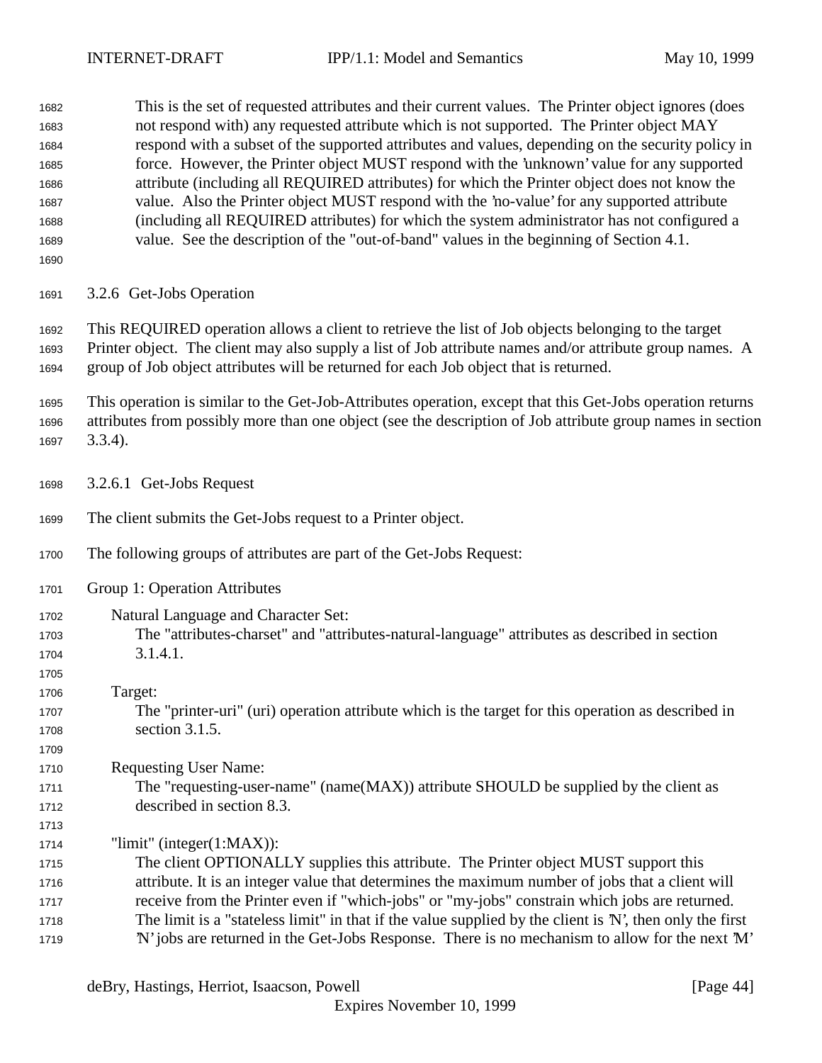This is the set of requested attributes and their current values. The Printer object ignores (does not respond with) any requested attribute which is not supported. The Printer object MAY respond with a subset of the supported attributes and values, depending on the security policy in force. However, the Printer object MUST respond with the 'unknown' value for any supported attribute (including all REQUIRED attributes) for which the Printer object does not know the value. Also the Printer object MUST respond with the 'no-value' for any supported attribute (including all REQUIRED attributes) for which the system administrator has not configured a value. See the description of the "out-of-band" values in the beginning of Section 4.1.

### 3.2.6 Get-Jobs Operation

This REQUIRED operation allows a client to retrieve the list of Job objects belonging to the target Printer object. The client may also supply a list of Job attribute names and/or attribute group names. A group of Job object attributes will be returned for each Job object that is returned.

This operation is similar to the Get-Job-Attributes operation, except that this Get-Jobs operation returns attributes from possibly more than one object (see the description of Job attribute group names in section 3.3.4).

#### 3.2.6.1 Get-Jobs Request

The client submits the Get-Jobs request to a Printer object.

The following groups of attributes are part of the Get-Jobs Request:

Group 1: Operation Attributes

Natural Language and Character Set:
The "attributes-charset" and "attributes-natural-language" attributes as described in section 3.1.4.1.

Target:
The "printer-uri" (uri) operation attribute which is the target for this operation as described in section 3.1.5.

Requesting User Name:
The "requesting-user-name" (name(MAX)) attribute SHOULD be supplied by the client as described in section 8.3.

"limit" (integer(1:MAX)):
The client OPTIONALLY supplies this attribute. The Printer object MUST support this attribute. It is an integer value that determines the maximum number of jobs that a client will receive from the Printer even if "which-jobs" or "my-jobs" constrain which jobs are returned. The limit is a "stateless limit" in that if the value supplied by the client is 'N', then only the first 'N' jobs are returned in the Get-Jobs Response. There is no mechanism to allow for the next 'M'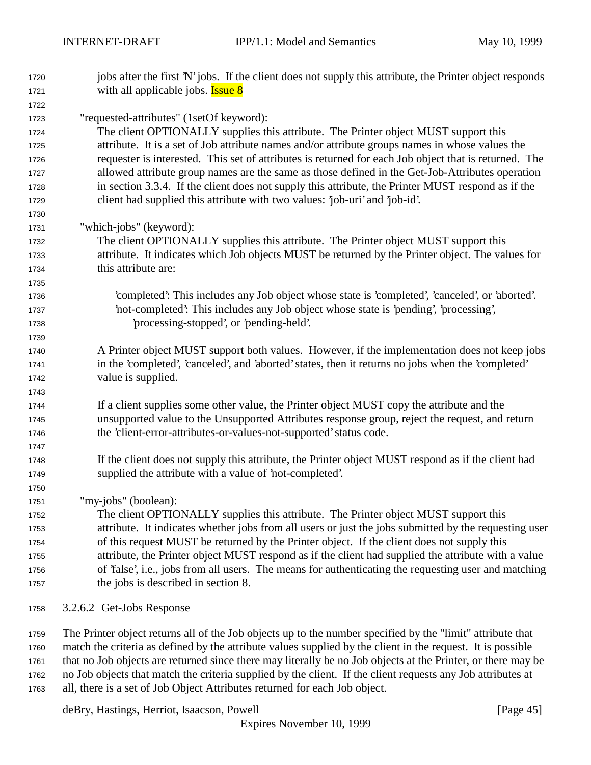jobs after the first 'N' jobs. If the client does not supply this attribute, the Printer object responds with all applicable jobs. Issue 8

"requested-attributes" (1setOf keyword):
The client OPTIONALLY supplies this attribute. The Printer object MUST support this attribute. It is a set of Job attribute names and/or attribute groups names in whose values the requester is interested. This set of attributes is returned for each Job object that is returned. The allowed attribute group names are the same as those defined in the Get-Job-Attributes operation in section 3.3.4. If the client does not supply this attribute, the Printer MUST respond as if the client had supplied this attribute with two values: 'job-uri' and 'job-id'.

"which-jobs" (keyword):
The client OPTIONALLY supplies this attribute. The Printer object MUST support this attribute. It indicates which Job objects MUST be returned by the Printer object. The values for this attribute are:

'completed': This includes any Job object whose state is 'completed', 'canceled', or 'aborted'.
'not-completed': This includes any Job object whose state is 'pending', 'processing', 'processing-stopped', or 'pending-held'.

A Printer object MUST support both values. However, if the implementation does not keep jobs in the 'completed', 'canceled', and 'aborted' states, then it returns no jobs when the 'completed' value is supplied.

If a client supplies some other value, the Printer object MUST copy the attribute and the unsupported value to the Unsupported Attributes response group, reject the request, and return the 'client-error-attributes-or-values-not-supported' status code.

If the client does not supply this attribute, the Printer object MUST respond as if the client had supplied the attribute with a value of 'not-completed'.

"my-jobs" (boolean):
The client OPTIONALLY supplies this attribute. The Printer object MUST support this attribute. It indicates whether jobs from all users or just the jobs submitted by the requesting user of this request MUST be returned by the Printer object. If the client does not supply this attribute, the Printer object MUST respond as if the client had supplied the attribute with a value of 'false', i.e., jobs from all users. The means for authenticating the requesting user and matching the jobs is described in section 8.

#### 3.2.6.2 Get-Jobs Response

The Printer object returns all of the Job objects up to the number specified by the "limit" attribute that match the criteria as defined by the attribute values supplied by the client in the request. It is possible that no Job objects are returned since there may literally be no Job objects at the Printer, or there may be no Job objects that match the criteria supplied by the client. If the client requests any Job attributes at all, there is a set of Job Object Attributes returned for each Job object.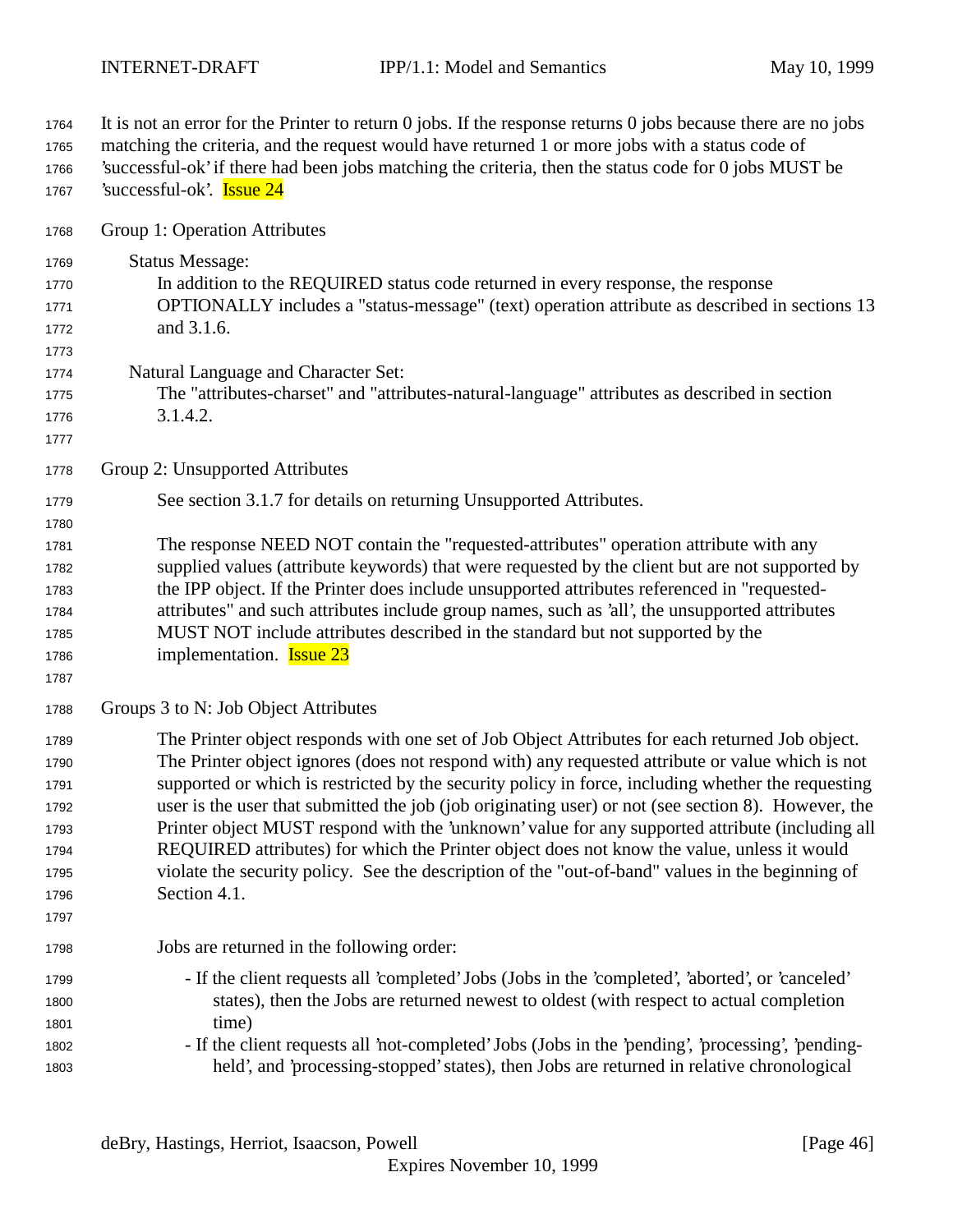It is not an error for the Printer to return 0 jobs. If the response returns 0 jobs because there are no jobs matching the criteria, and the request would have returned 1 or more jobs with a status code of 'successful-ok' if there had been jobs matching the criteria, then the status code for 0 jobs MUST be 'successful-ok'. Issue 24

Group 1: Operation Attributes

Status Message:
In addition to the REQUIRED status code returned in every response, the response OPTIONALLY includes a "status-message" (text) operation attribute as described in sections 13 and 3.1.6.

Natural Language and Character Set:
The "attributes-charset" and "attributes-natural-language" attributes as described in section 3.1.4.2.

Group 2: Unsupported Attributes

See section 3.1.7 for details on returning Unsupported Attributes.

The response NEED NOT contain the "requested-attributes" operation attribute with any supplied values (attribute keywords) that were requested by the client but are not supported by the IPP object. If the Printer does include unsupported attributes referenced in "requested-attributes" and such attributes include group names, such as 'all', the unsupported attributes MUST NOT include attributes described in the standard but not supported by the implementation. Issue 23

Groups 3 to N: Job Object Attributes

The Printer object responds with one set of Job Object Attributes for each returned Job object. The Printer object ignores (does not respond with) any requested attribute or value which is not supported or which is restricted by the security policy in force, including whether the requesting user is the user that submitted the job (job originating user) or not (see section 8). However, the Printer object MUST respond with the 'unknown' value for any supported attribute (including all REQUIRED attributes) for which the Printer object does not know the value, unless it would violate the security policy. See the description of the "out-of-band" values in the beginning of Section 4.1.

Jobs are returned in the following order:

- If the client requests all 'completed' Jobs (Jobs in the 'completed', 'aborted', or 'canceled' states), then the Jobs are returned newest to oldest (with respect to actual completion time)
- If the client requests all 'not-completed' Jobs (Jobs in the 'pending', 'processing', 'pending-held', and 'processing-stopped' states), then Jobs are returned in relative chronological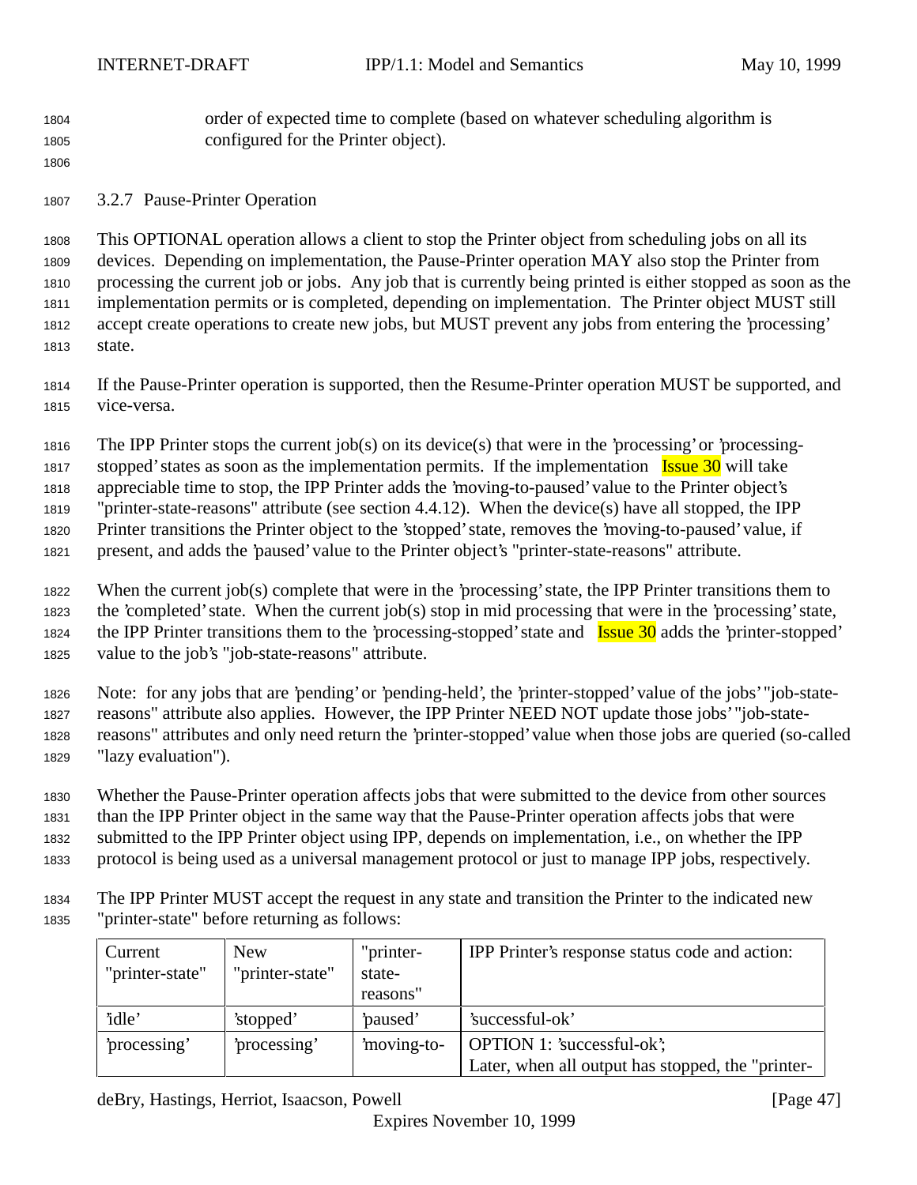order of expected time to complete (based on whatever scheduling algorithm is configured for the Printer object).

### 3.2.7 Pause-Printer Operation

This OPTIONAL operation allows a client to stop the Printer object from scheduling jobs on all its devices. Depending on implementation, the Pause-Printer operation MAY also stop the Printer from processing the current job or jobs. Any job that is currently being printed is either stopped as soon as the implementation permits or is completed, depending on implementation. The Printer object MUST still accept create operations to create new jobs, but MUST prevent any jobs from entering the 'processing' state.

If the Pause-Printer operation is supported, then the Resume-Printer operation MUST be supported, and vice-versa.

The IPP Printer stops the current job(s) on its device(s) that were in the 'processing' or 'processing-stopped' states as soon as the implementation permits. If the implementation Issue 30 will take appreciable time to stop, the IPP Printer adds the 'moving-to-paused' value to the Printer object's "printer-state-reasons" attribute (see section 4.4.12). When the device(s) have all stopped, the IPP Printer transitions the Printer object to the 'stopped' state, removes the 'moving-to-paused' value, if present, and adds the 'paused' value to the Printer object's "printer-state-reasons" attribute.

When the current job(s) complete that were in the 'processing' state, the IPP Printer transitions them to the 'completed' state. When the current job(s) stop in mid processing that were in the 'processing' state, the IPP Printer transitions them to the 'processing-stopped' state and Issue 30 adds the 'printer-stopped' value to the job's "job-state-reasons" attribute.

Note: for any jobs that are 'pending' or 'pending-held', the 'printer-stopped' value of the jobs' "job-state-reasons" attribute also applies. However, the IPP Printer NEED NOT update those jobs' "job-state-reasons" attributes and only need return the 'printer-stopped' value when those jobs are queried (so-called "lazy evaluation").

Whether the Pause-Printer operation affects jobs that were submitted to the device from other sources than the IPP Printer object in the same way that the Pause-Printer operation affects jobs that were submitted to the IPP Printer object using IPP, depends on implementation, i.e., on whether the IPP protocol is being used as a universal management protocol or just to manage IPP jobs, respectively.

The IPP Printer MUST accept the request in any state and transition the Printer to the indicated new "printer-state" before returning as follows:

| Current "printer-state" | New "printer-state" | "printer-state-reasons" | IPP Printer's response status code and action: |
|---|---|---|---|
| 'idle' | 'stopped' | 'paused' | 'successful-ok' |
| 'processing' | 'processing' | 'moving-to- | OPTION 1: 'successful-ok'; Later, when all output has stopped, the "printer- |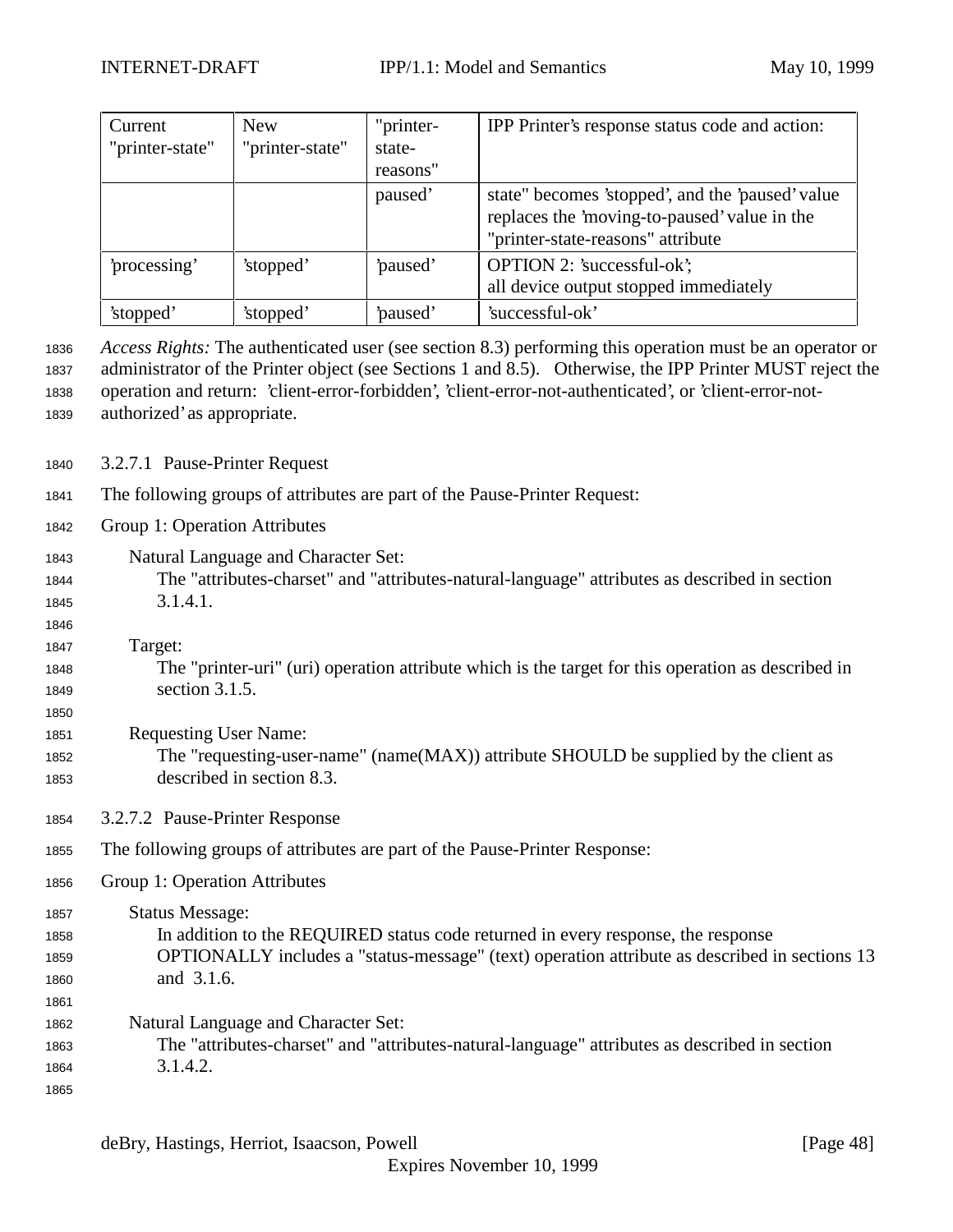| Current "printer-state" | New "printer-state" | "printer-state-reasons" | IPP Printer's response status code and action: |
|---|---|---|---|
| | | paused' | state" becomes 'stopped', and the 'paused' value replaces the 'moving-to-paused' value in the "printer-state-reasons" attribute |
| 'processing' | 'stopped' | 'paused' | OPTION 2: 'successful-ok'; all device output stopped immediately |
| 'stopped' | 'stopped' | 'paused' | 'successful-ok' |

*Access Rights:* The authenticated user (see section 8.3) performing this operation must be an operator or administrator of the Printer object (see Sections 1 and 8.5). Otherwise, the IPP Printer MUST reject the operation and return: 'client-error-forbidden', 'client-error-not-authenticated', or 'client-error-not-authorized' as appropriate.

#### 3.2.7.1 Pause-Printer Request

The following groups of attributes are part of the Pause-Printer Request:

Group 1: Operation Attributes

Natural Language and Character Set:
The "attributes-charset" and "attributes-natural-language" attributes as described in section 3.1.4.1.

Target:
The "printer-uri" (uri) operation attribute which is the target for this operation as described in section 3.1.5.

Requesting User Name:
The "requesting-user-name" (name(MAX)) attribute SHOULD be supplied by the client as described in section 8.3.

#### 3.2.7.2 Pause-Printer Response

The following groups of attributes are part of the Pause-Printer Response:

Group 1: Operation Attributes

Status Message:
In addition to the REQUIRED status code returned in every response, the response OPTIONALLY includes a "status-message" (text) operation attribute as described in sections 13 and 3.1.6.

Natural Language and Character Set:
The "attributes-charset" and "attributes-natural-language" attributes as described in section 3.1.4.2.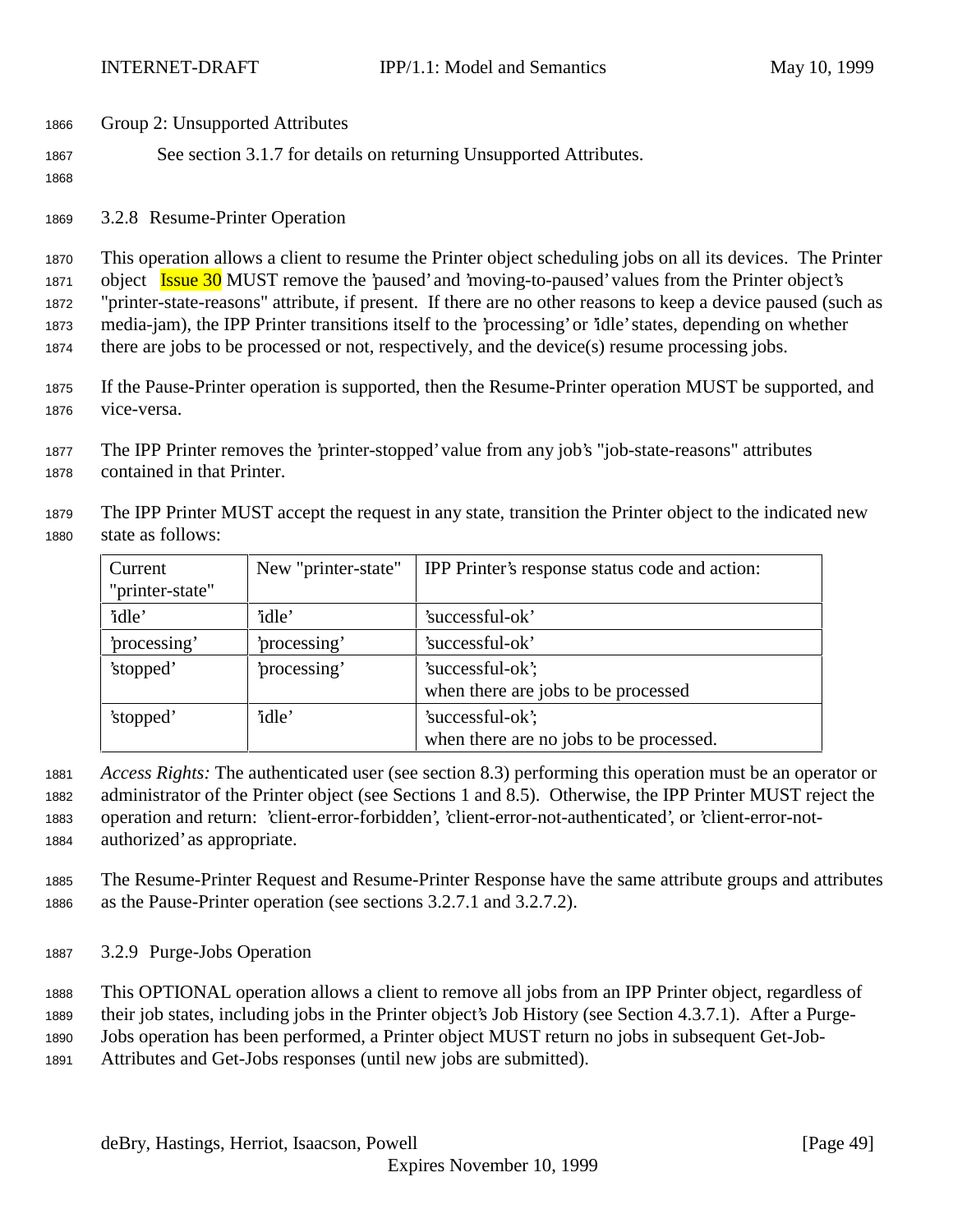Group 2: Unsupported Attributes

See section 3.1.7 for details on returning Unsupported Attributes.

### 3.2.8 Resume-Printer Operation

This operation allows a client to resume the Printer object scheduling jobs on all its devices. The Printer object Issue 30 MUST remove the 'paused' and 'moving-to-paused' values from the Printer object's "printer-state-reasons" attribute, if present. If there are no other reasons to keep a device paused (such as media-jam), the IPP Printer transitions itself to the 'processing' or 'idle' states, depending on whether there are jobs to be processed or not, respectively, and the device(s) resume processing jobs.

If the Pause-Printer operation is supported, then the Resume-Printer operation MUST be supported, and vice-versa.

The IPP Printer removes the 'printer-stopped' value from any job's "job-state-reasons" attributes contained in that Printer.

The IPP Printer MUST accept the request in any state, transition the Printer object to the indicated new state as follows:

| Current "printer-state" | New "printer-state" | IPP Printer's response status code and action: |
|---|---|---|
| 'idle' | 'idle' | 'successful-ok' |
| 'processing' | 'processing' | 'successful-ok' |
| 'stopped' | 'processing' | 'successful-ok'; when there are jobs to be processed |
| 'stopped' | 'idle' | 'successful-ok'; when there are no jobs to be processed. |

*Access Rights:* The authenticated user (see section 8.3) performing this operation must be an operator or administrator of the Printer object (see Sections 1 and 8.5). Otherwise, the IPP Printer MUST reject the operation and return: 'client-error-forbidden', 'client-error-not-authenticated', or 'client-error-not-authorized' as appropriate.

The Resume-Printer Request and Resume-Printer Response have the same attribute groups and attributes as the Pause-Printer operation (see sections 3.2.7.1 and 3.2.7.2).

### 3.2.9 Purge-Jobs Operation

This OPTIONAL operation allows a client to remove all jobs from an IPP Printer object, regardless of their job states, including jobs in the Printer object's Job History (see Section 4.3.7.1). After a Purge-Jobs operation has been performed, a Printer object MUST return no jobs in subsequent Get-Job-Attributes and Get-Jobs responses (until new jobs are submitted).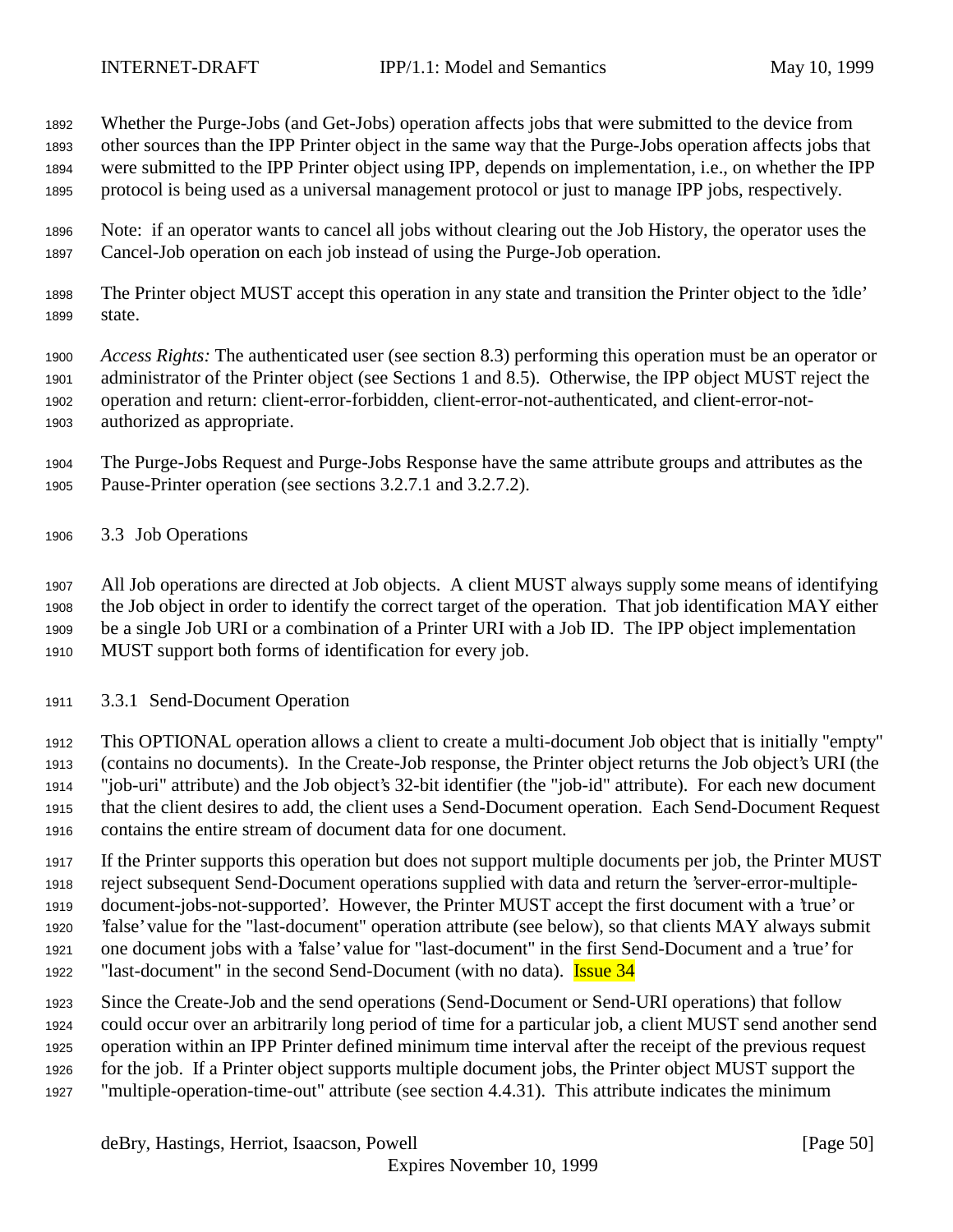Whether the Purge-Jobs (and Get-Jobs) operation affects jobs that were submitted to the device from other sources than the IPP Printer object in the same way that the Purge-Jobs operation affects jobs that were submitted to the IPP Printer object using IPP, depends on implementation, i.e., on whether the IPP protocol is being used as a universal management protocol or just to manage IPP jobs, respectively.

Note: if an operator wants to cancel all jobs without clearing out the Job History, the operator uses the Cancel-Job operation on each job instead of using the Purge-Job operation.

The Printer object MUST accept this operation in any state and transition the Printer object to the 'idle' state.

*Access Rights:* The authenticated user (see section 8.3) performing this operation must be an operator or administrator of the Printer object (see Sections 1 and 8.5). Otherwise, the IPP object MUST reject the operation and return: client-error-forbidden, client-error-not-authenticated, and client-error-not-authorized as appropriate.

The Purge-Jobs Request and Purge-Jobs Response have the same attribute groups and attributes as the Pause-Printer operation (see sections 3.2.7.1 and 3.2.7.2).

## 3.3 Job Operations

All Job operations are directed at Job objects. A client MUST always supply some means of identifying the Job object in order to identify the correct target of the operation. That job identification MAY either be a single Job URI or a combination of a Printer URI with a Job ID. The IPP object implementation MUST support both forms of identification for every job.

### 3.3.1 Send-Document Operation

This OPTIONAL operation allows a client to create a multi-document Job object that is initially "empty" (contains no documents). In the Create-Job response, the Printer object returns the Job object's URI (the "job-uri" attribute) and the Job object's 32-bit identifier (the "job-id" attribute). For each new document that the client desires to add, the client uses a Send-Document operation. Each Send-Document Request contains the entire stream of document data for one document.

If the Printer supports this operation but does not support multiple documents per job, the Printer MUST reject subsequent Send-Document operations supplied with data and return the 'server-error-multiple-document-jobs-not-supported'. However, the Printer MUST accept the first document with a 'true' or 'false' value for the "last-document" operation attribute (see below), so that clients MAY always submit one document jobs with a 'false' value for "last-document" in the first Send-Document and a 'true' for "last-document" in the second Send-Document (with no data). Issue 34

Since the Create-Job and the send operations (Send-Document or Send-URI operations) that follow could occur over an arbitrarily long period of time for a particular job, a client MUST send another send operation within an IPP Printer defined minimum time interval after the receipt of the previous request for the job. If a Printer object supports multiple document jobs, the Printer object MUST support the "multiple-operation-time-out" attribute (see section 4.4.31). This attribute indicates the minimum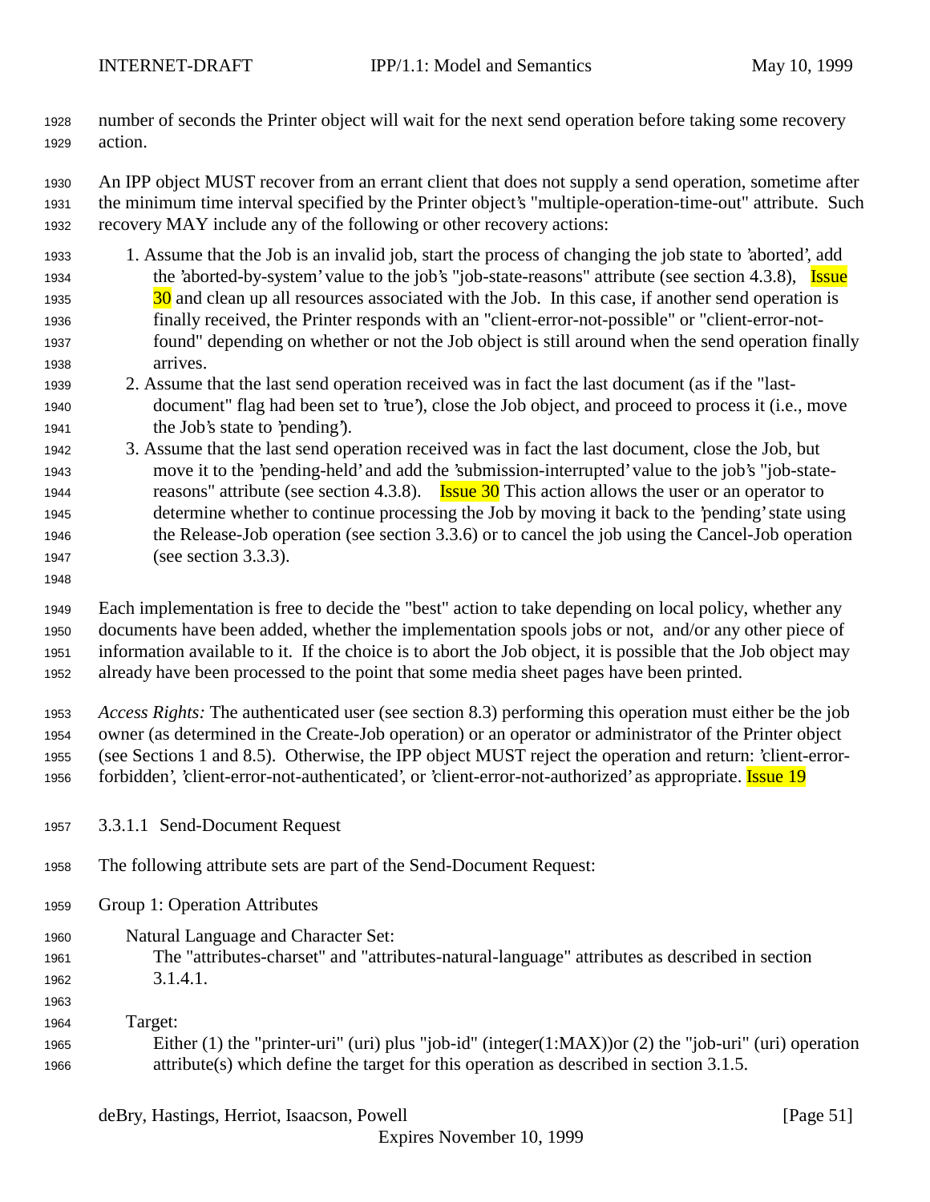number of seconds the Printer object will wait for the next send operation before taking some recovery action.

An IPP object MUST recover from an errant client that does not supply a send operation, sometime after the minimum time interval specified by the Printer object's "multiple-operation-time-out" attribute. Such recovery MAY include any of the following or other recovery actions:

1. Assume that the Job is an invalid job, start the process of changing the job state to 'aborted', add the 'aborted-by-system' value to the job's "job-state-reasons" attribute (see section 4.3.8), Issue 30 and clean up all resources associated with the Job. In this case, if another send operation is finally received, the Printer responds with an "client-error-not-possible" or "client-error-not-found" depending on whether or not the Job object is still around when the send operation finally arrives.
2. Assume that the last send operation received was in fact the last document (as if the "last-document" flag had been set to 'true'), close the Job object, and proceed to process it (i.e., move the Job's state to 'pending').
3. Assume that the last send operation received was in fact the last document, close the Job, but move it to the 'pending-held' and add the 'submission-interrupted' value to the job's "job-state-reasons" attribute (see section 4.3.8). Issue 30 This action allows the user or an operator to determine whether to continue processing the Job by moving it back to the 'pending' state using the Release-Job operation (see section 3.3.6) or to cancel the job using the Cancel-Job operation (see section 3.3.3).

Each implementation is free to decide the "best" action to take depending on local policy, whether any documents have been added, whether the implementation spools jobs or not, and/or any other piece of information available to it. If the choice is to abort the Job object, it is possible that the Job object may already have been processed to the point that some media sheet pages have been printed.

*Access Rights:* The authenticated user (see section 8.3) performing this operation must either be the job owner (as determined in the Create-Job operation) or an operator or administrator of the Printer object (see Sections 1 and 8.5). Otherwise, the IPP object MUST reject the operation and return: 'client-error-forbidden', 'client-error-not-authenticated', or 'client-error-not-authorized' as appropriate. Issue 19

#### 3.3.1.1 Send-Document Request

The following attribute sets are part of the Send-Document Request:

Group 1: Operation Attributes

Natural Language and Character Set:
The "attributes-charset" and "attributes-natural-language" attributes as described in section 3.1.4.1.

Target:
Either (1) the "printer-uri" (uri) plus "job-id" (integer(1:MAX))or (2) the "job-uri" (uri) operation attribute(s) which define the target for this operation as described in section 3.1.5.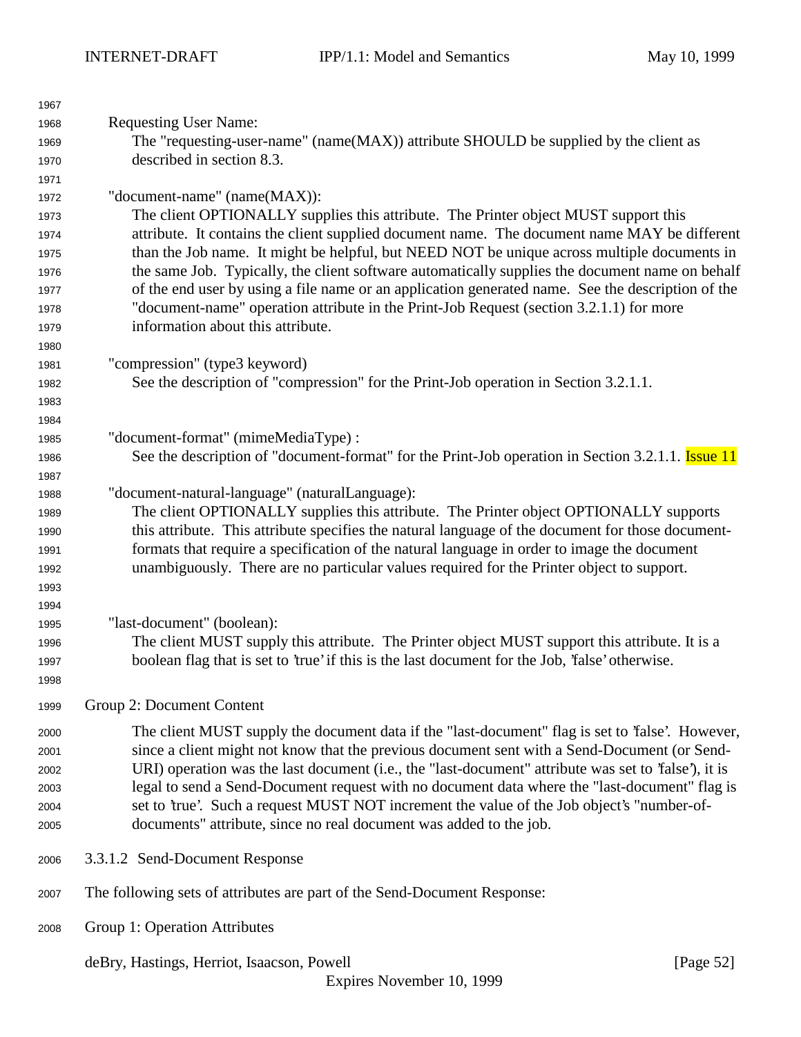Requesting User Name:

The "requesting-user-name" (name(MAX)) attribute SHOULD be supplied by the client as described in section 8.3.

"document-name" (name(MAX)):

The client OPTIONALLY supplies this attribute. The Printer object MUST support this attribute. It contains the client supplied document name. The document name MAY be different than the Job name. It might be helpful, but NEED NOT be unique across multiple documents in the same Job. Typically, the client software automatically supplies the document name on behalf of the end user by using a file name or an application generated name. See the description of the "document-name" operation attribute in the Print-Job Request (section 3.2.1.1) for more information about this attribute.

"compression" (type3 keyword)

See the description of "compression" for the Print-Job operation in Section 3.2.1.1.

"document-format" (mimeMediaType) :

See the description of "document-format" for the Print-Job operation in Section 3.2.1.1. Issue 11

"document-natural-language" (naturalLanguage):

The client OPTIONALLY supplies this attribute. The Printer object OPTIONALLY supports this attribute. This attribute specifies the natural language of the document for those document-formats that require a specification of the natural language in order to image the document unambiguously. There are no particular values required for the Printer object to support.

"last-document" (boolean):

The client MUST supply this attribute. The Printer object MUST support this attribute. It is a boolean flag that is set to 'true' if this is the last document for the Job, 'false' otherwise.

Group 2: Document Content

The client MUST supply the document data if the "last-document" flag is set to 'false'. However, since a client might not know that the previous document sent with a Send-Document (or Send-URI) operation was the last document (i.e., the "last-document" attribute was set to 'false'), it is legal to send a Send-Document request with no document data where the "last-document" flag is set to 'true'. Such a request MUST NOT increment the value of the Job object's "number-of-documents" attribute, since no real document was added to the job.

#### 3.3.1.2 Send-Document Response

The following sets of attributes are part of the Send-Document Response:

Group 1: Operation Attributes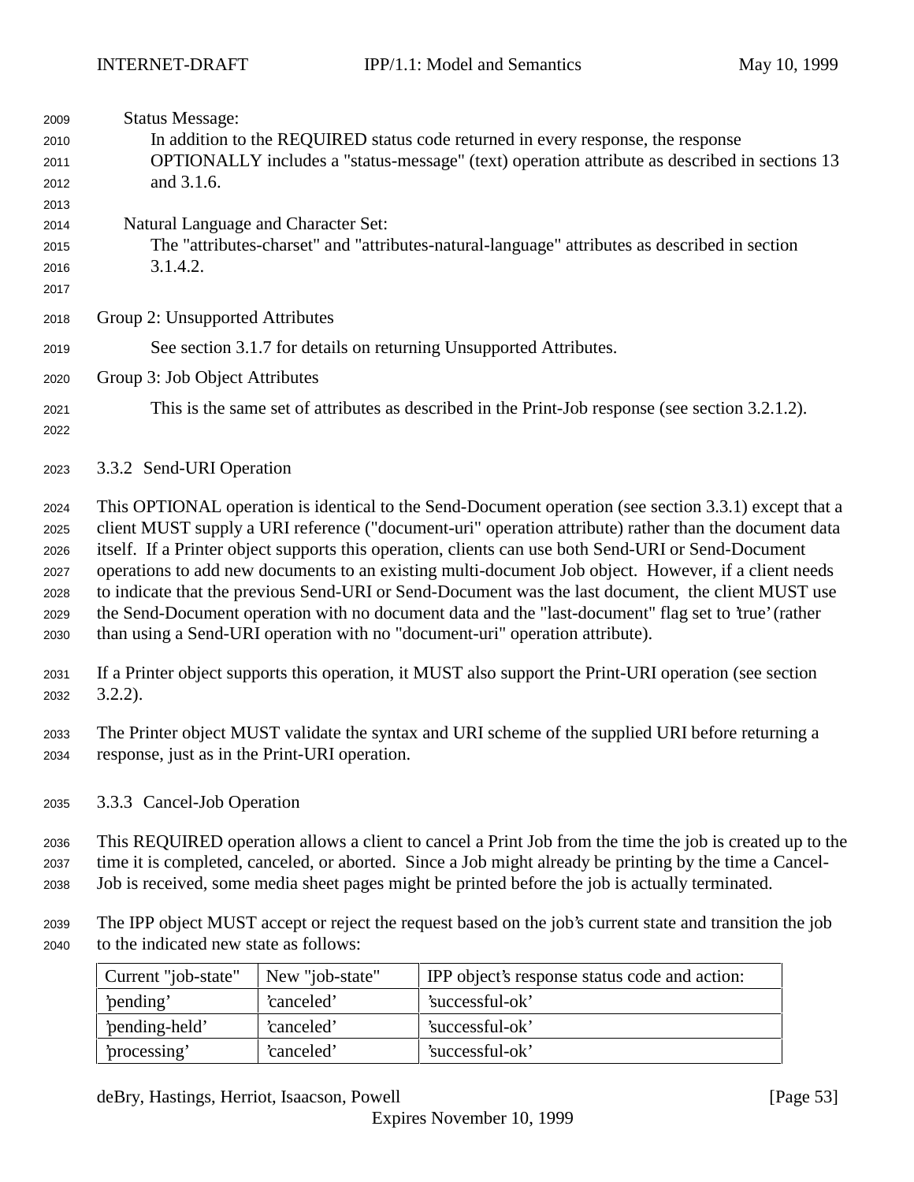Status Message:

In addition to the REQUIRED status code returned in every response, the response OPTIONALLY includes a "status-message" (text) operation attribute as described in sections 13 and 3.1.6.

Natural Language and Character Set:

The "attributes-charset" and "attributes-natural-language" attributes as described in section 3.1.4.2.

Group 2: Unsupported Attributes

See section 3.1.7 for details on returning Unsupported Attributes.

Group 3: Job Object Attributes

This is the same set of attributes as described in the Print-Job response (see section 3.2.1.2).

### 3.3.2 Send-URI Operation

This OPTIONAL operation is identical to the Send-Document operation (see section 3.3.1) except that a client MUST supply a URI reference ("document-uri" operation attribute) rather than the document data itself. If a Printer object supports this operation, clients can use both Send-URI or Send-Document operations to add new documents to an existing multi-document Job object. However, if a client needs to indicate that the previous Send-URI or Send-Document was the last document, the client MUST use the Send-Document operation with no document data and the "last-document" flag set to 'true' (rather than using a Send-URI operation with no "document-uri" operation attribute).

If a Printer object supports this operation, it MUST also support the Print-URI operation (see section 3.2.2).

The Printer object MUST validate the syntax and URI scheme of the supplied URI before returning a response, just as in the Print-URI operation.

### 3.3.3 Cancel-Job Operation

This REQUIRED operation allows a client to cancel a Print Job from the time the job is created up to the time it is completed, canceled, or aborted. Since a Job might already be printing by the time a Cancel-Job is received, some media sheet pages might be printed before the job is actually terminated.

The IPP object MUST accept or reject the request based on the job's current state and transition the job to the indicated new state as follows:

| Current "job-state" | New "job-state" | IPP object's response status code and action: |
|---|---|---|
| 'pending' | 'canceled' | 'successful-ok' |
| 'pending-held' | 'canceled' | 'successful-ok' |
| 'processing' | 'canceled' | 'successful-ok' |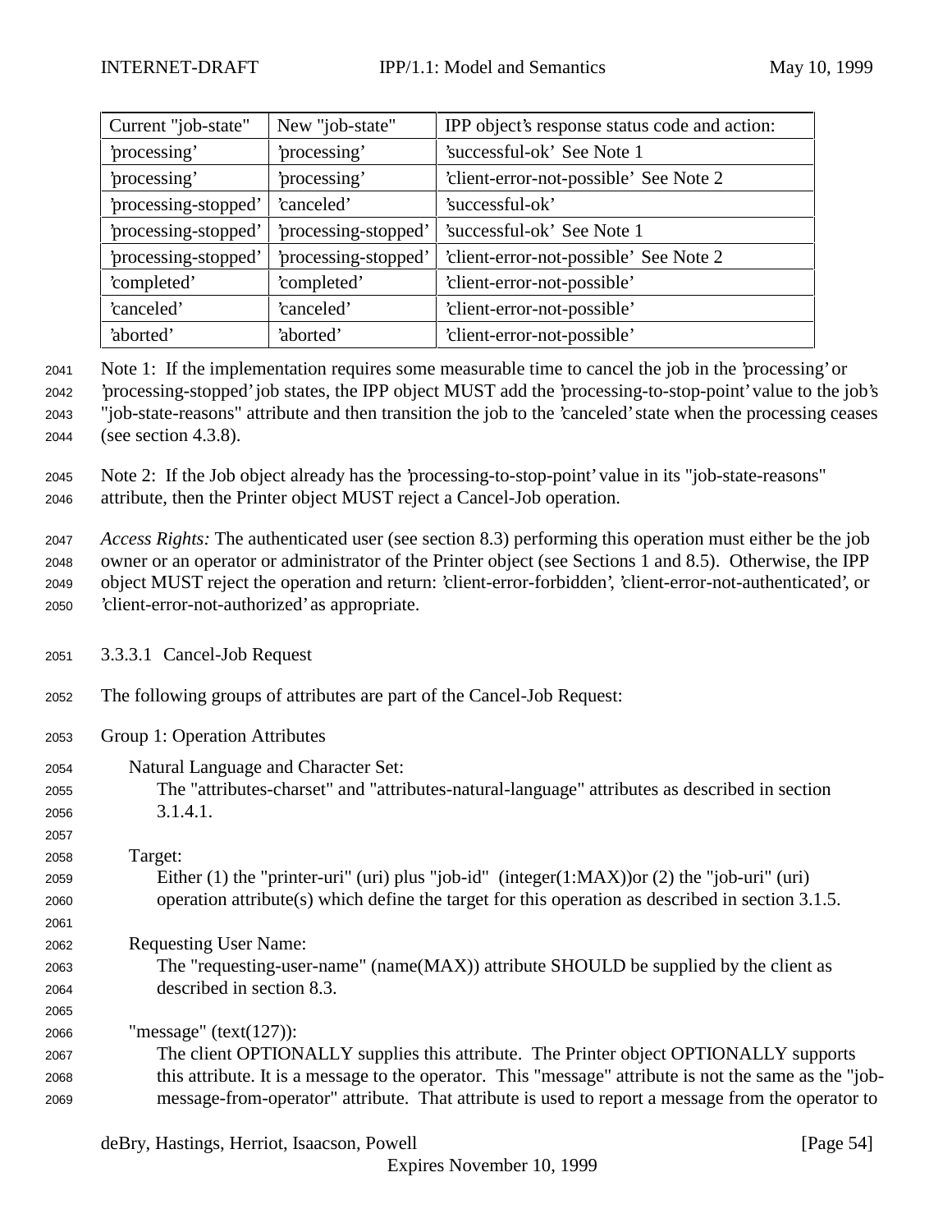| Current "job-state" | New "job-state" | IPP object's response status code and action: |
|---|---|---|
| 'processing' | 'processing' | 'successful-ok' See Note 1 |
| 'processing' | 'processing' | 'client-error-not-possible' See Note 2 |
| 'processing-stopped' | 'canceled' | 'successful-ok' |
| 'processing-stopped' | 'processing-stopped' | 'successful-ok' See Note 1 |
| 'processing-stopped' | 'processing-stopped' | 'client-error-not-possible' See Note 2 |
| 'completed' | 'completed' | 'client-error-not-possible' |
| 'canceled' | 'canceled' | 'client-error-not-possible' |
| 'aborted' | 'aborted' | 'client-error-not-possible' |

Note 1: If the implementation requires some measurable time to cancel the job in the 'processing' or 'processing-stopped' job states, the IPP object MUST add the 'processing-to-stop-point' value to the job's "job-state-reasons" attribute and then transition the job to the 'canceled' state when the processing ceases (see section 4.3.8).

Note 2: If the Job object already has the 'processing-to-stop-point' value in its "job-state-reasons" attribute, then the Printer object MUST reject a Cancel-Job operation.

*Access Rights:* The authenticated user (see section 8.3) performing this operation must either be the job owner or an operator or administrator of the Printer object (see Sections 1 and 8.5). Otherwise, the IPP object MUST reject the operation and return: 'client-error-forbidden', 'client-error-not-authenticated', or 'client-error-not-authorized' as appropriate.

### 3.3.3.1 Cancel-Job Request

The following groups of attributes are part of the Cancel-Job Request:

Group 1: Operation Attributes

Natural Language and Character Set:
The "attributes-charset" and "attributes-natural-language" attributes as described in section 3.1.4.1.

Target:
Either (1) the "printer-uri" (uri) plus "job-id" (integer(1:MAX))or (2) the "job-uri" (uri) operation attribute(s) which define the target for this operation as described in section 3.1.5.

Requesting User Name:
The "requesting-user-name" (name(MAX)) attribute SHOULD be supplied by the client as described in section 8.3.

"message" (text(127)):
The client OPTIONALLY supplies this attribute. The Printer object OPTIONALLY supports this attribute. It is a message to the operator. This "message" attribute is not the same as the "job-message-from-operator" attribute. That attribute is used to report a message from the operator to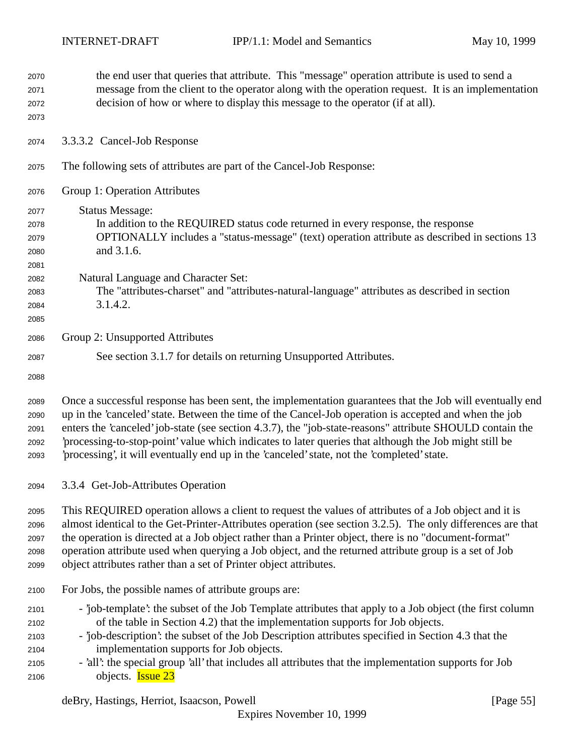the end user that queries that attribute. This "message" operation attribute is used to send a message from the client to the operator along with the operation request. It is an implementation decision of how or where to display this message to the operator (if at all).

### 3.3.3.2 Cancel-Job Response

The following sets of attributes are part of the Cancel-Job Response:

Group 1: Operation Attributes

Status Message:
In addition to the REQUIRED status code returned in every response, the response OPTIONALLY includes a "status-message" (text) operation attribute as described in sections 13 and 3.1.6.

Natural Language and Character Set:
The "attributes-charset" and "attributes-natural-language" attributes as described in section 3.1.4.2.

Group 2: Unsupported Attributes

See section 3.1.7 for details on returning Unsupported Attributes.

Once a successful response has been sent, the implementation guarantees that the Job will eventually end up in the 'canceled' state. Between the time of the Cancel-Job operation is accepted and when the job enters the 'canceled' job-state (see section 4.3.7), the "job-state-reasons" attribute SHOULD contain the 'processing-to-stop-point' value which indicates to later queries that although the Job might still be 'processing', it will eventually end up in the 'canceled' state, not the 'completed' state.

### 3.3.4 Get-Job-Attributes Operation

This REQUIRED operation allows a client to request the values of attributes of a Job object and it is almost identical to the Get-Printer-Attributes operation (see section 3.2.5). The only differences are that the operation is directed at a Job object rather than a Printer object, there is no "document-format" operation attribute used when querying a Job object, and the returned attribute group is a set of Job object attributes rather than a set of Printer object attributes.

For Jobs, the possible names of attribute groups are:

- 'job-template': the subset of the Job Template attributes that apply to a Job object (the first column of the table in Section 4.2) that the implementation supports for Job objects.
- 'job-description': the subset of the Job Description attributes specified in Section 4.3 that the implementation supports for Job objects.
- 'all': the special group 'all' that includes all attributes that the implementation supports for Job objects. Issue 23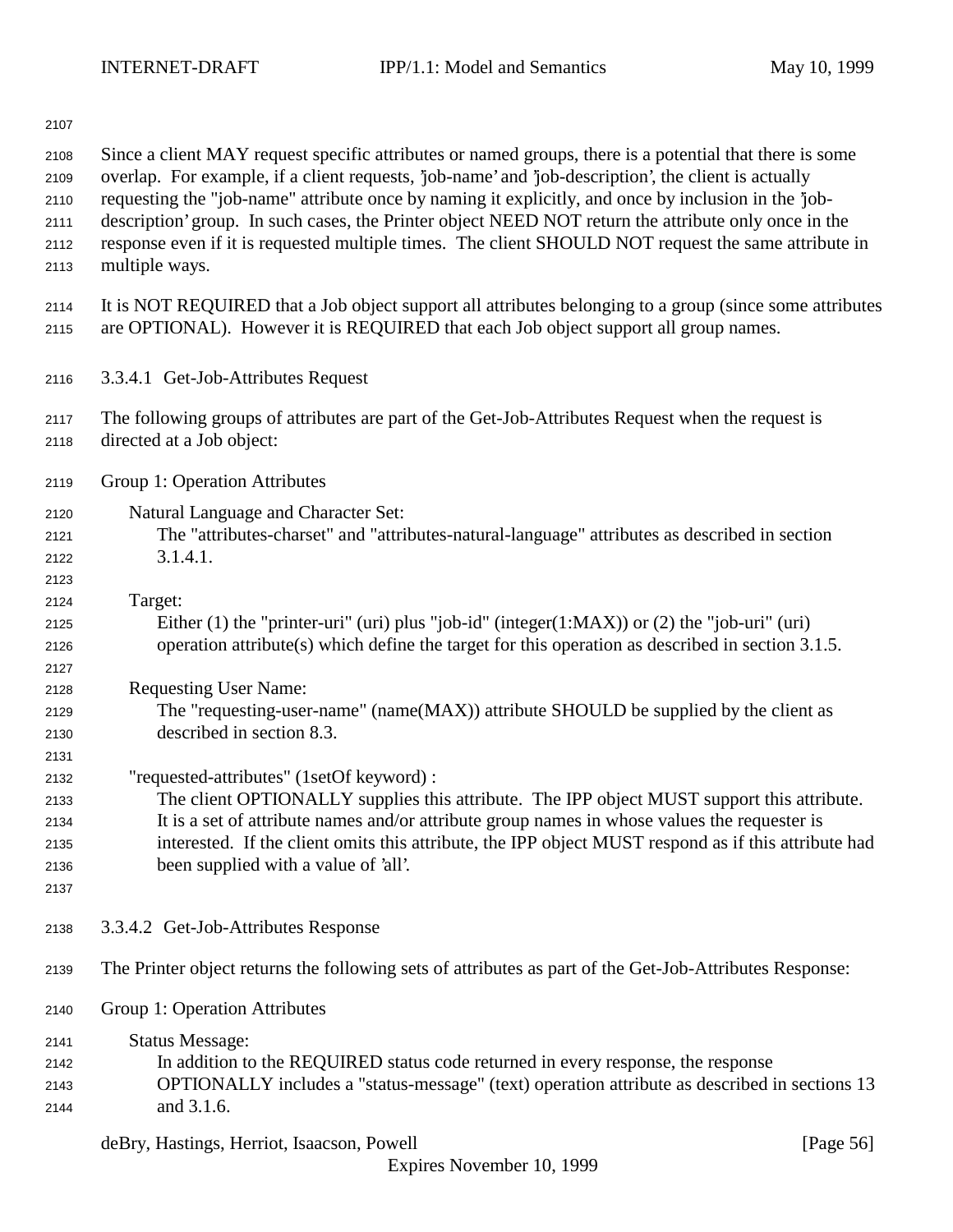Since a client MAY request specific attributes or named groups, there is a potential that there is some overlap. For example, if a client requests, 'job-name' and 'job-description', the client is actually requesting the "job-name" attribute once by naming it explicitly, and once by inclusion in the 'job-description' group. In such cases, the Printer object NEED NOT return the attribute only once in the response even if it is requested multiple times. The client SHOULD NOT request the same attribute in multiple ways.

It is NOT REQUIRED that a Job object support all attributes belonging to a group (since some attributes are OPTIONAL). However it is REQUIRED that each Job object support all group names.

#### 3.3.4.1 Get-Job-Attributes Request

The following groups of attributes are part of the Get-Job-Attributes Request when the request is directed at a Job object:

Group 1: Operation Attributes

Natural Language and Character Set:
The "attributes-charset" and "attributes-natural-language" attributes as described in section 3.1.4.1.

Target:
Either (1) the "printer-uri" (uri) plus "job-id" (integer(1:MAX)) or (2) the "job-uri" (uri) operation attribute(s) which define the target for this operation as described in section 3.1.5.

Requesting User Name:
The "requesting-user-name" (name(MAX)) attribute SHOULD be supplied by the client as described in section 8.3.

"requested-attributes" (1setOf keyword) :
The client OPTIONALLY supplies this attribute. The IPP object MUST support this attribute. It is a set of attribute names and/or attribute group names in whose values the requester is interested. If the client omits this attribute, the IPP object MUST respond as if this attribute had been supplied with a value of 'all'.

#### 3.3.4.2 Get-Job-Attributes Response

The Printer object returns the following sets of attributes as part of the Get-Job-Attributes Response:

Group 1: Operation Attributes

Status Message:
In addition to the REQUIRED status code returned in every response, the response OPTIONALLY includes a "status-message" (text) operation attribute as described in sections 13 and 3.1.6.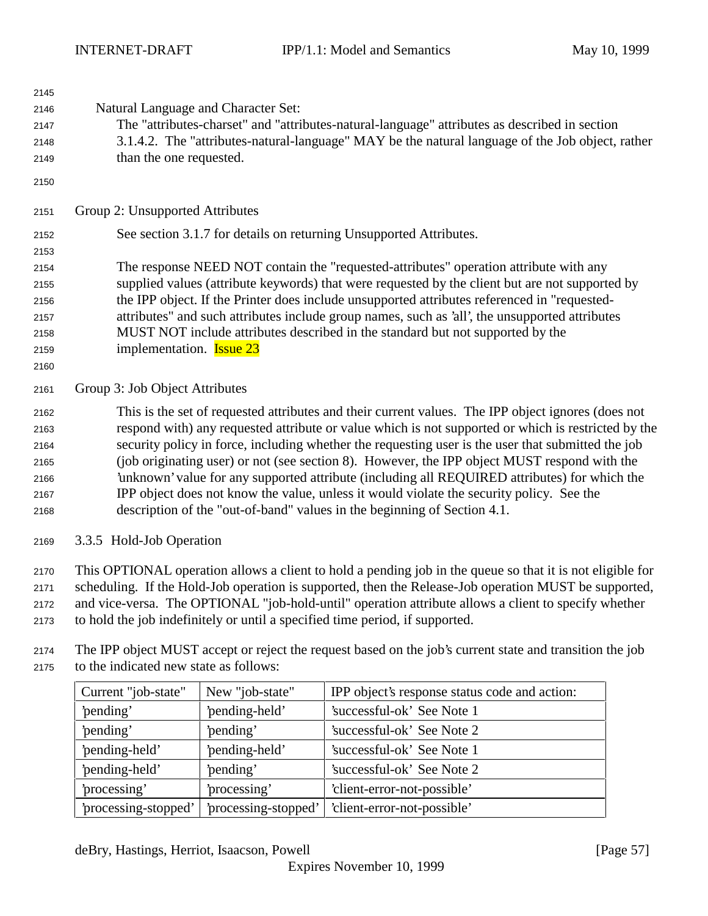Natural Language and Character Set:

The "attributes-charset" and "attributes-natural-language" attributes as described in section 3.1.4.2. The "attributes-natural-language" MAY be the natural language of the Job object, rather than the one requested.

Group 2: Unsupported Attributes

See section 3.1.7 for details on returning Unsupported Attributes.

The response NEED NOT contain the "requested-attributes" operation attribute with any supplied values (attribute keywords) that were requested by the client but are not supported by the IPP object. If the Printer does include unsupported attributes referenced in "requested-attributes" and such attributes include group names, such as 'all', the unsupported attributes MUST NOT include attributes described in the standard but not supported by the implementation. Issue 23

Group 3: Job Object Attributes

This is the set of requested attributes and their current values. The IPP object ignores (does not respond with) any requested attribute or value which is not supported or which is restricted by the security policy in force, including whether the requesting user is the user that submitted the job (job originating user) or not (see section 8). However, the IPP object MUST respond with the 'unknown' value for any supported attribute (including all REQUIRED attributes) for which the IPP object does not know the value, unless it would violate the security policy. See the description of the "out-of-band" values in the beginning of Section 4.1.

### 3.3.5 Hold-Job Operation

This OPTIONAL operation allows a client to hold a pending job in the queue so that it is not eligible for scheduling. If the Hold-Job operation is supported, then the Release-Job operation MUST be supported, and vice-versa. The OPTIONAL "job-hold-until" operation attribute allows a client to specify whether to hold the job indefinitely or until a specified time period, if supported.

The IPP object MUST accept or reject the request based on the job's current state and transition the job to the indicated new state as follows:

| Current "job-state" | New "job-state" | IPP object's response status code and action: |
|---|---|---|
| 'pending' | 'pending-held' | 'successful-ok' See Note 1 |
| 'pending' | 'pending' | 'successful-ok' See Note 2 |
| 'pending-held' | 'pending-held' | 'successful-ok' See Note 1 |
| 'pending-held' | 'pending' | 'successful-ok' See Note 2 |
| 'processing' | 'processing' | 'client-error-not-possible' |
| 'processing-stopped' | 'processing-stopped' | 'client-error-not-possible' |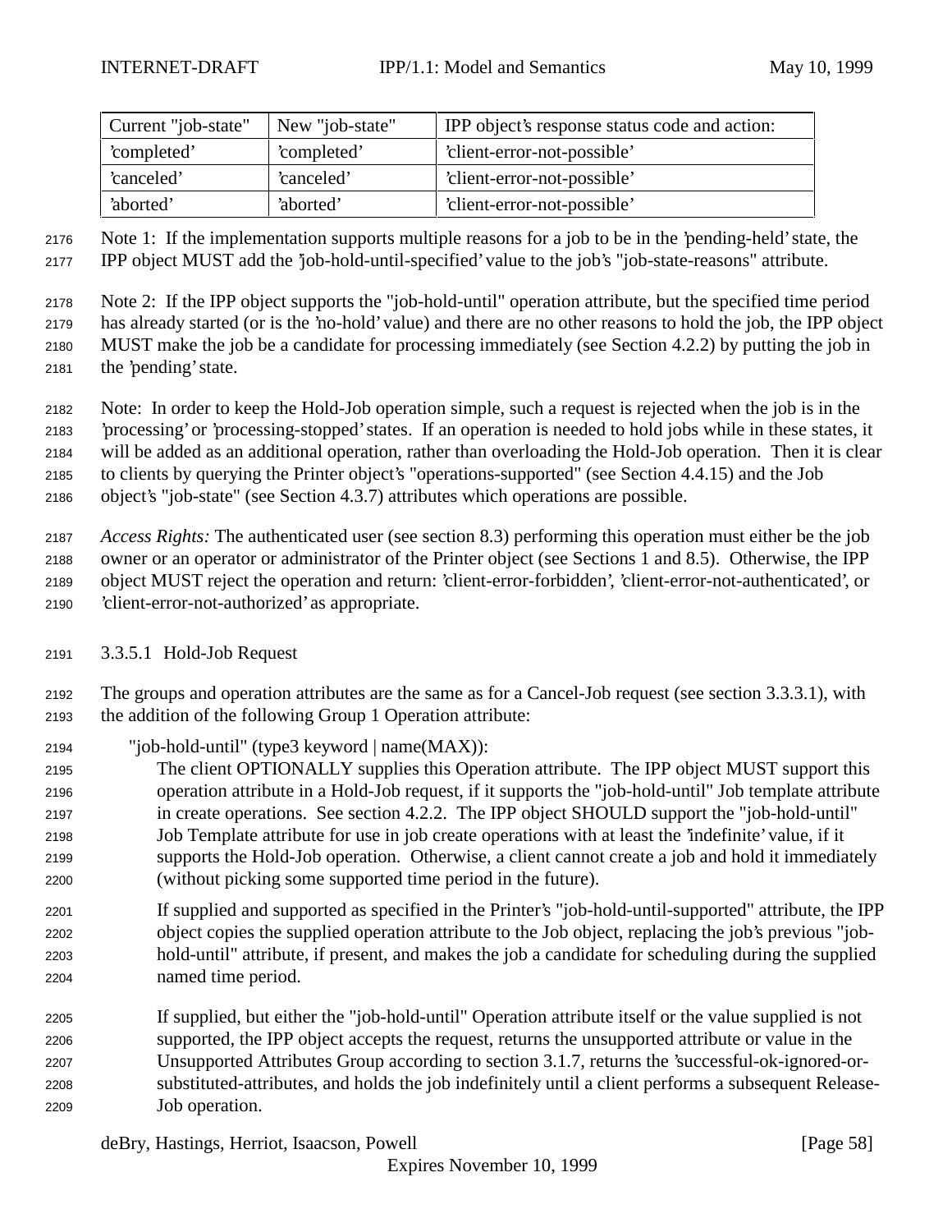| Current "job-state" | New "job-state" | IPP object's response status code and action: |
|---|---|---|
| 'completed' | 'completed' | 'client-error-not-possible' |
| 'canceled' | 'canceled' | 'client-error-not-possible' |
| 'aborted' | 'aborted' | 'client-error-not-possible' |

Note 1: If the implementation supports multiple reasons for a job to be in the 'pending-held' state, the IPP object MUST add the 'job-hold-until-specified' value to the job's "job-state-reasons" attribute.

Note 2: If the IPP object supports the "job-hold-until" operation attribute, but the specified time period has already started (or is the 'no-hold' value) and there are no other reasons to hold the job, the IPP object MUST make the job be a candidate for processing immediately (see Section 4.2.2) by putting the job in the 'pending' state.

Note: In order to keep the Hold-Job operation simple, such a request is rejected when the job is in the 'processing' or 'processing-stopped' states. If an operation is needed to hold jobs while in these states, it will be added as an additional operation, rather than overloading the Hold-Job operation. Then it is clear to clients by querying the Printer object's "operations-supported" (see Section 4.4.15) and the Job object's "job-state" (see Section 4.3.7) attributes which operations are possible.

*Access Rights:* The authenticated user (see section 8.3) performing this operation must either be the job owner or an operator or administrator of the Printer object (see Sections 1 and 8.5). Otherwise, the IPP object MUST reject the operation and return: 'client-error-forbidden', 'client-error-not-authenticated', or 'client-error-not-authorized' as appropriate.

### 3.3.5.1 Hold-Job Request

The groups and operation attributes are the same as for a Cancel-Job request (see section 3.3.3.1), with the addition of the following Group 1 Operation attribute:

"job-hold-until" (type3 keyword | name(MAX)):

The client OPTIONALLY supplies this Operation attribute. The IPP object MUST support this operation attribute in a Hold-Job request, if it supports the "job-hold-until" Job template attribute in create operations. See section 4.2.2. The IPP object SHOULD support the "job-hold-until" Job Template attribute for use in job create operations with at least the 'indefinite' value, if it supports the Hold-Job operation. Otherwise, a client cannot create a job and hold it immediately (without picking some supported time period in the future).

If supplied and supported as specified in the Printer's "job-hold-until-supported" attribute, the IPP object copies the supplied operation attribute to the Job object, replacing the job's previous "job-hold-until" attribute, if present, and makes the job a candidate for scheduling during the supplied named time period.

If supplied, but either the "job-hold-until" Operation attribute itself or the value supplied is not supported, the IPP object accepts the request, returns the unsupported attribute or value in the Unsupported Attributes Group according to section 3.1.7, returns the 'successful-ok-ignored-or-substituted-attributes, and holds the job indefinitely until a client performs a subsequent Release-Job operation.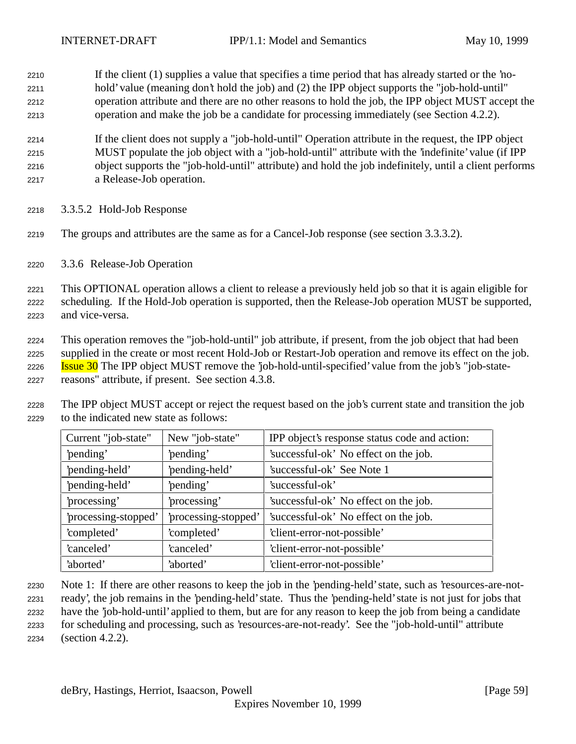If the client (1) supplies a value that specifies a time period that has already started or the 'no-hold' value (meaning don't hold the job) and (2) the IPP object supports the "job-hold-until" operation attribute and there are no other reasons to hold the job, the IPP object MUST accept the operation and make the job be a candidate for processing immediately (see Section 4.2.2).

If the client does not supply a "job-hold-until" Operation attribute in the request, the IPP object MUST populate the job object with a "job-hold-until" attribute with the 'indefinite' value (if IPP object supports the "job-hold-until" attribute) and hold the job indefinitely, until a client performs a Release-Job operation.

#### 3.3.5.2 Hold-Job Response

The groups and attributes are the same as for a Cancel-Job response (see section 3.3.3.2).

### 3.3.6 Release-Job Operation

This OPTIONAL operation allows a client to release a previously held job so that it is again eligible for scheduling. If the Hold-Job operation is supported, then the Release-Job operation MUST be supported, and vice-versa.

This operation removes the "job-hold-until" job attribute, if present, from the job object that had been supplied in the create or most recent Hold-Job or Restart-Job operation and remove its effect on the job. Issue 30 The IPP object MUST remove the 'job-hold-until-specified' value from the job's "job-state-reasons" attribute, if present. See section 4.3.8.

The IPP object MUST accept or reject the request based on the job's current state and transition the job to the indicated new state as follows:

| Current "job-state" | New "job-state" | IPP object's response status code and action: |
|---|---|---|
| 'pending' | 'pending' | 'successful-ok' No effect on the job. |
| 'pending-held' | 'pending-held' | 'successful-ok' See Note 1 |
| 'pending-held' | 'pending' | 'successful-ok' |
| 'processing' | 'processing' | 'successful-ok' No effect on the job. |
| 'processing-stopped' | 'processing-stopped' | 'successful-ok' No effect on the job. |
| 'completed' | 'completed' | 'client-error-not-possible' |
| 'canceled' | 'canceled' | 'client-error-not-possible' |
| 'aborted' | 'aborted' | 'client-error-not-possible' |

Note 1: If there are other reasons to keep the job in the 'pending-held' state, such as 'resources-are-not-ready', the job remains in the 'pending-held' state. Thus the 'pending-held' state is not just for jobs that have the 'job-hold-until' applied to them, but are for any reason to keep the job from being a candidate for scheduling and processing, such as 'resources-are-not-ready'. See the "job-hold-until" attribute (section 4.2.2).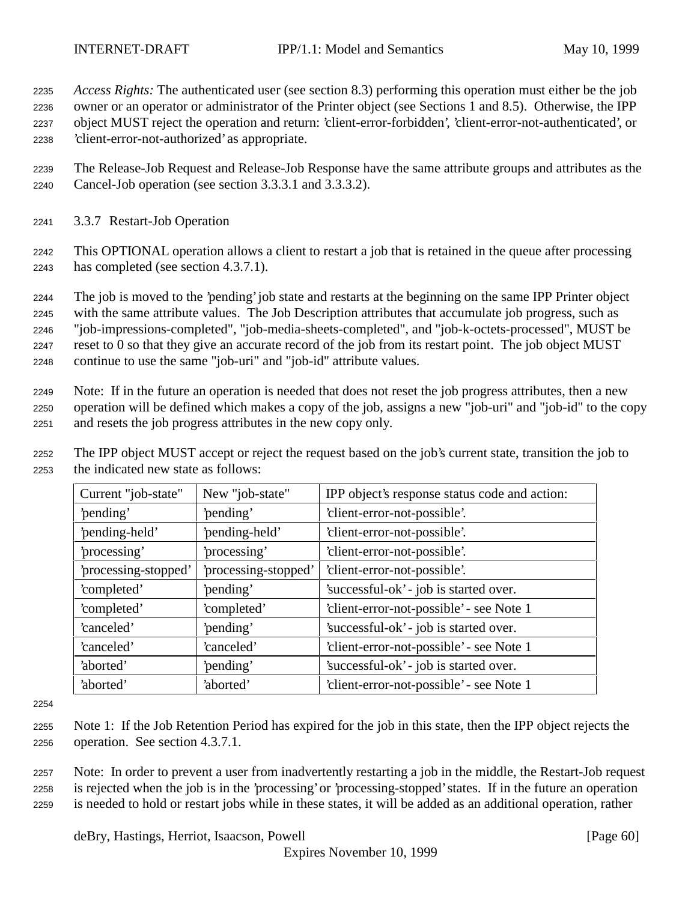*Access Rights:* The authenticated user (see section 8.3) performing this operation must either be the job owner or an operator or administrator of the Printer object (see Sections 1 and 8.5). Otherwise, the IPP object MUST reject the operation and return: 'client-error-forbidden', 'client-error-not-authenticated', or 'client-error-not-authorized' as appropriate.

The Release-Job Request and Release-Job Response have the same attribute groups and attributes as the Cancel-Job operation (see section 3.3.3.1 and 3.3.3.2).

### 3.3.7 Restart-Job Operation

This OPTIONAL operation allows a client to restart a job that is retained in the queue after processing has completed (see section 4.3.7.1).

The job is moved to the 'pending' job state and restarts at the beginning on the same IPP Printer object with the same attribute values. The Job Description attributes that accumulate job progress, such as "job-impressions-completed", "job-media-sheets-completed", and "job-k-octets-processed", MUST be reset to 0 so that they give an accurate record of the job from its restart point. The job object MUST continue to use the same "job-uri" and "job-id" attribute values.

Note: If in the future an operation is needed that does not reset the job progress attributes, then a new operation will be defined which makes a copy of the job, assigns a new "job-uri" and "job-id" to the copy and resets the job progress attributes in the new copy only.

The IPP object MUST accept or reject the request based on the job's current state, transition the job to the indicated new state as follows:

| Current "job-state" | New "job-state" | IPP object's response status code and action: |
|---|---|---|
| 'pending' | 'pending' | 'client-error-not-possible'. |
| 'pending-held' | 'pending-held' | 'client-error-not-possible'. |
| 'processing' | 'processing' | 'client-error-not-possible'. |
| 'processing-stopped' | 'processing-stopped' | 'client-error-not-possible'. |
| 'completed' | 'pending' | 'successful-ok' - job is started over. |
| 'completed' | 'completed' | 'client-error-not-possible' - see Note 1 |
| 'canceled' | 'pending' | 'successful-ok' - job is started over. |
| 'canceled' | 'canceled' | 'client-error-not-possible' - see Note 1 |
| 'aborted' | 'pending' | 'successful-ok' - job is started over. |
| 'aborted' | 'aborted' | 'client-error-not-possible' - see Note 1 |

Note 1: If the Job Retention Period has expired for the job in this state, then the IPP object rejects the operation. See section 4.3.7.1.

Note: In order to prevent a user from inadvertently restarting a job in the middle, the Restart-Job request is rejected when the job is in the 'processing' or 'processing-stopped' states. If in the future an operation is needed to hold or restart jobs while in these states, it will be added as an additional operation, rather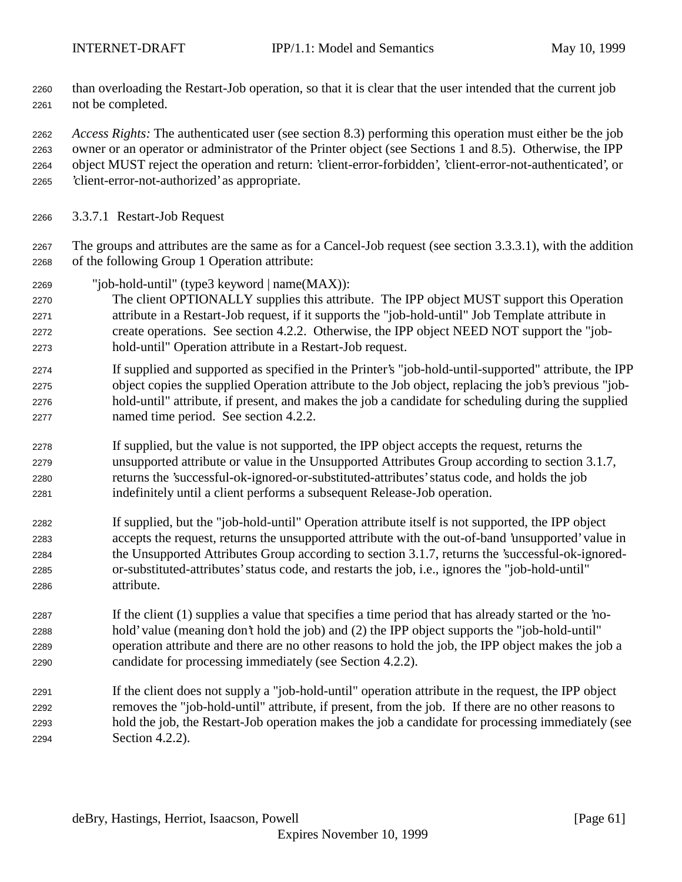than overloading the Restart-Job operation, so that it is clear that the user intended that the current job not be completed.

*Access Rights:* The authenticated user (see section 8.3) performing this operation must either be the job owner or an operator or administrator of the Printer object (see Sections 1 and 8.5). Otherwise, the IPP object MUST reject the operation and return: 'client-error-forbidden', 'client-error-not-authenticated', or 'client-error-not-authorized' as appropriate.

#### 3.3.7.1 Restart-Job Request

The groups and attributes are the same as for a Cancel-Job request (see section 3.3.3.1), with the addition of the following Group 1 Operation attribute:

"job-hold-until" (type3 keyword | name(MAX)):

The client OPTIONALLY supplies this attribute. The IPP object MUST support this Operation attribute in a Restart-Job request, if it supports the "job-hold-until" Job Template attribute in create operations. See section 4.2.2. Otherwise, the IPP object NEED NOT support the "job-hold-until" Operation attribute in a Restart-Job request.

If supplied and supported as specified in the Printer's "job-hold-until-supported" attribute, the IPP object copies the supplied Operation attribute to the Job object, replacing the job's previous "job-hold-until" attribute, if present, and makes the job a candidate for scheduling during the supplied named time period. See section 4.2.2.

If supplied, but the value is not supported, the IPP object accepts the request, returns the unsupported attribute or value in the Unsupported Attributes Group according to section 3.1.7, returns the 'successful-ok-ignored-or-substituted-attributes' status code, and holds the job indefinitely until a client performs a subsequent Release-Job operation.

If supplied, but the "job-hold-until" Operation attribute itself is not supported, the IPP object accepts the request, returns the unsupported attribute with the out-of-band 'unsupported' value in the Unsupported Attributes Group according to section 3.1.7, returns the 'successful-ok-ignored-or-substituted-attributes' status code, and restarts the job, i.e., ignores the "job-hold-until" attribute.

If the client (1) supplies a value that specifies a time period that has already started or the 'no-hold' value (meaning don't hold the job) and (2) the IPP object supports the "job-hold-until" operation attribute and there are no other reasons to hold the job, the IPP object makes the job a candidate for processing immediately (see Section 4.2.2).

If the client does not supply a "job-hold-until" operation attribute in the request, the IPP object removes the "job-hold-until" attribute, if present, from the job. If there are no other reasons to hold the job, the Restart-Job operation makes the job a candidate for processing immediately (see Section 4.2.2).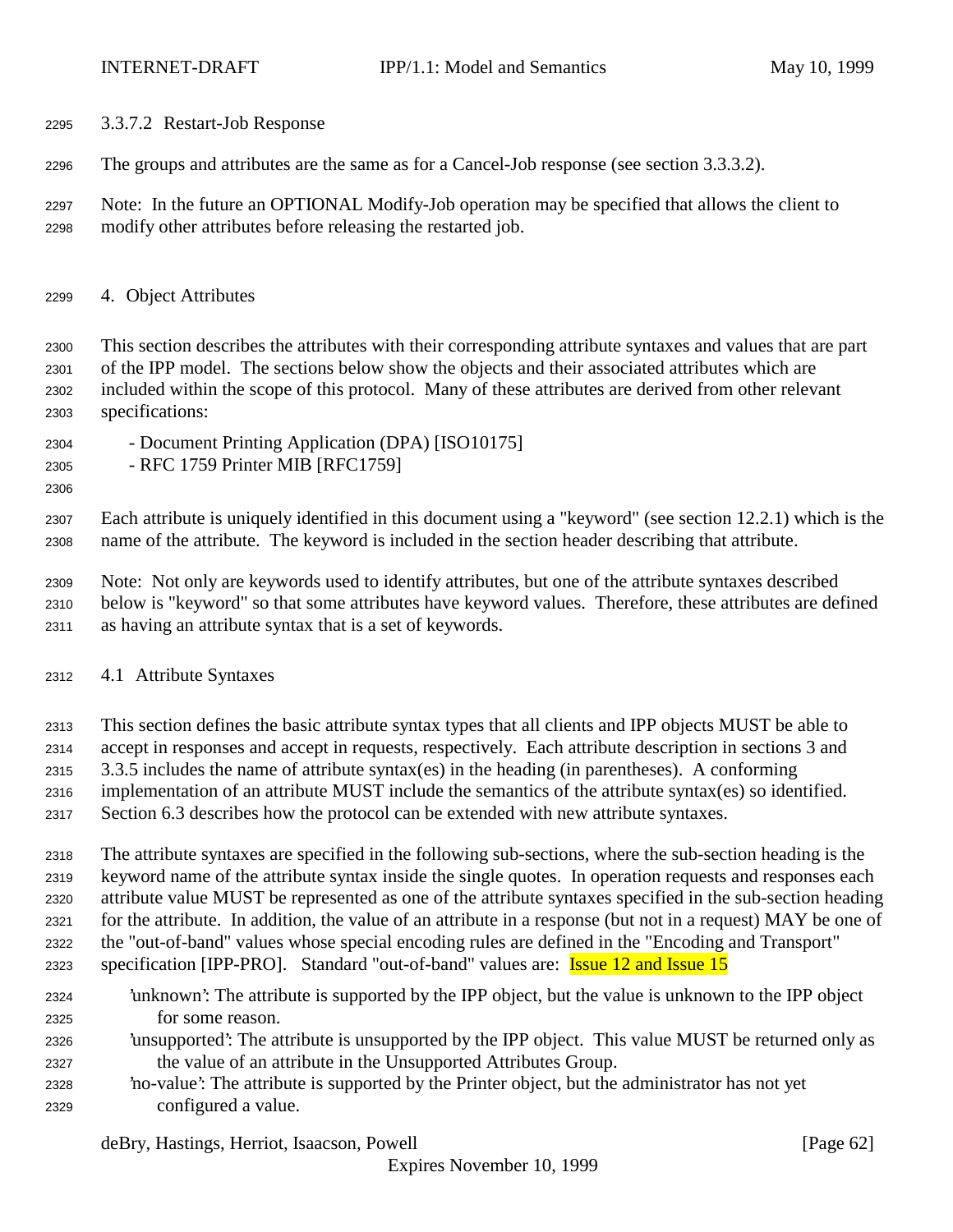#### 3.3.7.2 Restart-Job Response

The groups and attributes are the same as for a Cancel-Job response (see section 3.3.3.2).

Note: In the future an OPTIONAL Modify-Job operation may be specified that allows the client to modify other attributes before releasing the restarted job.

## 4. Object Attributes

This section describes the attributes with their corresponding attribute syntaxes and values that are part of the IPP model. The sections below show the objects and their associated attributes which are included within the scope of this protocol. Many of these attributes are derived from other relevant specifications:

- Document Printing Application (DPA) [ISO10175]
- RFC 1759 Printer MIB [RFC1759]

Each attribute is uniquely identified in this document using a "keyword" (see section 12.2.1) which is the name of the attribute. The keyword is included in the section header describing that attribute.

Note: Not only are keywords used to identify attributes, but one of the attribute syntaxes described below is "keyword" so that some attributes have keyword values. Therefore, these attributes are defined as having an attribute syntax that is a set of keywords.

### 4.1 Attribute Syntaxes

This section defines the basic attribute syntax types that all clients and IPP objects MUST be able to accept in responses and accept in requests, respectively. Each attribute description in sections 3 and 3.3.5 includes the name of attribute syntax(es) in the heading (in parentheses). A conforming implementation of an attribute MUST include the semantics of the attribute syntax(es) so identified. Section 6.3 describes how the protocol can be extended with new attribute syntaxes.

The attribute syntaxes are specified in the following sub-sections, where the sub-section heading is the keyword name of the attribute syntax inside the single quotes. In operation requests and responses each attribute value MUST be represented as one of the attribute syntaxes specified in the sub-section heading for the attribute. In addition, the value of an attribute in a response (but not in a request) MAY be one of the "out-of-band" values whose special encoding rules are defined in the "Encoding and Transport" specification [IPP-PRO]. Standard "out-of-band" values are: Issue 12 and Issue 15

'unknown': The attribute is supported by the IPP object, but the value is unknown to the IPP object for some reason.
'unsupported': The attribute is unsupported by the IPP object. This value MUST be returned only as the value of an attribute in the Unsupported Attributes Group.
'no-value': The attribute is supported by the Printer object, but the administrator has not yet configured a value.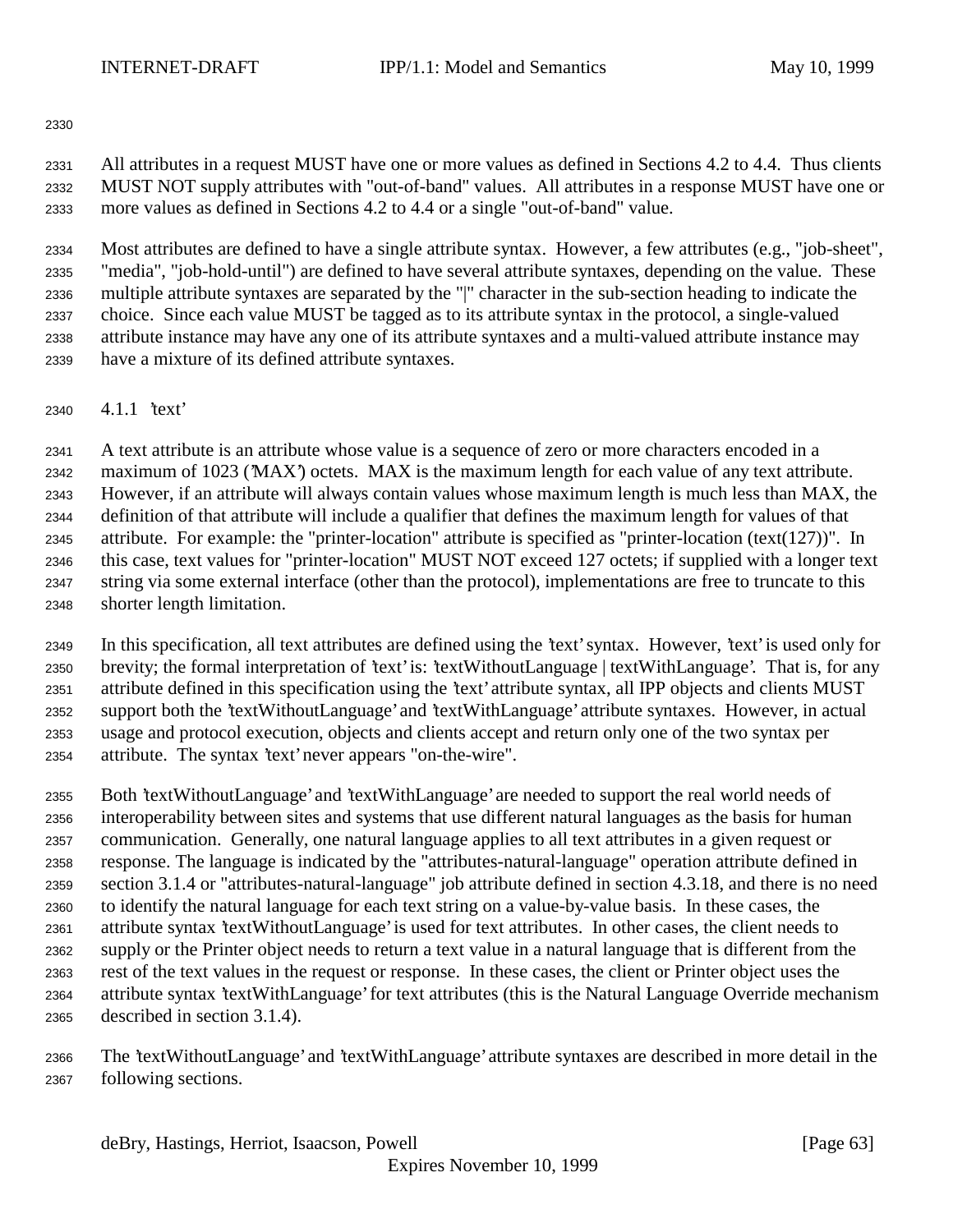All attributes in a request MUST have one or more values as defined in Sections 4.2 to 4.4. Thus clients MUST NOT supply attributes with "out-of-band" values. All attributes in a response MUST have one or more values as defined in Sections 4.2 to 4.4 or a single "out-of-band" value.

Most attributes are defined to have a single attribute syntax. However, a few attributes (e.g., "job-sheet", "media", "job-hold-until") are defined to have several attribute syntaxes, depending on the value. These multiple attribute syntaxes are separated by the "|" character in the sub-section heading to indicate the choice. Since each value MUST be tagged as to its attribute syntax in the protocol, a single-valued attribute instance may have any one of its attribute syntaxes and a multi-valued attribute instance may have a mixture of its defined attribute syntaxes.

### 4.1.1 'text'

A text attribute is an attribute whose value is a sequence of zero or more characters encoded in a maximum of 1023 ('MAX') octets. MAX is the maximum length for each value of any text attribute. However, if an attribute will always contain values whose maximum length is much less than MAX, the definition of that attribute will include a qualifier that defines the maximum length for values of that attribute. For example: the "printer-location" attribute is specified as "printer-location (text(127))". In this case, text values for "printer-location" MUST NOT exceed 127 octets; if supplied with a longer text string via some external interface (other than the protocol), implementations are free to truncate to this shorter length limitation.

In this specification, all text attributes are defined using the 'text' syntax. However, 'text' is used only for brevity; the formal interpretation of 'text' is: 'textWithoutLanguage | textWithLanguage'. That is, for any attribute defined in this specification using the 'text' attribute syntax, all IPP objects and clients MUST support both the 'textWithoutLanguage' and 'textWithLanguage' attribute syntaxes. However, in actual usage and protocol execution, objects and clients accept and return only one of the two syntax per attribute. The syntax 'text' never appears "on-the-wire".

Both 'textWithoutLanguage' and 'textWithLanguage' are needed to support the real world needs of interoperability between sites and systems that use different natural languages as the basis for human communication. Generally, one natural language applies to all text attributes in a given request or response. The language is indicated by the "attributes-natural-language" operation attribute defined in section 3.1.4 or "attributes-natural-language" job attribute defined in section 4.3.18, and there is no need to identify the natural language for each text string on a value-by-value basis. In these cases, the attribute syntax 'textWithoutLanguage' is used for text attributes. In other cases, the client needs to supply or the Printer object needs to return a text value in a natural language that is different from the rest of the text values in the request or response. In these cases, the client or Printer object uses the attribute syntax 'textWithLanguage' for text attributes (this is the Natural Language Override mechanism described in section 3.1.4).

The 'textWithoutLanguage' and 'textWithLanguage' attribute syntaxes are described in more detail in the following sections.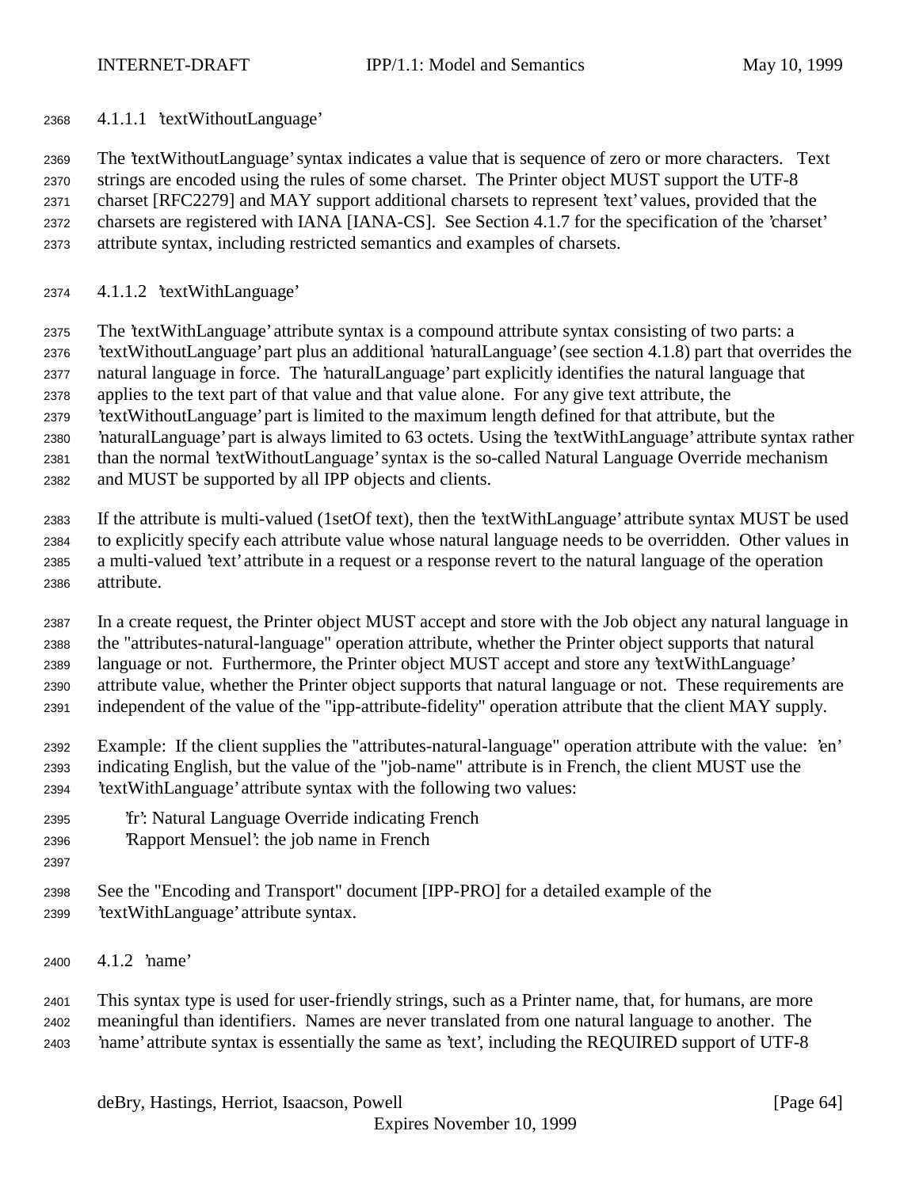#### 4.1.1.1 'textWithoutLanguage'

The 'textWithoutLanguage' syntax indicates a value that is sequence of zero or more characters. Text strings are encoded using the rules of some charset. The Printer object MUST support the UTF-8 charset [RFC2279] and MAY support additional charsets to represent 'text' values, provided that the charsets are registered with IANA [IANA-CS]. See Section 4.1.7 for the specification of the 'charset' attribute syntax, including restricted semantics and examples of charsets.

#### 4.1.1.2 'textWithLanguage'

The 'textWithLanguage' attribute syntax is a compound attribute syntax consisting of two parts: a 'textWithoutLanguage' part plus an additional 'naturalLanguage' (see section 4.1.8) part that overrides the natural language in force. The 'naturalLanguage' part explicitly identifies the natural language that applies to the text part of that value and that value alone. For any give text attribute, the 'textWithoutLanguage' part is limited to the maximum length defined for that attribute, but the 'naturalLanguage' part is always limited to 63 octets. Using the 'textWithLanguage' attribute syntax rather than the normal 'textWithoutLanguage' syntax is the so-called Natural Language Override mechanism and MUST be supported by all IPP objects and clients.

If the attribute is multi-valued (1setOf text), then the 'textWithLanguage' attribute syntax MUST be used to explicitly specify each attribute value whose natural language needs to be overridden. Other values in a multi-valued 'text' attribute in a request or a response revert to the natural language of the operation attribute.

In a create request, the Printer object MUST accept and store with the Job object any natural language in the "attributes-natural-language" operation attribute, whether the Printer object supports that natural language or not. Furthermore, the Printer object MUST accept and store any 'textWithLanguage' attribute value, whether the Printer object supports that natural language or not. These requirements are independent of the value of the "ipp-attribute-fidelity" operation attribute that the client MAY supply.

Example: If the client supplies the "attributes-natural-language" operation attribute with the value: 'en' indicating English, but the value of the "job-name" attribute is in French, the client MUST use the 'textWithLanguage' attribute syntax with the following two values:

'fr': Natural Language Override indicating French
'Rapport Mensuel': the job name in French

See the "Encoding and Transport" document [IPP-PRO] for a detailed example of the 'textWithLanguage' attribute syntax.

### 4.1.2 'name'

This syntax type is used for user-friendly strings, such as a Printer name, that, for humans, are more meaningful than identifiers. Names are never translated from one natural language to another. The 'name' attribute syntax is essentially the same as 'text', including the REQUIRED support of UTF-8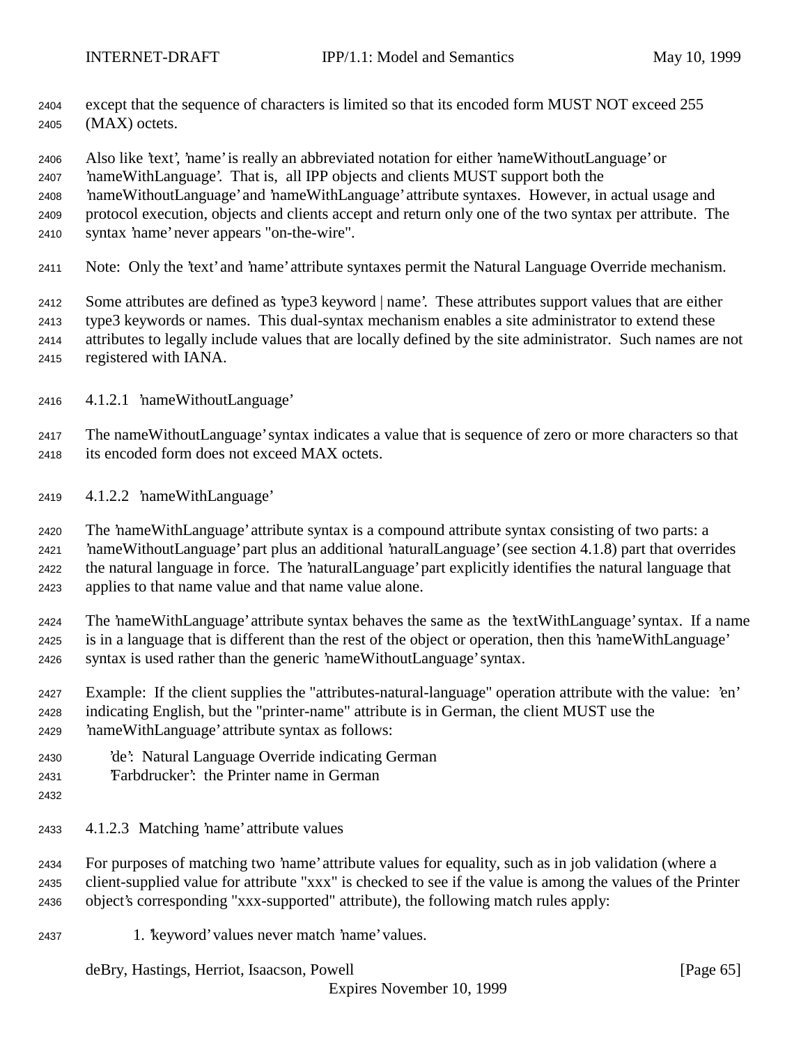except that the sequence of characters is limited so that its encoded form MUST NOT exceed 255 (MAX) octets.

Also like 'text', 'name' is really an abbreviated notation for either 'nameWithoutLanguage' or 'nameWithLanguage'. That is, all IPP objects and clients MUST support both the 'nameWithoutLanguage' and 'nameWithLanguage' attribute syntaxes. However, in actual usage and protocol execution, objects and clients accept and return only one of the two syntax per attribute. The syntax 'name' never appears "on-the-wire".

Note: Only the 'text' and 'name' attribute syntaxes permit the Natural Language Override mechanism.

Some attributes are defined as 'type3 keyword | name'. These attributes support values that are either type3 keywords or names. This dual-syntax mechanism enables a site administrator to extend these attributes to legally include values that are locally defined by the site administrator. Such names are not registered with IANA.

#### 4.1.2.1 'nameWithoutLanguage'

The nameWithoutLanguage' syntax indicates a value that is sequence of zero or more characters so that its encoded form does not exceed MAX octets.

#### 4.1.2.2 'nameWithLanguage'

The 'nameWithLanguage' attribute syntax is a compound attribute syntax consisting of two parts: a 'nameWithoutLanguage' part plus an additional 'naturalLanguage' (see section 4.1.8) part that overrides the natural language in force. The 'naturalLanguage' part explicitly identifies the natural language that applies to that name value and that name value alone.

The 'nameWithLanguage' attribute syntax behaves the same as the 'textWithLanguage' syntax. If a name is in a language that is different than the rest of the object or operation, then this 'nameWithLanguage' syntax is used rather than the generic 'nameWithoutLanguage' syntax.

Example: If the client supplies the "attributes-natural-language" operation attribute with the value: 'en' indicating English, but the "printer-name" attribute is in German, the client MUST use the 'nameWithLanguage' attribute syntax as follows:

'de': Natural Language Override indicating German
'Farbdrucker': the Printer name in German

#### 4.1.2.3 Matching 'name' attribute values

For purposes of matching two 'name' attribute values for equality, such as in job validation (where a client-supplied value for attribute "xxx" is checked to see if the value is among the values of the Printer object's corresponding "xxx-supported" attribute), the following match rules apply:

1. 'keyword' values never match 'name' values.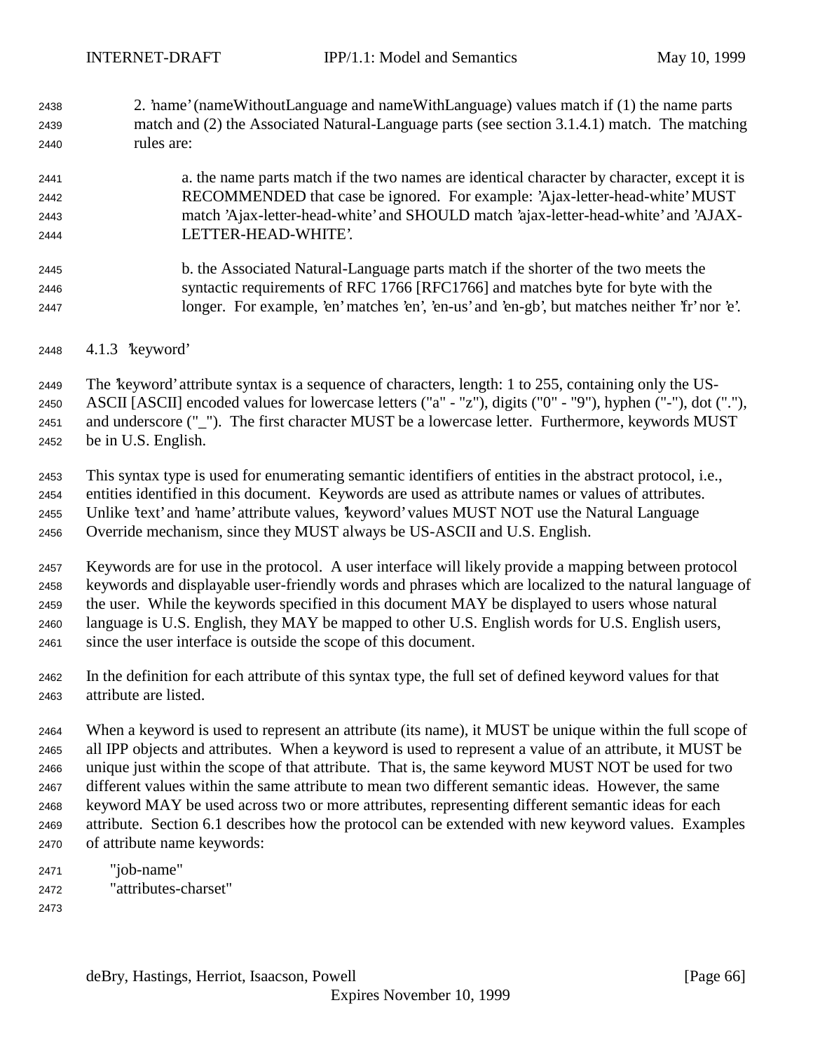2. 'name' (nameWithoutLanguage and nameWithLanguage) values match if (1) the name parts match and (2) the Associated Natural-Language parts (see section 3.1.4.1) match. The matching rules are:

   a. the name parts match if the two names are identical character by character, except it is RECOMMENDED that case be ignored. For example: 'Ajax-letter-head-white' MUST match 'Ajax-letter-head-white' and SHOULD match 'ajax-letter-head-white' and 'AJAX-LETTER-HEAD-WHITE'.

   b. the Associated Natural-Language parts match if the shorter of the two meets the syntactic requirements of RFC 1766 [RFC1766] and matches byte for byte with the longer. For example, 'en' matches 'en', 'en-us' and 'en-gb', but matches neither 'fr' nor 'e'.

### 4.1.3 'keyword'

The 'keyword' attribute syntax is a sequence of characters, length: 1 to 255, containing only the US-ASCII [ASCII] encoded values for lowercase letters ("a" - "z"), digits ("0" - "9"), hyphen ("-"), dot ("."), and underscore ("_"). The first character MUST be a lowercase letter. Furthermore, keywords MUST be in U.S. English.

This syntax type is used for enumerating semantic identifiers of entities in the abstract protocol, i.e., entities identified in this document. Keywords are used as attribute names or values of attributes. Unlike 'text' and 'name' attribute values, 'keyword' values MUST NOT use the Natural Language Override mechanism, since they MUST always be US-ASCII and U.S. English.

Keywords are for use in the protocol. A user interface will likely provide a mapping between protocol keywords and displayable user-friendly words and phrases which are localized to the natural language of the user. While the keywords specified in this document MAY be displayed to users whose natural language is U.S. English, they MAY be mapped to other U.S. English words for U.S. English users, since the user interface is outside the scope of this document.

In the definition for each attribute of this syntax type, the full set of defined keyword values for that attribute are listed.

When a keyword is used to represent an attribute (its name), it MUST be unique within the full scope of all IPP objects and attributes. When a keyword is used to represent a value of an attribute, it MUST be unique just within the scope of that attribute. That is, the same keyword MUST NOT be used for two different values within the same attribute to mean two different semantic ideas. However, the same keyword MAY be used across two or more attributes, representing different semantic ideas for each attribute. Section 6.1 describes how the protocol can be extended with new keyword values. Examples of attribute name keywords:

```
"job-name"
"attributes-charset"
```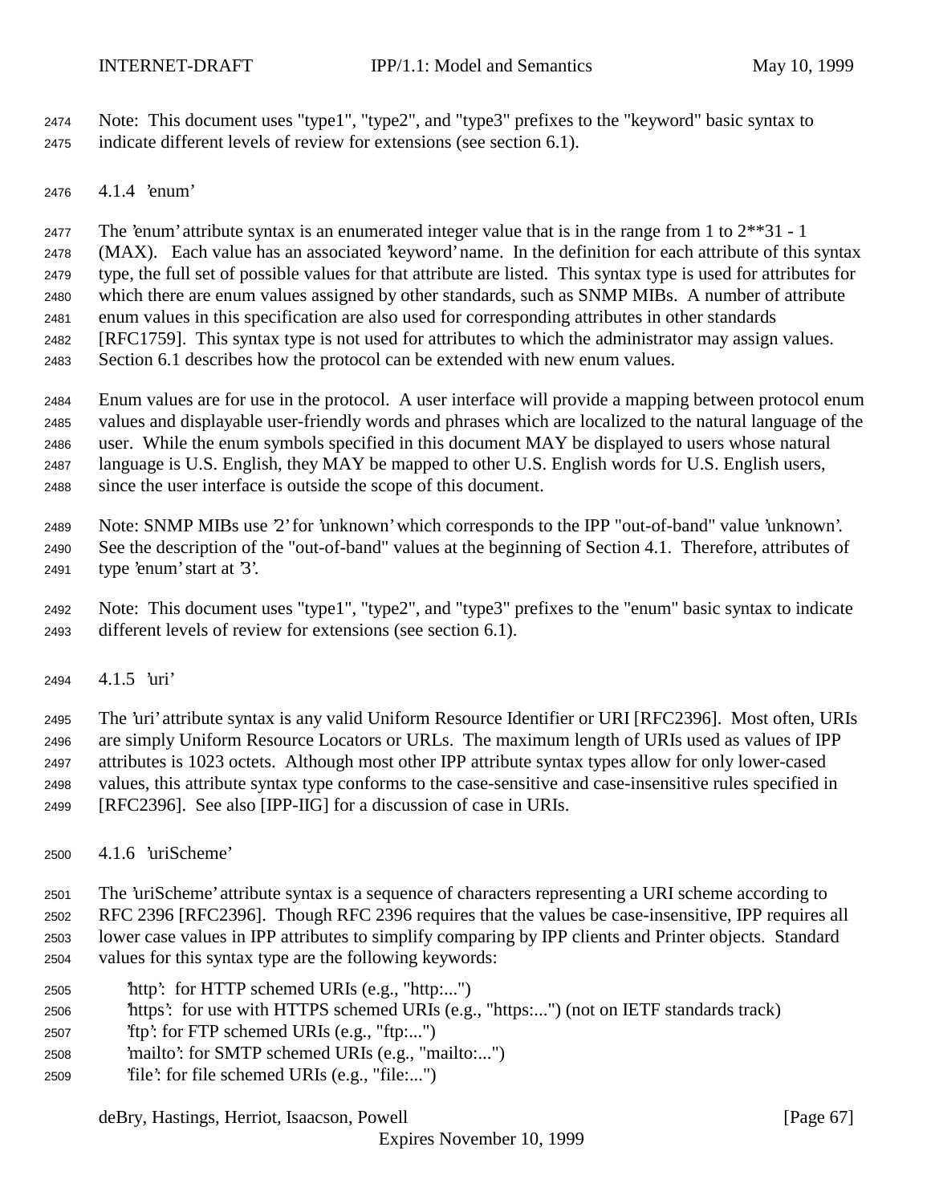Note: This document uses "type1", "type2", and "type3" prefixes to the "keyword" basic syntax to indicate different levels of review for extensions (see section 6.1).

#### 4.1.4 'enum'

The 'enum' attribute syntax is an enumerated integer value that is in the range from 1 to 2**31 - 1 (MAX). Each value has an associated 'keyword' name. In the definition for each attribute of this syntax type, the full set of possible values for that attribute are listed. This syntax type is used for attributes for which there are enum values assigned by other standards, such as SNMP MIBs. A number of attribute enum values in this specification are also used for corresponding attributes in other standards [RFC1759]. This syntax type is not used for attributes to which the administrator may assign values. Section 6.1 describes how the protocol can be extended with new enum values.

Enum values are for use in the protocol. A user interface will provide a mapping between protocol enum values and displayable user-friendly words and phrases which are localized to the natural language of the user. While the enum symbols specified in this document MAY be displayed to users whose natural language is U.S. English, they MAY be mapped to other U.S. English words for U.S. English users, since the user interface is outside the scope of this document.

Note: SNMP MIBs use '2' for 'unknown' which corresponds to the IPP "out-of-band" value 'unknown'. See the description of the "out-of-band" values at the beginning of Section 4.1. Therefore, attributes of type 'enum' start at '3'.

Note: This document uses "type1", "type2", and "type3" prefixes to the "enum" basic syntax to indicate different levels of review for extensions (see section 6.1).

#### 4.1.5 'uri'

The 'uri' attribute syntax is any valid Uniform Resource Identifier or URI [RFC2396]. Most often, URIs are simply Uniform Resource Locators or URLs. The maximum length of URIs used as values of IPP attributes is 1023 octets. Although most other IPP attribute syntax types allow for only lower-cased values, this attribute syntax type conforms to the case-sensitive and case-insensitive rules specified in [RFC2396]. See also [IPP-IIG] for a discussion of case in URIs.

#### 4.1.6 'uriScheme'

The 'uriScheme' attribute syntax is a sequence of characters representing a URI scheme according to RFC 2396 [RFC2396]. Though RFC 2396 requires that the values be case-insensitive, IPP requires all lower case values in IPP attributes to simplify comparing by IPP clients and Printer objects. Standard values for this syntax type are the following keywords:

- 'http': for HTTP schemed URIs (e.g., "http:...")
- 'https': for use with HTTPS schemed URIs (e.g., "https:...") (not on IETF standards track)
- 'ftp': for FTP schemed URIs (e.g., "ftp:...")
- 'mailto': for SMTP schemed URIs (e.g., "mailto:...")
- 'file': for file schemed URIs (e.g., "file:...")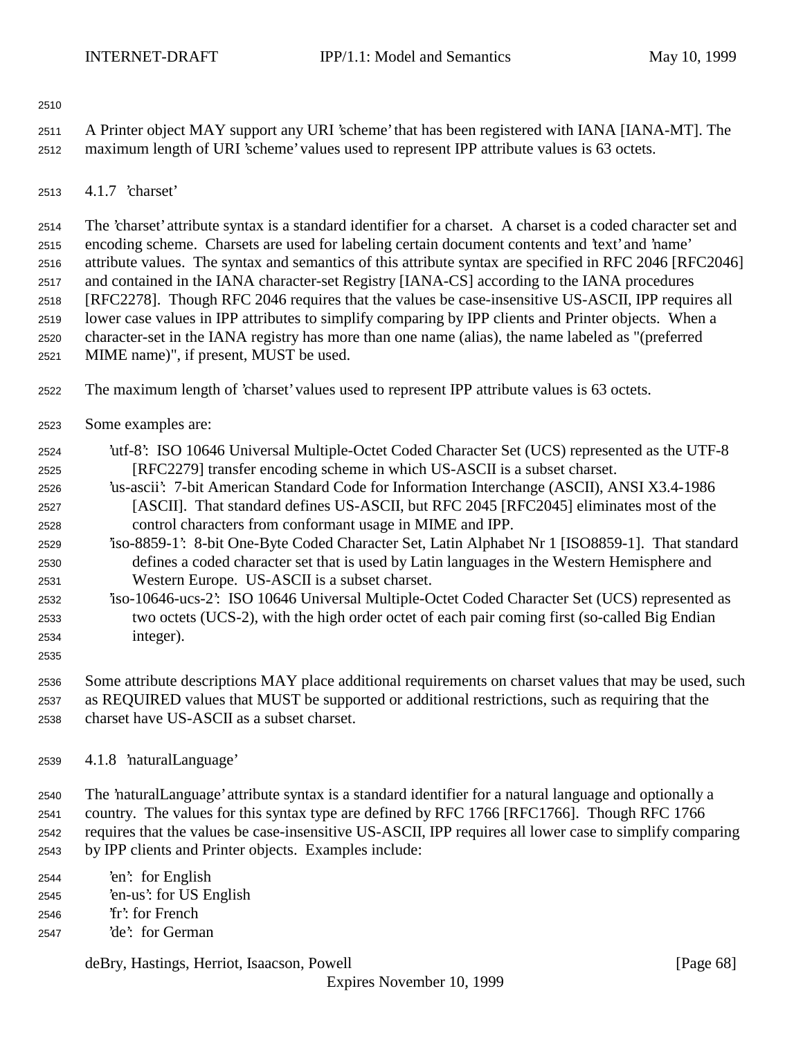A Printer object MAY support any URI 'scheme' that has been registered with IANA [IANA-MT]. The maximum length of URI 'scheme' values used to represent IPP attribute values is 63 octets.

### 4.1.7 'charset'

The 'charset' attribute syntax is a standard identifier for a charset. A charset is a coded character set and encoding scheme. Charsets are used for labeling certain document contents and 'text' and 'name' attribute values. The syntax and semantics of this attribute syntax are specified in RFC 2046 [RFC2046] and contained in the IANA character-set Registry [IANA-CS] according to the IANA procedures [RFC2278]. Though RFC 2046 requires that the values be case-insensitive US-ASCII, IPP requires all lower case values in IPP attributes to simplify comparing by IPP clients and Printer objects. When a character-set in the IANA registry has more than one name (alias), the name labeled as "(preferred MIME name)", if present, MUST be used.

The maximum length of 'charset' values used to represent IPP attribute values is 63 octets.

Some examples are:

- 'utf-8': ISO 10646 Universal Multiple-Octet Coded Character Set (UCS) represented as the UTF-8 [RFC2279] transfer encoding scheme in which US-ASCII is a subset charset.
- 'us-ascii': 7-bit American Standard Code for Information Interchange (ASCII), ANSI X3.4-1986 [ASCII]. That standard defines US-ASCII, but RFC 2045 [RFC2045] eliminates most of the control characters from conformant usage in MIME and IPP.
- 'iso-8859-1': 8-bit One-Byte Coded Character Set, Latin Alphabet Nr 1 [ISO8859-1]. That standard defines a coded character set that is used by Latin languages in the Western Hemisphere and Western Europe. US-ASCII is a subset charset.
- 'iso-10646-ucs-2': ISO 10646 Universal Multiple-Octet Coded Character Set (UCS) represented as two octets (UCS-2), with the high order octet of each pair coming first (so-called Big Endian integer).

Some attribute descriptions MAY place additional requirements on charset values that may be used, such as REQUIRED values that MUST be supported or additional restrictions, such as requiring that the charset have US-ASCII as a subset charset.

### 4.1.8 'naturalLanguage'

The 'naturalLanguage' attribute syntax is a standard identifier for a natural language and optionally a country. The values for this syntax type are defined by RFC 1766 [RFC1766]. Though RFC 1766 requires that the values be case-insensitive US-ASCII, IPP requires all lower case to simplify comparing by IPP clients and Printer objects. Examples include:

- 'en': for English
- 'en-us': for US English
- 'fr': for French
- 'de': for German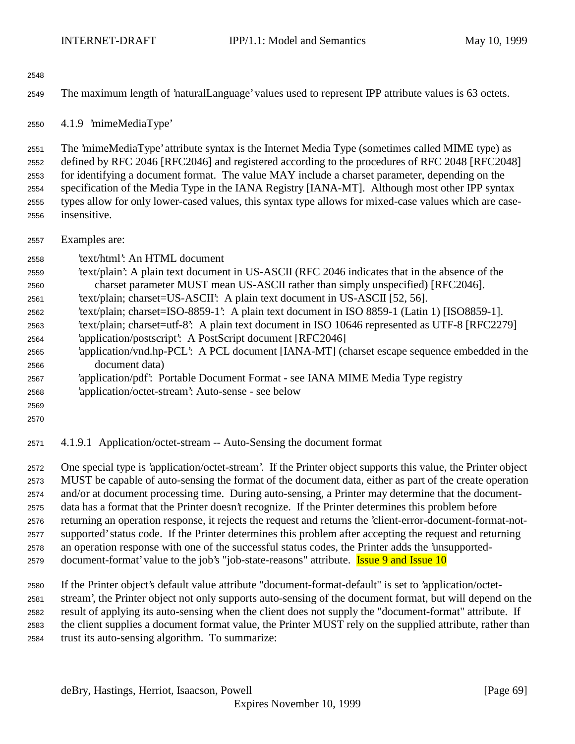The maximum length of 'naturalLanguage' values used to represent IPP attribute values is 63 octets.

#### 4.1.9 'mimeMediaType'

The 'mimeMediaType' attribute syntax is the Internet Media Type (sometimes called MIME type) as defined by RFC 2046 [RFC2046] and registered according to the procedures of RFC 2048 [RFC2048] for identifying a document format. The value MAY include a charset parameter, depending on the specification of the Media Type in the IANA Registry [IANA-MT]. Although most other IPP syntax types allow for only lower-cased values, this syntax type allows for mixed-case values which are case-insensitive.

Examples are:

- 'text/html': An HTML document
- 'text/plain': A plain text document in US-ASCII (RFC 2046 indicates that in the absence of the charset parameter MUST mean US-ASCII rather than simply unspecified) [RFC2046].
- 'text/plain; charset=US-ASCII': A plain text document in US-ASCII [52, 56].
- 'text/plain; charset=ISO-8859-1': A plain text document in ISO 8859-1 (Latin 1) [ISO8859-1].
- 'text/plain; charset=utf-8': A plain text document in ISO 10646 represented as UTF-8 [RFC2279]
- 'application/postscript': A PostScript document [RFC2046]
- 'application/vnd.hp-PCL': A PCL document [IANA-MT] (charset escape sequence embedded in the document data)
- 'application/pdf': Portable Document Format - see IANA MIME Media Type registry
- 'application/octet-stream': Auto-sense - see below

##### 4.1.9.1 Application/octet-stream -- Auto-Sensing the document format

One special type is 'application/octet-stream'. If the Printer object supports this value, the Printer object MUST be capable of auto-sensing the format of the document data, either as part of the create operation and/or at document processing time. During auto-sensing, a Printer may determine that the document-data has a format that the Printer doesn't recognize. If the Printer determines this problem before returning an operation response, it rejects the request and returns the 'client-error-document-format-not-supported' status code. If the Printer determines this problem after accepting the request and returning an operation response with one of the successful status codes, the Printer adds the 'unsupported-document-format' value to the job's "job-state-reasons" attribute. Issue 9 and Issue 10

If the Printer object's default value attribute "document-format-default" is set to 'application/octet-stream', the Printer object not only supports auto-sensing of the document format, but will depend on the result of applying its auto-sensing when the client does not supply the "document-format" attribute. If the client supplies a document format value, the Printer MUST rely on the supplied attribute, rather than trust its auto-sensing algorithm. To summarize: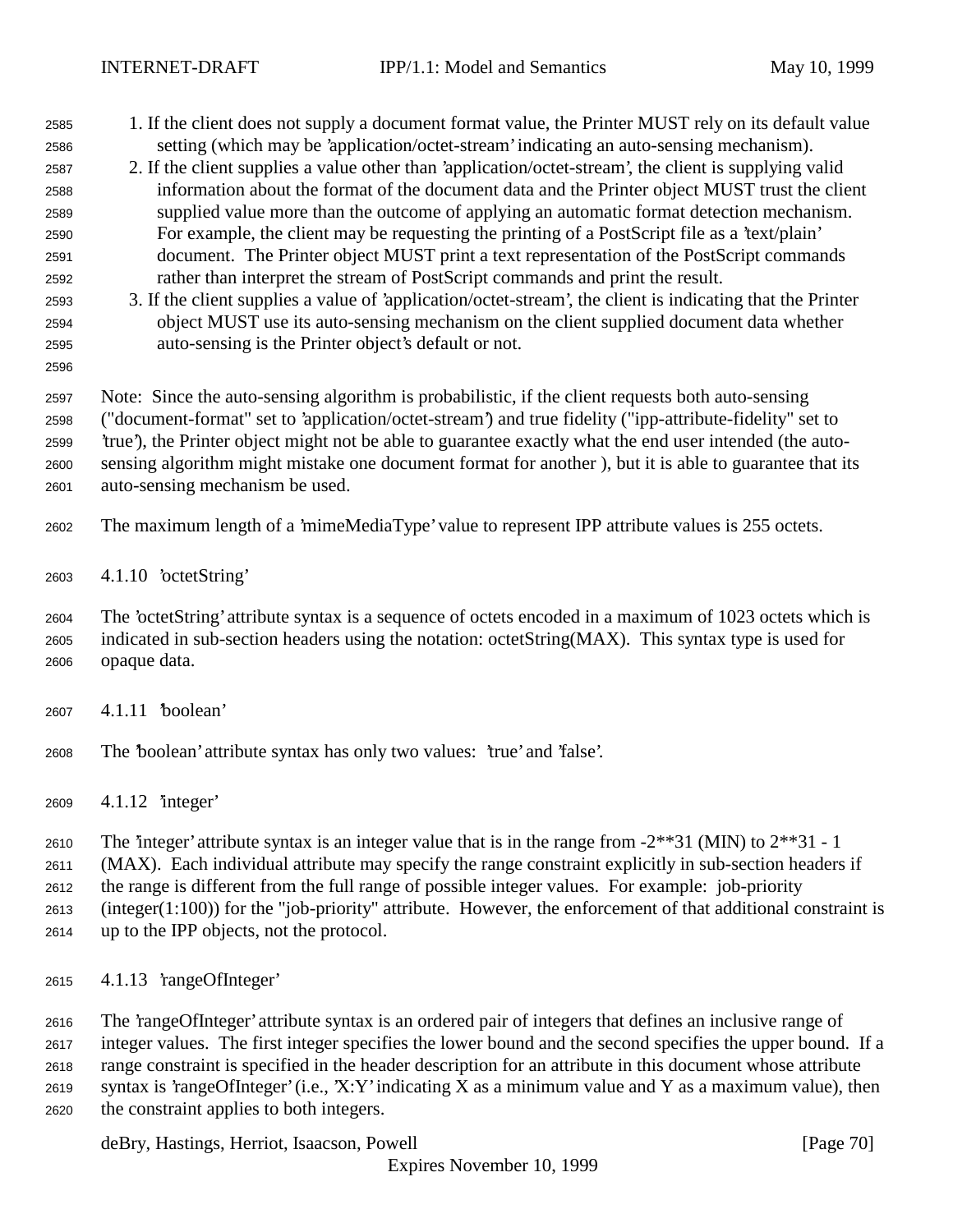1. If the client does not supply a document format value, the Printer MUST rely on its default value setting (which may be 'application/octet-stream' indicating an auto-sensing mechanism).
2. If the client supplies a value other than 'application/octet-stream', the client is supplying valid information about the format of the document data and the Printer object MUST trust the client supplied value more than the outcome of applying an automatic format detection mechanism. For example, the client may be requesting the printing of a PostScript file as a 'text/plain' document. The Printer object MUST print a text representation of the PostScript commands rather than interpret the stream of PostScript commands and print the result.
3. If the client supplies a value of 'application/octet-stream', the client is indicating that the Printer object MUST use its auto-sensing mechanism on the client supplied document data whether auto-sensing is the Printer object's default or not.

Note: Since the auto-sensing algorithm is probabilistic, if the client requests both auto-sensing ("document-format" set to 'application/octet-stream') and true fidelity ("ipp-attribute-fidelity" set to 'true'), the Printer object might not be able to guarantee exactly what the end user intended (the auto-sensing algorithm might mistake one document format for another ), but it is able to guarantee that its auto-sensing mechanism be used.

The maximum length of a 'mimeMediaType' value to represent IPP attribute values is 255 octets.

#### 4.1.10 'octetString'

The 'octetString' attribute syntax is a sequence of octets encoded in a maximum of 1023 octets which is indicated in sub-section headers using the notation: octetString(MAX). This syntax type is used for opaque data.

#### 4.1.11 'boolean'

The 'boolean' attribute syntax has only two values: 'true' and 'false'.

#### 4.1.12 'integer'

The 'integer' attribute syntax is an integer value that is in the range from -2**31 (MIN) to 2**31 - 1 (MAX). Each individual attribute may specify the range constraint explicitly in sub-section headers if the range is different from the full range of possible integer values. For example: job-priority (integer(1:100)) for the "job-priority" attribute. However, the enforcement of that additional constraint is up to the IPP objects, not the protocol.

#### 4.1.13 'rangeOfInteger'

The 'rangeOfInteger' attribute syntax is an ordered pair of integers that defines an inclusive range of integer values. The first integer specifies the lower bound and the second specifies the upper bound. If a range constraint is specified in the header description for an attribute in this document whose attribute syntax is 'rangeOfInteger' (i.e., 'X:Y' indicating X as a minimum value and Y as a maximum value), then the constraint applies to both integers.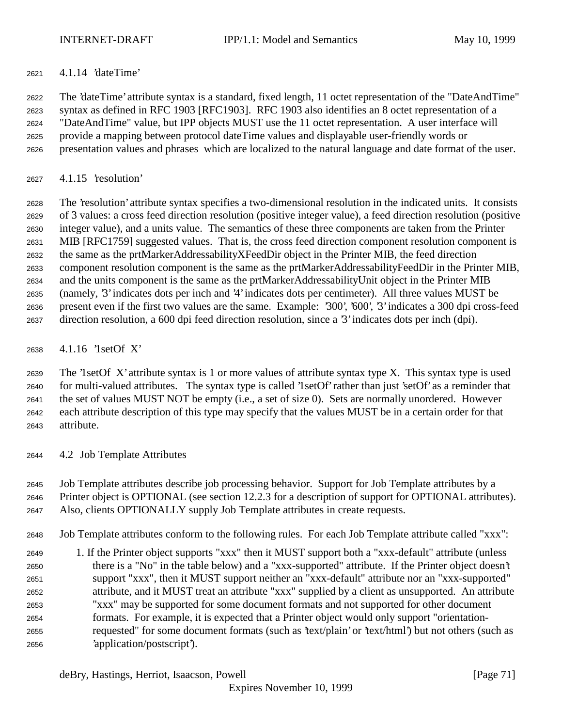#### 4.1.14 'dateTime'

The 'dateTime' attribute syntax is a standard, fixed length, 11 octet representation of the "DateAndTime" syntax as defined in RFC 1903 [RFC1903]. RFC 1903 also identifies an 8 octet representation of a "DateAndTime" value, but IPP objects MUST use the 11 octet representation. A user interface will provide a mapping between protocol dateTime values and displayable user-friendly words or presentation values and phrases which are localized to the natural language and date format of the user.

#### 4.1.15 'resolution'

The 'resolution' attribute syntax specifies a two-dimensional resolution in the indicated units. It consists of 3 values: a cross feed direction resolution (positive integer value), a feed direction resolution (positive integer value), and a units value. The semantics of these three components are taken from the Printer MIB [RFC1759] suggested values. That is, the cross feed direction component resolution component is the same as the prtMarkerAddressabilityXFeedDir object in the Printer MIB, the feed direction component resolution component is the same as the prtMarkerAddressabilityFeedDir in the Printer MIB, and the units component is the same as the prtMarkerAddressabilityUnit object in the Printer MIB (namely, '3' indicates dots per inch and '4' indicates dots per centimeter). All three values MUST be present even if the first two values are the same. Example: '300', '600', '3' indicates a 300 dpi cross-feed direction resolution, a 600 dpi feed direction resolution, since a '3' indicates dots per inch (dpi).

#### 4.1.16 '1setOf X'

The '1setOf X' attribute syntax is 1 or more values of attribute syntax type X. This syntax type is used for multi-valued attributes. The syntax type is called '1setOf' rather than just 'setOf' as a reminder that the set of values MUST NOT be empty (i.e., a set of size 0). Sets are normally unordered. However each attribute description of this type may specify that the values MUST be in a certain order for that attribute.

### 4.2 Job Template Attributes

Job Template attributes describe job processing behavior. Support for Job Template attributes by a Printer object is OPTIONAL (see section 12.2.3 for a description of support for OPTIONAL attributes). Also, clients OPTIONALLY supply Job Template attributes in create requests.

Job Template attributes conform to the following rules. For each Job Template attribute called "xxx":

1. If the Printer object supports "xxx" then it MUST support both a "xxx-default" attribute (unless there is a "No" in the table below) and a "xxx-supported" attribute. If the Printer object doesn't support "xxx", then it MUST support neither an "xxx-default" attribute nor an "xxx-supported" attribute, and it MUST treat an attribute "xxx" supplied by a client as unsupported. An attribute "xxx" may be supported for some document formats and not supported for other document formats. For example, it is expected that a Printer object would only support "orientation-requested" for some document formats (such as 'text/plain' or 'text/html') but not others (such as 'application/postscript').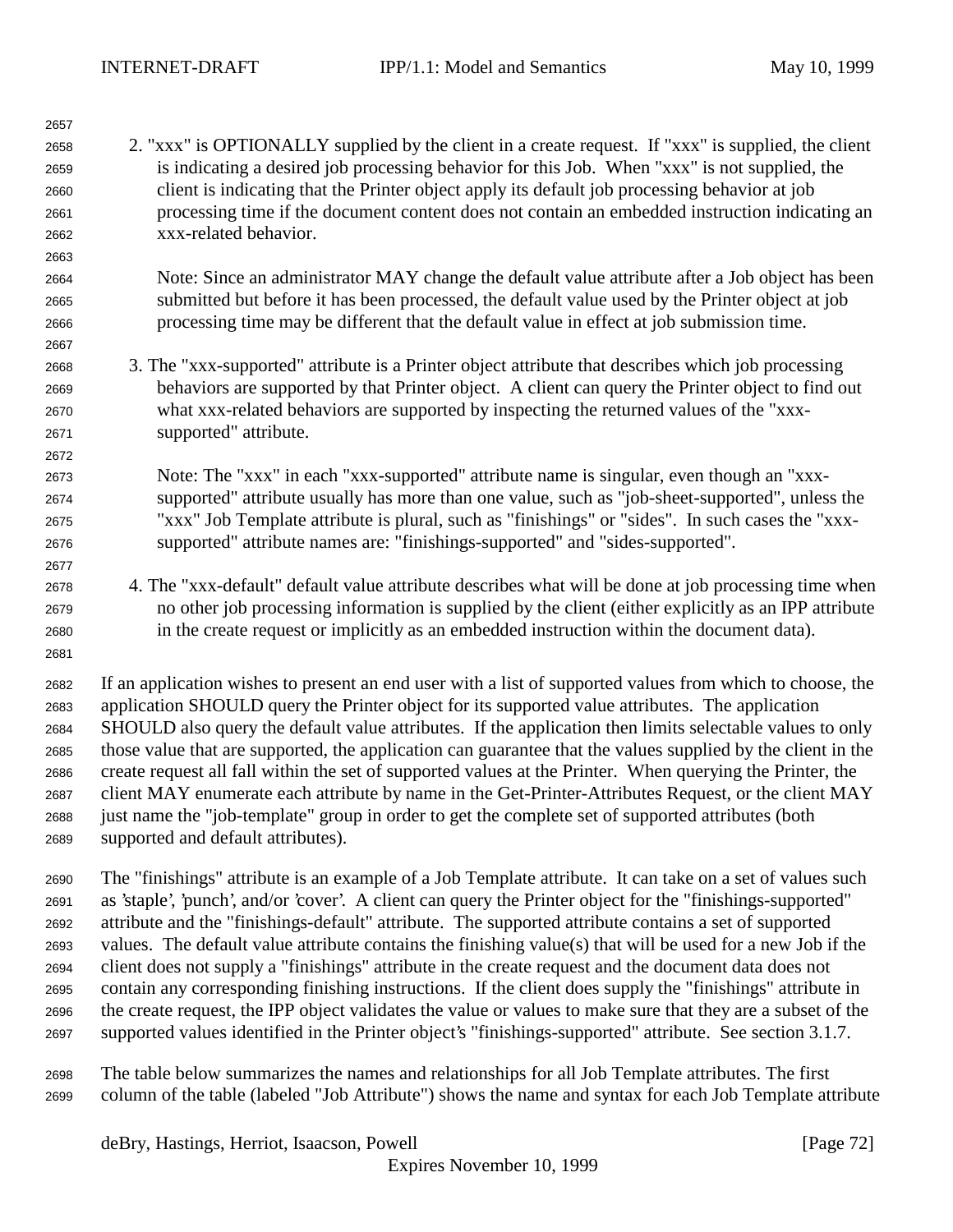2. "xxx" is OPTIONALLY supplied by the client in a create request. If "xxx" is supplied, the client is indicating a desired job processing behavior for this Job. When "xxx" is not supplied, the client is indicating that the Printer object apply its default job processing behavior at job processing time if the document content does not contain an embedded instruction indicating an xxx-related behavior.

   Note: Since an administrator MAY change the default value attribute after a Job object has been submitted but before it has been processed, the default value used by the Printer object at job processing time may be different that the default value in effect at job submission time.

3. The "xxx-supported" attribute is a Printer object attribute that describes which job processing behaviors are supported by that Printer object. A client can query the Printer object to find out what xxx-related behaviors are supported by inspecting the returned values of the "xxx-supported" attribute.

   Note: The "xxx" in each "xxx-supported" attribute name is singular, even though an "xxx-supported" attribute usually has more than one value, such as "job-sheet-supported", unless the "xxx" Job Template attribute is plural, such as "finishings" or "sides". In such cases the "xxx-supported" attribute names are: "finishings-supported" and "sides-supported".

4. The "xxx-default" default value attribute describes what will be done at job processing time when no other job processing information is supplied by the client (either explicitly as an IPP attribute in the create request or implicitly as an embedded instruction within the document data).

If an application wishes to present an end user with a list of supported values from which to choose, the application SHOULD query the Printer object for its supported value attributes. The application SHOULD also query the default value attributes. If the application then limits selectable values to only those value that are supported, the application can guarantee that the values supplied by the client in the create request all fall within the set of supported values at the Printer. When querying the Printer, the client MAY enumerate each attribute by name in the Get-Printer-Attributes Request, or the client MAY just name the "job-template" group in order to get the complete set of supported attributes (both supported and default attributes).

The "finishings" attribute is an example of a Job Template attribute. It can take on a set of values such as 'staple', 'punch', and/or 'cover'. A client can query the Printer object for the "finishings-supported" attribute and the "finishings-default" attribute. The supported attribute contains a set of supported values. The default value attribute contains the finishing value(s) that will be used for a new Job if the client does not supply a "finishings" attribute in the create request and the document data does not contain any corresponding finishing instructions. If the client does supply the "finishings" attribute in the create request, the IPP object validates the value or values to make sure that they are a subset of the supported values identified in the Printer object's "finishings-supported" attribute. See section 3.1.7.

The table below summarizes the names and relationships for all Job Template attributes. The first column of the table (labeled "Job Attribute") shows the name and syntax for each Job Template attribute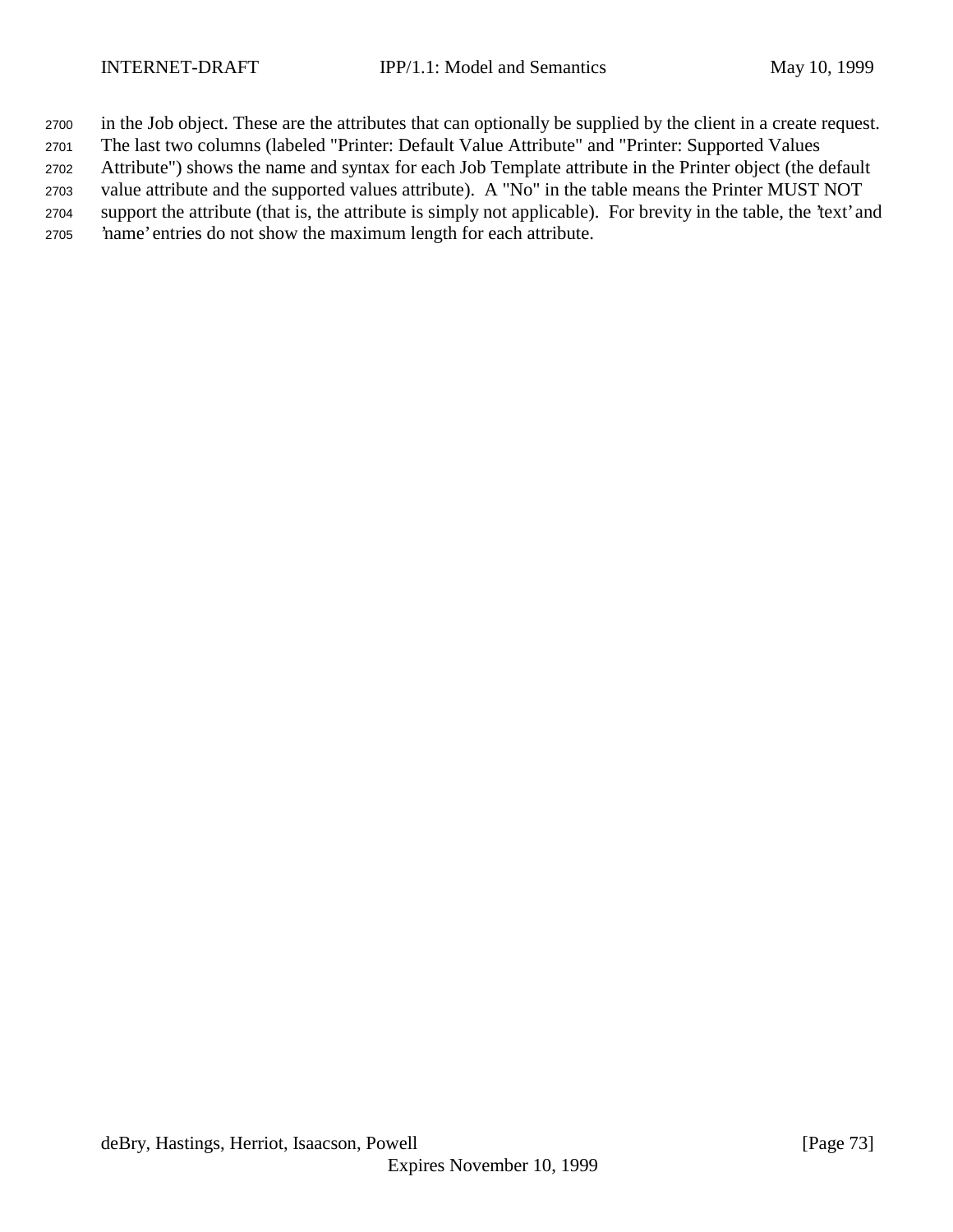in the Job object. These are the attributes that can optionally be supplied by the client in a create request. The last two columns (labeled "Printer: Default Value Attribute" and "Printer: Supported Values Attribute") shows the name and syntax for each Job Template attribute in the Printer object (the default value attribute and the supported values attribute). A "No" in the table means the Printer MUST NOT support the attribute (that is, the attribute is simply not applicable). For brevity in the table, the 'text' and 'name' entries do not show the maximum length for each attribute.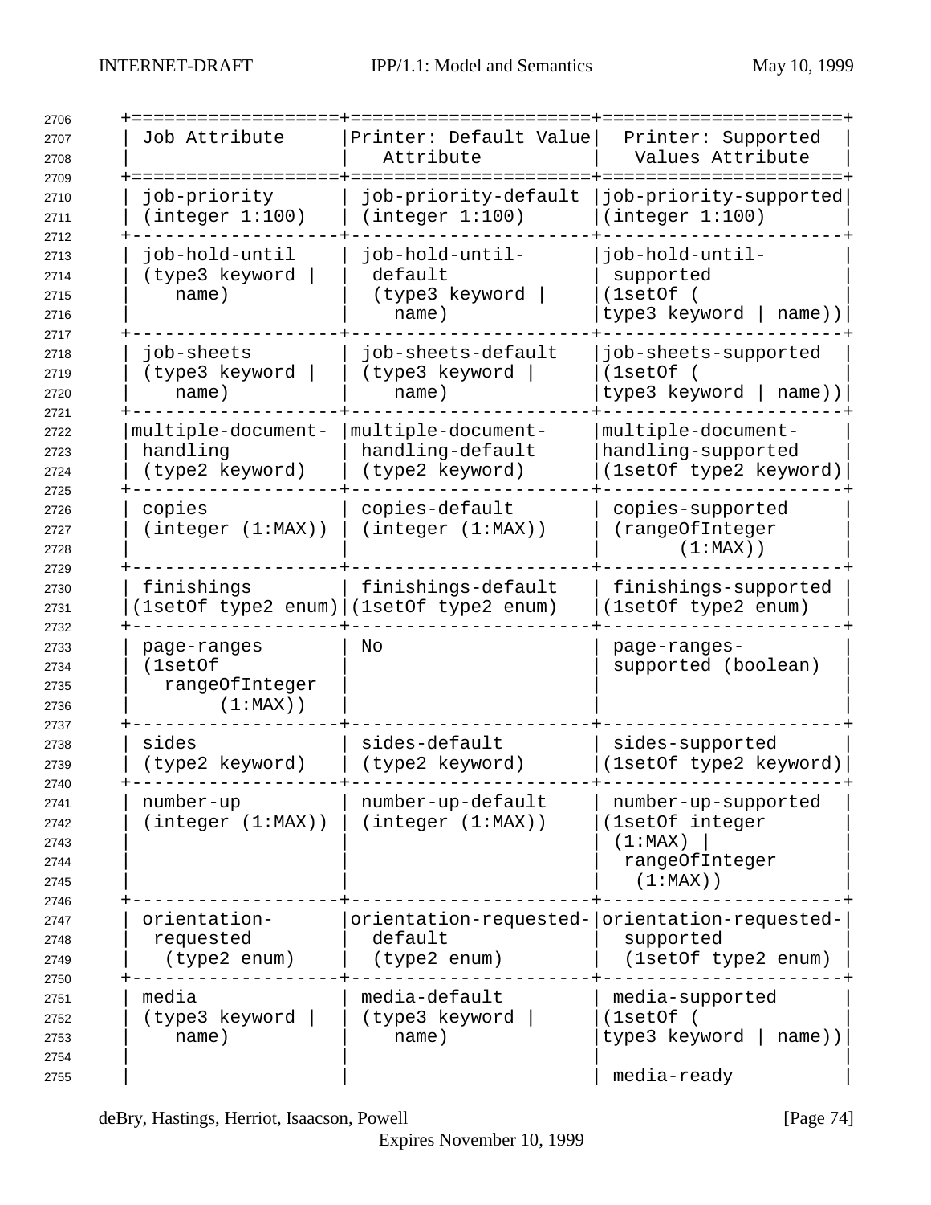| Job Attribute | Printer: Default Value Attribute | Printer: Supported Values Attribute |
|---|---|---|
| job-priority (integer 1:100) | job-priority-default (integer 1:100) | job-priority-supported (integer 1:100) |
| job-hold-until (type3 keyword \| name) | job-hold-until-default (type3 keyword \| name) | job-hold-until-supported (1setOf ( type3 keyword \| name)) |
| job-sheets (type3 keyword \| name) | job-sheets-default (type3 keyword \| name) | job-sheets-supported (1setOf ( type3 keyword \| name)) |
| multiple-document-handling (type2 keyword) | multiple-document-handling-default (type2 keyword) | multiple-document-handling-supported (1setOf type2 keyword) |
| copies (integer (1:MAX)) | copies-default (integer (1:MAX)) | copies-supported (rangeOfInteger (1:MAX)) |
| finishings (1setOf type2 enum) | finishings-default (1setOf type2 enum) | finishings-supported (1setOf type2 enum) |
| page-ranges (1setOf rangeOfInteger (1:MAX)) | No | page-ranges-supported (boolean) |
| sides (type2 keyword) | sides-default (type2 keyword) | sides-supported (1setOf type2 keyword) |
| number-up (integer (1:MAX)) | number-up-default (integer (1:MAX)) | number-up-supported (1setOf integer (1:MAX) \| rangeOfInteger (1:MAX)) |
| orientation-requested (type2 enum) | orientation-requested-default (type2 enum) | orientation-requested-supported (1setOf type2 enum) |
| media (type3 keyword \| name) | media-default (type3 keyword \| name) | media-supported (1setOf ( type3 keyword \| name))<br><br>media-ready |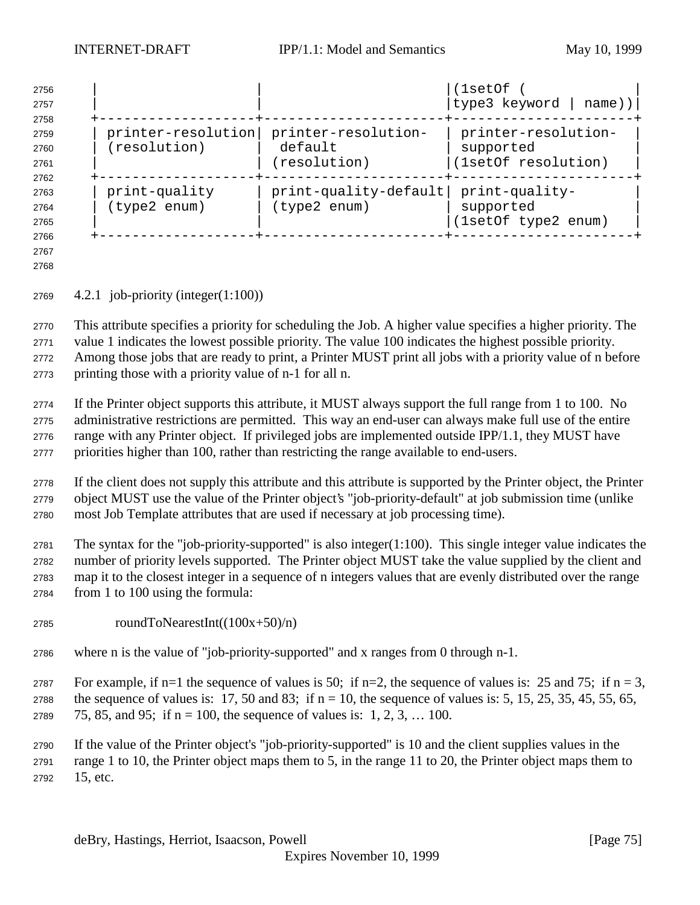| | | (1setOf (type3 keyword \| name)) |
|---|---|---|
| printer-resolution (resolution) | printer-resolution-default (resolution) | printer-resolution-supported (1setOf resolution) |
| print-quality (type2 enum) | print-quality-default (type2 enum) | print-quality-supported (1setOf type2 enum) |

### 4.2.1 job-priority (integer(1:100))

This attribute specifies a priority for scheduling the Job. A higher value specifies a higher priority. The value 1 indicates the lowest possible priority. The value 100 indicates the highest possible priority. Among those jobs that are ready to print, a Printer MUST print all jobs with a priority value of n before printing those with a priority value of n-1 for all n.

If the Printer object supports this attribute, it MUST always support the full range from 1 to 100. No administrative restrictions are permitted. This way an end-user can always make full use of the entire range with any Printer object. If privileged jobs are implemented outside IPP/1.1, they MUST have priorities higher than 100, rather than restricting the range available to end-users.

If the client does not supply this attribute and this attribute is supported by the Printer object, the Printer object MUST use the value of the Printer object's "job-priority-default" at job submission time (unlike most Job Template attributes that are used if necessary at job processing time).

The syntax for the "job-priority-supported" is also integer(1:100). This single integer value indicates the number of priority levels supported. The Printer object MUST take the value supplied by the client and map it to the closest integer in a sequence of n integers values that are evenly distributed over the range from 1 to 100 using the formula:

roundToNearestInt((100x+50)/n)

where n is the value of "job-priority-supported" and x ranges from 0 through n-1.

For example, if n=1 the sequence of values is 50; if n=2, the sequence of values is: 25 and 75; if n = 3, the sequence of values is: 17, 50 and 83; if n = 10, the sequence of values is: 5, 15, 25, 35, 45, 55, 65, 75, 85, and 95; if n = 100, the sequence of values is: 1, 2, 3, … 100.

If the value of the Printer object's "job-priority-supported" is 10 and the client supplies values in the range 1 to 10, the Printer object maps them to 5, in the range 11 to 20, the Printer object maps them to 15, etc.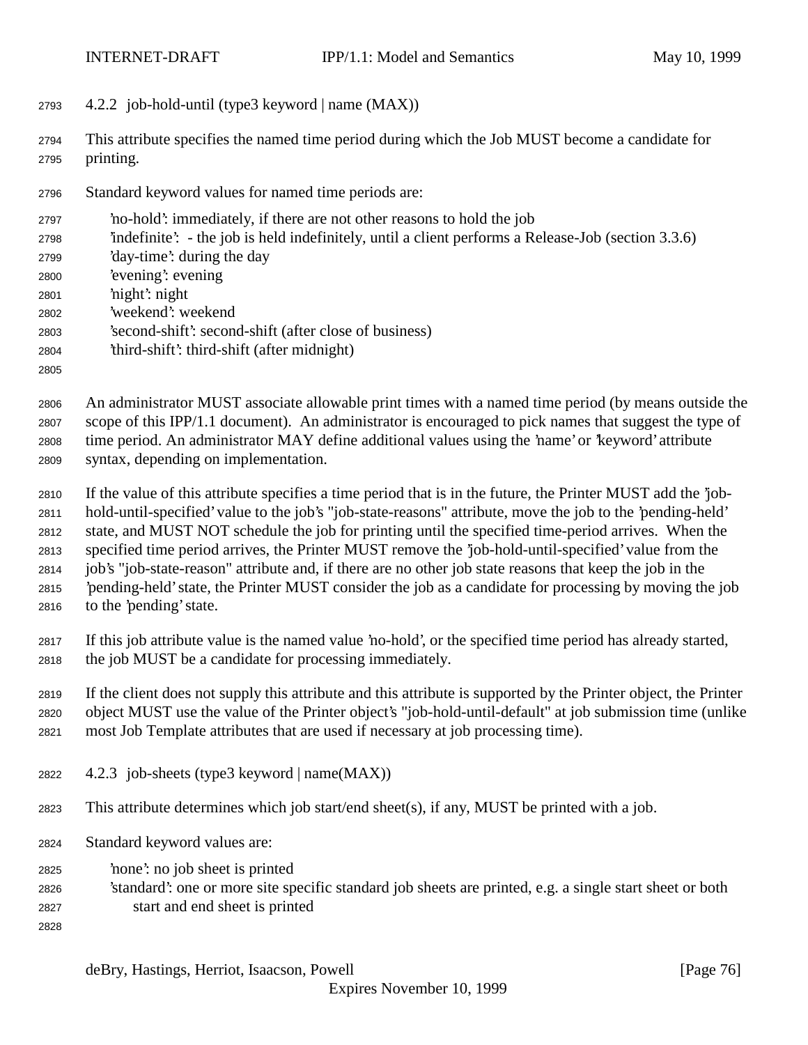### 4.2.2 job-hold-until (type3 keyword | name (MAX))

This attribute specifies the named time period during which the Job MUST become a candidate for printing.

Standard keyword values for named time periods are:

- 'no-hold': immediately, if there are not other reasons to hold the job
- 'indefinite': - the job is held indefinitely, until a client performs a Release-Job (section 3.3.6)
- 'day-time': during the day
- 'evening': evening
- 'night': night
- 'weekend': weekend
- 'second-shift': second-shift (after close of business)
- 'third-shift': third-shift (after midnight)

An administrator MUST associate allowable print times with a named time period (by means outside the scope of this IPP/1.1 document). An administrator is encouraged to pick names that suggest the type of time period. An administrator MAY define additional values using the 'name' or 'keyword' attribute syntax, depending on implementation.

If the value of this attribute specifies a time period that is in the future, the Printer MUST add the 'job-hold-until-specified' value to the job's "job-state-reasons" attribute, move the job to the 'pending-held' state, and MUST NOT schedule the job for printing until the specified time-period arrives. When the specified time period arrives, the Printer MUST remove the 'job-hold-until-specified' value from the job's "job-state-reason" attribute and, if there are no other job state reasons that keep the job in the 'pending-held' state, the Printer MUST consider the job as a candidate for processing by moving the job to the 'pending' state.

If this job attribute value is the named value 'no-hold', or the specified time period has already started, the job MUST be a candidate for processing immediately.

If the client does not supply this attribute and this attribute is supported by the Printer object, the Printer object MUST use the value of the Printer object's "job-hold-until-default" at job submission time (unlike most Job Template attributes that are used if necessary at job processing time).

### 4.2.3 job-sheets (type3 keyword | name(MAX))

This attribute determines which job start/end sheet(s), if any, MUST be printed with a job.

Standard keyword values are:

- 'none': no job sheet is printed
- 'standard': one or more site specific standard job sheets are printed, e.g. a single start sheet or both start and end sheet is printed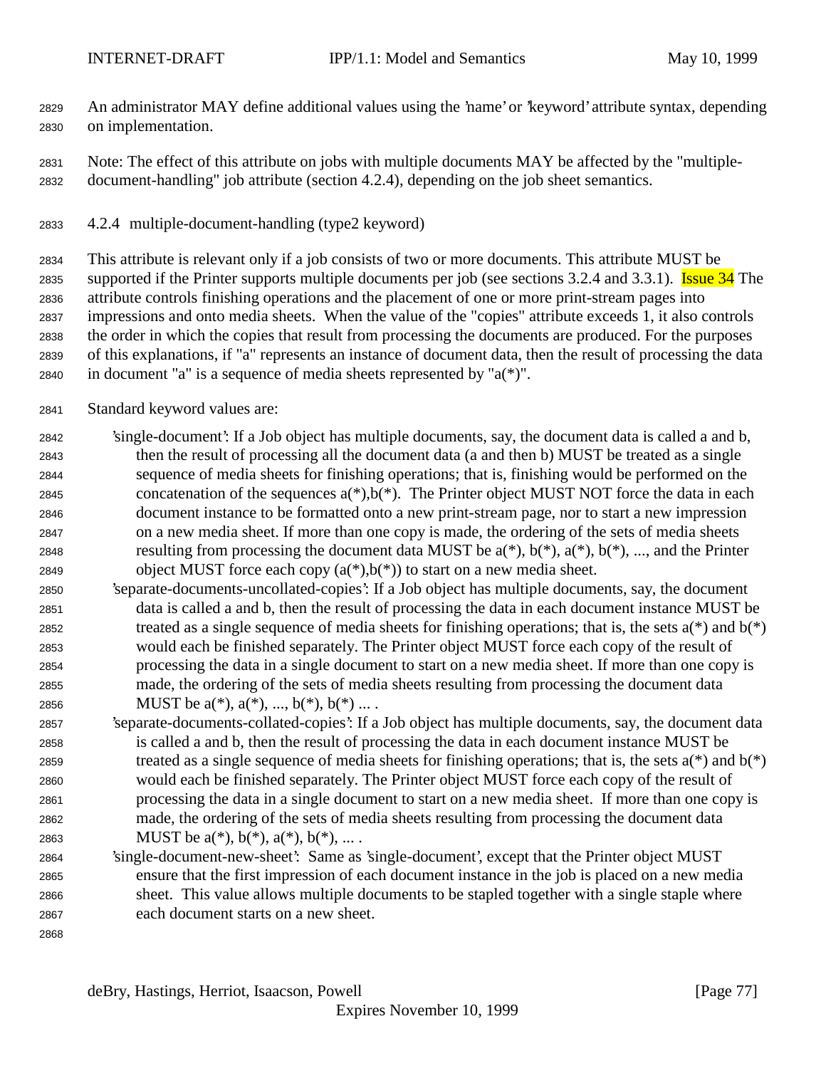An administrator MAY define additional values using the 'name' or 'keyword' attribute syntax, depending on implementation.

Note: The effect of this attribute on jobs with multiple documents MAY be affected by the "multiple-document-handling" job attribute (section 4.2.4), depending on the job sheet semantics.

### 4.2.4 multiple-document-handling (type2 keyword)

This attribute is relevant only if a job consists of two or more documents. This attribute MUST be supported if the Printer supports multiple documents per job (see sections 3.2.4 and 3.3.1). Issue 34 The attribute controls finishing operations and the placement of one or more print-stream pages into impressions and onto media sheets. When the value of the "copies" attribute exceeds 1, it also controls the order in which the copies that result from processing the documents are produced. For the purposes of this explanations, if "a" represents an instance of document data, then the result of processing the data in document "a" is a sequence of media sheets represented by "a(*)".

Standard keyword values are:

- 'single-document': If a Job object has multiple documents, say, the document data is called a and b, then the result of processing all the document data (a and then b) MUST be treated as a single sequence of media sheets for finishing operations; that is, finishing would be performed on the concatenation of the sequences a(*),b(*). The Printer object MUST NOT force the data in each document instance to be formatted onto a new print-stream page, nor to start a new impression on a new media sheet. If more than one copy is made, the ordering of the sets of media sheets resulting from processing the document data MUST be a(*), b(*), a(*), b(*), ..., and the Printer object MUST force each copy (a(*),b(*)) to start on a new media sheet.
- 'separate-documents-uncollated-copies': If a Job object has multiple documents, say, the document data is called a and b, then the result of processing the data in each document instance MUST be treated as a single sequence of media sheets for finishing operations; that is, the sets a(*) and b(*) would each be finished separately. The Printer object MUST force each copy of the result of processing the data in a single document to start on a new media sheet. If more than one copy is made, the ordering of the sets of media sheets resulting from processing the document data MUST be a(*), a(*), ..., b(*), b(*) ... .
- 'separate-documents-collated-copies': If a Job object has multiple documents, say, the document data is called a and b, then the result of processing the data in each document instance MUST be treated as a single sequence of media sheets for finishing operations; that is, the sets a(*) and b(*) would each be finished separately. The Printer object MUST force each copy of the result of processing the data in a single document to start on a new media sheet. If more than one copy is made, the ordering of the sets of media sheets resulting from processing the document data MUST be a(*), b(*), a(*), b(*), ... .
- 'single-document-new-sheet': Same as 'single-document', except that the Printer object MUST ensure that the first impression of each document instance in the job is placed on a new media sheet. This value allows multiple documents to be stapled together with a single staple where each document starts on a new sheet.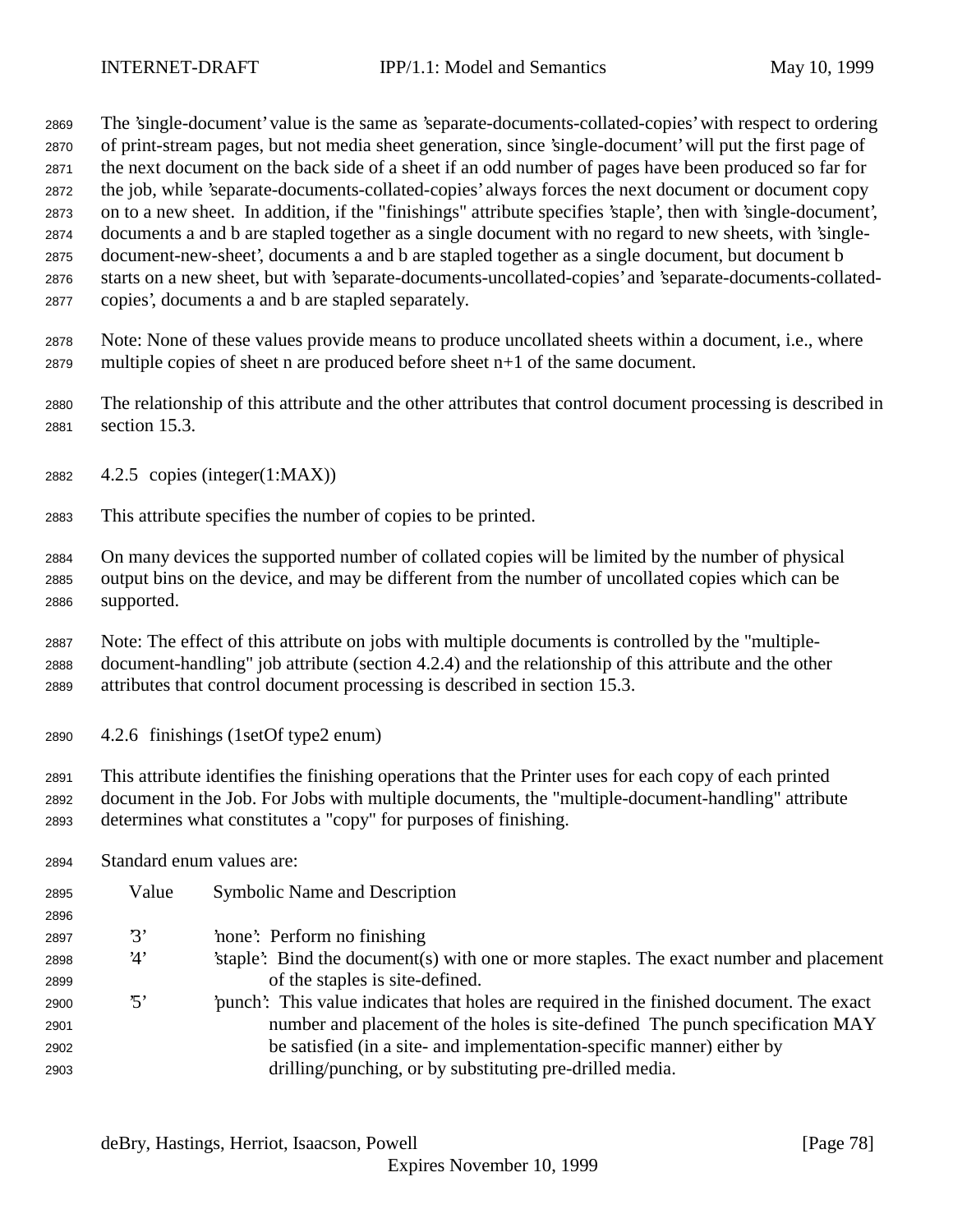The 'single-document' value is the same as 'separate-documents-collated-copies' with respect to ordering of print-stream pages, but not media sheet generation, since 'single-document' will put the first page of the next document on the back side of a sheet if an odd number of pages have been produced so far for the job, while 'separate-documents-collated-copies' always forces the next document or document copy on to a new sheet. In addition, if the "finishings" attribute specifies 'staple', then with 'single-document', documents a and b are stapled together as a single document with no regard to new sheets, with 'single-document-new-sheet', documents a and b are stapled together as a single document, but document b starts on a new sheet, but with 'separate-documents-uncollated-copies' and 'separate-documents-collated-copies', documents a and b are stapled separately.

Note: None of these values provide means to produce uncollated sheets within a document, i.e., where multiple copies of sheet n are produced before sheet n+1 of the same document.

The relationship of this attribute and the other attributes that control document processing is described in section 15.3.

### 4.2.5 copies (integer(1:MAX))

This attribute specifies the number of copies to be printed.

On many devices the supported number of collated copies will be limited by the number of physical output bins on the device, and may be different from the number of uncollated copies which can be supported.

Note: The effect of this attribute on jobs with multiple documents is controlled by the "multiple-document-handling" job attribute (section 4.2.4) and the relationship of this attribute and the other attributes that control document processing is described in section 15.3.

### 4.2.6 finishings (1setOf type2 enum)

This attribute identifies the finishing operations that the Printer uses for each copy of each printed document in the Job. For Jobs with multiple documents, the "multiple-document-handling" attribute determines what constitutes a "copy" for purposes of finishing.

Standard enum values are:

| Value | Symbolic Name and Description |
|---|---|
| '3' | 'none': Perform no finishing |
| '4' | 'staple': Bind the document(s) with one or more staples. The exact number and placement of the staples is site-defined. |
| '5' | 'punch': This value indicates that holes are required in the finished document. The exact number and placement of the holes is site-defined The punch specification MAY be satisfied (in a site- and implementation-specific manner) either by drilling/punching, or by substituting pre-drilled media. |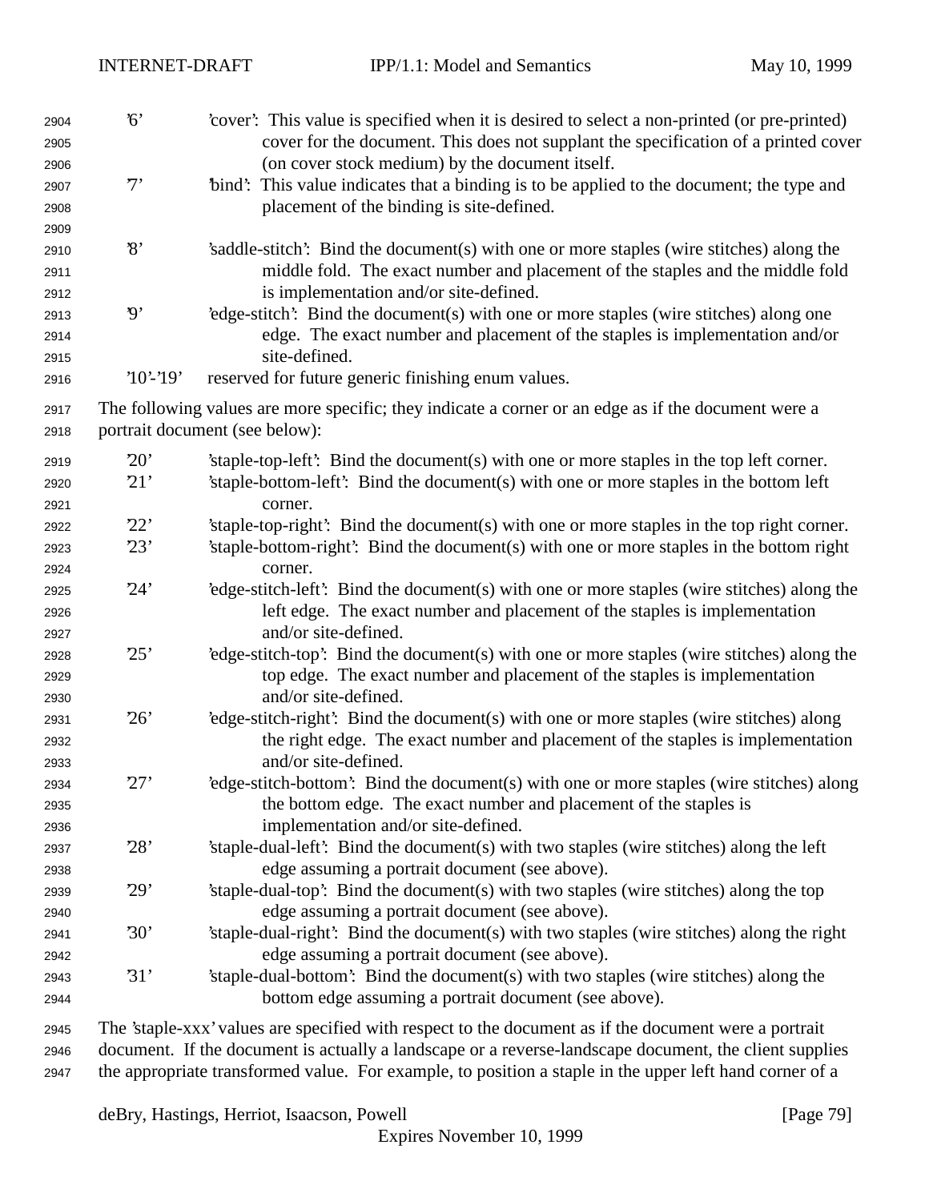'6' 'cover': This value is specified when it is desired to select a non-printed (or pre-printed) cover for the document. This does not supplant the specification of a printed cover (on cover stock medium) by the document itself.

'7' 'bind': This value indicates that a binding is to be applied to the document; the type and placement of the binding is site-defined.

'8' 'saddle-stitch': Bind the document(s) with one or more staples (wire stitches) along the middle fold. The exact number and placement of the staples and the middle fold is implementation and/or site-defined.

'9' 'edge-stitch': Bind the document(s) with one or more staples (wire stitches) along one edge. The exact number and placement of the staples is implementation and/or site-defined.

'10'-'19' reserved for future generic finishing enum values.

The following values are more specific; they indicate a corner or an edge as if the document were a portrait document (see below):

'20' 'staple-top-left': Bind the document(s) with one or more staples in the top left corner.

'21' 'staple-bottom-left': Bind the document(s) with one or more staples in the bottom left corner.

'22' 'staple-top-right': Bind the document(s) with one or more staples in the top right corner.

'23' 'staple-bottom-right': Bind the document(s) with one or more staples in the bottom right corner.

'24' 'edge-stitch-left': Bind the document(s) with one or more staples (wire stitches) along the left edge. The exact number and placement of the staples is implementation and/or site-defined.

'25' 'edge-stitch-top': Bind the document(s) with one or more staples (wire stitches) along the top edge. The exact number and placement of the staples is implementation and/or site-defined.

'26' 'edge-stitch-right': Bind the document(s) with one or more staples (wire stitches) along the right edge. The exact number and placement of the staples is implementation and/or site-defined.

'27' 'edge-stitch-bottom': Bind the document(s) with one or more staples (wire stitches) along the bottom edge. The exact number and placement of the staples is implementation and/or site-defined.

'28' 'staple-dual-left': Bind the document(s) with two staples (wire stitches) along the left edge assuming a portrait document (see above).

'29' 'staple-dual-top': Bind the document(s) with two staples (wire stitches) along the top edge assuming a portrait document (see above).

'30' 'staple-dual-right': Bind the document(s) with two staples (wire stitches) along the right edge assuming a portrait document (see above).

'31' 'staple-dual-bottom': Bind the document(s) with two staples (wire stitches) along the bottom edge assuming a portrait document (see above).

The 'staple-xxx' values are specified with respect to the document as if the document were a portrait document. If the document is actually a landscape or a reverse-landscape document, the client supplies the appropriate transformed value. For example, to position a staple in the upper left hand corner of a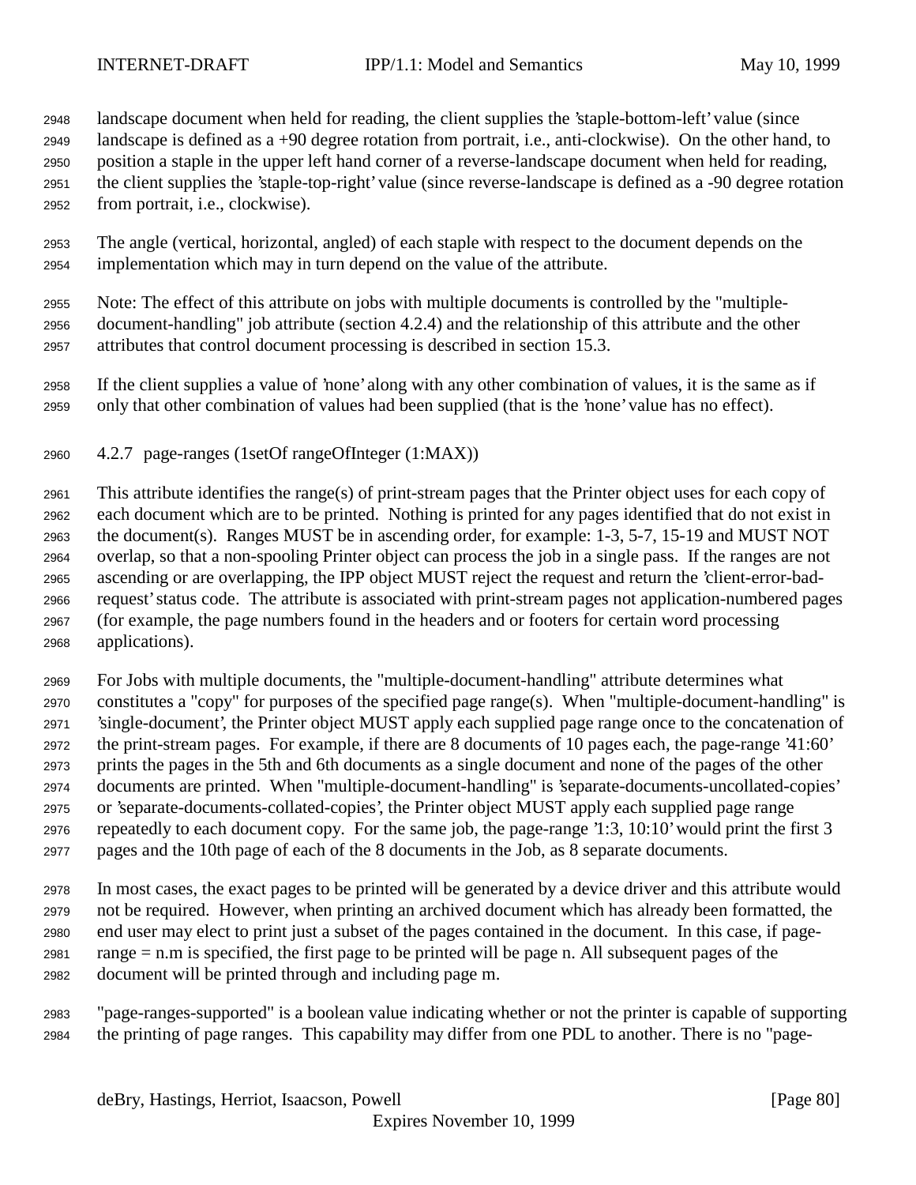landscape document when held for reading, the client supplies the 'staple-bottom-left' value (since landscape is defined as a +90 degree rotation from portrait, i.e., anti-clockwise). On the other hand, to position a staple in the upper left hand corner of a reverse-landscape document when held for reading, the client supplies the 'staple-top-right' value (since reverse-landscape is defined as a -90 degree rotation from portrait, i.e., clockwise).

The angle (vertical, horizontal, angled) of each staple with respect to the document depends on the implementation which may in turn depend on the value of the attribute.

Note: The effect of this attribute on jobs with multiple documents is controlled by the "multiple-document-handling" job attribute (section 4.2.4) and the relationship of this attribute and the other attributes that control document processing is described in section 15.3.

If the client supplies a value of 'none' along with any other combination of values, it is the same as if only that other combination of values had been supplied (that is the 'none' value has no effect).

### 4.2.7 page-ranges (1setOf rangeOfInteger (1:MAX))

This attribute identifies the range(s) of print-stream pages that the Printer object uses for each copy of each document which are to be printed. Nothing is printed for any pages identified that do not exist in the document(s). Ranges MUST be in ascending order, for example: 1-3, 5-7, 15-19 and MUST NOT overlap, so that a non-spooling Printer object can process the job in a single pass. If the ranges are not ascending or are overlapping, the IPP object MUST reject the request and return the 'client-error-bad-request' status code. The attribute is associated with print-stream pages not application-numbered pages (for example, the page numbers found in the headers and or footers for certain word processing applications).

For Jobs with multiple documents, the "multiple-document-handling" attribute determines what constitutes a "copy" for purposes of the specified page range(s). When "multiple-document-handling" is 'single-document', the Printer object MUST apply each supplied page range once to the concatenation of the print-stream pages. For example, if there are 8 documents of 10 pages each, the page-range '41:60' prints the pages in the 5th and 6th documents as a single document and none of the pages of the other documents are printed. When "multiple-document-handling" is 'separate-documents-uncollated-copies' or 'separate-documents-collated-copies', the Printer object MUST apply each supplied page range repeatedly to each document copy. For the same job, the page-range '1:3, 10:10' would print the first 3 pages and the 10th page of each of the 8 documents in the Job, as 8 separate documents.

In most cases, the exact pages to be printed will be generated by a device driver and this attribute would not be required. However, when printing an archived document which has already been formatted, the end user may elect to print just a subset of the pages contained in the document. In this case, if page-range = n.m is specified, the first page to be printed will be page n. All subsequent pages of the document will be printed through and including page m.

"page-ranges-supported" is a boolean value indicating whether or not the printer is capable of supporting the printing of page ranges. This capability may differ from one PDL to another. There is no "page-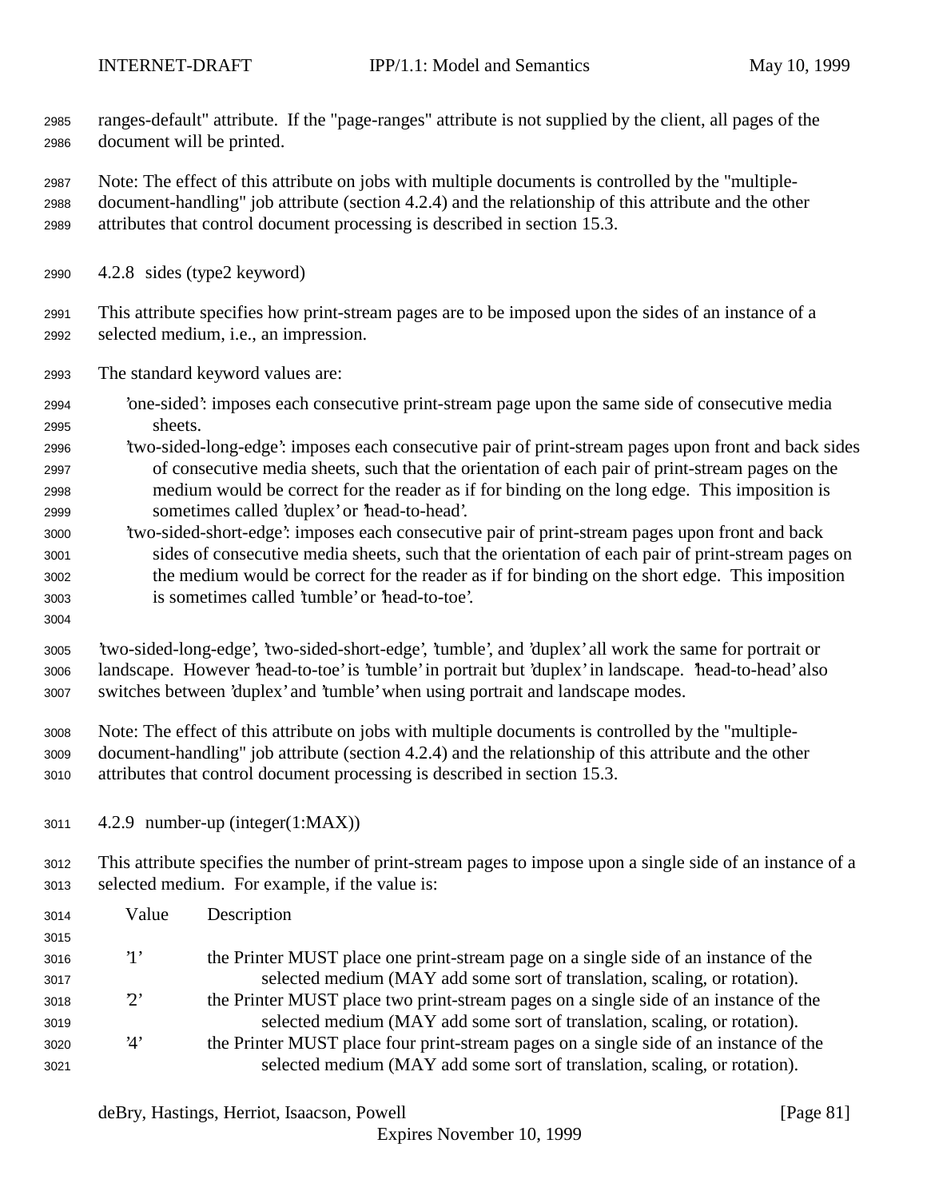ranges-default" attribute. If the "page-ranges" attribute is not supplied by the client, all pages of the document will be printed.

Note: The effect of this attribute on jobs with multiple documents is controlled by the "multiple-document-handling" job attribute (section 4.2.4) and the relationship of this attribute and the other attributes that control document processing is described in section 15.3.

### 4.2.8 sides (type2 keyword)

This attribute specifies how print-stream pages are to be imposed upon the sides of an instance of a selected medium, i.e., an impression.

The standard keyword values are:

- 'one-sided': imposes each consecutive print-stream page upon the same side of consecutive media sheets.
- 'two-sided-long-edge': imposes each consecutive pair of print-stream pages upon front and back sides of consecutive media sheets, such that the orientation of each pair of print-stream pages on the medium would be correct for the reader as if for binding on the long edge. This imposition is sometimes called 'duplex' or 'head-to-head'.
- 'two-sided-short-edge': imposes each consecutive pair of print-stream pages upon front and back sides of consecutive media sheets, such that the orientation of each pair of print-stream pages on the medium would be correct for the reader as if for binding on the short edge. This imposition is sometimes called 'tumble' or 'head-to-toe'.

'two-sided-long-edge', 'two-sided-short-edge', 'tumble', and 'duplex' all work the same for portrait or landscape. However 'head-to-toe' is 'tumble' in portrait but 'duplex' in landscape. 'head-to-head' also switches between 'duplex' and 'tumble' when using portrait and landscape modes.

Note: The effect of this attribute on jobs with multiple documents is controlled by the "multiple-document-handling" job attribute (section 4.2.4) and the relationship of this attribute and the other attributes that control document processing is described in section 15.3.

### 4.2.9 number-up (integer(1:MAX))

This attribute specifies the number of print-stream pages to impose upon a single side of an instance of a selected medium. For example, if the value is:

| Value | Description |
|---|---|
| '1' | the Printer MUST place one print-stream page on a single side of an instance of the selected medium (MAY add some sort of translation, scaling, or rotation). |
| '2' | the Printer MUST place two print-stream pages on a single side of an instance of the selected medium (MAY add some sort of translation, scaling, or rotation). |
| '4' | the Printer MUST place four print-stream pages on a single side of an instance of the selected medium (MAY add some sort of translation, scaling, or rotation). |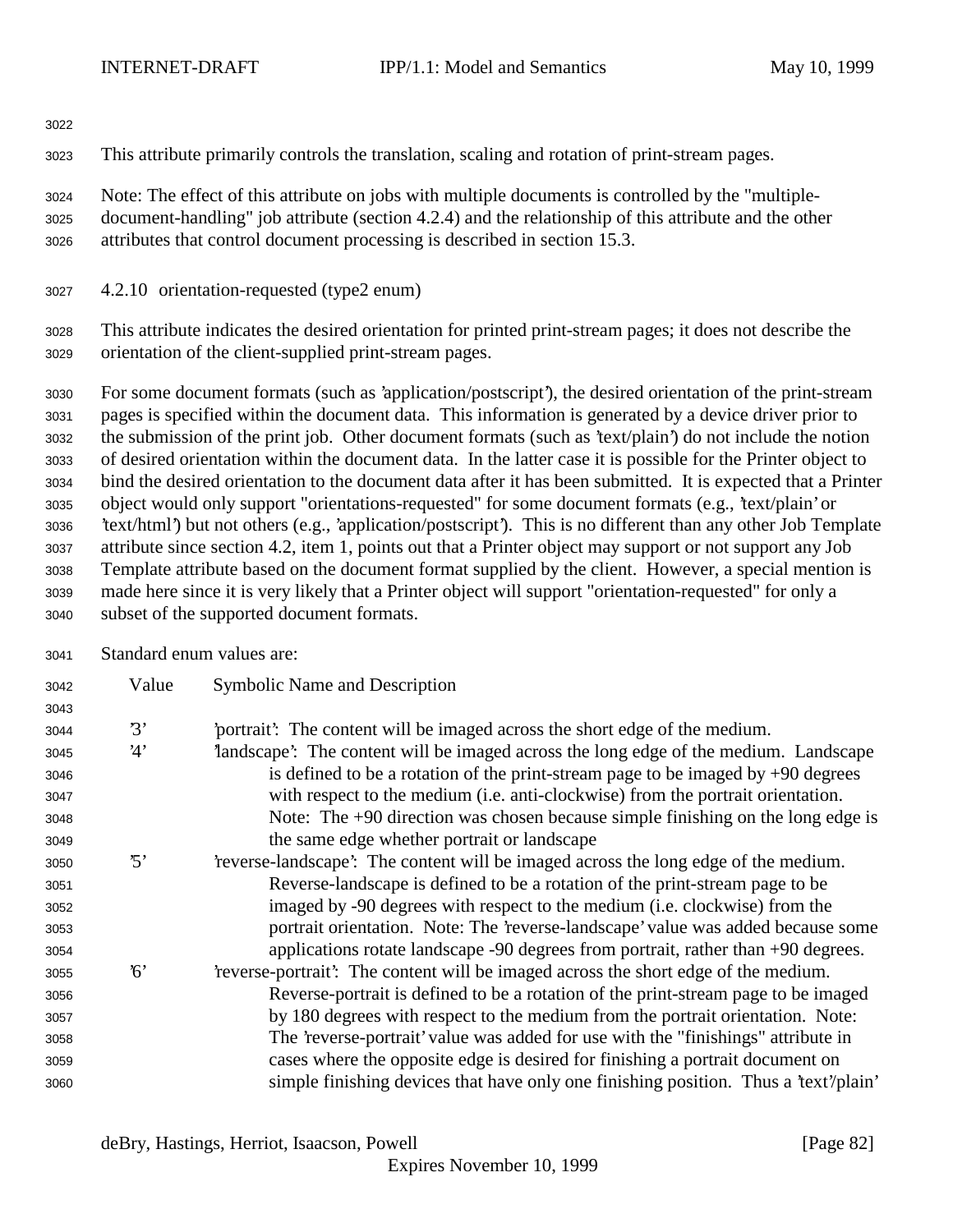This attribute primarily controls the translation, scaling and rotation of print-stream pages.

Note: The effect of this attribute on jobs with multiple documents is controlled by the "multiple-document-handling" job attribute (section 4.2.4) and the relationship of this attribute and the other attributes that control document processing is described in section 15.3.

### 4.2.10 orientation-requested (type2 enum)

This attribute indicates the desired orientation for printed print-stream pages; it does not describe the orientation of the client-supplied print-stream pages.

For some document formats (such as 'application/postscript'), the desired orientation of the print-stream pages is specified within the document data. This information is generated by a device driver prior to the submission of the print job. Other document formats (such as 'text/plain') do not include the notion of desired orientation within the document data. In the latter case it is possible for the Printer object to bind the desired orientation to the document data after it has been submitted. It is expected that a Printer object would only support "orientations-requested" for some document formats (e.g., 'text/plain' or 'text/html') but not others (e.g., 'application/postscript'). This is no different than any other Job Template attribute since section 4.2, item 1, points out that a Printer object may support or not support any Job Template attribute based on the document format supplied by the client. However, a special mention is made here since it is very likely that a Printer object will support "orientation-requested" for only a subset of the supported document formats.

Standard enum values are:

| Value | Symbolic Name and Description |
|---|---|
| '3' | 'portrait': The content will be imaged across the short edge of the medium. |
| '4' | 'landscape': The content will be imaged across the long edge of the medium. Landscape is defined to be a rotation of the print-stream page to be imaged by +90 degrees with respect to the medium (i.e. anti-clockwise) from the portrait orientation. Note: The +90 direction was chosen because simple finishing on the long edge is the same edge whether portrait or landscape |
| '5' | 'reverse-landscape': The content will be imaged across the long edge of the medium. Reverse-landscape is defined to be a rotation of the print-stream page to be imaged by -90 degrees with respect to the medium (i.e. clockwise) from the portrait orientation. Note: The 'reverse-landscape' value was added because some applications rotate landscape -90 degrees from portrait, rather than +90 degrees. |
| '6' | 'reverse-portrait': The content will be imaged across the short edge of the medium. Reverse-portrait is defined to be a rotation of the print-stream page to be imaged by 180 degrees with respect to the medium from the portrait orientation. Note: The 'reverse-portrait' value was added for use with the "finishings" attribute in cases where the opposite edge is desired for finishing a portrait document on simple finishing devices that have only one finishing position. Thus a 'text'/plain' |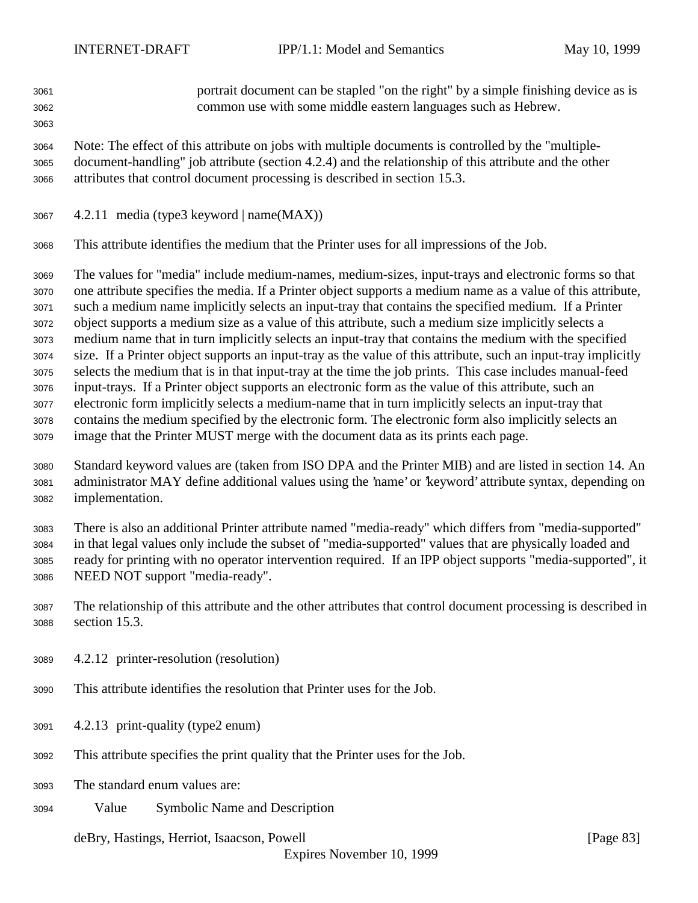portrait document can be stapled "on the right" by a simple finishing device as is common use with some middle eastern languages such as Hebrew.

Note: The effect of this attribute on jobs with multiple documents is controlled by the "multiple-document-handling" job attribute (section 4.2.4) and the relationship of this attribute and the other attributes that control document processing is described in section 15.3.

### 4.2.11 media (type3 keyword | name(MAX))

This attribute identifies the medium that the Printer uses for all impressions of the Job.

The values for "media" include medium-names, medium-sizes, input-trays and electronic forms so that one attribute specifies the media. If a Printer object supports a medium name as a value of this attribute, such a medium name implicitly selects an input-tray that contains the specified medium. If a Printer object supports a medium size as a value of this attribute, such a medium size implicitly selects a medium name that in turn implicitly selects an input-tray that contains the medium with the specified size. If a Printer object supports an input-tray as the value of this attribute, such an input-tray implicitly selects the medium that is in that input-tray at the time the job prints. This case includes manual-feed input-trays. If a Printer object supports an electronic form as the value of this attribute, such an electronic form implicitly selects a medium-name that in turn implicitly selects an input-tray that contains the medium specified by the electronic form. The electronic form also implicitly selects an image that the Printer MUST merge with the document data as its prints each page.

Standard keyword values are (taken from ISO DPA and the Printer MIB) and are listed in section 14. An administrator MAY define additional values using the 'name' or 'keyword' attribute syntax, depending on implementation.

There is also an additional Printer attribute named "media-ready" which differs from "media-supported" in that legal values only include the subset of "media-supported" values that are physically loaded and ready for printing with no operator intervention required. If an IPP object supports "media-supported", it NEED NOT support "media-ready".

The relationship of this attribute and the other attributes that control document processing is described in section 15.3.

### 4.2.12 printer-resolution (resolution)

This attribute identifies the resolution that Printer uses for the Job.

### 4.2.13 print-quality (type2 enum)

This attribute specifies the print quality that the Printer uses for the Job.

The standard enum values are:

| Value | Symbolic Name and Description |
|---|---|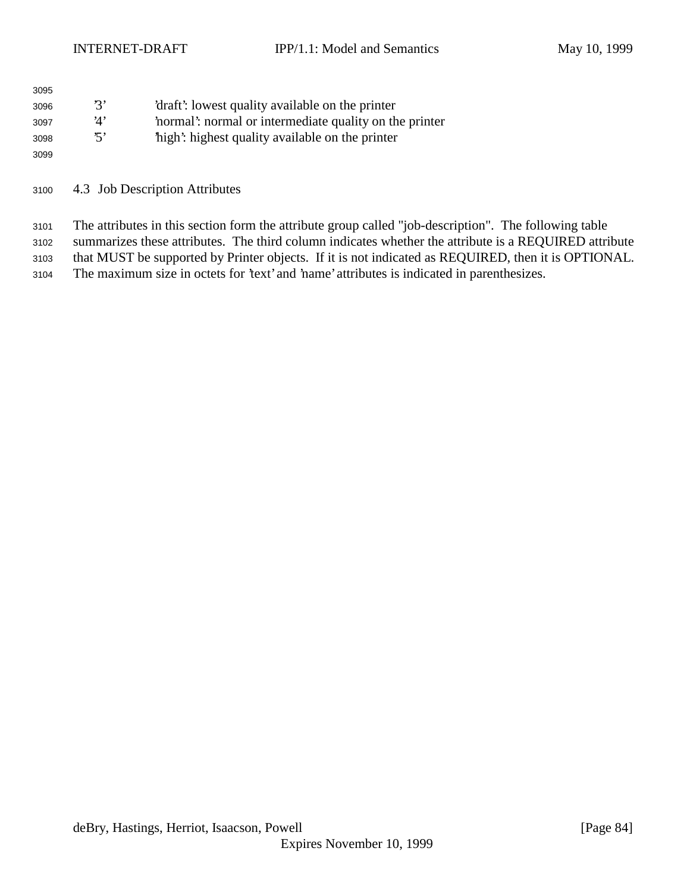| | |
|---|---|
| '3' | 'draft': lowest quality available on the printer |
| '4' | 'normal': normal or intermediate quality on the printer |
| '5' | 'high': highest quality available on the printer |

## 4.3 Job Description Attributes

The attributes in this section form the attribute group called "job-description". The following table summarizes these attributes. The third column indicates whether the attribute is a REQUIRED attribute that MUST be supported by Printer objects. If it is not indicated as REQUIRED, then it is OPTIONAL. The maximum size in octets for 'text' and 'name' attributes is indicated in parenthesizes.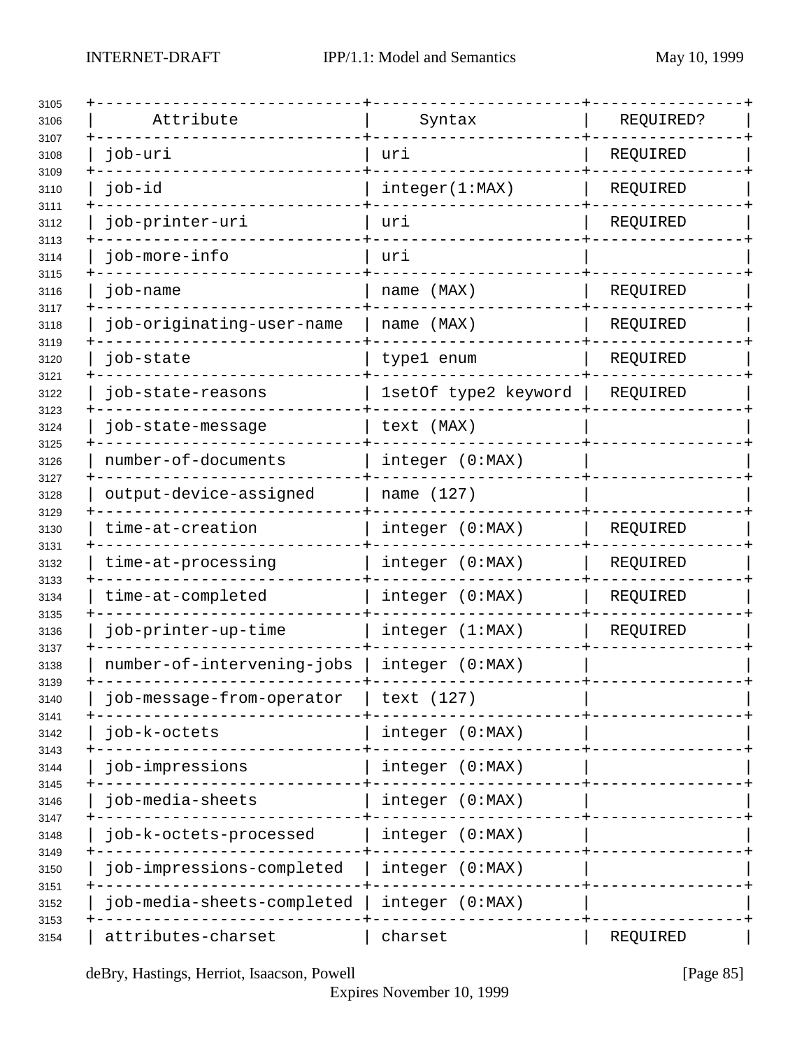| Attribute | Syntax | REQUIRED? |
|---|---|---|
| job-uri | uri | REQUIRED |
| job-id | integer(1:MAX) | REQUIRED |
| job-printer-uri | uri | REQUIRED |
| job-more-info | uri | |
| job-name | name (MAX) | REQUIRED |
| job-originating-user-name | name (MAX) | REQUIRED |
| job-state | type1 enum | REQUIRED |
| job-state-reasons | 1setOf type2 keyword | REQUIRED |
| job-state-message | text (MAX) | |
| number-of-documents | integer (0:MAX) | |
| output-device-assigned | name (127) | |
| time-at-creation | integer (0:MAX) | REQUIRED |
| time-at-processing | integer (0:MAX) | REQUIRED |
| time-at-completed | integer (0:MAX) | REQUIRED |
| job-printer-up-time | integer (1:MAX) | REQUIRED |
| number-of-intervening-jobs | integer (0:MAX) | |
| job-message-from-operator | text (127) | |
| job-k-octets | integer (0:MAX) | |
| job-impressions | integer (0:MAX) | |
| job-media-sheets | integer (0:MAX) | |
| job-k-octets-processed | integer (0:MAX) | |
| job-impressions-completed | integer (0:MAX) | |
| job-media-sheets-completed | integer (0:MAX) | |
| attributes-charset | charset | REQUIRED |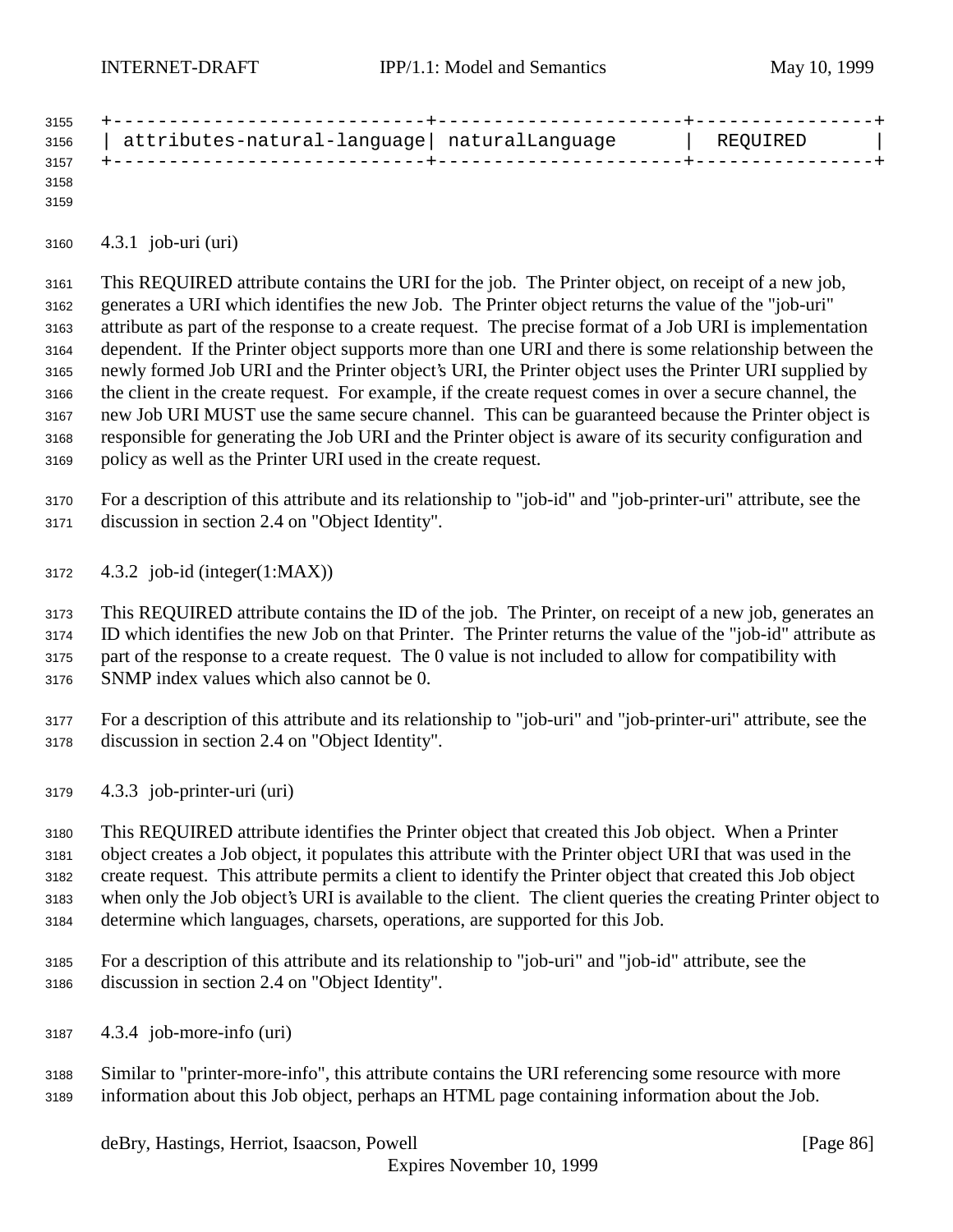| attributes-natural-language | naturalLanguage | REQUIRED |
|---|---|---|

#### 4.3.1 job-uri (uri)

This REQUIRED attribute contains the URI for the job. The Printer object, on receipt of a new job, generates a URI which identifies the new Job. The Printer object returns the value of the "job-uri" attribute as part of the response to a create request. The precise format of a Job URI is implementation dependent. If the Printer object supports more than one URI and there is some relationship between the newly formed Job URI and the Printer object's URI, the Printer object uses the Printer URI supplied by the client in the create request. For example, if the create request comes in over a secure channel, the new Job URI MUST use the same secure channel. This can be guaranteed because the Printer object is responsible for generating the Job URI and the Printer object is aware of its security configuration and policy as well as the Printer URI used in the create request.

For a description of this attribute and its relationship to "job-id" and "job-printer-uri" attribute, see the discussion in section 2.4 on "Object Identity".

#### 4.3.2 job-id (integer(1:MAX))

This REQUIRED attribute contains the ID of the job. The Printer, on receipt of a new job, generates an ID which identifies the new Job on that Printer. The Printer returns the value of the "job-id" attribute as part of the response to a create request. The 0 value is not included to allow for compatibility with SNMP index values which also cannot be 0.

For a description of this attribute and its relationship to "job-uri" and "job-printer-uri" attribute, see the discussion in section 2.4 on "Object Identity".

#### 4.3.3 job-printer-uri (uri)

This REQUIRED attribute identifies the Printer object that created this Job object. When a Printer object creates a Job object, it populates this attribute with the Printer object URI that was used in the create request. This attribute permits a client to identify the Printer object that created this Job object when only the Job object's URI is available to the client. The client queries the creating Printer object to determine which languages, charsets, operations, are supported for this Job.

For a description of this attribute and its relationship to "job-uri" and "job-id" attribute, see the discussion in section 2.4 on "Object Identity".

#### 4.3.4 job-more-info (uri)

Similar to "printer-more-info", this attribute contains the URI referencing some resource with more information about this Job object, perhaps an HTML page containing information about the Job.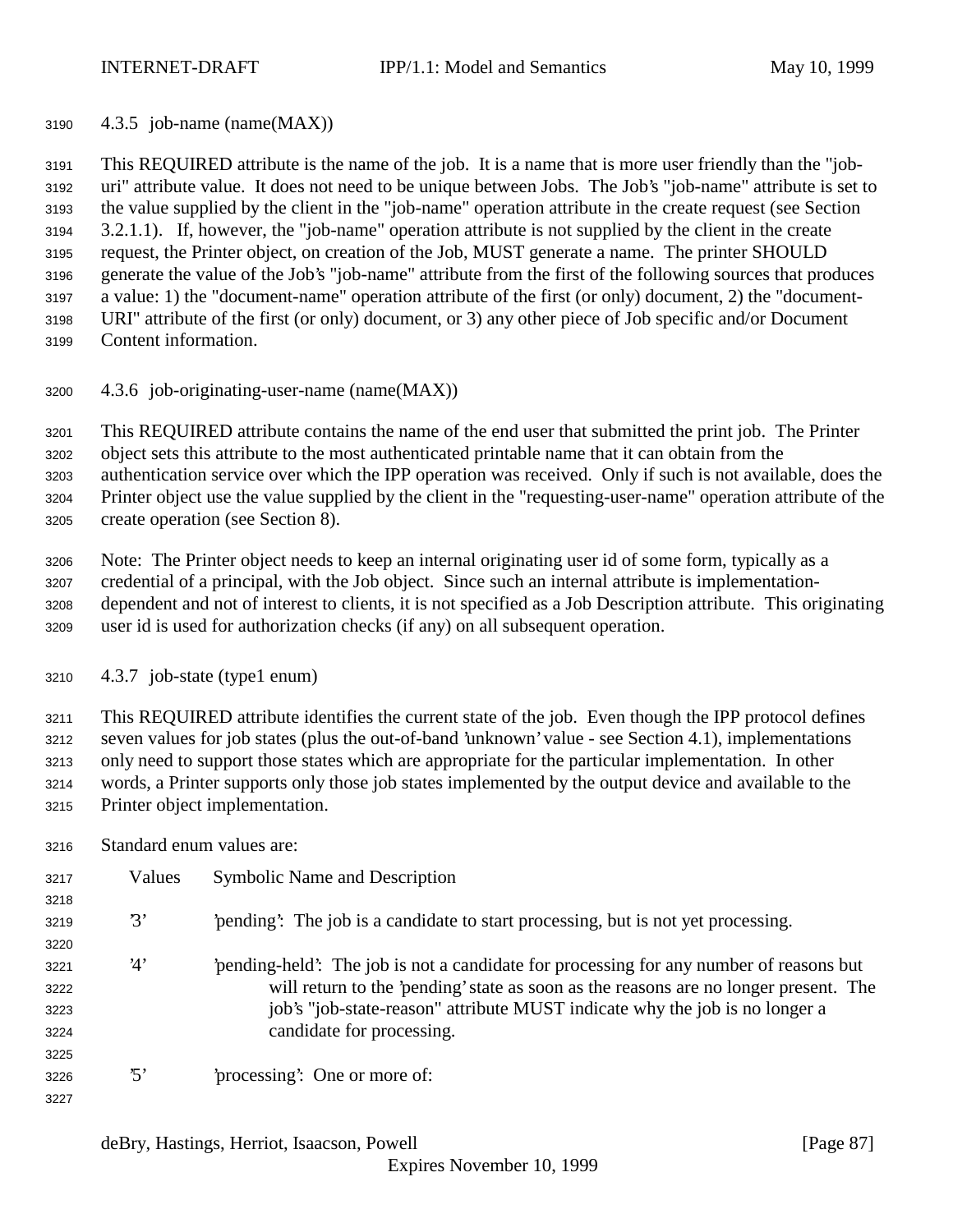### 4.3.5 job-name (name(MAX))

This REQUIRED attribute is the name of the job. It is a name that is more user friendly than the "job-uri" attribute value. It does not need to be unique between Jobs. The Job's "job-name" attribute is set to the value supplied by the client in the "job-name" operation attribute in the create request (see Section 3.2.1.1). If, however, the "job-name" operation attribute is not supplied by the client in the create request, the Printer object, on creation of the Job, MUST generate a name. The printer SHOULD generate the value of the Job's "job-name" attribute from the first of the following sources that produces a value: 1) the "document-name" operation attribute of the first (or only) document, 2) the "document-URI" attribute of the first (or only) document, or 3) any other piece of Job specific and/or Document Content information.

### 4.3.6 job-originating-user-name (name(MAX))

This REQUIRED attribute contains the name of the end user that submitted the print job. The Printer object sets this attribute to the most authenticated printable name that it can obtain from the authentication service over which the IPP operation was received. Only if such is not available, does the Printer object use the value supplied by the client in the "requesting-user-name" operation attribute of the create operation (see Section 8).

Note: The Printer object needs to keep an internal originating user id of some form, typically as a credential of a principal, with the Job object. Since such an internal attribute is implementation-dependent and not of interest to clients, it is not specified as a Job Description attribute. This originating user id is used for authorization checks (if any) on all subsequent operation.

### 4.3.7 job-state (type1 enum)

This REQUIRED attribute identifies the current state of the job. Even though the IPP protocol defines seven values for job states (plus the out-of-band 'unknown' value - see Section 4.1), implementations only need to support those states which are appropriate for the particular implementation. In other words, a Printer supports only those job states implemented by the output device and available to the Printer object implementation.

Standard enum values are:

| Values | Symbolic Name and Description |
|---|---|
| '3' | 'pending': The job is a candidate to start processing, but is not yet processing. |
| '4' | 'pending-held': The job is not a candidate for processing for any number of reasons but will return to the 'pending' state as soon as the reasons are no longer present. The job's "job-state-reason" attribute MUST indicate why the job is no longer a candidate for processing. |
| '5' | 'processing': One or more of: |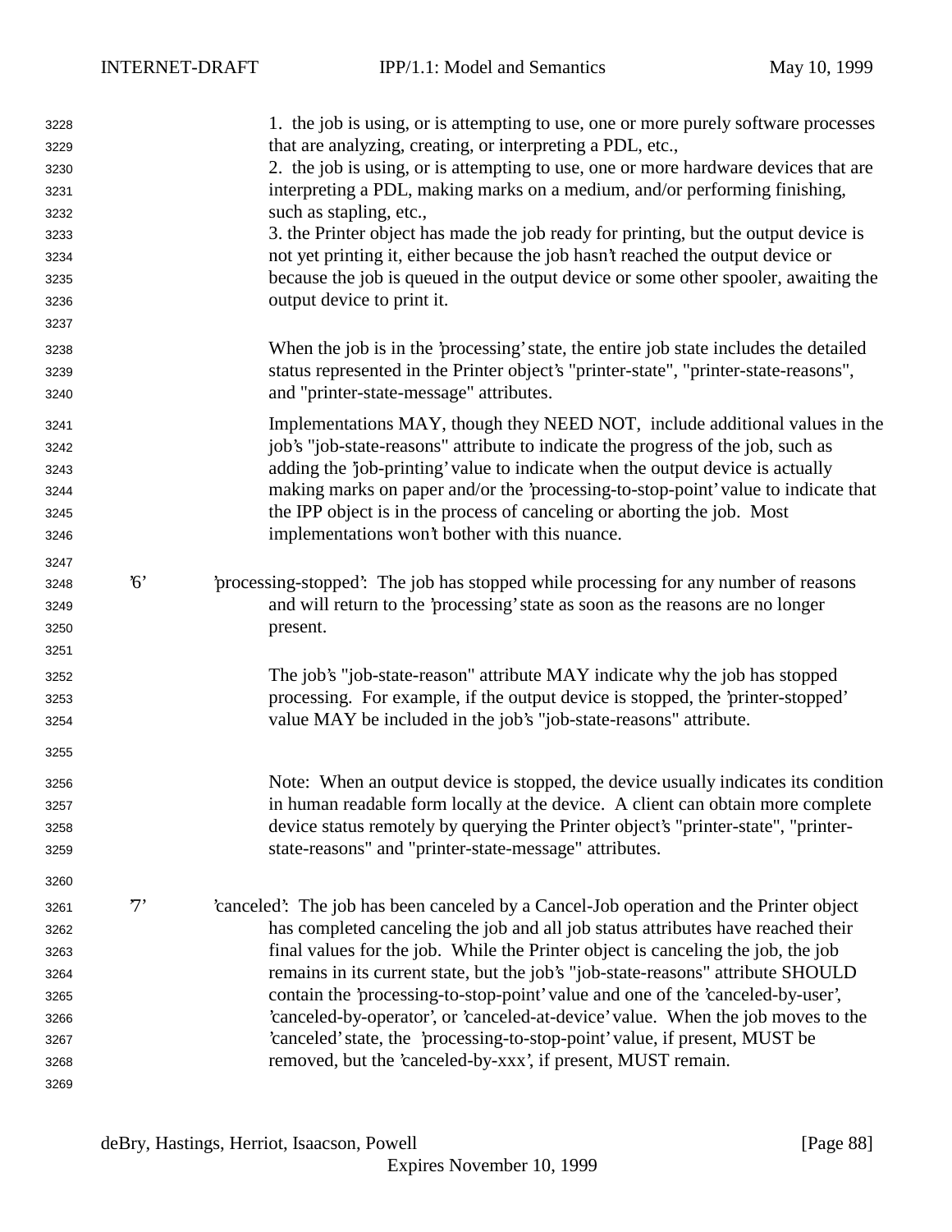1. the job is using, or is attempting to use, one or more purely software processes that are analyzing, creating, or interpreting a PDL, etc.,
2. the job is using, or is attempting to use, one or more hardware devices that are interpreting a PDL, making marks on a medium, and/or performing finishing, such as stapling, etc.,
3. the Printer object has made the job ready for printing, but the output device is not yet printing it, either because the job hasn't reached the output device or because the job is queued in the output device or some other spooler, awaiting the output device to print it.

When the job is in the 'processing' state, the entire job state includes the detailed status represented in the Printer object's "printer-state", "printer-state-reasons", and "printer-state-message" attributes.

Implementations MAY, though they NEED NOT, include additional values in the job's "job-state-reasons" attribute to indicate the progress of the job, such as adding the 'job-printing' value to indicate when the output device is actually making marks on paper and/or the 'processing-to-stop-point' value to indicate that the IPP object is in the process of canceling or aborting the job. Most implementations won't bother with this nuance.

'6' 'processing-stopped': The job has stopped while processing for any number of reasons and will return to the 'processing' state as soon as the reasons are no longer present.

The job's "job-state-reason" attribute MAY indicate why the job has stopped processing. For example, if the output device is stopped, the 'printer-stopped' value MAY be included in the job's "job-state-reasons" attribute.

Note: When an output device is stopped, the device usually indicates its condition in human readable form locally at the device. A client can obtain more complete device status remotely by querying the Printer object's "printer-state", "printer-state-reasons" and "printer-state-message" attributes.

'7' 'canceled': The job has been canceled by a Cancel-Job operation and the Printer object has completed canceling the job and all job status attributes have reached their final values for the job. While the Printer object is canceling the job, the job remains in its current state, but the job's "job-state-reasons" attribute SHOULD contain the 'processing-to-stop-point' value and one of the 'canceled-by-user', 'canceled-by-operator', or 'canceled-at-device' value. When the job moves to the 'canceled' state, the 'processing-to-stop-point' value, if present, MUST be removed, but the 'canceled-by-xxx', if present, MUST remain.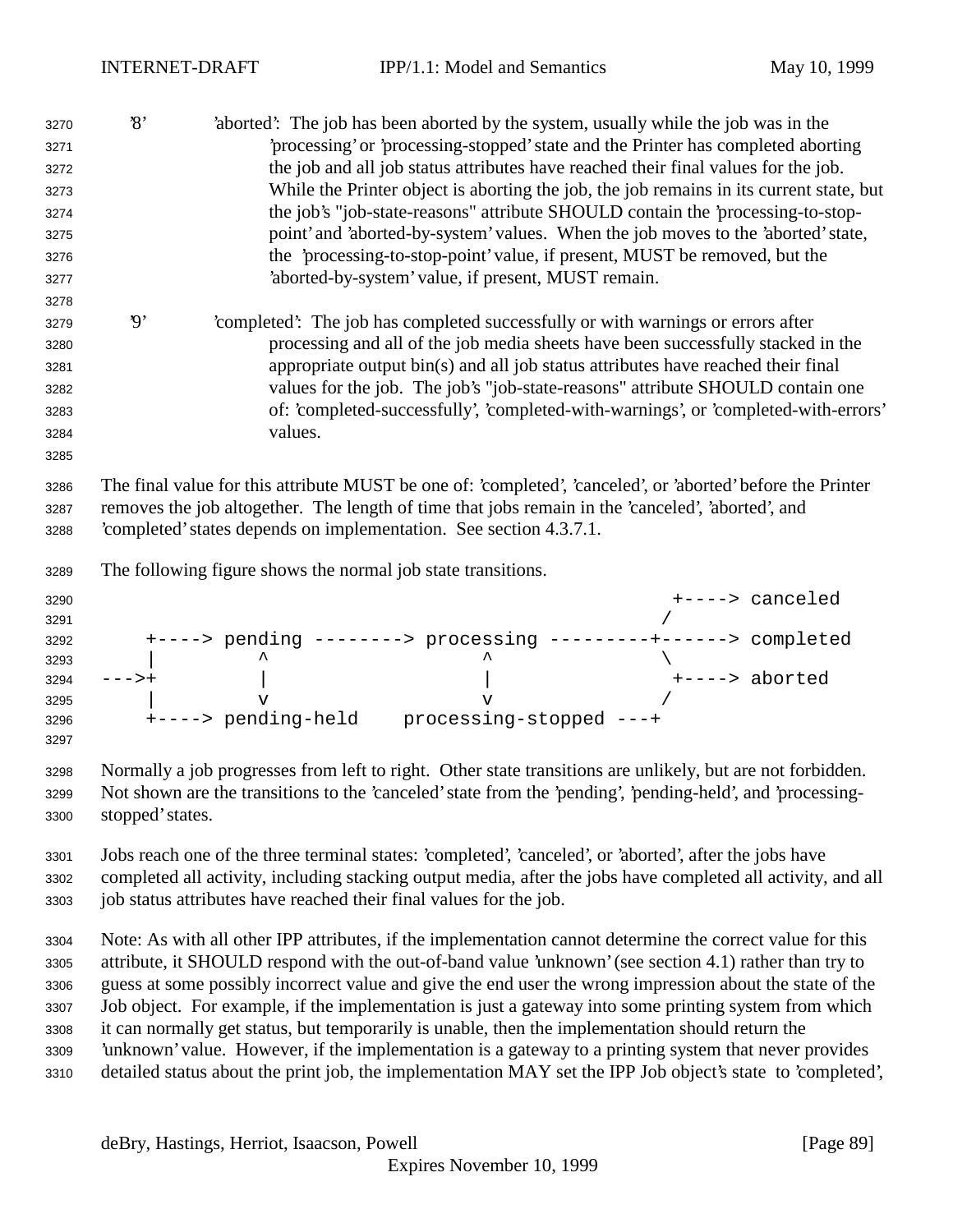'8' 'aborted': The job has been aborted by the system, usually while the job was in the 'processing' or 'processing-stopped' state and the Printer has completed aborting the job and all job status attributes have reached their final values for the job. While the Printer object is aborting the job, the job remains in its current state, but the job's "job-state-reasons" attribute SHOULD contain the 'processing-to-stop-point' and 'aborted-by-system' values. When the job moves to the 'aborted' state, the 'processing-to-stop-point' value, if present, MUST be removed, but the 'aborted-by-system' value, if present, MUST remain.

'9' 'completed': The job has completed successfully or with warnings or errors after processing and all of the job media sheets have been successfully stacked in the appropriate output bin(s) and all job status attributes have reached their final values for the job. The job's "job-state-reasons" attribute SHOULD contain one of: 'completed-successfully', 'completed-with-warnings', or 'completed-with-errors' values.

The final value for this attribute MUST be one of: 'completed', 'canceled', or 'aborted' before the Printer removes the job altogether. The length of time that jobs remain in the 'canceled', 'aborted', and 'completed' states depends on implementation. See section 4.3.7.1.

The following figure shows the normal job state transitions.

```
                                                           +----> canceled
                                                          /
    +----> pending --------> processing ---------+------> completed
    |         ^                   ^               \
--->+         |                   |                +----> aborted
    |         v                   v               /
    +----> pending-held    processing-stopped ---+
```

Normally a job progresses from left to right. Other state transitions are unlikely, but are not forbidden. Not shown are the transitions to the 'canceled' state from the 'pending', 'pending-held', and 'processing-stopped' states.

Jobs reach one of the three terminal states: 'completed', 'canceled', or 'aborted', after the jobs have completed all activity, including stacking output media, after the jobs have completed all activity, and all job status attributes have reached their final values for the job.

Note: As with all other IPP attributes, if the implementation cannot determine the correct value for this attribute, it SHOULD respond with the out-of-band value 'unknown' (see section 4.1) rather than try to guess at some possibly incorrect value and give the end user the wrong impression about the state of the Job object. For example, if the implementation is just a gateway into some printing system from which it can normally get status, but temporarily is unable, then the implementation should return the 'unknown' value. However, if the implementation is a gateway to a printing system that never provides detailed status about the print job, the implementation MAY set the IPP Job object's state to 'completed',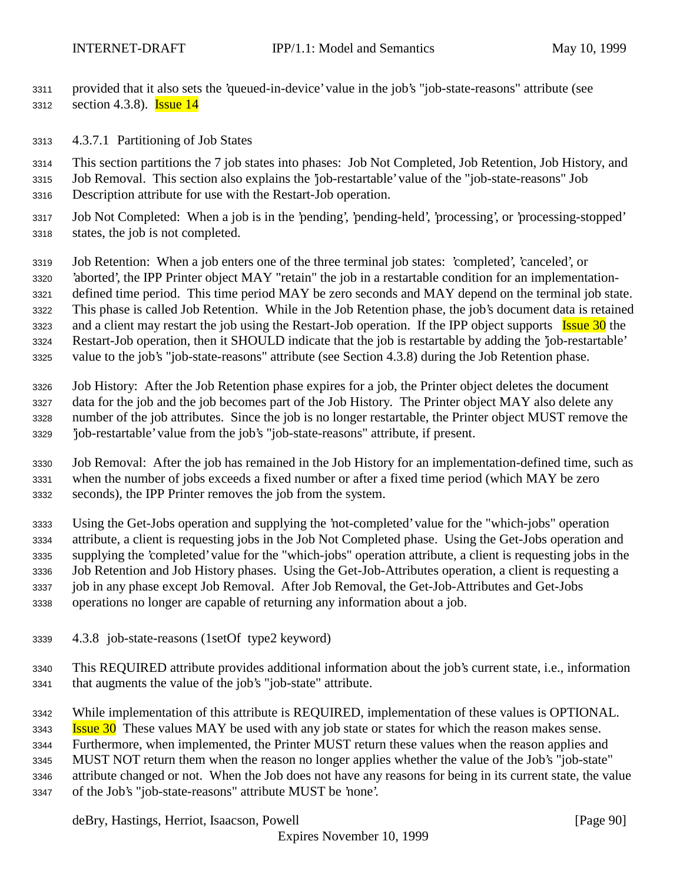provided that it also sets the 'queued-in-device' value in the job's "job-state-reasons" attribute (see section 4.3.8). Issue 14

#### 4.3.7.1 Partitioning of Job States

This section partitions the 7 job states into phases: Job Not Completed, Job Retention, Job History, and Job Removal. This section also explains the 'job-restartable' value of the "job-state-reasons" Job Description attribute for use with the Restart-Job operation.

Job Not Completed: When a job is in the 'pending', 'pending-held', 'processing', or 'processing-stopped' states, the job is not completed.

Job Retention: When a job enters one of the three terminal job states: 'completed', 'canceled', or 'aborted', the IPP Printer object MAY "retain" the job in a restartable condition for an implementation-defined time period. This time period MAY be zero seconds and MAY depend on the terminal job state. This phase is called Job Retention. While in the Job Retention phase, the job's document data is retained and a client may restart the job using the Restart-Job operation. If the IPP object supports Issue 30 the Restart-Job operation, then it SHOULD indicate that the job is restartable by adding the 'job-restartable' value to the job's "job-state-reasons" attribute (see Section 4.3.8) during the Job Retention phase.

Job History: After the Job Retention phase expires for a job, the Printer object deletes the document data for the job and the job becomes part of the Job History. The Printer object MAY also delete any number of the job attributes. Since the job is no longer restartable, the Printer object MUST remove the 'job-restartable' value from the job's "job-state-reasons" attribute, if present.

Job Removal: After the job has remained in the Job History for an implementation-defined time, such as when the number of jobs exceeds a fixed number or after a fixed time period (which MAY be zero seconds), the IPP Printer removes the job from the system.

Using the Get-Jobs operation and supplying the 'not-completed' value for the "which-jobs" operation attribute, a client is requesting jobs in the Job Not Completed phase. Using the Get-Jobs operation and supplying the 'completed' value for the "which-jobs" operation attribute, a client is requesting jobs in the Job Retention and Job History phases. Using the Get-Job-Attributes operation, a client is requesting a job in any phase except Job Removal. After Job Removal, the Get-Job-Attributes and Get-Jobs operations no longer are capable of returning any information about a job.

### 4.3.8 job-state-reasons (1setOf type2 keyword)

This REQUIRED attribute provides additional information about the job's current state, i.e., information that augments the value of the job's "job-state" attribute.

While implementation of this attribute is REQUIRED, implementation of these values is OPTIONAL. Issue 30 These values MAY be used with any job state or states for which the reason makes sense. Furthermore, when implemented, the Printer MUST return these values when the reason applies and MUST NOT return them when the reason no longer applies whether the value of the Job's "job-state" attribute changed or not. When the Job does not have any reasons for being in its current state, the value of the Job's "job-state-reasons" attribute MUST be 'none'.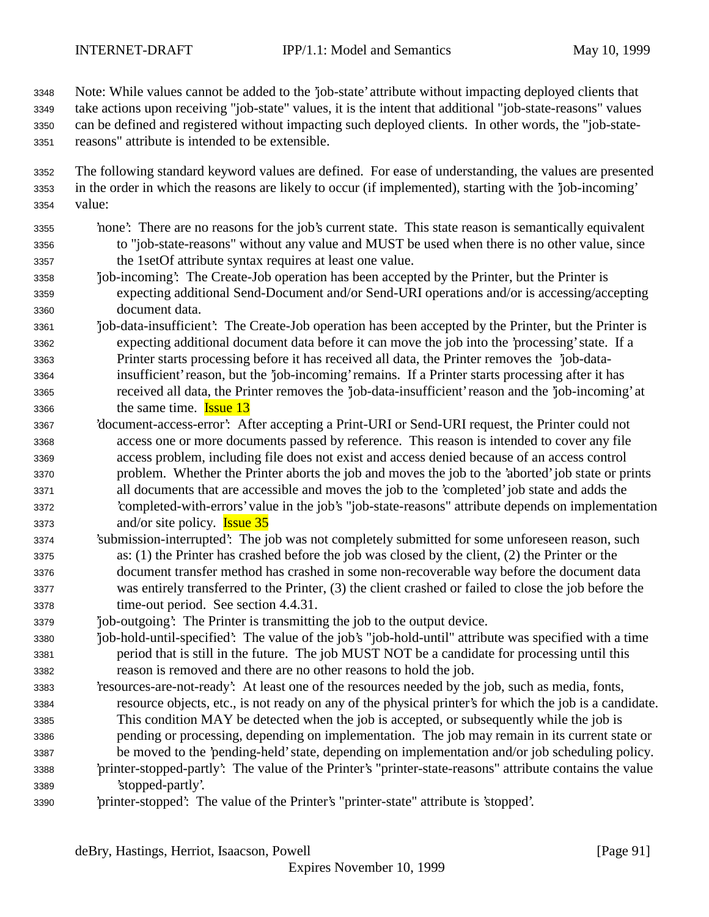Note: While values cannot be added to the 'job-state' attribute without impacting deployed clients that take actions upon receiving "job-state" values, it is the intent that additional "job-state-reasons" values can be defined and registered without impacting such deployed clients. In other words, the "job-state-reasons" attribute is intended to be extensible.

The following standard keyword values are defined. For ease of understanding, the values are presented in the order in which the reasons are likely to occur (if implemented), starting with the 'job-incoming' value:

'none': There are no reasons for the job's current state. This state reason is semantically equivalent to "job-state-reasons" without any value and MUST be used when there is no other value, since the 1setOf attribute syntax requires at least one value.

'job-incoming': The Create-Job operation has been accepted by the Printer, but the Printer is expecting additional Send-Document and/or Send-URI operations and/or is accessing/accepting document data.

'job-data-insufficient': The Create-Job operation has been accepted by the Printer, but the Printer is expecting additional document data before it can move the job into the 'processing' state. If a Printer starts processing before it has received all data, the Printer removes the 'job-data-insufficient' reason, but the 'job-incoming' remains. If a Printer starts processing after it has received all data, the Printer removes the 'job-data-insufficient' reason and the 'job-incoming' at the same time. Issue 13

'document-access-error': After accepting a Print-URI or Send-URI request, the Printer could not access one or more documents passed by reference. This reason is intended to cover any file access problem, including file does not exist and access denied because of an access control problem. Whether the Printer aborts the job and moves the job to the 'aborted' job state or prints all documents that are accessible and moves the job to the 'completed' job state and adds the 'completed-with-errors' value in the job's "job-state-reasons" attribute depends on implementation and/or site policy. Issue 35

'submission-interrupted': The job was not completely submitted for some unforeseen reason, such as: (1) the Printer has crashed before the job was closed by the client, (2) the Printer or the document transfer method has crashed in some non-recoverable way before the document data was entirely transferred to the Printer, (3) the client crashed or failed to close the job before the time-out period. See section 4.4.31.

'job-outgoing': The Printer is transmitting the job to the output device.

'job-hold-until-specified': The value of the job's "job-hold-until" attribute was specified with a time period that is still in the future. The job MUST NOT be a candidate for processing until this reason is removed and there are no other reasons to hold the job.

'resources-are-not-ready': At least one of the resources needed by the job, such as media, fonts, resource objects, etc., is not ready on any of the physical printer's for which the job is a candidate. This condition MAY be detected when the job is accepted, or subsequently while the job is pending or processing, depending on implementation. The job may remain in its current state or be moved to the 'pending-held' state, depending on implementation and/or job scheduling policy.

'printer-stopped-partly': The value of the Printer's "printer-state-reasons" attribute contains the value 'stopped-partly'.

'printer-stopped': The value of the Printer's "printer-state" attribute is 'stopped'.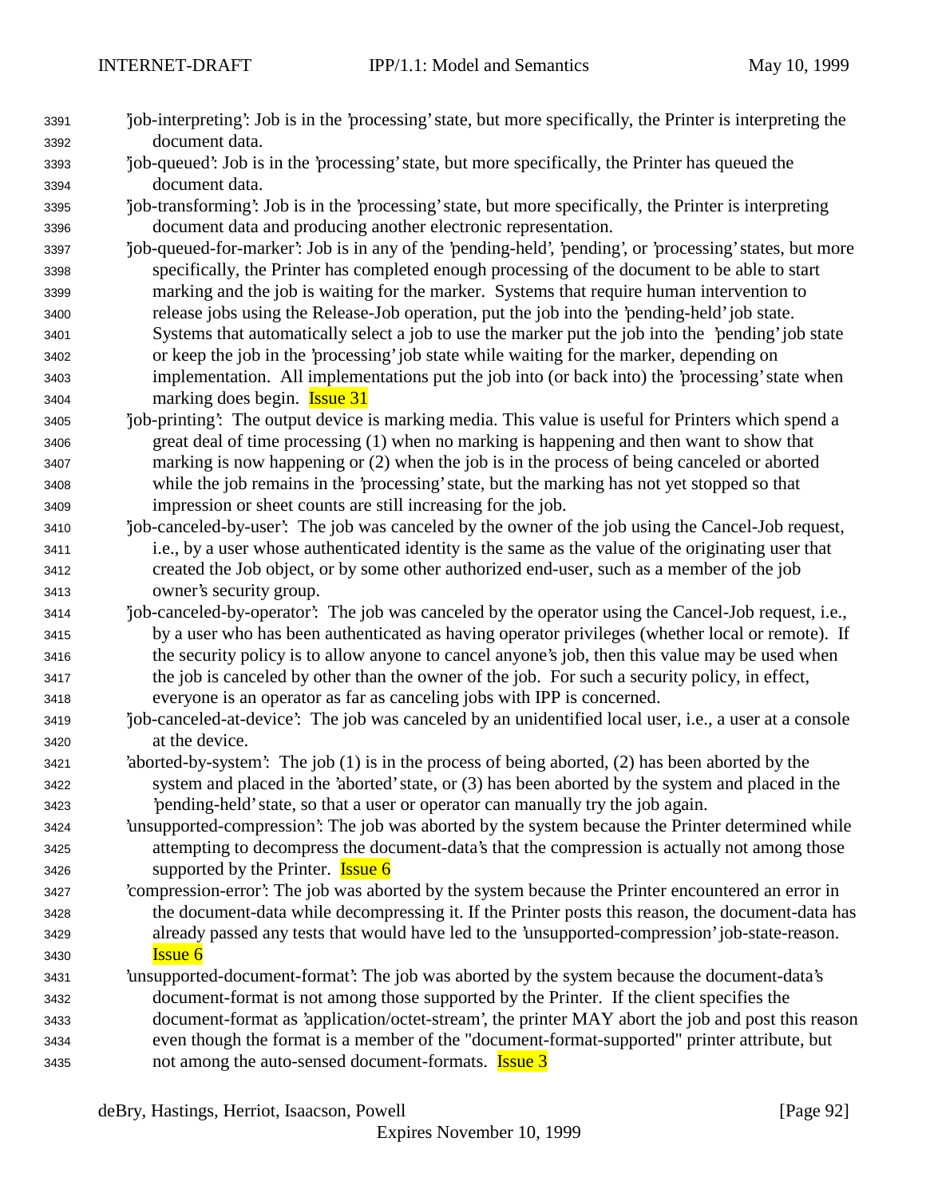'job-interpreting': Job is in the 'processing' state, but more specifically, the Printer is interpreting the document data.

'job-queued': Job is in the 'processing' state, but more specifically, the Printer has queued the document data.

'job-transforming': Job is in the 'processing' state, but more specifically, the Printer is interpreting document data and producing another electronic representation.

'job-queued-for-marker': Job is in any of the 'pending-held', 'pending', or 'processing' states, but more specifically, the Printer has completed enough processing of the document to be able to start marking and the job is waiting for the marker. Systems that require human intervention to release jobs using the Release-Job operation, put the job into the 'pending-held' job state. Systems that automatically select a job to use the marker put the job into the 'pending' job state or keep the job in the 'processing' job state while waiting for the marker, depending on implementation. All implementations put the job into (or back into) the 'processing' state when marking does begin. Issue 31

'job-printing': The output device is marking media. This value is useful for Printers which spend a great deal of time processing (1) when no marking is happening and then want to show that marking is now happening or (2) when the job is in the process of being canceled or aborted while the job remains in the 'processing' state, but the marking has not yet stopped so that impression or sheet counts are still increasing for the job.

'job-canceled-by-user': The job was canceled by the owner of the job using the Cancel-Job request, i.e., by a user whose authenticated identity is the same as the value of the originating user that created the Job object, or by some other authorized end-user, such as a member of the job owner's security group.

'job-canceled-by-operator': The job was canceled by the operator using the Cancel-Job request, i.e., by a user who has been authenticated as having operator privileges (whether local or remote). If the security policy is to allow anyone to cancel anyone's job, then this value may be used when the job is canceled by other than the owner of the job. For such a security policy, in effect, everyone is an operator as far as canceling jobs with IPP is concerned.

'job-canceled-at-device': The job was canceled by an unidentified local user, i.e., a user at a console at the device.

'aborted-by-system': The job (1) is in the process of being aborted, (2) has been aborted by the system and placed in the 'aborted' state, or (3) has been aborted by the system and placed in the 'pending-held' state, so that a user or operator can manually try the job again.

'unsupported-compression': The job was aborted by the system because the Printer determined while attempting to decompress the document-data's that the compression is actually not among those supported by the Printer. Issue 6

'compression-error': The job was aborted by the system because the Printer encountered an error in the document-data while decompressing it. If the Printer posts this reason, the document-data has already passed any tests that would have led to the 'unsupported-compression' job-state-reason. Issue 6

'unsupported-document-format': The job was aborted by the system because the document-data's document-format is not among those supported by the Printer. If the client specifies the document-format as 'application/octet-stream', the printer MAY abort the job and post this reason even though the format is a member of the "document-format-supported" printer attribute, but not among the auto-sensed document-formats. Issue 3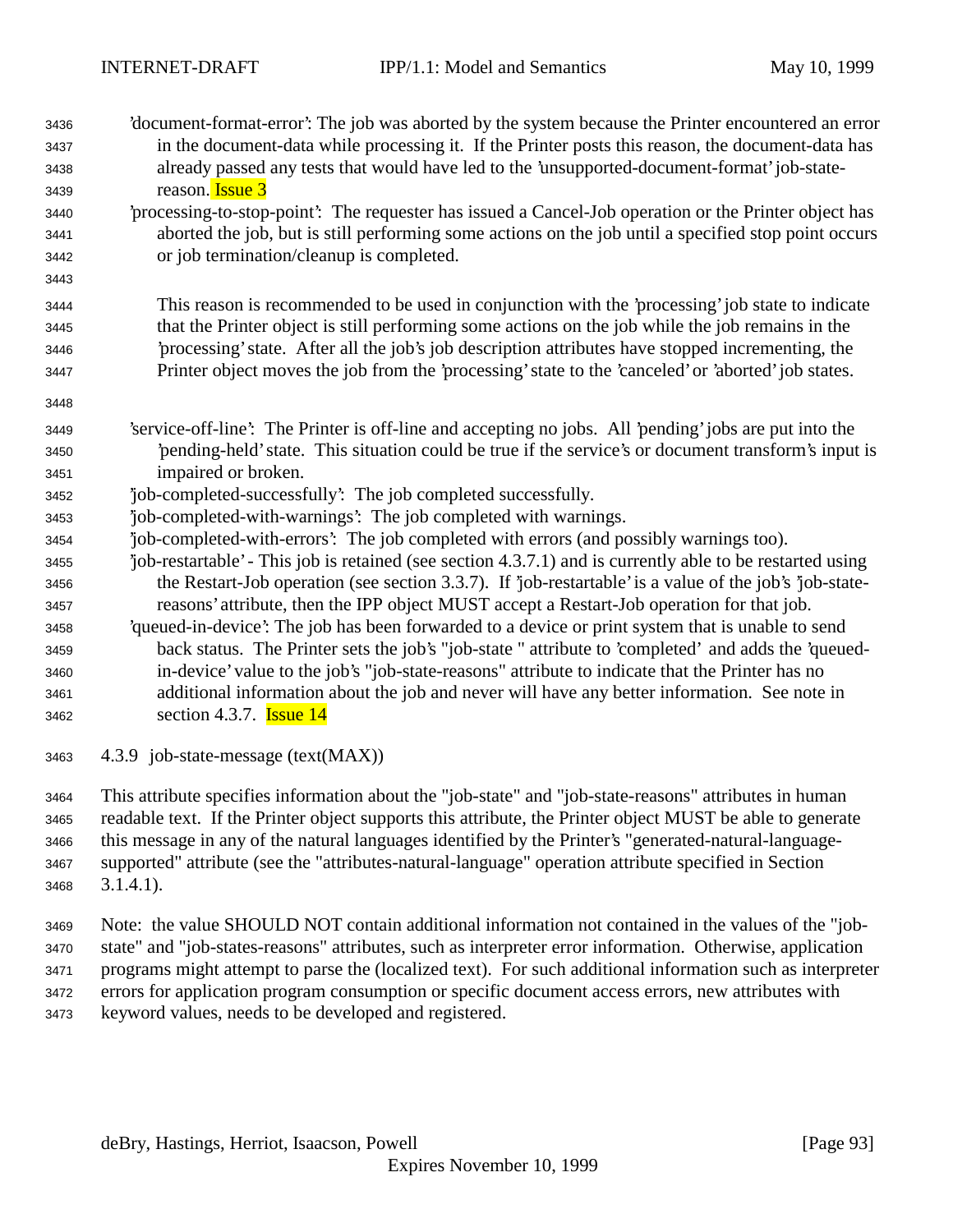'document-format-error': The job was aborted by the system because the Printer encountered an error in the document-data while processing it. If the Printer posts this reason, the document-data has already passed any tests that would have led to the 'unsupported-document-format' job-state-reason. Issue 3

'processing-to-stop-point': The requester has issued a Cancel-Job operation or the Printer object has aborted the job, but is still performing some actions on the job until a specified stop point occurs or job termination/cleanup is completed.

This reason is recommended to be used in conjunction with the 'processing' job state to indicate that the Printer object is still performing some actions on the job while the job remains in the 'processing' state. After all the job's job description attributes have stopped incrementing, the Printer object moves the job from the 'processing' state to the 'canceled' or 'aborted' job states.

'service-off-line': The Printer is off-line and accepting no jobs. All 'pending' jobs are put into the 'pending-held' state. This situation could be true if the service's or document transform's input is impaired or broken.

'job-completed-successfully': The job completed successfully.

'job-completed-with-warnings': The job completed with warnings.

'job-completed-with-errors': The job completed with errors (and possibly warnings too).

'job-restartable' - This job is retained (see section 4.3.7.1) and is currently able to be restarted using the Restart-Job operation (see section 3.3.7). If 'job-restartable' is a value of the job's 'job-state-reasons' attribute, then the IPP object MUST accept a Restart-Job operation for that job.

'queued-in-device': The job has been forwarded to a device or print system that is unable to send back status. The Printer sets the job's "job-state " attribute to 'completed' and adds the 'queued-in-device' value to the job's "job-state-reasons" attribute to indicate that the Printer has no additional information about the job and never will have any better information. See note in section 4.3.7. Issue 14

### 4.3.9 job-state-message (text(MAX))

This attribute specifies information about the "job-state" and "job-state-reasons" attributes in human readable text. If the Printer object supports this attribute, the Printer object MUST be able to generate this message in any of the natural languages identified by the Printer's "generated-natural-language-supported" attribute (see the "attributes-natural-language" operation attribute specified in Section 3.1.4.1).

Note: the value SHOULD NOT contain additional information not contained in the values of the "job-state" and "job-states-reasons" attributes, such as interpreter error information. Otherwise, application programs might attempt to parse the (localized text). For such additional information such as interpreter errors for application program consumption or specific document access errors, new attributes with keyword values, needs to be developed and registered.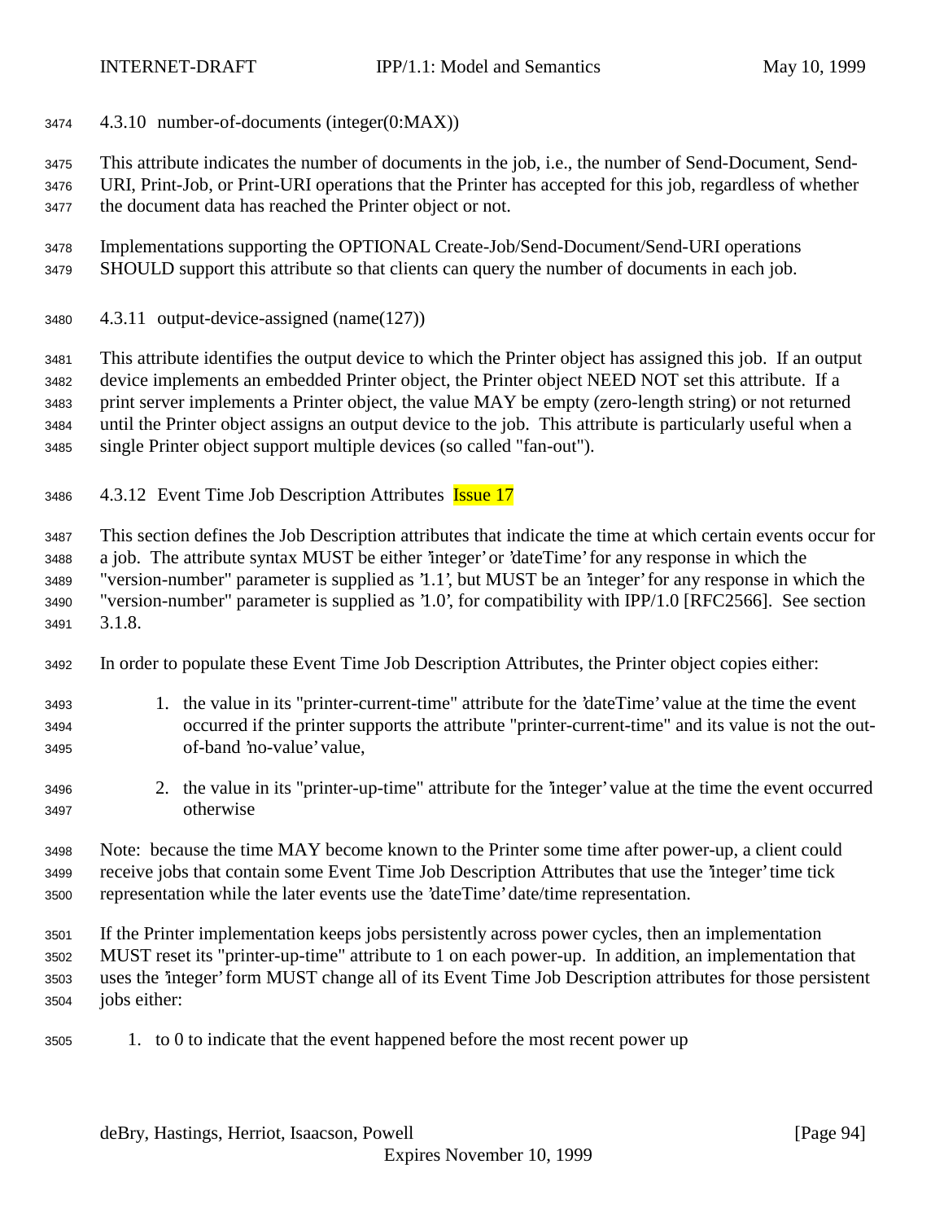#### 4.3.10 number-of-documents (integer(0:MAX))

This attribute indicates the number of documents in the job, i.e., the number of Send-Document, Send-URI, Print-Job, or Print-URI operations that the Printer has accepted for this job, regardless of whether the document data has reached the Printer object or not.

Implementations supporting the OPTIONAL Create-Job/Send-Document/Send-URI operations SHOULD support this attribute so that clients can query the number of documents in each job.

#### 4.3.11 output-device-assigned (name(127))

This attribute identifies the output device to which the Printer object has assigned this job. If an output device implements an embedded Printer object, the Printer object NEED NOT set this attribute. If a print server implements a Printer object, the value MAY be empty (zero-length string) or not returned until the Printer object assigns an output device to the job. This attribute is particularly useful when a single Printer object support multiple devices (so called "fan-out").

#### 4.3.12 Event Time Job Description Attributes Issue 17

This section defines the Job Description attributes that indicate the time at which certain events occur for a job. The attribute syntax MUST be either 'integer' or 'dateTime' for any response in which the "version-number" parameter is supplied as '1.1', but MUST be an 'integer' for any response in which the "version-number" parameter is supplied as '1.0', for compatibility with IPP/1.0 [RFC2566]. See section 3.1.8.

In order to populate these Event Time Job Description Attributes, the Printer object copies either:

1. the value in its "printer-current-time" attribute for the 'dateTime' value at the time the event occurred if the printer supports the attribute "printer-current-time" and its value is not the out-of-band 'no-value' value,

2. the value in its "printer-up-time" attribute for the 'integer' value at the time the event occurred otherwise

Note: because the time MAY become known to the Printer some time after power-up, a client could receive jobs that contain some Event Time Job Description Attributes that use the 'integer' time tick representation while the later events use the 'dateTime' date/time representation.

If the Printer implementation keeps jobs persistently across power cycles, then an implementation MUST reset its "printer-up-time" attribute to 1 on each power-up. In addition, an implementation that uses the 'integer' form MUST change all of its Event Time Job Description attributes for those persistent jobs either:

1. to 0 to indicate that the event happened before the most recent power up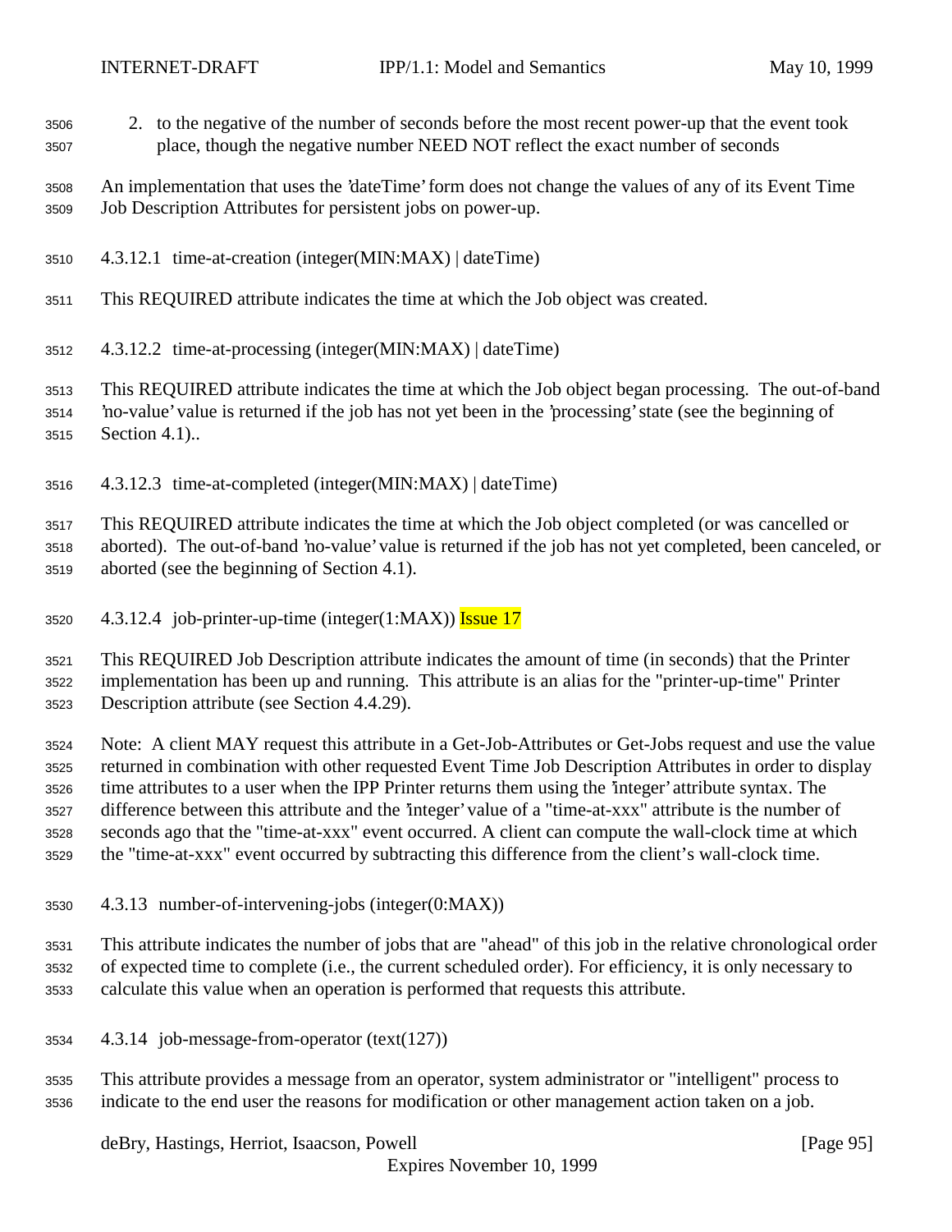2. to the negative of the number of seconds before the most recent power-up that the event took place, though the negative number NEED NOT reflect the exact number of seconds

An implementation that uses the 'dateTime' form does not change the values of any of its Event Time Job Description Attributes for persistent jobs on power-up.

#### 4.3.12.1 time-at-creation (integer(MIN:MAX) | dateTime)

This REQUIRED attribute indicates the time at which the Job object was created.

#### 4.3.12.2 time-at-processing (integer(MIN:MAX) | dateTime)

This REQUIRED attribute indicates the time at which the Job object began processing. The out-of-band 'no-value' value is returned if the job has not yet been in the 'processing' state (see the beginning of Section 4.1)..

#### 4.3.12.3 time-at-completed (integer(MIN:MAX) | dateTime)

This REQUIRED attribute indicates the time at which the Job object completed (or was cancelled or aborted). The out-of-band 'no-value' value is returned if the job has not yet completed, been canceled, or aborted (see the beginning of Section 4.1).

#### 4.3.12.4 job-printer-up-time (integer(1:MAX)) Issue 17

This REQUIRED Job Description attribute indicates the amount of time (in seconds) that the Printer implementation has been up and running. This attribute is an alias for the "printer-up-time" Printer Description attribute (see Section 4.4.29).

Note: A client MAY request this attribute in a Get-Job-Attributes or Get-Jobs request and use the value returned in combination with other requested Event Time Job Description Attributes in order to display time attributes to a user when the IPP Printer returns them using the 'integer' attribute syntax. The difference between this attribute and the 'integer' value of a "time-at-xxx" attribute is the number of seconds ago that the "time-at-xxx" event occurred. A client can compute the wall-clock time at which the "time-at-xxx" event occurred by subtracting this difference from the client's wall-clock time.

### 4.3.13 number-of-intervening-jobs (integer(0:MAX))

This attribute indicates the number of jobs that are "ahead" of this job in the relative chronological order of expected time to complete (i.e., the current scheduled order). For efficiency, it is only necessary to calculate this value when an operation is performed that requests this attribute.

### 4.3.14 job-message-from-operator (text(127))

This attribute provides a message from an operator, system administrator or "intelligent" process to indicate to the end user the reasons for modification or other management action taken on a job.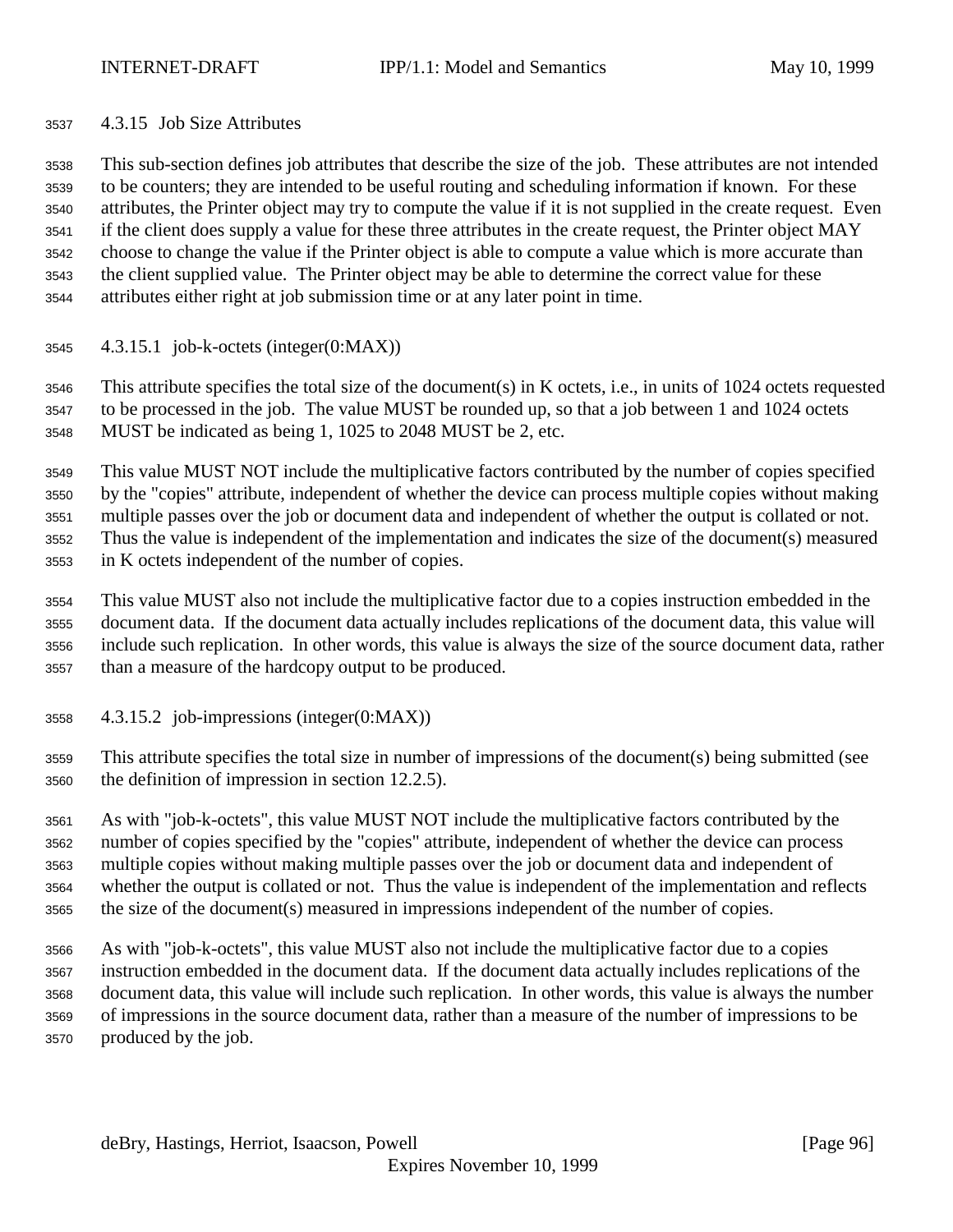#### 4.3.15 Job Size Attributes

This sub-section defines job attributes that describe the size of the job. These attributes are not intended to be counters; they are intended to be useful routing and scheduling information if known. For these attributes, the Printer object may try to compute the value if it is not supplied in the create request. Even if the client does supply a value for these three attributes in the create request, the Printer object MAY choose to change the value if the Printer object is able to compute a value which is more accurate than the client supplied value. The Printer object may be able to determine the correct value for these attributes either right at job submission time or at any later point in time.

##### 4.3.15.1 job-k-octets (integer(0:MAX))

This attribute specifies the total size of the document(s) in K octets, i.e., in units of 1024 octets requested to be processed in the job. The value MUST be rounded up, so that a job between 1 and 1024 octets MUST be indicated as being 1, 1025 to 2048 MUST be 2, etc.

This value MUST NOT include the multiplicative factors contributed by the number of copies specified by the "copies" attribute, independent of whether the device can process multiple copies without making multiple passes over the job or document data and independent of whether the output is collated or not. Thus the value is independent of the implementation and indicates the size of the document(s) measured in K octets independent of the number of copies.

This value MUST also not include the multiplicative factor due to a copies instruction embedded in the document data. If the document data actually includes replications of the document data, this value will include such replication. In other words, this value is always the size of the source document data, rather than a measure of the hardcopy output to be produced.

##### 4.3.15.2 job-impressions (integer(0:MAX))

This attribute specifies the total size in number of impressions of the document(s) being submitted (see the definition of impression in section 12.2.5).

As with "job-k-octets", this value MUST NOT include the multiplicative factors contributed by the number of copies specified by the "copies" attribute, independent of whether the device can process multiple copies without making multiple passes over the job or document data and independent of whether the output is collated or not. Thus the value is independent of the implementation and reflects the size of the document(s) measured in impressions independent of the number of copies.

As with "job-k-octets", this value MUST also not include the multiplicative factor due to a copies instruction embedded in the document data. If the document data actually includes replications of the document data, this value will include such replication. In other words, this value is always the number of impressions in the source document data, rather than a measure of the number of impressions to be produced by the job.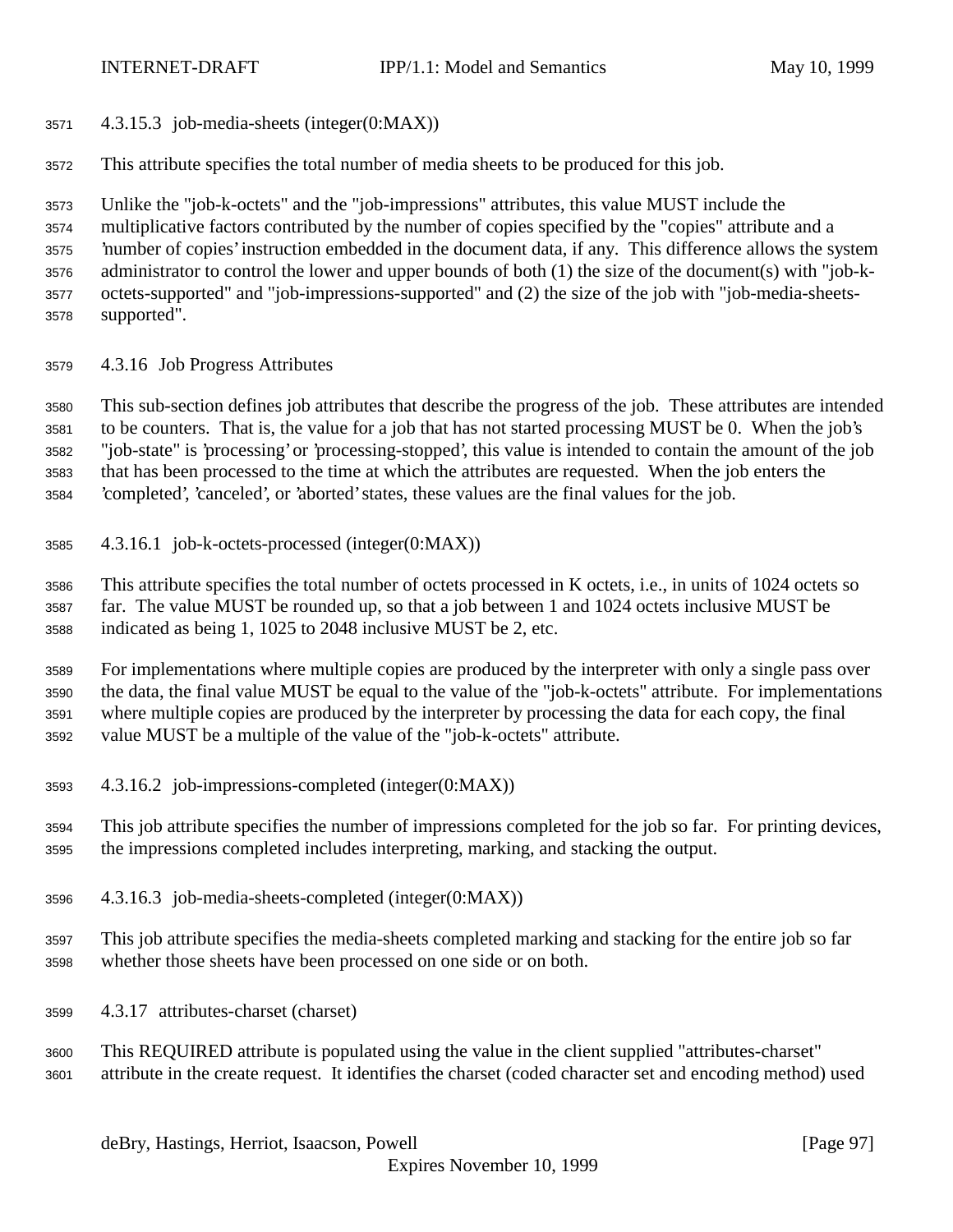#### 4.3.15.3 job-media-sheets (integer(0:MAX))

This attribute specifies the total number of media sheets to be produced for this job.

Unlike the "job-k-octets" and the "job-impressions" attributes, this value MUST include the multiplicative factors contributed by the number of copies specified by the "copies" attribute and a 'number of copies' instruction embedded in the document data, if any. This difference allows the system administrator to control the lower and upper bounds of both (1) the size of the document(s) with "job-k-octets-supported" and "job-impressions-supported" and (2) the size of the job with "job-media-sheets-supported".

### 4.3.16 Job Progress Attributes

This sub-section defines job attributes that describe the progress of the job. These attributes are intended to be counters. That is, the value for a job that has not started processing MUST be 0. When the job's "job-state" is 'processing' or 'processing-stopped', this value is intended to contain the amount of the job that has been processed to the time at which the attributes are requested. When the job enters the 'completed', 'canceled', or 'aborted' states, these values are the final values for the job.

#### 4.3.16.1 job-k-octets-processed (integer(0:MAX))

This attribute specifies the total number of octets processed in K octets, i.e., in units of 1024 octets so far. The value MUST be rounded up, so that a job between 1 and 1024 octets inclusive MUST be indicated as being 1, 1025 to 2048 inclusive MUST be 2, etc.

For implementations where multiple copies are produced by the interpreter with only a single pass over the data, the final value MUST be equal to the value of the "job-k-octets" attribute. For implementations where multiple copies are produced by the interpreter by processing the data for each copy, the final value MUST be a multiple of the value of the "job-k-octets" attribute.

#### 4.3.16.2 job-impressions-completed (integer(0:MAX))

This job attribute specifies the number of impressions completed for the job so far. For printing devices, the impressions completed includes interpreting, marking, and stacking the output.

#### 4.3.16.3 job-media-sheets-completed (integer(0:MAX))

This job attribute specifies the media-sheets completed marking and stacking for the entire job so far whether those sheets have been processed on one side or on both.

### 4.3.17 attributes-charset (charset)

This REQUIRED attribute is populated using the value in the client supplied "attributes-charset" attribute in the create request. It identifies the charset (coded character set and encoding method) used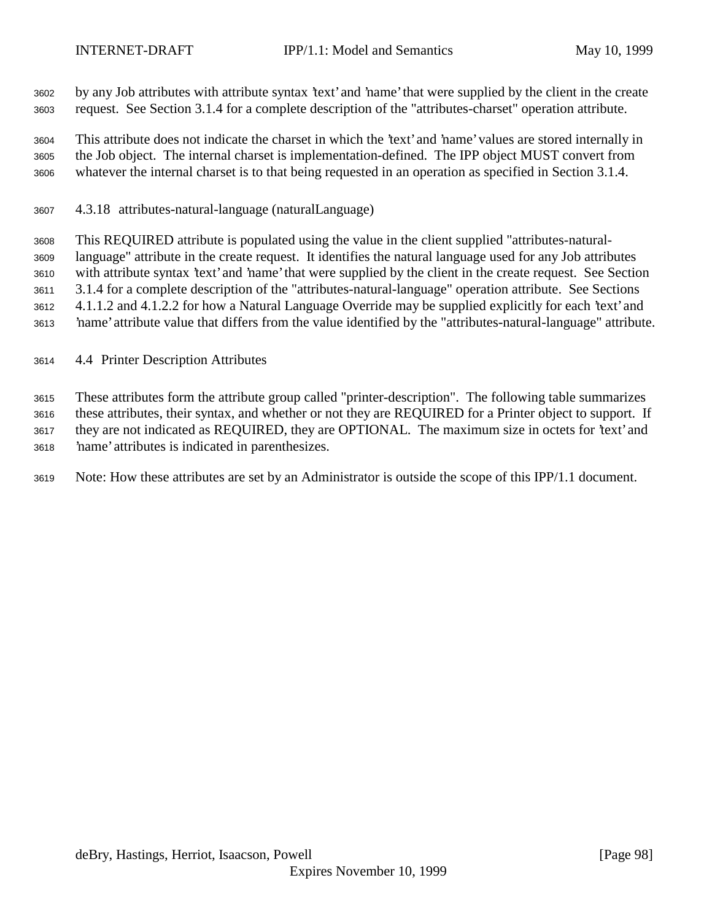by any Job attributes with attribute syntax 'text' and 'name' that were supplied by the client in the create request. See Section 3.1.4 for a complete description of the "attributes-charset" operation attribute.

This attribute does not indicate the charset in which the 'text' and 'name' values are stored internally in the Job object. The internal charset is implementation-defined. The IPP object MUST convert from whatever the internal charset is to that being requested in an operation as specified in Section 3.1.4.

#### 4.3.18 attributes-natural-language (naturalLanguage)

This REQUIRED attribute is populated using the value in the client supplied "attributes-natural-language" attribute in the create request. It identifies the natural language used for any Job attributes with attribute syntax 'text' and 'name' that were supplied by the client in the create request. See Section 3.1.4 for a complete description of the "attributes-natural-language" operation attribute. See Sections 4.1.1.2 and 4.1.2.2 for how a Natural Language Override may be supplied explicitly for each 'text' and 'name' attribute value that differs from the value identified by the "attributes-natural-language" attribute.

### 4.4 Printer Description Attributes

These attributes form the attribute group called "printer-description". The following table summarizes these attributes, their syntax, and whether or not they are REQUIRED for a Printer object to support. If they are not indicated as REQUIRED, they are OPTIONAL. The maximum size in octets for 'text' and 'name' attributes is indicated in parenthesizes.

Note: How these attributes are set by an Administrator is outside the scope of this IPP/1.1 document.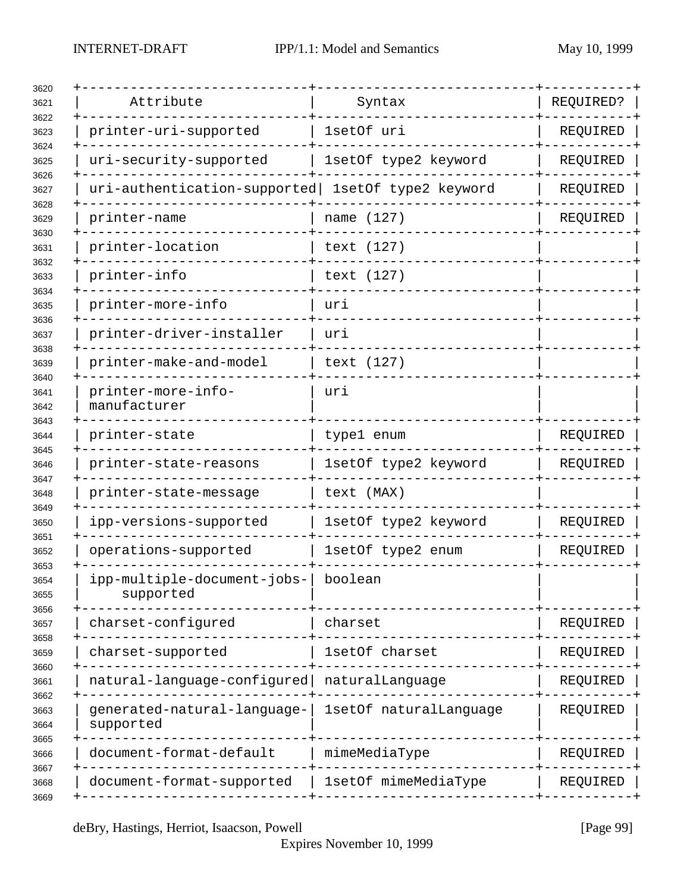| Attribute | Syntax | REQUIRED? |
|---|---|---|
| printer-uri-supported | 1setOf uri | REQUIRED |
| uri-security-supported | 1setOf type2 keyword | REQUIRED |
| uri-authentication-supported | 1setOf type2 keyword | REQUIRED |
| printer-name | name (127) | REQUIRED |
| printer-location | text (127) | |
| printer-info | text (127) | |
| printer-more-info | uri | |
| printer-driver-installer | uri | |
| printer-make-and-model | text (127) | |
| printer-more-info-manufacturer | uri | |
| printer-state | type1 enum | REQUIRED |
| printer-state-reasons | 1setOf type2 keyword | REQUIRED |
| printer-state-message | text (MAX) | |
| ipp-versions-supported | 1setOf type2 keyword | REQUIRED |
| operations-supported | 1setOf type2 enum | REQUIRED |
| ipp-multiple-document-jobs-supported | boolean | |
| charset-configured | charset | REQUIRED |
| charset-supported | 1setOf charset | REQUIRED |
| natural-language-configured | naturalLanguage | REQUIRED |
| generated-natural-language-supported | 1setOf naturalLanguage | REQUIRED |
| document-format-default | mimeMediaType | REQUIRED |
| document-format-supported | 1setOf mimeMediaType | REQUIRED |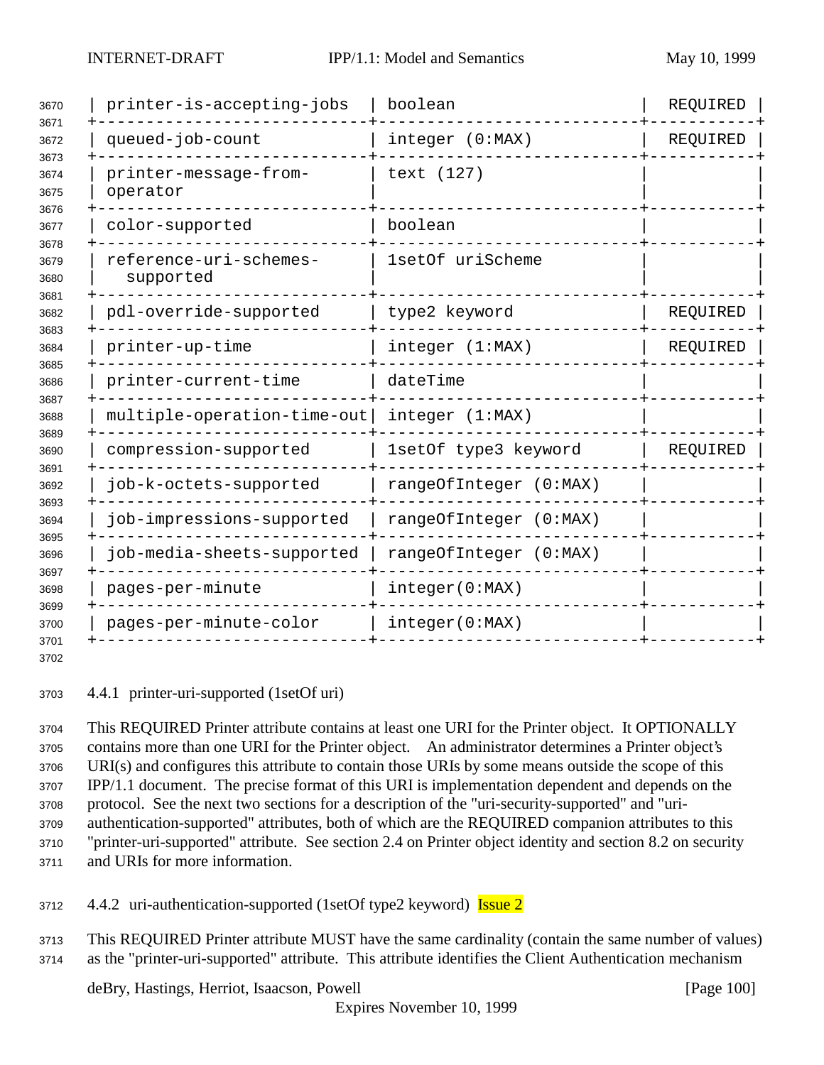| printer-is-accepting-jobs | boolean | REQUIRED |
|---|---|---|
| queued-job-count | integer (0:MAX) | REQUIRED |
| printer-message-from-operator | text (127) | |
| color-supported | boolean | |
| reference-uri-schemes-supported | 1setOf uriScheme | |
| pdl-override-supported | type2 keyword | REQUIRED |
| printer-up-time | integer (1:MAX) | REQUIRED |
| printer-current-time | dateTime | |
| multiple-operation-time-out | integer (1:MAX) | |
| compression-supported | 1setOf type3 keyword | REQUIRED |
| job-k-octets-supported | rangeOfInteger (0:MAX) | |
| job-impressions-supported | rangeOfInteger (0:MAX) | |
| job-media-sheets-supported | rangeOfInteger (0:MAX) | |
| pages-per-minute | integer(0:MAX) | |
| pages-per-minute-color | integer(0:MAX) | |

### 4.4.1 printer-uri-supported (1setOf uri)

This REQUIRED Printer attribute contains at least one URI for the Printer object. It OPTIONALLY contains more than one URI for the Printer object. An administrator determines a Printer object's URI(s) and configures this attribute to contain those URIs by some means outside the scope of this IPP/1.1 document. The precise format of this URI is implementation dependent and depends on the protocol. See the next two sections for a description of the "uri-security-supported" and "uri-authentication-supported" attributes, both of which are the REQUIRED companion attributes to this "printer-uri-supported" attribute. See section 2.4 on Printer object identity and section 8.2 on security and URIs for more information.

### 4.4.2 uri-authentication-supported (1setOf type2 keyword) Issue 2

This REQUIRED Printer attribute MUST have the same cardinality (contain the same number of values) as the "printer-uri-supported" attribute. This attribute identifies the Client Authentication mechanism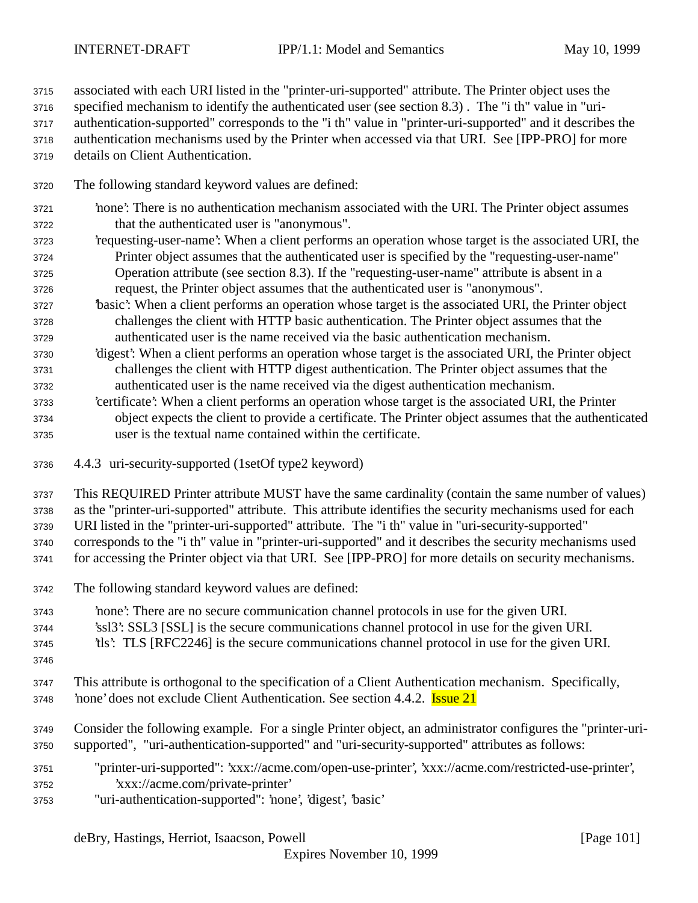associated with each URI listed in the "printer-uri-supported" attribute. The Printer object uses the specified mechanism to identify the authenticated user (see section 8.3) . The "i th" value in "uri-authentication-supported" corresponds to the "i th" value in "printer-uri-supported" and it describes the authentication mechanisms used by the Printer when accessed via that URI. See [IPP-PRO] for more details on Client Authentication.

The following standard keyword values are defined:

- 'none': There is no authentication mechanism associated with the URI. The Printer object assumes that the authenticated user is "anonymous".
- 'requesting-user-name': When a client performs an operation whose target is the associated URI, the Printer object assumes that the authenticated user is specified by the "requesting-user-name" Operation attribute (see section 8.3). If the "requesting-user-name" attribute is absent in a request, the Printer object assumes that the authenticated user is "anonymous".
- 'basic': When a client performs an operation whose target is the associated URI, the Printer object challenges the client with HTTP basic authentication. The Printer object assumes that the authenticated user is the name received via the basic authentication mechanism.
- 'digest': When a client performs an operation whose target is the associated URI, the Printer object challenges the client with HTTP digest authentication. The Printer object assumes that the authenticated user is the name received via the digest authentication mechanism.
- 'certificate': When a client performs an operation whose target is the associated URI, the Printer object expects the client to provide a certificate. The Printer object assumes that the authenticated user is the textual name contained within the certificate.

### 4.4.3 uri-security-supported (1setOf type2 keyword)

This REQUIRED Printer attribute MUST have the same cardinality (contain the same number of values) as the "printer-uri-supported" attribute. This attribute identifies the security mechanisms used for each URI listed in the "printer-uri-supported" attribute. The "i th" value in "uri-security-supported" corresponds to the "i th" value in "printer-uri-supported" and it describes the security mechanisms used for accessing the Printer object via that URI. See [IPP-PRO] for more details on security mechanisms.

The following standard keyword values are defined:

- 'none': There are no secure communication channel protocols in use for the given URI.
- 'ssl3': SSL3 [SSL] is the secure communications channel protocol in use for the given URI.
- 'tls': TLS [RFC2246] is the secure communications channel protocol in use for the given URI.

This attribute is orthogonal to the specification of a Client Authentication mechanism. Specifically, 'none' does not exclude Client Authentication. See section 4.4.2. Issue 21

Consider the following example. For a single Printer object, an administrator configures the "printer-uri-supported", "uri-authentication-supported" and "uri-security-supported" attributes as follows:

"printer-uri-supported": 'xxx://acme.com/open-use-printer', 'xxx://acme.com/restricted-use-printer', 'xxx://acme.com/private-printer'
"uri-authentication-supported": 'none', 'digest', 'basic'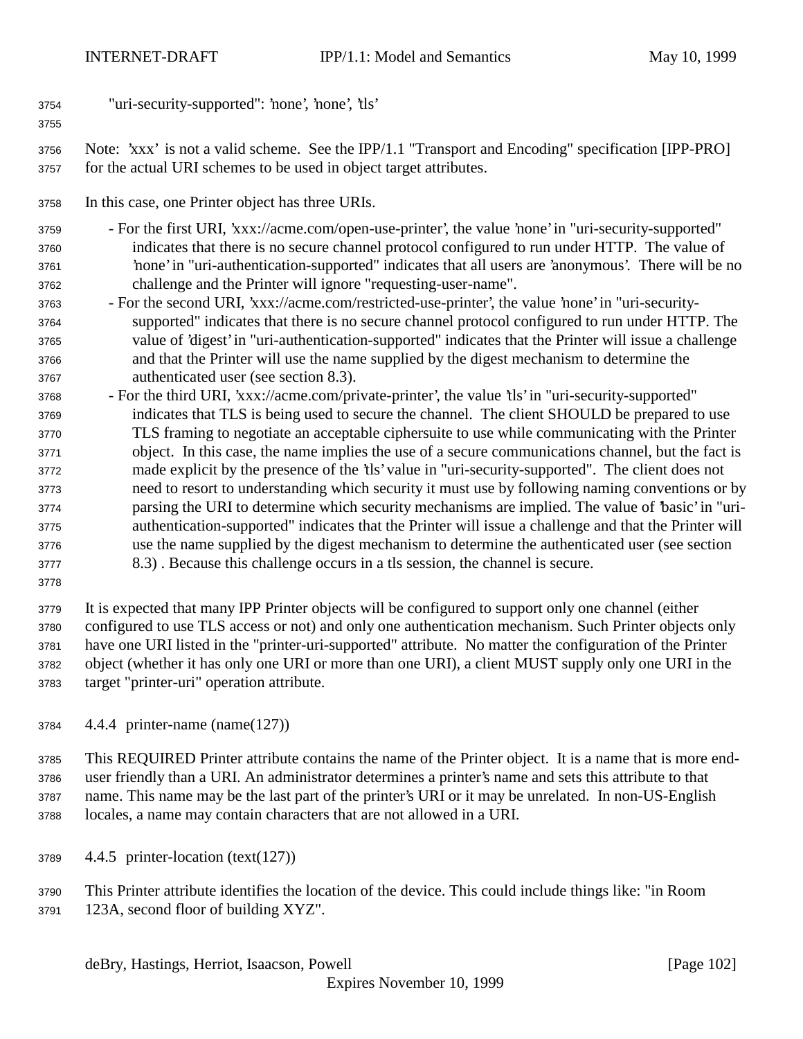"uri-security-supported": 'none', 'none', 'tls'

Note: 'xxx' is not a valid scheme. See the IPP/1.1 "Transport and Encoding" specification [IPP-PRO] for the actual URI schemes to be used in object target attributes.

In this case, one Printer object has three URIs.

- For the first URI, 'xxx://acme.com/open-use-printer', the value 'none' in "uri-security-supported" indicates that there is no secure channel protocol configured to run under HTTP. The value of 'none' in "uri-authentication-supported" indicates that all users are 'anonymous'. There will be no challenge and the Printer will ignore "requesting-user-name".
- For the second URI, 'xxx://acme.com/restricted-use-printer', the value 'none' in "uri-security-supported" indicates that there is no secure channel protocol configured to run under HTTP. The value of 'digest' in "uri-authentication-supported" indicates that the Printer will issue a challenge and that the Printer will use the name supplied by the digest mechanism to determine the authenticated user (see section 8.3).
- For the third URI, 'xxx://acme.com/private-printer', the value 'tls' in "uri-security-supported" indicates that TLS is being used to secure the channel. The client SHOULD be prepared to use TLS framing to negotiate an acceptable ciphersuite to use while communicating with the Printer object. In this case, the name implies the use of a secure communications channel, but the fact is made explicit by the presence of the 'tls' value in "uri-security-supported". The client does not need to resort to understanding which security it must use by following naming conventions or by parsing the URI to determine which security mechanisms are implied. The value of 'basic' in "uri-authentication-supported" indicates that the Printer will issue a challenge and that the Printer will use the name supplied by the digest mechanism to determine the authenticated user (see section 8.3) . Because this challenge occurs in a tls session, the channel is secure.

It is expected that many IPP Printer objects will be configured to support only one channel (either configured to use TLS access or not) and only one authentication mechanism. Such Printer objects only have one URI listed in the "printer-uri-supported" attribute. No matter the configuration of the Printer object (whether it has only one URI or more than one URI), a client MUST supply only one URI in the target "printer-uri" operation attribute.

### 4.4.4 printer-name (name(127))

This REQUIRED Printer attribute contains the name of the Printer object. It is a name that is more end-user friendly than a URI. An administrator determines a printer's name and sets this attribute to that name. This name may be the last part of the printer's URI or it may be unrelated. In non-US-English locales, a name may contain characters that are not allowed in a URI.

### 4.4.5 printer-location (text(127))

This Printer attribute identifies the location of the device. This could include things like: "in Room 123A, second floor of building XYZ".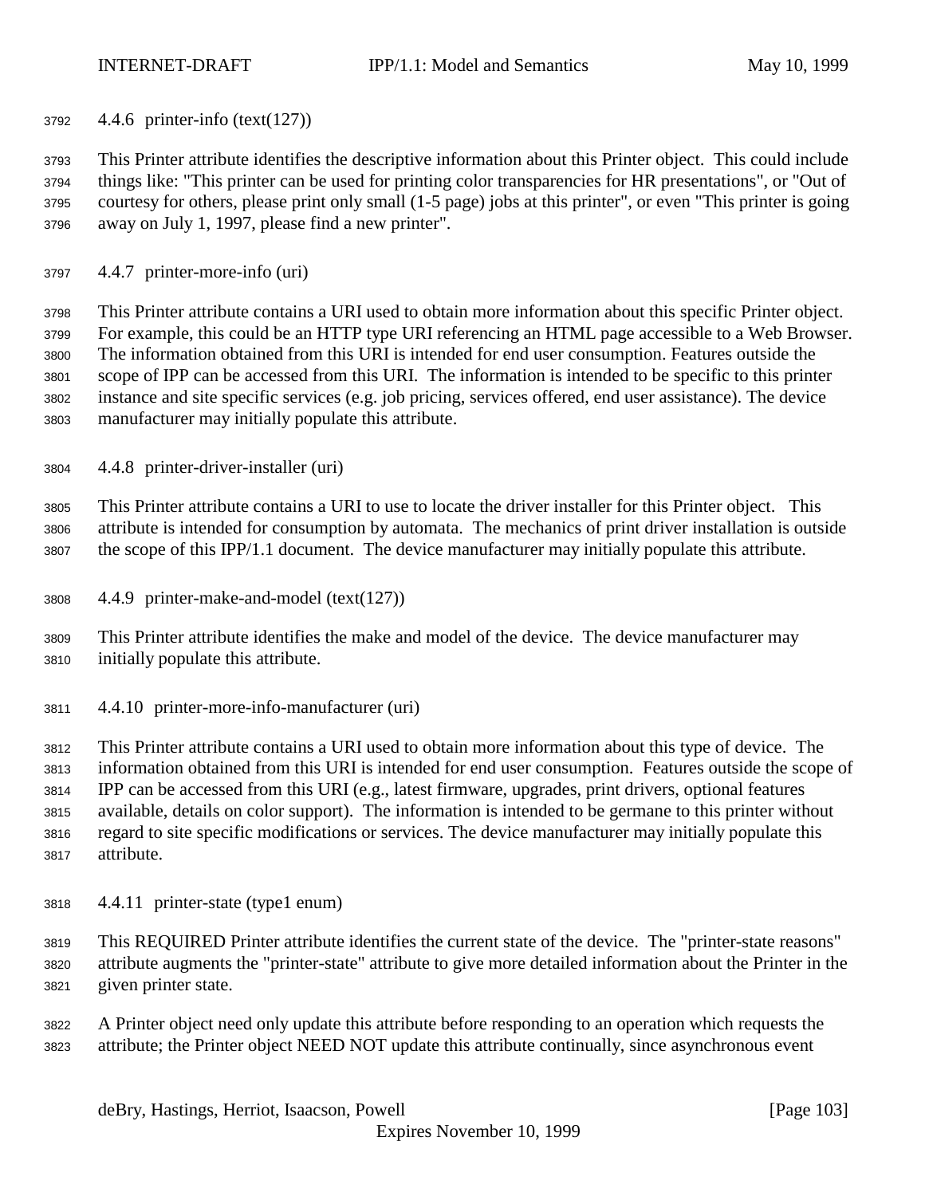#### 4.4.6 printer-info (text(127))

This Printer attribute identifies the descriptive information about this Printer object. This could include things like: "This printer can be used for printing color transparencies for HR presentations", or "Out of courtesy for others, please print only small (1-5 page) jobs at this printer", or even "This printer is going away on July 1, 1997, please find a new printer".

#### 4.4.7 printer-more-info (uri)

This Printer attribute contains a URI used to obtain more information about this specific Printer object. For example, this could be an HTTP type URI referencing an HTML page accessible to a Web Browser. The information obtained from this URI is intended for end user consumption. Features outside the scope of IPP can be accessed from this URI. The information is intended to be specific to this printer instance and site specific services (e.g. job pricing, services offered, end user assistance). The device manufacturer may initially populate this attribute.

#### 4.4.8 printer-driver-installer (uri)

This Printer attribute contains a URI to use to locate the driver installer for this Printer object. This attribute is intended for consumption by automata. The mechanics of print driver installation is outside the scope of this IPP/1.1 document. The device manufacturer may initially populate this attribute.

#### 4.4.9 printer-make-and-model (text(127))

This Printer attribute identifies the make and model of the device. The device manufacturer may initially populate this attribute.

#### 4.4.10 printer-more-info-manufacturer (uri)

This Printer attribute contains a URI used to obtain more information about this type of device. The information obtained from this URI is intended for end user consumption. Features outside the scope of IPP can be accessed from this URI (e.g., latest firmware, upgrades, print drivers, optional features available, details on color support). The information is intended to be germane to this printer without regard to site specific modifications or services. The device manufacturer may initially populate this attribute.

#### 4.4.11 printer-state (type1 enum)

This REQUIRED Printer attribute identifies the current state of the device. The "printer-state reasons" attribute augments the "printer-state" attribute to give more detailed information about the Printer in the given printer state.

A Printer object need only update this attribute before responding to an operation which requests the attribute; the Printer object NEED NOT update this attribute continually, since asynchronous event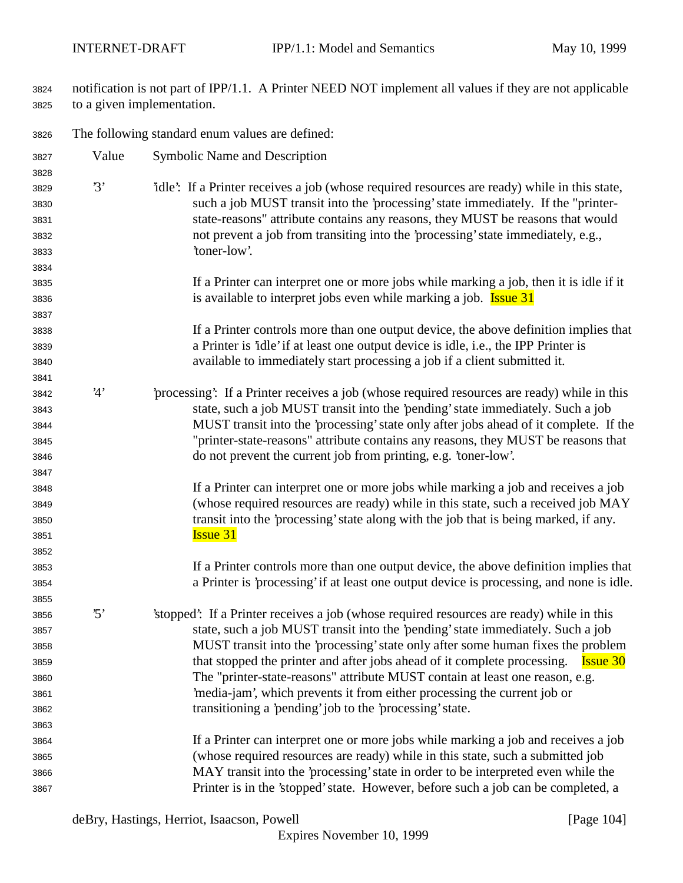notification is not part of IPP/1.1. A Printer NEED NOT implement all values if they are not applicable to a given implementation.

The following standard enum values are defined:

| Value | Symbolic Name and Description |
| --- | --- |
| '3' | 'idle': If a Printer receives a job (whose required resources are ready) while in this state, such a job MUST transit into the 'processing' state immediately. If the "printer-state-reasons" attribute contains any reasons, they MUST be reasons that would not prevent a job from transiting into the 'processing' state immediately, e.g., 'toner-low'.<br><br>If a Printer can interpret one or more jobs while marking a job, then it is idle if it is available to interpret jobs even while marking a job. Issue 31<br><br>If a Printer controls more than one output device, the above definition implies that a Printer is 'idle' if at least one output device is idle, i.e., the IPP Printer is available to immediately start processing a job if a client submitted it. |
| '4' | 'processing': If a Printer receives a job (whose required resources are ready) while in this state, such a job MUST transit into the 'pending' state immediately. Such a job MUST transit into the 'processing' state only after jobs ahead of it complete. If the "printer-state-reasons" attribute contains any reasons, they MUST be reasons that do not prevent the current job from printing, e.g. 'toner-low'.<br><br>If a Printer can interpret one or more jobs while marking a job and receives a job (whose required resources are ready) while in this state, such a received job MAY transit into the 'processing' state along with the job that is being marked, if any. Issue 31<br><br>If a Printer controls more than one output device, the above definition implies that a Printer is 'processing' if at least one output device is processing, and none is idle. |
| '5' | 'stopped': If a Printer receives a job (whose required resources are ready) while in this state, such a job MUST transit into the 'pending' state immediately. Such a job MUST transit into the 'processing' state only after some human fixes the problem that stopped the printer and after jobs ahead of it complete processing. Issue 30 The "printer-state-reasons" attribute MUST contain at least one reason, e.g. 'media-jam', which prevents it from either processing the current job or transitioning a 'pending' job to the 'processing' state.<br><br>If a Printer can interpret one or more jobs while marking a job and receives a job (whose required resources are ready) while in this state, such a submitted job MAY transit into the 'processing' state in order to be interpreted even while the Printer is in the 'stopped' state. However, before such a job can be completed, a |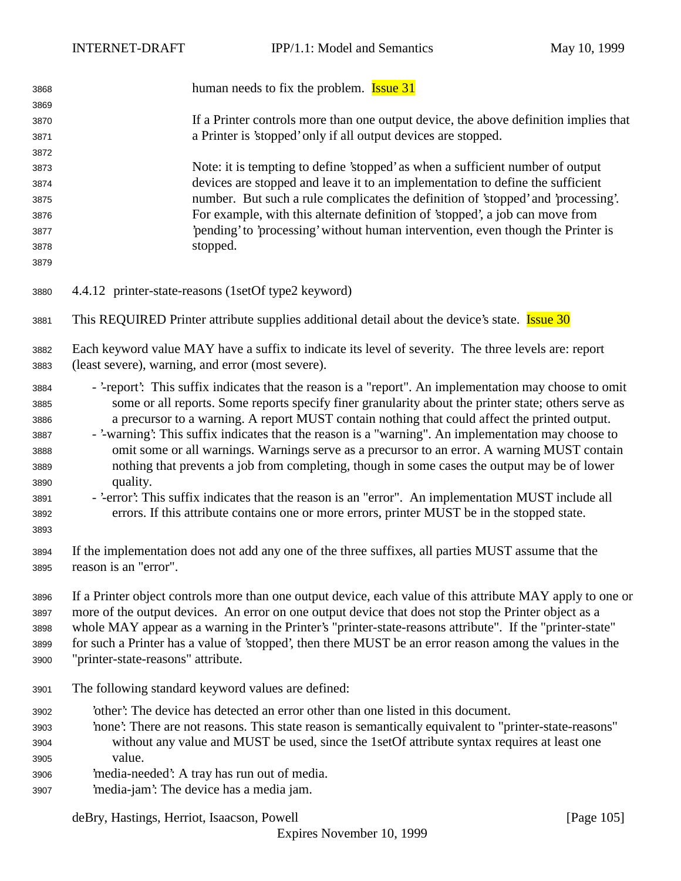human needs to fix the problem. Issue 31

If a Printer controls more than one output device, the above definition implies that a Printer is 'stopped' only if all output devices are stopped.

Note: it is tempting to define 'stopped' as when a sufficient number of output devices are stopped and leave it to an implementation to define the sufficient number. But such a rule complicates the definition of 'stopped' and 'processing'. For example, with this alternate definition of 'stopped', a job can move from 'pending' to 'processing' without human intervention, even though the Printer is stopped.

### 4.4.12 printer-state-reasons (1setOf type2 keyword)

This REQUIRED Printer attribute supplies additional detail about the device's state. Issue 30

Each keyword value MAY have a suffix to indicate its level of severity. The three levels are: report (least severe), warning, and error (most severe).

- '-report': This suffix indicates that the reason is a "report". An implementation may choose to omit some or all reports. Some reports specify finer granularity about the printer state; others serve as a precursor to a warning. A report MUST contain nothing that could affect the printed output.
- '-warning': This suffix indicates that the reason is a "warning". An implementation may choose to omit some or all warnings. Warnings serve as a precursor to an error. A warning MUST contain nothing that prevents a job from completing, though in some cases the output may be of lower quality.
- '-error': This suffix indicates that the reason is an "error". An implementation MUST include all errors. If this attribute contains one or more errors, printer MUST be in the stopped state.

If the implementation does not add any one of the three suffixes, all parties MUST assume that the reason is an "error".

If a Printer object controls more than one output device, each value of this attribute MAY apply to one or more of the output devices. An error on one output device that does not stop the Printer object as a whole MAY appear as a warning in the Printer's "printer-state-reasons attribute". If the "printer-state" for such a Printer has a value of 'stopped', then there MUST be an error reason among the values in the "printer-state-reasons" attribute.

The following standard keyword values are defined:

'other': The device has detected an error other than one listed in this document.
'none': There are not reasons. This state reason is semantically equivalent to "printer-state-reasons" without any value and MUST be used, since the 1setOf attribute syntax requires at least one value.
'media-needed': A tray has run out of media.
'media-jam': The device has a media jam.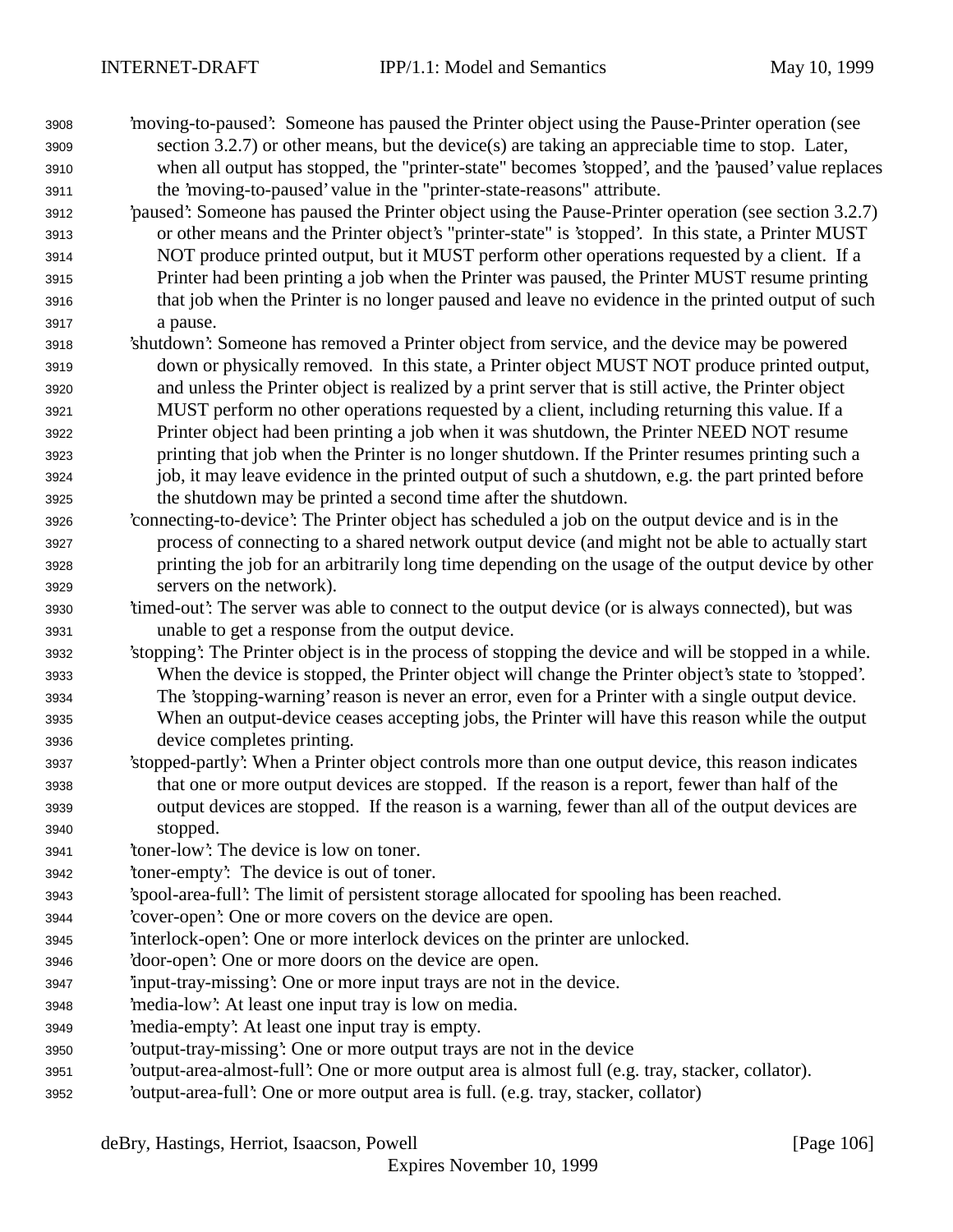'moving-to-paused': Someone has paused the Printer object using the Pause-Printer operation (see section 3.2.7) or other means, but the device(s) are taking an appreciable time to stop. Later, when all output has stopped, the "printer-state" becomes 'stopped', and the 'paused' value replaces the 'moving-to-paused' value in the "printer-state-reasons" attribute.

'paused': Someone has paused the Printer object using the Pause-Printer operation (see section 3.2.7) or other means and the Printer object's "printer-state" is 'stopped'. In this state, a Printer MUST NOT produce printed output, but it MUST perform other operations requested by a client. If a Printer had been printing a job when the Printer was paused, the Printer MUST resume printing that job when the Printer is no longer paused and leave no evidence in the printed output of such a pause.

'shutdown': Someone has removed a Printer object from service, and the device may be powered down or physically removed. In this state, a Printer object MUST NOT produce printed output, and unless the Printer object is realized by a print server that is still active, the Printer object MUST perform no other operations requested by a client, including returning this value. If a Printer object had been printing a job when it was shutdown, the Printer NEED NOT resume printing that job when the Printer is no longer shutdown. If the Printer resumes printing such a job, it may leave evidence in the printed output of such a shutdown, e.g. the part printed before the shutdown may be printed a second time after the shutdown.

'connecting-to-device': The Printer object has scheduled a job on the output device and is in the process of connecting to a shared network output device (and might not be able to actually start printing the job for an arbitrarily long time depending on the usage of the output device by other servers on the network).

'timed-out': The server was able to connect to the output device (or is always connected), but was unable to get a response from the output device.

'stopping': The Printer object is in the process of stopping the device and will be stopped in a while. When the device is stopped, the Printer object will change the Printer object's state to 'stopped'. The 'stopping-warning' reason is never an error, even for a Printer with a single output device. When an output-device ceases accepting jobs, the Printer will have this reason while the output device completes printing.

'stopped-partly': When a Printer object controls more than one output device, this reason indicates that one or more output devices are stopped. If the reason is a report, fewer than half of the output devices are stopped. If the reason is a warning, fewer than all of the output devices are stopped.

'toner-low': The device is low on toner.

'toner-empty': The device is out of toner.

'spool-area-full': The limit of persistent storage allocated for spooling has been reached.

'cover-open': One or more covers on the device are open.

'interlock-open': One or more interlock devices on the printer are unlocked.

'door-open': One or more doors on the device are open.

'input-tray-missing': One or more input trays are not in the device.

'media-low': At least one input tray is low on media.

'media-empty': At least one input tray is empty.

'output-tray-missing': One or more output trays are not in the device

'output-area-almost-full': One or more output area is almost full (e.g. tray, stacker, collator).

'output-area-full': One or more output area is full. (e.g. tray, stacker, collator)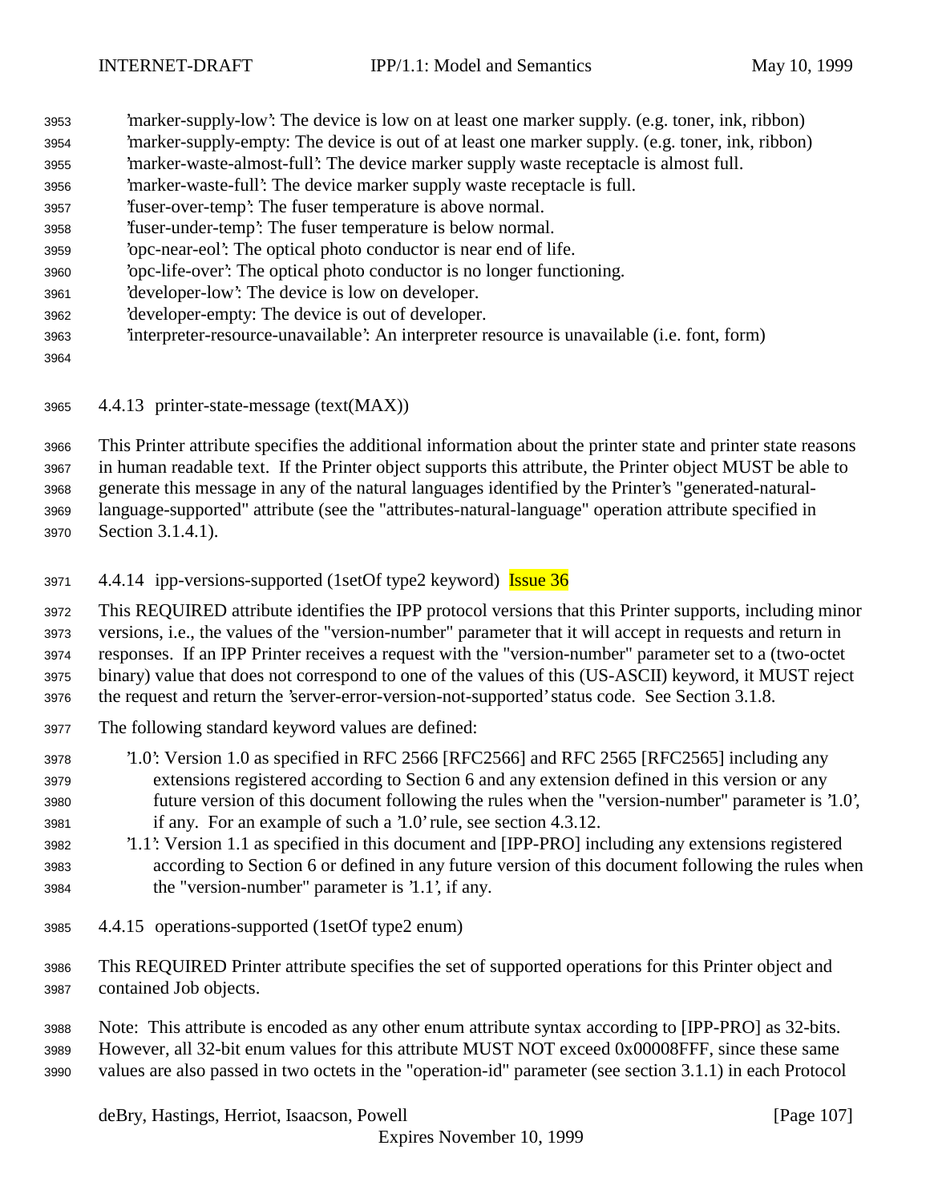'marker-supply-low': The device is low on at least one marker supply. (e.g. toner, ink, ribbon)
'marker-supply-empty: The device is out of at least one marker supply. (e.g. toner, ink, ribbon)
'marker-waste-almost-full': The device marker supply waste receptacle is almost full.
'marker-waste-full': The device marker supply waste receptacle is full.
'fuser-over-temp': The fuser temperature is above normal.
'fuser-under-temp': The fuser temperature is below normal.
'opc-near-eol': The optical photo conductor is near end of life.
'opc-life-over': The optical photo conductor is no longer functioning.
'developer-low': The device is low on developer.
'developer-empty: The device is out of developer.
'interpreter-resource-unavailable': An interpreter resource is unavailable (i.e. font, form)

### 4.4.13 printer-state-message (text(MAX))

This Printer attribute specifies the additional information about the printer state and printer state reasons in human readable text. If the Printer object supports this attribute, the Printer object MUST be able to generate this message in any of the natural languages identified by the Printer's "generated-natural-language-supported" attribute (see the "attributes-natural-language" operation attribute specified in Section 3.1.4.1).

### 4.4.14 ipp-versions-supported (1setOf type2 keyword) Issue 36

This REQUIRED attribute identifies the IPP protocol versions that this Printer supports, including minor versions, i.e., the values of the "version-number" parameter that it will accept in requests and return in responses. If an IPP Printer receives a request with the "version-number" parameter set to a (two-octet binary) value that does not correspond to one of the values of this (US-ASCII) keyword, it MUST reject the request and return the 'server-error-version-not-supported' status code. See Section 3.1.8.

The following standard keyword values are defined:

'1.0': Version 1.0 as specified in RFC 2566 [RFC2566] and RFC 2565 [RFC2565] including any extensions registered according to Section 6 and any extension defined in this version or any future version of this document following the rules when the "version-number" parameter is '1.0', if any. For an example of such a '1.0' rule, see section 4.3.12.

'1.1': Version 1.1 as specified in this document and [IPP-PRO] including any extensions registered according to Section 6 or defined in any future version of this document following the rules when the "version-number" parameter is '1.1', if any.

### 4.4.15 operations-supported (1setOf type2 enum)

This REQUIRED Printer attribute specifies the set of supported operations for this Printer object and contained Job objects.

Note: This attribute is encoded as any other enum attribute syntax according to [IPP-PRO] as 32-bits. However, all 32-bit enum values for this attribute MUST NOT exceed 0x00008FFF, since these same values are also passed in two octets in the "operation-id" parameter (see section 3.1.1) in each Protocol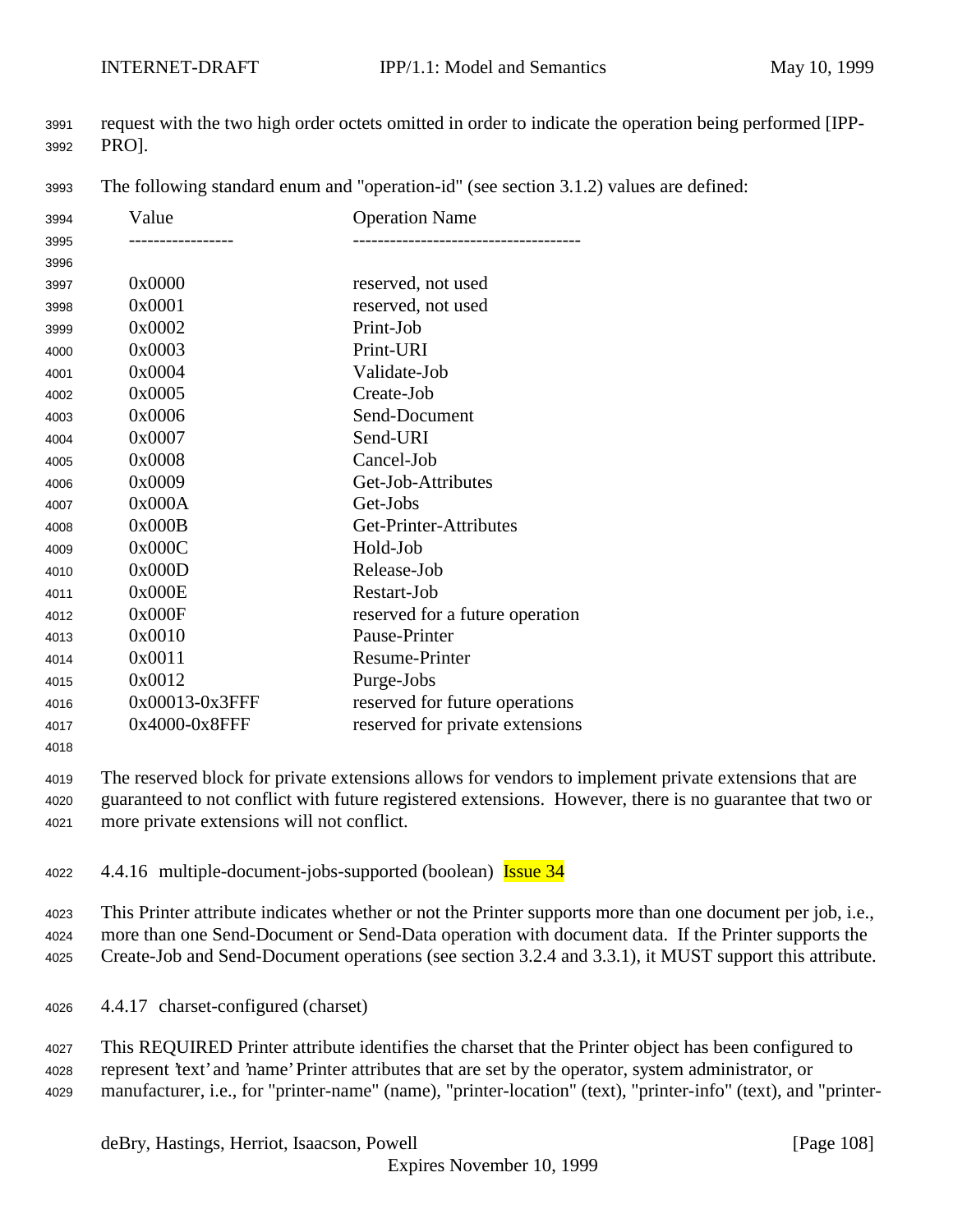request with the two high order octets omitted in order to indicate the operation being performed [IPP-PRO].

The following standard enum and "operation-id" (see section 3.1.2) values are defined:

| Value | Operation Name |
|---|---|
| 0x0000 | reserved, not used |
| 0x0001 | reserved, not used |
| 0x0002 | Print-Job |
| 0x0003 | Print-URI |
| 0x0004 | Validate-Job |
| 0x0005 | Create-Job |
| 0x0006 | Send-Document |
| 0x0007 | Send-URI |
| 0x0008 | Cancel-Job |
| 0x0009 | Get-Job-Attributes |
| 0x000A | Get-Jobs |
| 0x000B | Get-Printer-Attributes |
| 0x000C | Hold-Job |
| 0x000D | Release-Job |
| 0x000E | Restart-Job |
| 0x000F | reserved for a future operation |
| 0x0010 | Pause-Printer |
| 0x0011 | Resume-Printer |
| 0x0012 | Purge-Jobs |
| 0x00013-0x3FFF | reserved for future operations |
| 0x4000-0x8FFF | reserved for private extensions |

The reserved block for private extensions allows for vendors to implement private extensions that are guaranteed to not conflict with future registered extensions. However, there is no guarantee that two or more private extensions will not conflict.

### 4.4.16 multiple-document-jobs-supported (boolean) Issue 34

This Printer attribute indicates whether or not the Printer supports more than one document per job, i.e., more than one Send-Document or Send-Data operation with document data. If the Printer supports the Create-Job and Send-Document operations (see section 3.2.4 and 3.3.1), it MUST support this attribute.

### 4.4.17 charset-configured (charset)

This REQUIRED Printer attribute identifies the charset that the Printer object has been configured to represent 'text' and 'name' Printer attributes that are set by the operator, system administrator, or manufacturer, i.e., for "printer-name" (name), "printer-location" (text), "printer-info" (text), and "printer-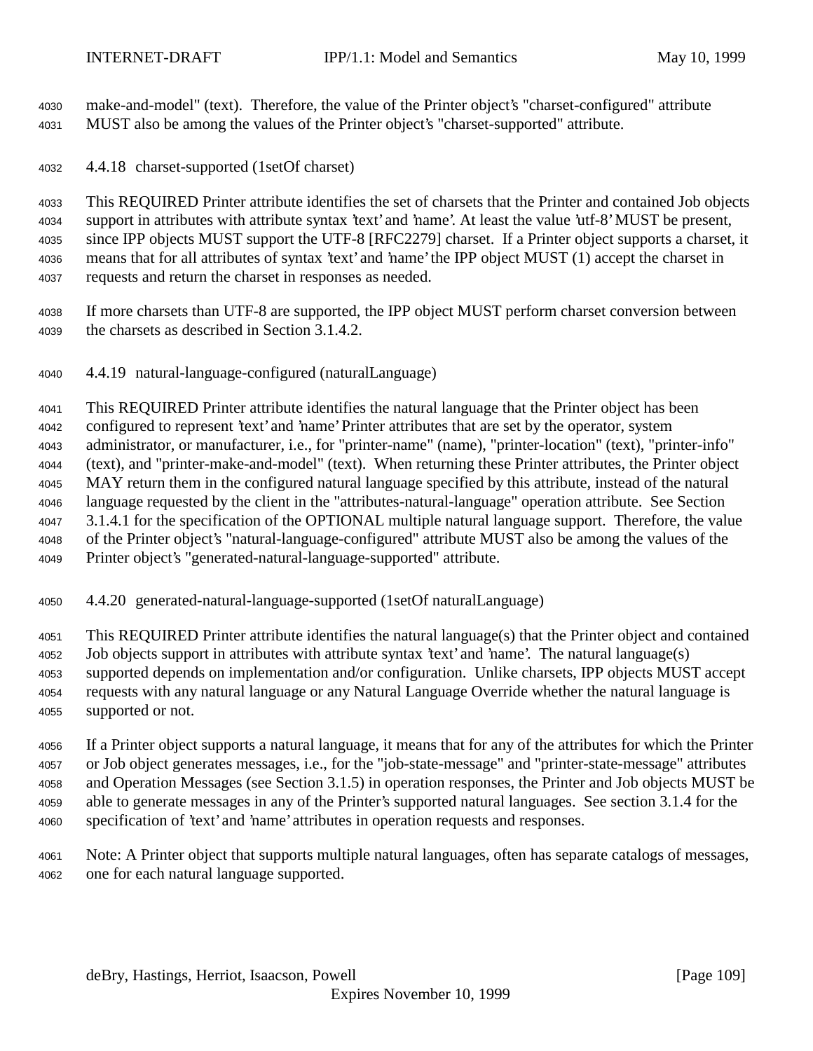make-and-model" (text). Therefore, the value of the Printer object's "charset-configured" attribute MUST also be among the values of the Printer object's "charset-supported" attribute.

### 4.4.18 charset-supported (1setOf charset)

This REQUIRED Printer attribute identifies the set of charsets that the Printer and contained Job objects support in attributes with attribute syntax 'text' and 'name'. At least the value 'utf-8' MUST be present, since IPP objects MUST support the UTF-8 [RFC2279] charset. If a Printer object supports a charset, it means that for all attributes of syntax 'text' and 'name' the IPP object MUST (1) accept the charset in requests and return the charset in responses as needed.

If more charsets than UTF-8 are supported, the IPP object MUST perform charset conversion between the charsets as described in Section 3.1.4.2.

### 4.4.19 natural-language-configured (naturalLanguage)

This REQUIRED Printer attribute identifies the natural language that the Printer object has been configured to represent 'text' and 'name' Printer attributes that are set by the operator, system administrator, or manufacturer, i.e., for "printer-name" (name), "printer-location" (text), "printer-info" (text), and "printer-make-and-model" (text). When returning these Printer attributes, the Printer object MAY return them in the configured natural language specified by this attribute, instead of the natural language requested by the client in the "attributes-natural-language" operation attribute. See Section 3.1.4.1 for the specification of the OPTIONAL multiple natural language support. Therefore, the value of the Printer object's "natural-language-configured" attribute MUST also be among the values of the Printer object's "generated-natural-language-supported" attribute.

### 4.4.20 generated-natural-language-supported (1setOf naturalLanguage)

This REQUIRED Printer attribute identifies the natural language(s) that the Printer object and contained Job objects support in attributes with attribute syntax 'text' and 'name'. The natural language(s) supported depends on implementation and/or configuration. Unlike charsets, IPP objects MUST accept requests with any natural language or any Natural Language Override whether the natural language is supported or not.

If a Printer object supports a natural language, it means that for any of the attributes for which the Printer or Job object generates messages, i.e., for the "job-state-message" and "printer-state-message" attributes and Operation Messages (see Section 3.1.5) in operation responses, the Printer and Job objects MUST be able to generate messages in any of the Printer's supported natural languages. See section 3.1.4 for the specification of 'text' and 'name' attributes in operation requests and responses.

Note: A Printer object that supports multiple natural languages, often has separate catalogs of messages, one for each natural language supported.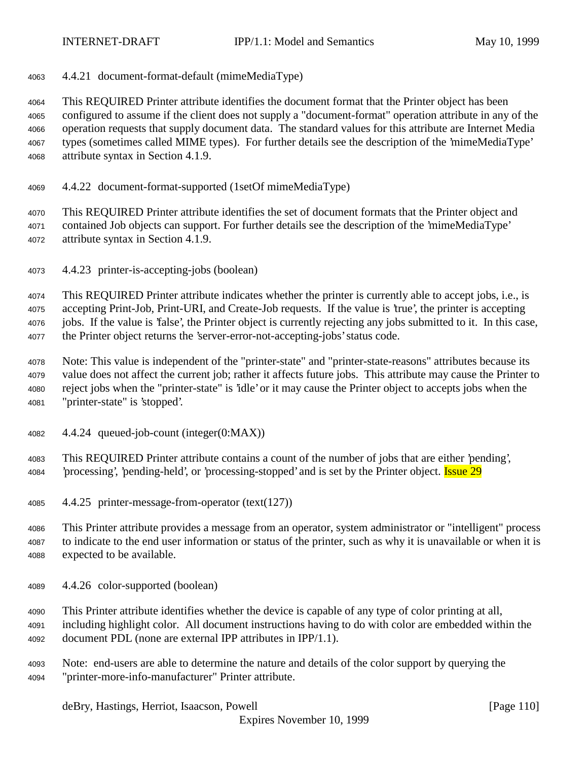#### 4.4.21 document-format-default (mimeMediaType)

This REQUIRED Printer attribute identifies the document format that the Printer object has been configured to assume if the client does not supply a "document-format" operation attribute in any of the operation requests that supply document data. The standard values for this attribute are Internet Media types (sometimes called MIME types). For further details see the description of the 'mimeMediaType' attribute syntax in Section 4.1.9.

#### 4.4.22 document-format-supported (1setOf mimeMediaType)

This REQUIRED Printer attribute identifies the set of document formats that the Printer object and contained Job objects can support. For further details see the description of the 'mimeMediaType' attribute syntax in Section 4.1.9.

#### 4.4.23 printer-is-accepting-jobs (boolean)

This REQUIRED Printer attribute indicates whether the printer is currently able to accept jobs, i.e., is accepting Print-Job, Print-URI, and Create-Job requests. If the value is 'true', the printer is accepting jobs. If the value is 'false', the Printer object is currently rejecting any jobs submitted to it. In this case, the Printer object returns the 'server-error-not-accepting-jobs' status code.

Note: This value is independent of the "printer-state" and "printer-state-reasons" attributes because its value does not affect the current job; rather it affects future jobs. This attribute may cause the Printer to reject jobs when the "printer-state" is 'idle' or it may cause the Printer object to accepts jobs when the "printer-state" is 'stopped'.

#### 4.4.24 queued-job-count (integer(0:MAX))

This REQUIRED Printer attribute contains a count of the number of jobs that are either 'pending', 'processing', 'pending-held', or 'processing-stopped' and is set by the Printer object. Issue 29

#### 4.4.25 printer-message-from-operator (text(127))

This Printer attribute provides a message from an operator, system administrator or "intelligent" process to indicate to the end user information or status of the printer, such as why it is unavailable or when it is expected to be available.

#### 4.4.26 color-supported (boolean)

This Printer attribute identifies whether the device is capable of any type of color printing at all, including highlight color. All document instructions having to do with color are embedded within the document PDL (none are external IPP attributes in IPP/1.1).

Note: end-users are able to determine the nature and details of the color support by querying the "printer-more-info-manufacturer" Printer attribute.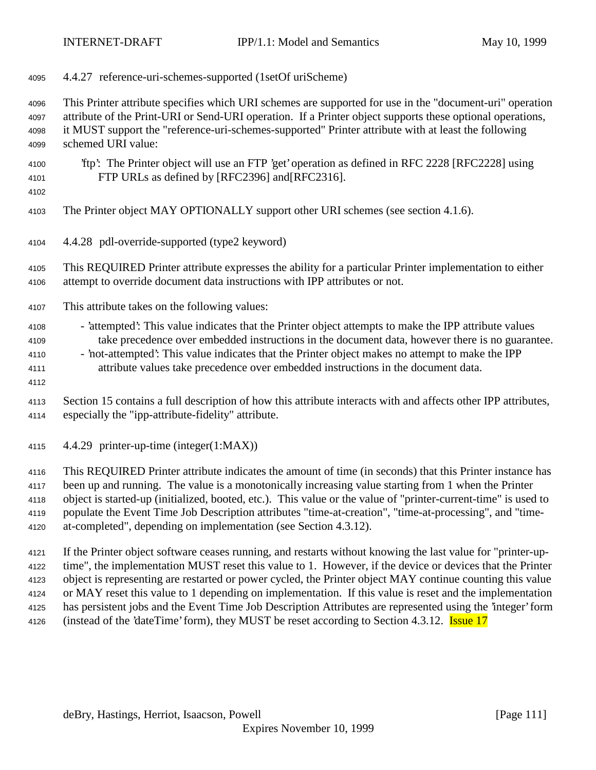#### 4.4.27 reference-uri-schemes-supported (1setOf uriScheme)

This Printer attribute specifies which URI schemes are supported for use in the "document-uri" operation attribute of the Print-URI or Send-URI operation. If a Printer object supports these optional operations, it MUST support the "reference-uri-schemes-supported" Printer attribute with at least the following schemed URI value:

'ftp': The Printer object will use an FTP 'get' operation as defined in RFC 2228 [RFC2228] using FTP URLs as defined by [RFC2396] and[RFC2316].

The Printer object MAY OPTIONALLY support other URI schemes (see section 4.1.6).

#### 4.4.28 pdl-override-supported (type2 keyword)

This REQUIRED Printer attribute expresses the ability for a particular Printer implementation to either attempt to override document data instructions with IPP attributes or not.

This attribute takes on the following values:

- 'attempted': This value indicates that the Printer object attempts to make the IPP attribute values take precedence over embedded instructions in the document data, however there is no guarantee.
- 'not-attempted': This value indicates that the Printer object makes no attempt to make the IPP attribute values take precedence over embedded instructions in the document data.

Section 15 contains a full description of how this attribute interacts with and affects other IPP attributes, especially the "ipp-attribute-fidelity" attribute.

#### 4.4.29 printer-up-time (integer(1:MAX))

This REQUIRED Printer attribute indicates the amount of time (in seconds) that this Printer instance has been up and running. The value is a monotonically increasing value starting from 1 when the Printer object is started-up (initialized, booted, etc.). This value or the value of "printer-current-time" is used to populate the Event Time Job Description attributes "time-at-creation", "time-at-processing", and "time-at-completed", depending on implementation (see Section 4.3.12).

If the Printer object software ceases running, and restarts without knowing the last value for "printer-up-time", the implementation MUST reset this value to 1. However, if the device or devices that the Printer object is representing are restarted or power cycled, the Printer object MAY continue counting this value or MAY reset this value to 1 depending on implementation. If this value is reset and the implementation has persistent jobs and the Event Time Job Description Attributes are represented using the 'integer' form (instead of the 'dateTime' form), they MUST be reset according to Section 4.3.12. Issue 17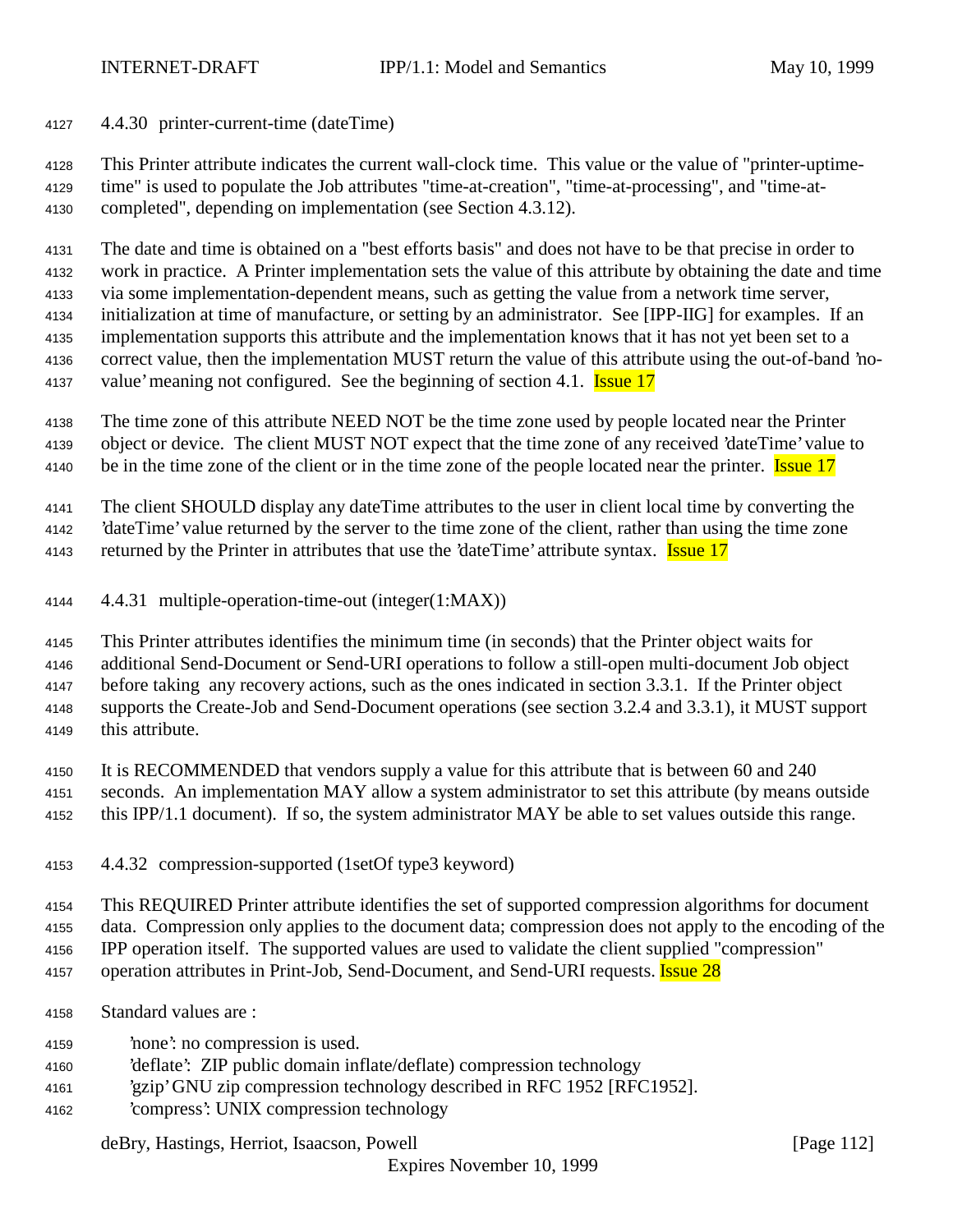### 4.4.30 printer-current-time (dateTime)

This Printer attribute indicates the current wall-clock time. This value or the value of "printer-uptime-time" is used to populate the Job attributes "time-at-creation", "time-at-processing", and "time-at-completed", depending on implementation (see Section 4.3.12).

The date and time is obtained on a "best efforts basis" and does not have to be that precise in order to work in practice. A Printer implementation sets the value of this attribute by obtaining the date and time via some implementation-dependent means, such as getting the value from a network time server, initialization at time of manufacture, or setting by an administrator. See [IPP-IIG] for examples. If an implementation supports this attribute and the implementation knows that it has not yet been set to a correct value, then the implementation MUST return the value of this attribute using the out-of-band 'no-value' meaning not configured. See the beginning of section 4.1. Issue 17

The time zone of this attribute NEED NOT be the time zone used by people located near the Printer object or device. The client MUST NOT expect that the time zone of any received 'dateTime' value to be in the time zone of the client or in the time zone of the people located near the printer. Issue 17

The client SHOULD display any dateTime attributes to the user in client local time by converting the 'dateTime' value returned by the server to the time zone of the client, rather than using the time zone returned by the Printer in attributes that use the 'dateTime' attribute syntax. Issue 17

### 4.4.31 multiple-operation-time-out (integer(1:MAX))

This Printer attributes identifies the minimum time (in seconds) that the Printer object waits for additional Send-Document or Send-URI operations to follow a still-open multi-document Job object before taking any recovery actions, such as the ones indicated in section 3.3.1. If the Printer object supports the Create-Job and Send-Document operations (see section 3.2.4 and 3.3.1), it MUST support this attribute.

It is RECOMMENDED that vendors supply a value for this attribute that is between 60 and 240 seconds. An implementation MAY allow a system administrator to set this attribute (by means outside this IPP/1.1 document). If so, the system administrator MAY be able to set values outside this range.

### 4.4.32 compression-supported (1setOf type3 keyword)

This REQUIRED Printer attribute identifies the set of supported compression algorithms for document data. Compression only applies to the document data; compression does not apply to the encoding of the IPP operation itself. The supported values are used to validate the client supplied "compression" operation attributes in Print-Job, Send-Document, and Send-URI requests. Issue 28

Standard values are :

- 'none': no compression is used.
- 'deflate': ZIP public domain inflate/deflate) compression technology
- 'gzip' GNU zip compression technology described in RFC 1952 [RFC1952].
- 'compress': UNIX compression technology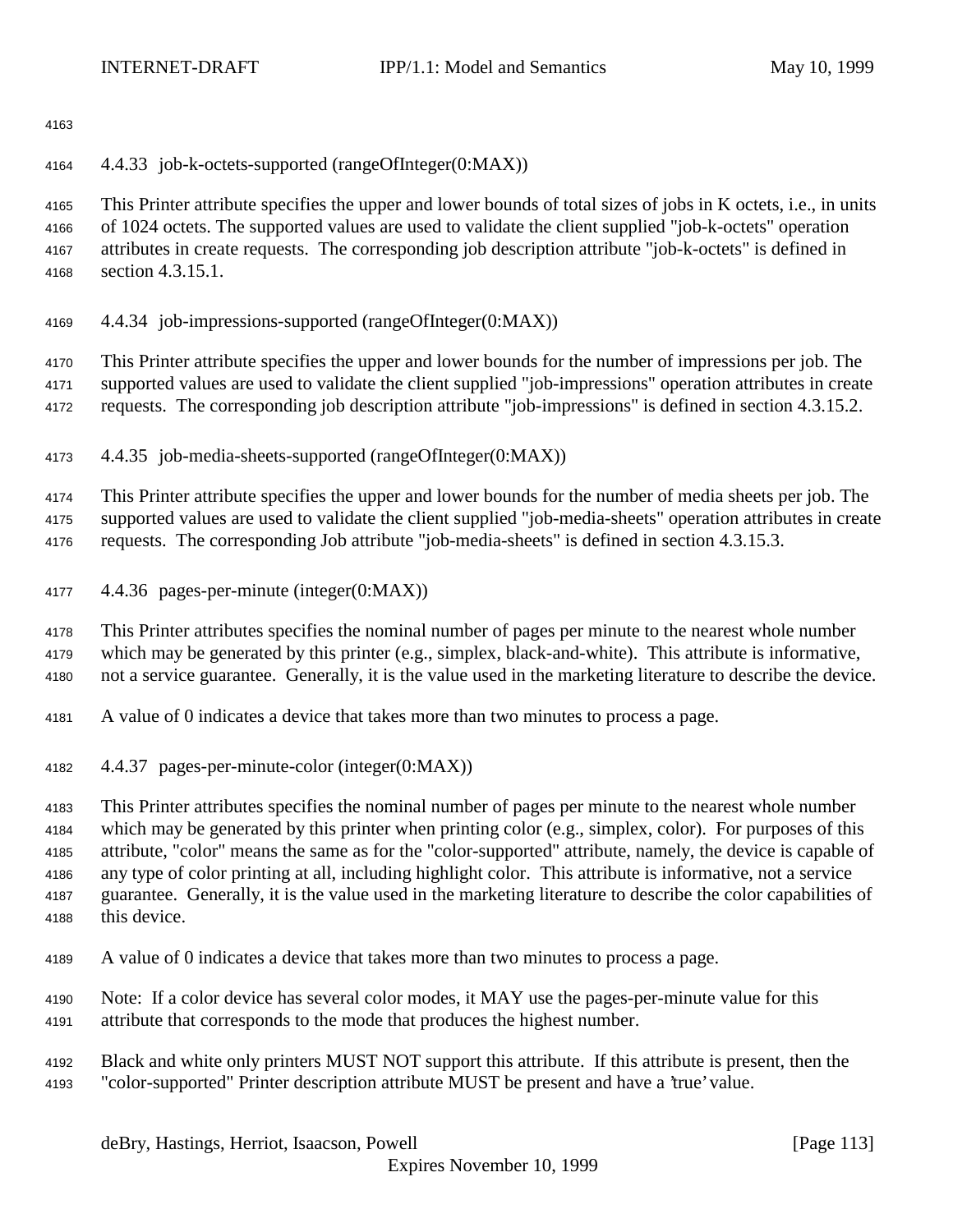#### 4.4.33 job-k-octets-supported (rangeOfInteger(0:MAX))

This Printer attribute specifies the upper and lower bounds of total sizes of jobs in K octets, i.e., in units of 1024 octets. The supported values are used to validate the client supplied "job-k-octets" operation attributes in create requests. The corresponding job description attribute "job-k-octets" is defined in section 4.3.15.1.

#### 4.4.34 job-impressions-supported (rangeOfInteger(0:MAX))

This Printer attribute specifies the upper and lower bounds for the number of impressions per job. The supported values are used to validate the client supplied "job-impressions" operation attributes in create requests. The corresponding job description attribute "job-impressions" is defined in section 4.3.15.2.

#### 4.4.35 job-media-sheets-supported (rangeOfInteger(0:MAX))

This Printer attribute specifies the upper and lower bounds for the number of media sheets per job. The supported values are used to validate the client supplied "job-media-sheets" operation attributes in create requests. The corresponding Job attribute "job-media-sheets" is defined in section 4.3.15.3.

#### 4.4.36 pages-per-minute (integer(0:MAX))

This Printer attributes specifies the nominal number of pages per minute to the nearest whole number which may be generated by this printer (e.g., simplex, black-and-white). This attribute is informative, not a service guarantee. Generally, it is the value used in the marketing literature to describe the device.

A value of 0 indicates a device that takes more than two minutes to process a page.

#### 4.4.37 pages-per-minute-color (integer(0:MAX))

This Printer attributes specifies the nominal number of pages per minute to the nearest whole number which may be generated by this printer when printing color (e.g., simplex, color). For purposes of this attribute, "color" means the same as for the "color-supported" attribute, namely, the device is capable of any type of color printing at all, including highlight color. This attribute is informative, not a service guarantee. Generally, it is the value used in the marketing literature to describe the color capabilities of this device.

A value of 0 indicates a device that takes more than two minutes to process a page.

Note: If a color device has several color modes, it MAY use the pages-per-minute value for this attribute that corresponds to the mode that produces the highest number.

Black and white only printers MUST NOT support this attribute. If this attribute is present, then the "color-supported" Printer description attribute MUST be present and have a 'true' value.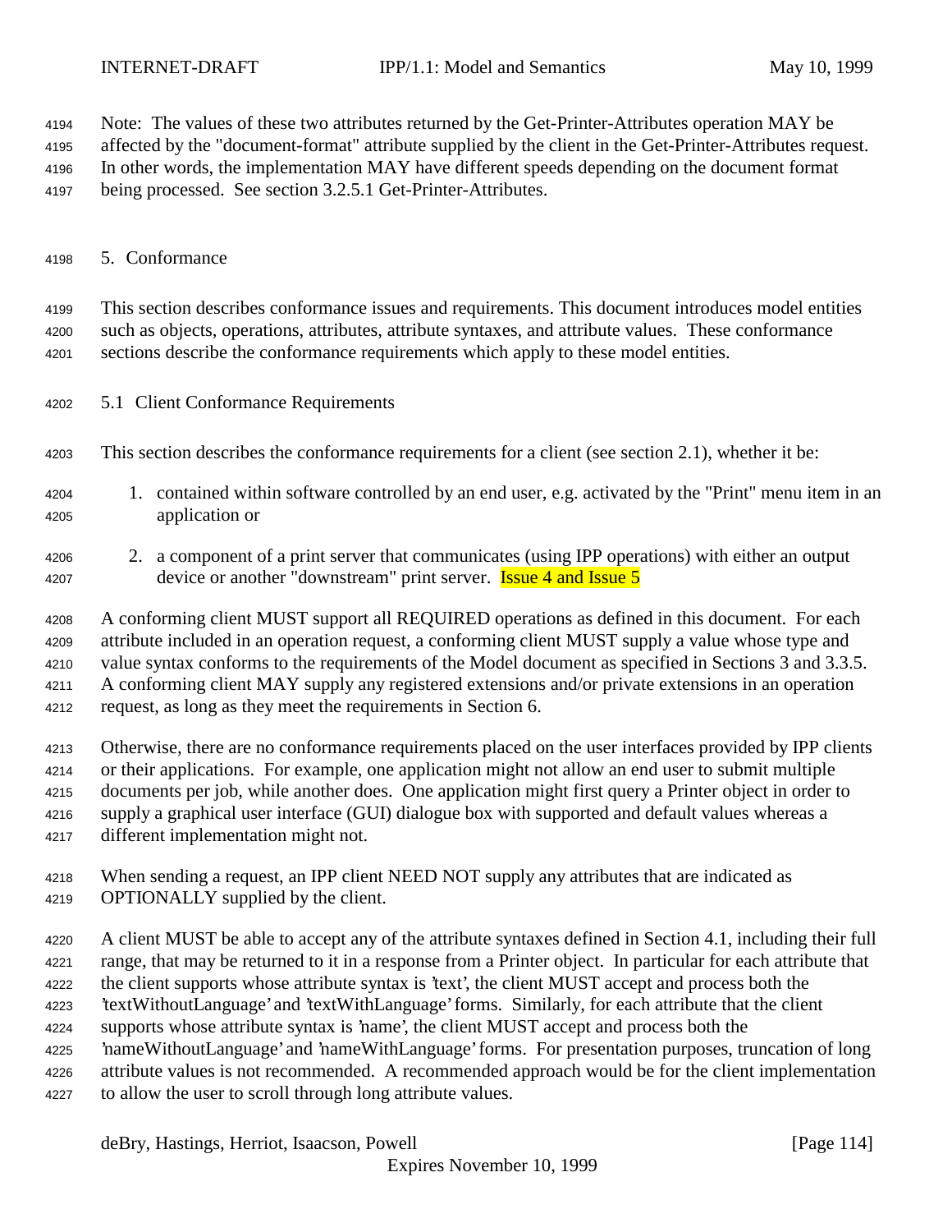Note: The values of these two attributes returned by the Get-Printer-Attributes operation MAY be affected by the "document-format" attribute supplied by the client in the Get-Printer-Attributes request. In other words, the implementation MAY have different speeds depending on the document format being processed. See section 3.2.5.1 Get-Printer-Attributes.

# 5. Conformance

This section describes conformance issues and requirements. This document introduces model entities such as objects, operations, attributes, attribute syntaxes, and attribute values. These conformance sections describe the conformance requirements which apply to these model entities.

## 5.1 Client Conformance Requirements

This section describes the conformance requirements for a client (see section 2.1), whether it be:

1. contained within software controlled by an end user, e.g. activated by the "Print" menu item in an application or
2. a component of a print server that communicates (using IPP operations) with either an output device or another "downstream" print server. Issue 4 and Issue 5

A conforming client MUST support all REQUIRED operations as defined in this document. For each attribute included in an operation request, a conforming client MUST supply a value whose type and value syntax conforms to the requirements of the Model document as specified in Sections 3 and 3.3.5. A conforming client MAY supply any registered extensions and/or private extensions in an operation request, as long as they meet the requirements in Section 6.

Otherwise, there are no conformance requirements placed on the user interfaces provided by IPP clients or their applications. For example, one application might not allow an end user to submit multiple documents per job, while another does. One application might first query a Printer object in order to supply a graphical user interface (GUI) dialogue box with supported and default values whereas a different implementation might not.

When sending a request, an IPP client NEED NOT supply any attributes that are indicated as OPTIONALLY supplied by the client.

A client MUST be able to accept any of the attribute syntaxes defined in Section 4.1, including their full range, that may be returned to it in a response from a Printer object. In particular for each attribute that the client supports whose attribute syntax is 'text', the client MUST accept and process both the 'textWithoutLanguage' and 'textWithLanguage' forms. Similarly, for each attribute that the client supports whose attribute syntax is 'name', the client MUST accept and process both the 'nameWithoutLanguage' and 'nameWithLanguage' forms. For presentation purposes, truncation of long attribute values is not recommended. A recommended approach would be for the client implementation to allow the user to scroll through long attribute values.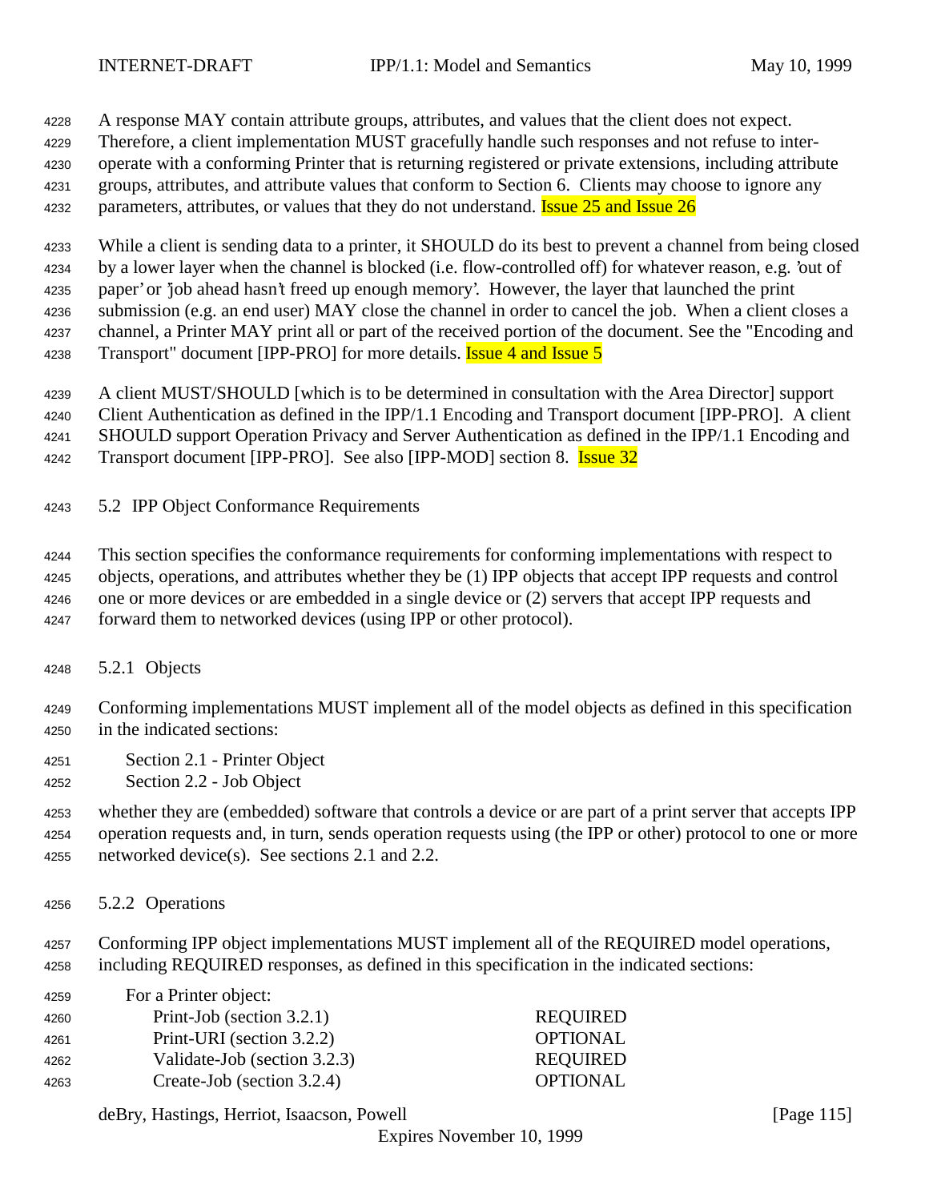A response MAY contain attribute groups, attributes, and values that the client does not expect. Therefore, a client implementation MUST gracefully handle such responses and not refuse to inter-operate with a conforming Printer that is returning registered or private extensions, including attribute groups, attributes, and attribute values that conform to Section 6. Clients may choose to ignore any parameters, attributes, or values that they do not understand. Issue 25 and Issue 26

While a client is sending data to a printer, it SHOULD do its best to prevent a channel from being closed by a lower layer when the channel is blocked (i.e. flow-controlled off) for whatever reason, e.g. 'out of paper' or 'job ahead hasn't freed up enough memory'. However, the layer that launched the print submission (e.g. an end user) MAY close the channel in order to cancel the job. When a client closes a channel, a Printer MAY print all or part of the received portion of the document. See the "Encoding and Transport" document [IPP-PRO] for more details. Issue 4 and Issue 5

A client MUST/SHOULD [which is to be determined in consultation with the Area Director] support Client Authentication as defined in the IPP/1.1 Encoding and Transport document [IPP-PRO]. A client SHOULD support Operation Privacy and Server Authentication as defined in the IPP/1.1 Encoding and Transport document [IPP-PRO]. See also [IPP-MOD] section 8. Issue 32

## 5.2 IPP Object Conformance Requirements

This section specifies the conformance requirements for conforming implementations with respect to objects, operations, and attributes whether they be (1) IPP objects that accept IPP requests and control one or more devices or are embedded in a single device or (2) servers that accept IPP requests and forward them to networked devices (using IPP or other protocol).

### 5.2.1 Objects

Conforming implementations MUST implement all of the model objects as defined in this specification in the indicated sections:

- Section 2.1 - Printer Object
- Section 2.2 - Job Object

whether they are (embedded) software that controls a device or are part of a print server that accepts IPP operation requests and, in turn, sends operation requests using (the IPP or other) protocol to one or more networked device(s). See sections 2.1 and 2.2.

### 5.2.2 Operations

Conforming IPP object implementations MUST implement all of the REQUIRED model operations, including REQUIRED responses, as defined in this specification in the indicated sections:

For a Printer object:

| Operation | Conformance |
| --- | --- |
| Print-Job (section 3.2.1) | REQUIRED |
| Print-URI (section 3.2.2) | OPTIONAL |
| Validate-Job (section 3.2.3) | REQUIRED |
| Create-Job (section 3.2.4) | OPTIONAL |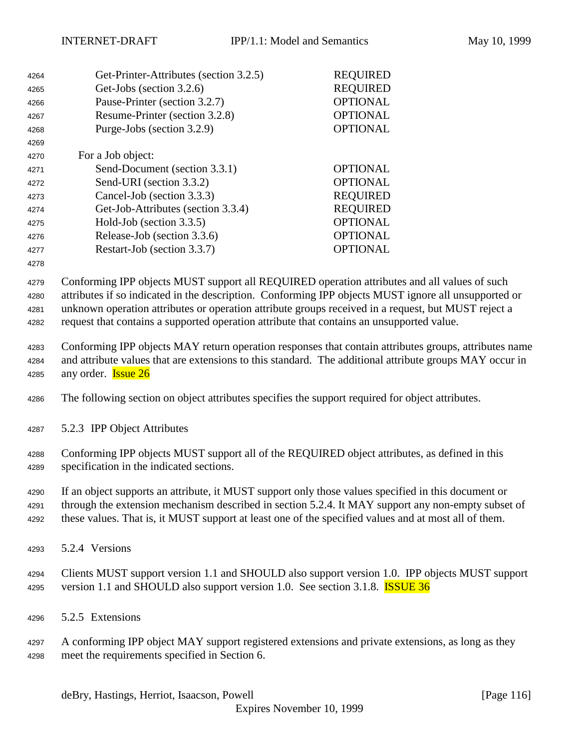| | |
|---|---|
| Get-Printer-Attributes (section 3.2.5) | REQUIRED |
| Get-Jobs (section 3.2.6) | REQUIRED |
| Pause-Printer (section 3.2.7) | OPTIONAL |
| Resume-Printer (section 3.2.8) | OPTIONAL |
| Purge-Jobs (section 3.2.9) | OPTIONAL |

For a Job object:

| | |
|---|---|
| Send-Document (section 3.3.1) | OPTIONAL |
| Send-URI (section 3.3.2) | OPTIONAL |
| Cancel-Job (section 3.3.3) | REQUIRED |
| Get-Job-Attributes (section 3.3.4) | REQUIRED |
| Hold-Job (section 3.3.5) | OPTIONAL |
| Release-Job (section 3.3.6) | OPTIONAL |
| Restart-Job (section 3.3.7) | OPTIONAL |

Conforming IPP objects MUST support all REQUIRED operation attributes and all values of such attributes if so indicated in the description. Conforming IPP objects MUST ignore all unsupported or unknown operation attributes or operation attribute groups received in a request, but MUST reject a request that contains a supported operation attribute that contains an unsupported value.

Conforming IPP objects MAY return operation responses that contain attributes groups, attributes name and attribute values that are extensions to this standard. The additional attribute groups MAY occur in any order. Issue 26

The following section on object attributes specifies the support required for object attributes.

### 5.2.3 IPP Object Attributes

Conforming IPP objects MUST support all of the REQUIRED object attributes, as defined in this specification in the indicated sections.

If an object supports an attribute, it MUST support only those values specified in this document or through the extension mechanism described in section 5.2.4. It MAY support any non-empty subset of these values. That is, it MUST support at least one of the specified values and at most all of them.

### 5.2.4 Versions

Clients MUST support version 1.1 and SHOULD also support version 1.0. IPP objects MUST support version 1.1 and SHOULD also support version 1.0. See section 3.1.8. ISSUE 36

### 5.2.5 Extensions

A conforming IPP object MAY support registered extensions and private extensions, as long as they meet the requirements specified in Section 6.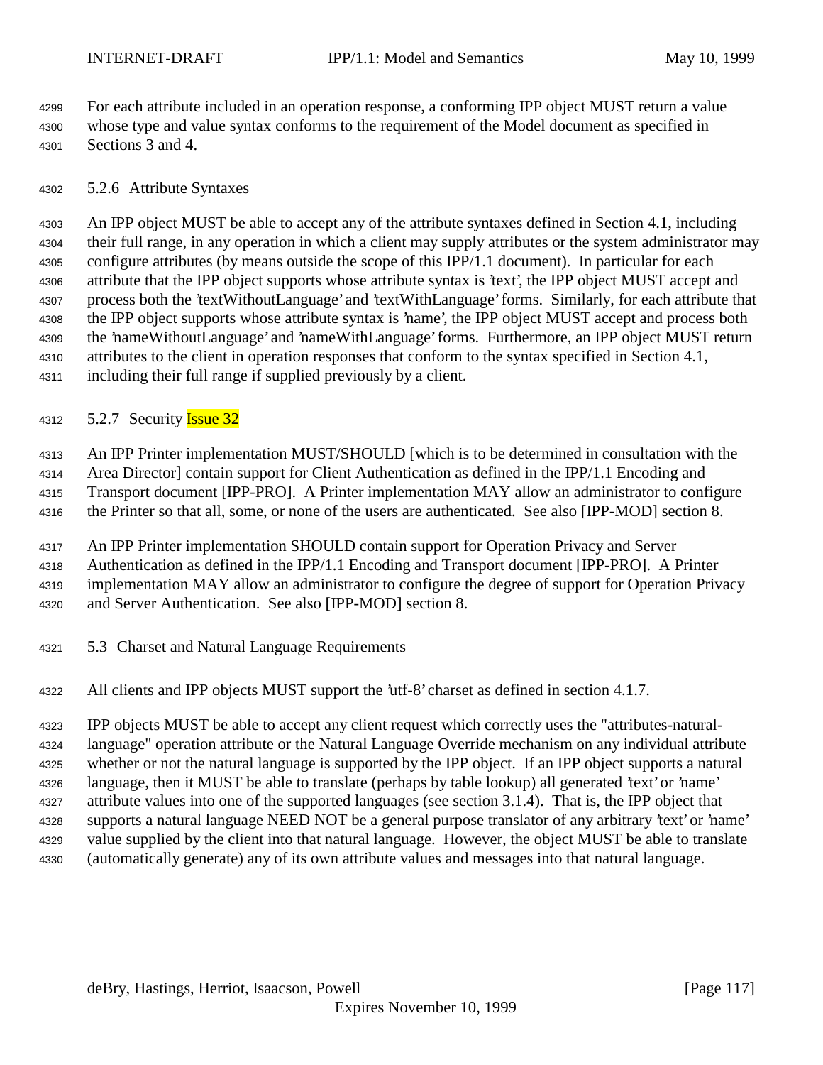For each attribute included in an operation response, a conforming IPP object MUST return a value whose type and value syntax conforms to the requirement of the Model document as specified in Sections 3 and 4.

### 5.2.6 Attribute Syntaxes

An IPP object MUST be able to accept any of the attribute syntaxes defined in Section 4.1, including their full range, in any operation in which a client may supply attributes or the system administrator may configure attributes (by means outside the scope of this IPP/1.1 document). In particular for each attribute that the IPP object supports whose attribute syntax is 'text', the IPP object MUST accept and process both the 'textWithoutLanguage' and 'textWithLanguage' forms. Similarly, for each attribute that the IPP object supports whose attribute syntax is 'name', the IPP object MUST accept and process both the 'nameWithoutLanguage' and 'nameWithLanguage' forms. Furthermore, an IPP object MUST return attributes to the client in operation responses that conform to the syntax specified in Section 4.1, including their full range if supplied previously by a client.

### 5.2.7 Security Issue 32

An IPP Printer implementation MUST/SHOULD [which is to be determined in consultation with the Area Director] contain support for Client Authentication as defined in the IPP/1.1 Encoding and Transport document [IPP-PRO]. A Printer implementation MAY allow an administrator to configure the Printer so that all, some, or none of the users are authenticated. See also [IPP-MOD] section 8.

An IPP Printer implementation SHOULD contain support for Operation Privacy and Server Authentication as defined in the IPP/1.1 Encoding and Transport document [IPP-PRO]. A Printer implementation MAY allow an administrator to configure the degree of support for Operation Privacy and Server Authentication. See also [IPP-MOD] section 8.

## 5.3 Charset and Natural Language Requirements

All clients and IPP objects MUST support the 'utf-8' charset as defined in section 4.1.7.

IPP objects MUST be able to accept any client request which correctly uses the "attributes-natural-language" operation attribute or the Natural Language Override mechanism on any individual attribute whether or not the natural language is supported by the IPP object. If an IPP object supports a natural language, then it MUST be able to translate (perhaps by table lookup) all generated 'text' or 'name' attribute values into one of the supported languages (see section 3.1.4). That is, the IPP object that supports a natural language NEED NOT be a general purpose translator of any arbitrary 'text' or 'name' value supplied by the client into that natural language. However, the object MUST be able to translate (automatically generate) any of its own attribute values and messages into that natural language.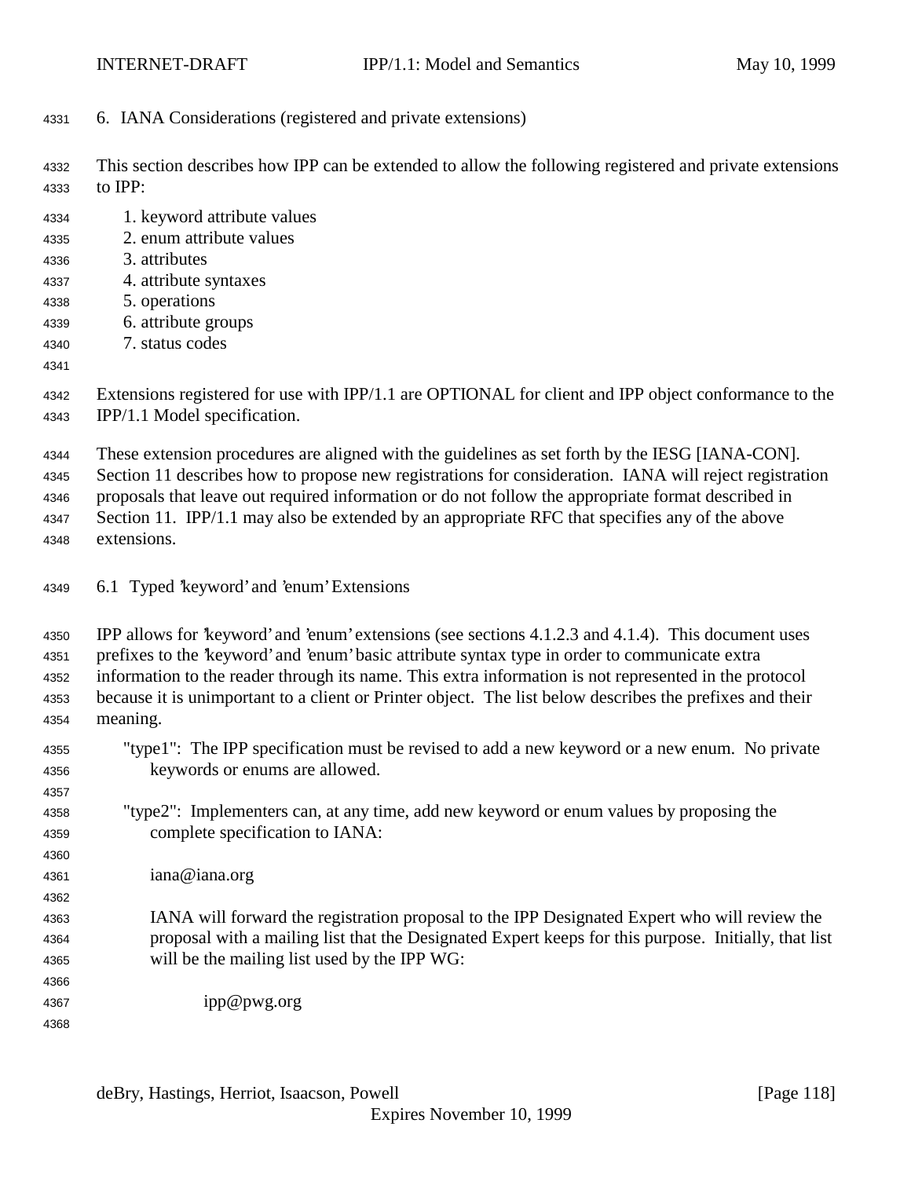## 6. IANA Considerations (registered and private extensions)

This section describes how IPP can be extended to allow the following registered and private extensions to IPP:

1. keyword attribute values
2. enum attribute values
3. attributes
4. attribute syntaxes
5. operations
6. attribute groups
7. status codes

Extensions registered for use with IPP/1.1 are OPTIONAL for client and IPP object conformance to the IPP/1.1 Model specification.

These extension procedures are aligned with the guidelines as set forth by the IESG [IANA-CON]. Section 11 describes how to propose new registrations for consideration. IANA will reject registration proposals that leave out required information or do not follow the appropriate format described in Section 11. IPP/1.1 may also be extended by an appropriate RFC that specifies any of the above extensions.

### 6.1 Typed 'keyword' and 'enum' Extensions

IPP allows for 'keyword' and 'enum' extensions (see sections 4.1.2.3 and 4.1.4). This document uses prefixes to the 'keyword' and 'enum' basic attribute syntax type in order to communicate extra information to the reader through its name. This extra information is not represented in the protocol because it is unimportant to a client or Printer object. The list below describes the prefixes and their meaning.

"type1": The IPP specification must be revised to add a new keyword or a new enum. No private keywords or enums are allowed.

"type2": Implementers can, at any time, add new keyword or enum values by proposing the complete specification to IANA:

iana@iana.org

IANA will forward the registration proposal to the IPP Designated Expert who will review the proposal with a mailing list that the Designated Expert keeps for this purpose. Initially, that list will be the mailing list used by the IPP WG:

ipp@pwg.org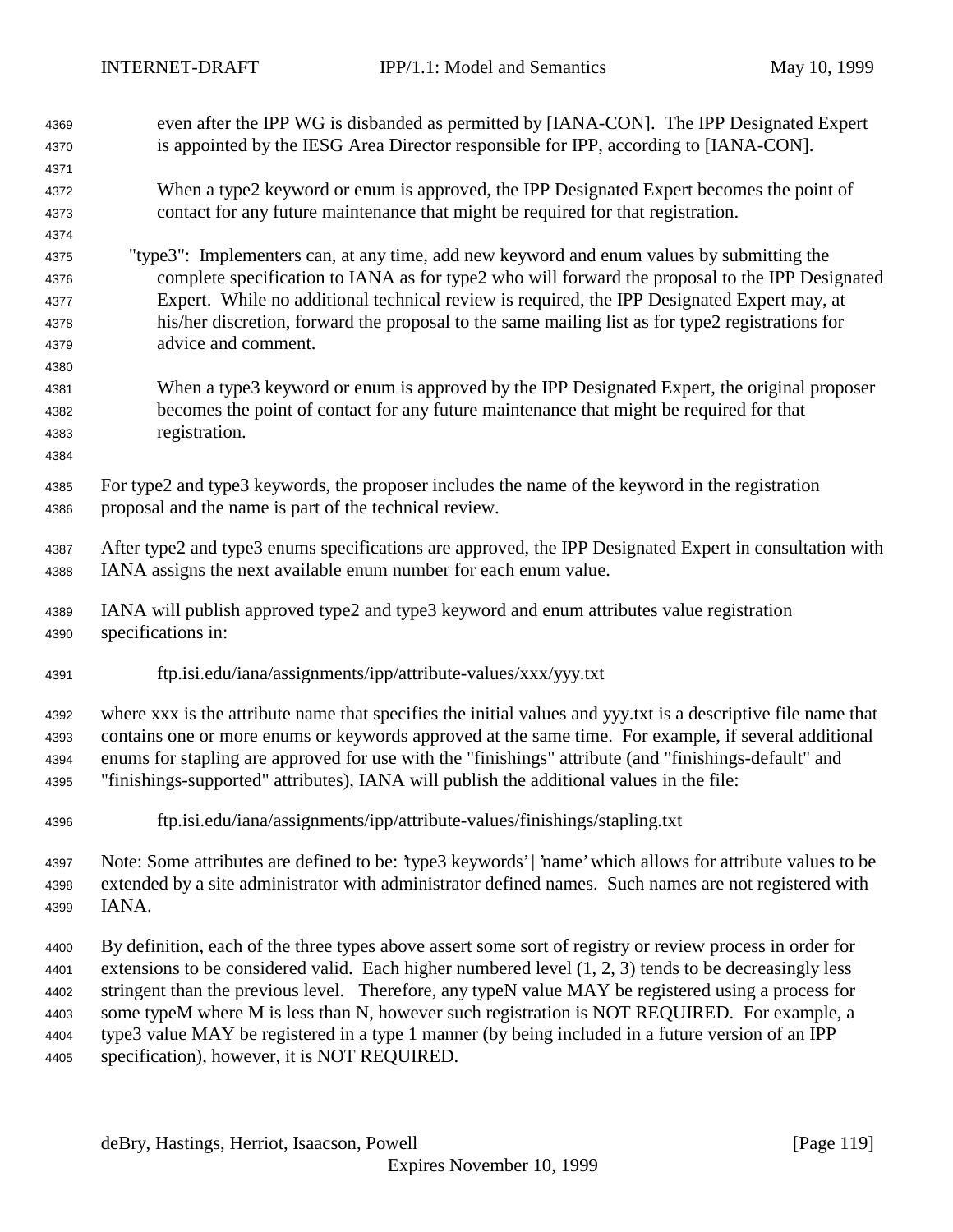even after the IPP WG is disbanded as permitted by [IANA-CON]. The IPP Designated Expert is appointed by the IESG Area Director responsible for IPP, according to [IANA-CON].

When a type2 keyword or enum is approved, the IPP Designated Expert becomes the point of contact for any future maintenance that might be required for that registration.

"type3": Implementers can, at any time, add new keyword and enum values by submitting the complete specification to IANA as for type2 who will forward the proposal to the IPP Designated Expert. While no additional technical review is required, the IPP Designated Expert may, at his/her discretion, forward the proposal to the same mailing list as for type2 registrations for advice and comment.

When a type3 keyword or enum is approved by the IPP Designated Expert, the original proposer becomes the point of contact for any future maintenance that might be required for that registration.

For type2 and type3 keywords, the proposer includes the name of the keyword in the registration proposal and the name is part of the technical review.

After type2 and type3 enums specifications are approved, the IPP Designated Expert in consultation with IANA assigns the next available enum number for each enum value.

IANA will publish approved type2 and type3 keyword and enum attributes value registration specifications in:

ftp.isi.edu/iana/assignments/ipp/attribute-values/xxx/yyy.txt

where xxx is the attribute name that specifies the initial values and yyy.txt is a descriptive file name that contains one or more enums or keywords approved at the same time. For example, if several additional enums for stapling are approved for use with the "finishings" attribute (and "finishings-default" and "finishings-supported" attributes), IANA will publish the additional values in the file:

ftp.isi.edu/iana/assignments/ipp/attribute-values/finishings/stapling.txt

Note: Some attributes are defined to be: 'type3 keywords' | 'name' which allows for attribute values to be extended by a site administrator with administrator defined names. Such names are not registered with IANA.

By definition, each of the three types above assert some sort of registry or review process in order for extensions to be considered valid. Each higher numbered level (1, 2, 3) tends to be decreasingly less stringent than the previous level. Therefore, any typeN value MAY be registered using a process for some typeM where M is less than N, however such registration is NOT REQUIRED. For example, a type3 value MAY be registered in a type 1 manner (by being included in a future version of an IPP specification), however, it is NOT REQUIRED.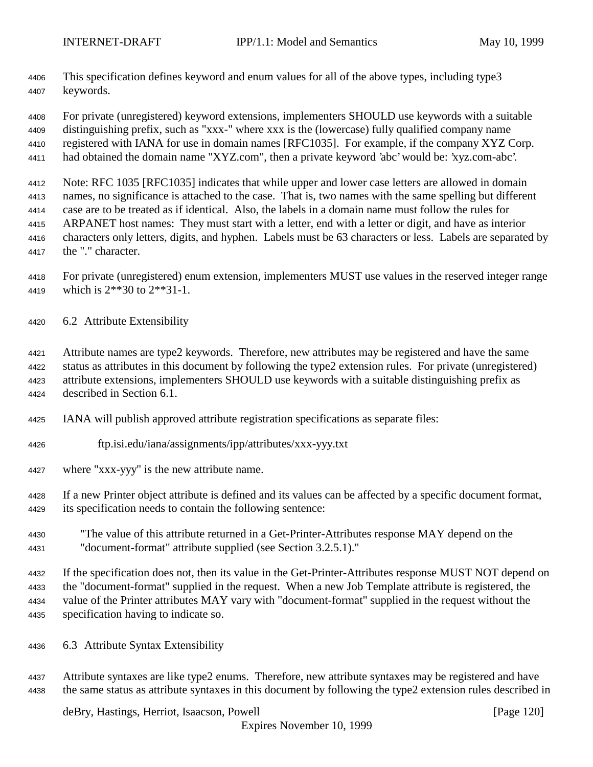This specification defines keyword and enum values for all of the above types, including type3 keywords.

For private (unregistered) keyword extensions, implementers SHOULD use keywords with a suitable distinguishing prefix, such as "xxx-" where xxx is the (lowercase) fully qualified company name registered with IANA for use in domain names [RFC1035]. For example, if the company XYZ Corp. had obtained the domain name "XYZ.com", then a private keyword 'abc' would be: 'xyz.com-abc'.

Note: RFC 1035 [RFC1035] indicates that while upper and lower case letters are allowed in domain names, no significance is attached to the case. That is, two names with the same spelling but different case are to be treated as if identical. Also, the labels in a domain name must follow the rules for ARPANET host names: They must start with a letter, end with a letter or digit, and have as interior characters only letters, digits, and hyphen. Labels must be 63 characters or less. Labels are separated by the "." character.

For private (unregistered) enum extension, implementers MUST use values in the reserved integer range which is 2**30 to 2**31-1.

## 6.2 Attribute Extensibility

Attribute names are type2 keywords. Therefore, new attributes may be registered and have the same status as attributes in this document by following the type2 extension rules. For private (unregistered) attribute extensions, implementers SHOULD use keywords with a suitable distinguishing prefix as described in Section 6.1.

IANA will publish approved attribute registration specifications as separate files:

ftp.isi.edu/iana/assignments/ipp/attributes/xxx-yyy.txt

where "xxx-yyy" is the new attribute name.

If a new Printer object attribute is defined and its values can be affected by a specific document format, its specification needs to contain the following sentence:

> "The value of this attribute returned in a Get-Printer-Attributes response MAY depend on the "document-format" attribute supplied (see Section 3.2.5.1)."

If the specification does not, then its value in the Get-Printer-Attributes response MUST NOT depend on the "document-format" supplied in the request. When a new Job Template attribute is registered, the value of the Printer attributes MAY vary with "document-format" supplied in the request without the specification having to indicate so.

## 6.3 Attribute Syntax Extensibility

Attribute syntaxes are like type2 enums. Therefore, new attribute syntaxes may be registered and have the same status as attribute syntaxes in this document by following the type2 extension rules described in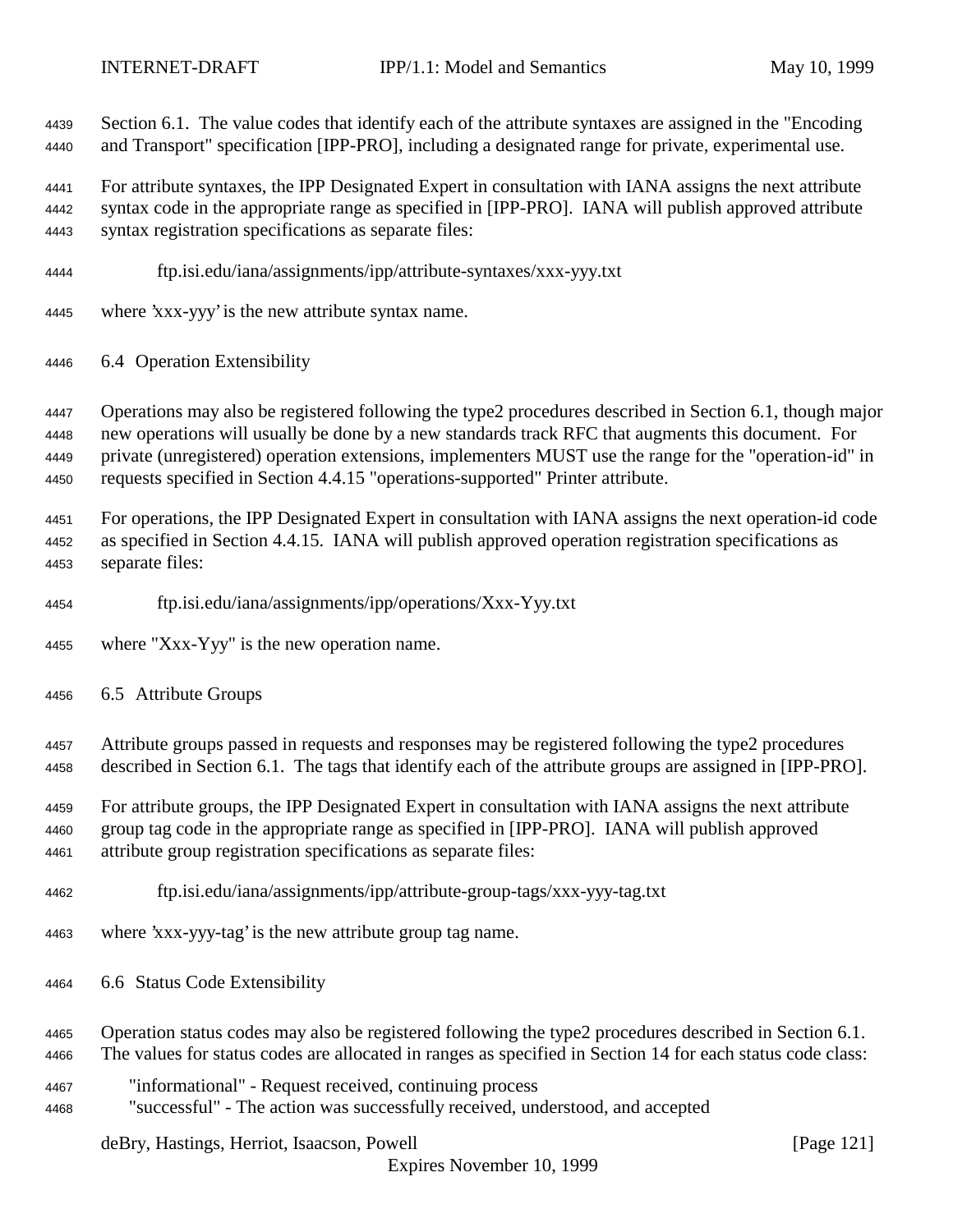Section 6.1. The value codes that identify each of the attribute syntaxes are assigned in the "Encoding and Transport" specification [IPP-PRO], including a designated range for private, experimental use.

For attribute syntaxes, the IPP Designated Expert in consultation with IANA assigns the next attribute syntax code in the appropriate range as specified in [IPP-PRO]. IANA will publish approved attribute syntax registration specifications as separate files:

    ftp.isi.edu/iana/assignments/ipp/attribute-syntaxes/xxx-yyy.txt

where 'xxx-yyy' is the new attribute syntax name.

## 6.4 Operation Extensibility

Operations may also be registered following the type2 procedures described in Section 6.1, though major new operations will usually be done by a new standards track RFC that augments this document. For private (unregistered) operation extensions, implementers MUST use the range for the "operation-id" in requests specified in Section 4.4.15 "operations-supported" Printer attribute.

For operations, the IPP Designated Expert in consultation with IANA assigns the next operation-id code as specified in Section 4.4.15. IANA will publish approved operation registration specifications as separate files:

    ftp.isi.edu/iana/assignments/ipp/operations/Xxx-Yyy.txt

where "Xxx-Yyy" is the new operation name.

## 6.5 Attribute Groups

Attribute groups passed in requests and responses may be registered following the type2 procedures described in Section 6.1. The tags that identify each of the attribute groups are assigned in [IPP-PRO].

For attribute groups, the IPP Designated Expert in consultation with IANA assigns the next attribute group tag code in the appropriate range as specified in [IPP-PRO]. IANA will publish approved attribute group registration specifications as separate files:

    ftp.isi.edu/iana/assignments/ipp/attribute-group-tags/xxx-yyy-tag.txt

where 'xxx-yyy-tag' is the new attribute group tag name.

## 6.6 Status Code Extensibility

Operation status codes may also be registered following the type2 procedures described in Section 6.1. The values for status codes are allocated in ranges as specified in Section 14 for each status code class:

   "informational" - Request received, continuing process
   "successful" - The action was successfully received, understood, and accepted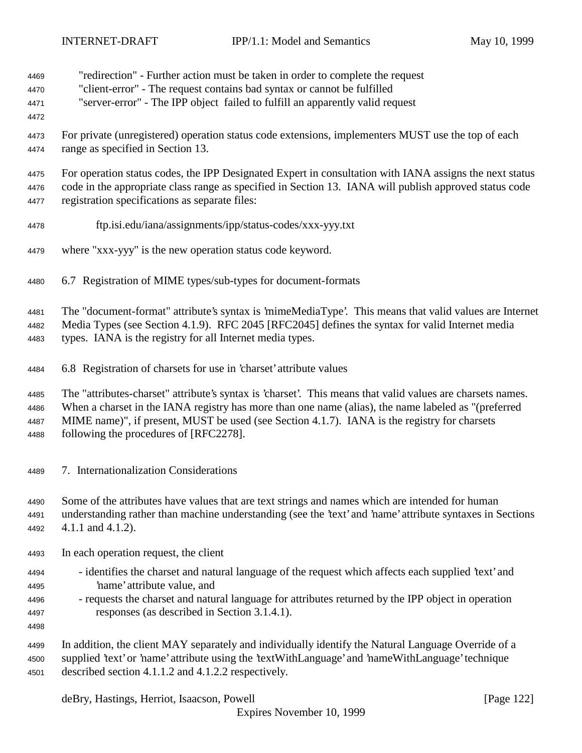"redirection" - Further action must be taken in order to complete the request
"client-error" - The request contains bad syntax or cannot be fulfilled
"server-error" - The IPP object failed to fulfill an apparently valid request

For private (unregistered) operation status code extensions, implementers MUST use the top of each range as specified in Section 13.

For operation status codes, the IPP Designated Expert in consultation with IANA assigns the next status code in the appropriate class range as specified in Section 13. IANA will publish approved status code registration specifications as separate files:

ftp.isi.edu/iana/assignments/ipp/status-codes/xxx-yyy.txt

where "xxx-yyy" is the new operation status code keyword.

## 6.7 Registration of MIME types/sub-types for document-formats

The "document-format" attribute's syntax is 'mimeMediaType'. This means that valid values are Internet Media Types (see Section 4.1.9). RFC 2045 [RFC2045] defines the syntax for valid Internet media types. IANA is the registry for all Internet media types.

## 6.8 Registration of charsets for use in 'charset' attribute values

The "attributes-charset" attribute's syntax is 'charset'. This means that valid values are charsets names. When a charset in the IANA registry has more than one name (alias), the name labeled as "(preferred MIME name)", if present, MUST be used (see Section 4.1.7). IANA is the registry for charsets following the procedures of [RFC2278].

# 7. Internationalization Considerations

Some of the attributes have values that are text strings and names which are intended for human understanding rather than machine understanding (see the 'text' and 'name' attribute syntaxes in Sections 4.1.1 and 4.1.2).

In each operation request, the client

- identifies the charset and natural language of the request which affects each supplied 'text' and 'name' attribute value, and
- requests the charset and natural language for attributes returned by the IPP object in operation responses (as described in Section 3.1.4.1).

In addition, the client MAY separately and individually identify the Natural Language Override of a supplied 'text' or 'name' attribute using the 'textWithLanguage' and 'nameWithLanguage' technique described section 4.1.1.2 and 4.1.2.2 respectively.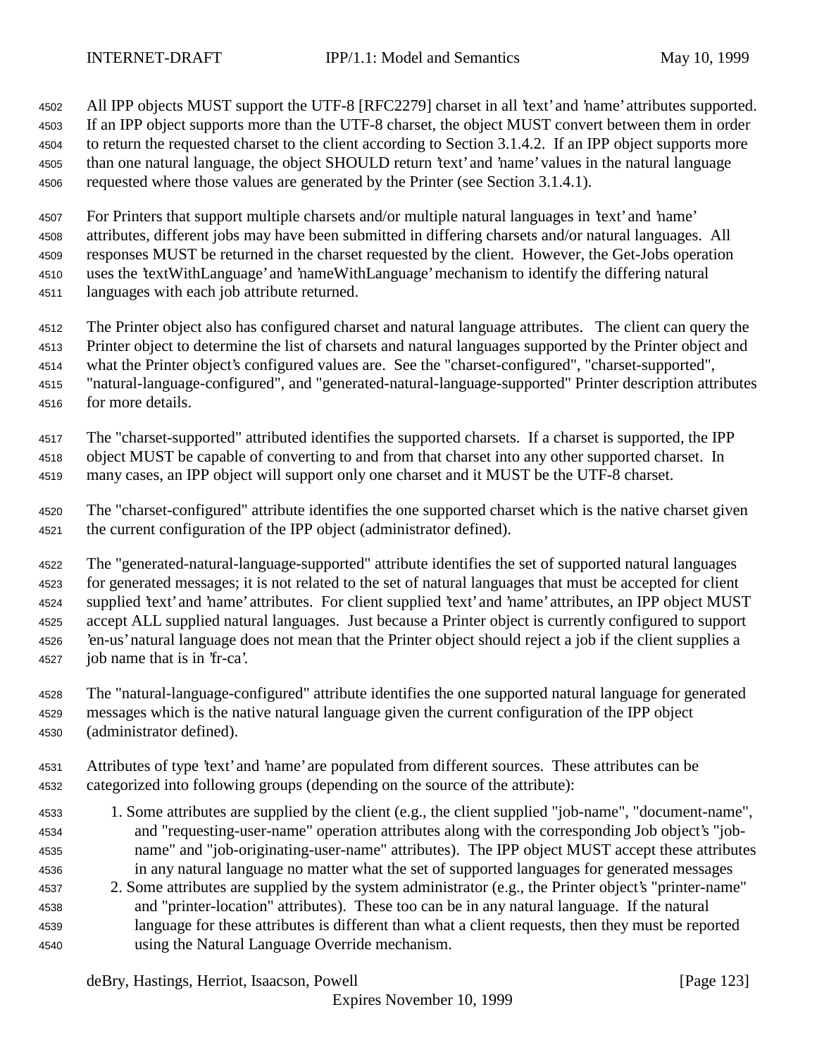All IPP objects MUST support the UTF-8 [RFC2279] charset in all 'text' and 'name' attributes supported. If an IPP object supports more than the UTF-8 charset, the object MUST convert between them in order to return the requested charset to the client according to Section 3.1.4.2. If an IPP object supports more than one natural language, the object SHOULD return 'text' and 'name' values in the natural language requested where those values are generated by the Printer (see Section 3.1.4.1).

For Printers that support multiple charsets and/or multiple natural languages in 'text' and 'name' attributes, different jobs may have been submitted in differing charsets and/or natural languages. All responses MUST be returned in the charset requested by the client. However, the Get-Jobs operation uses the 'textWithLanguage' and 'nameWithLanguage' mechanism to identify the differing natural languages with each job attribute returned.

The Printer object also has configured charset and natural language attributes. The client can query the Printer object to determine the list of charsets and natural languages supported by the Printer object and what the Printer object's configured values are. See the "charset-configured", "charset-supported", "natural-language-configured", and "generated-natural-language-supported" Printer description attributes for more details.

The "charset-supported" attributed identifies the supported charsets. If a charset is supported, the IPP object MUST be capable of converting to and from that charset into any other supported charset. In many cases, an IPP object will support only one charset and it MUST be the UTF-8 charset.

The "charset-configured" attribute identifies the one supported charset which is the native charset given the current configuration of the IPP object (administrator defined).

The "generated-natural-language-supported" attribute identifies the set of supported natural languages for generated messages; it is not related to the set of natural languages that must be accepted for client supplied 'text' and 'name' attributes. For client supplied 'text' and 'name' attributes, an IPP object MUST accept ALL supplied natural languages. Just because a Printer object is currently configured to support 'en-us' natural language does not mean that the Printer object should reject a job if the client supplies a job name that is in 'fr-ca'.

The "natural-language-configured" attribute identifies the one supported natural language for generated messages which is the native natural language given the current configuration of the IPP object (administrator defined).

Attributes of type 'text' and 'name' are populated from different sources. These attributes can be categorized into following groups (depending on the source of the attribute):

1. Some attributes are supplied by the client (e.g., the client supplied "job-name", "document-name", and "requesting-user-name" operation attributes along with the corresponding Job object's "job-name" and "job-originating-user-name" attributes). The IPP object MUST accept these attributes in any natural language no matter what the set of supported languages for generated messages
2. Some attributes are supplied by the system administrator (e.g., the Printer object's "printer-name" and "printer-location" attributes). These too can be in any natural language. If the natural language for these attributes is different than what a client requests, then they must be reported using the Natural Language Override mechanism.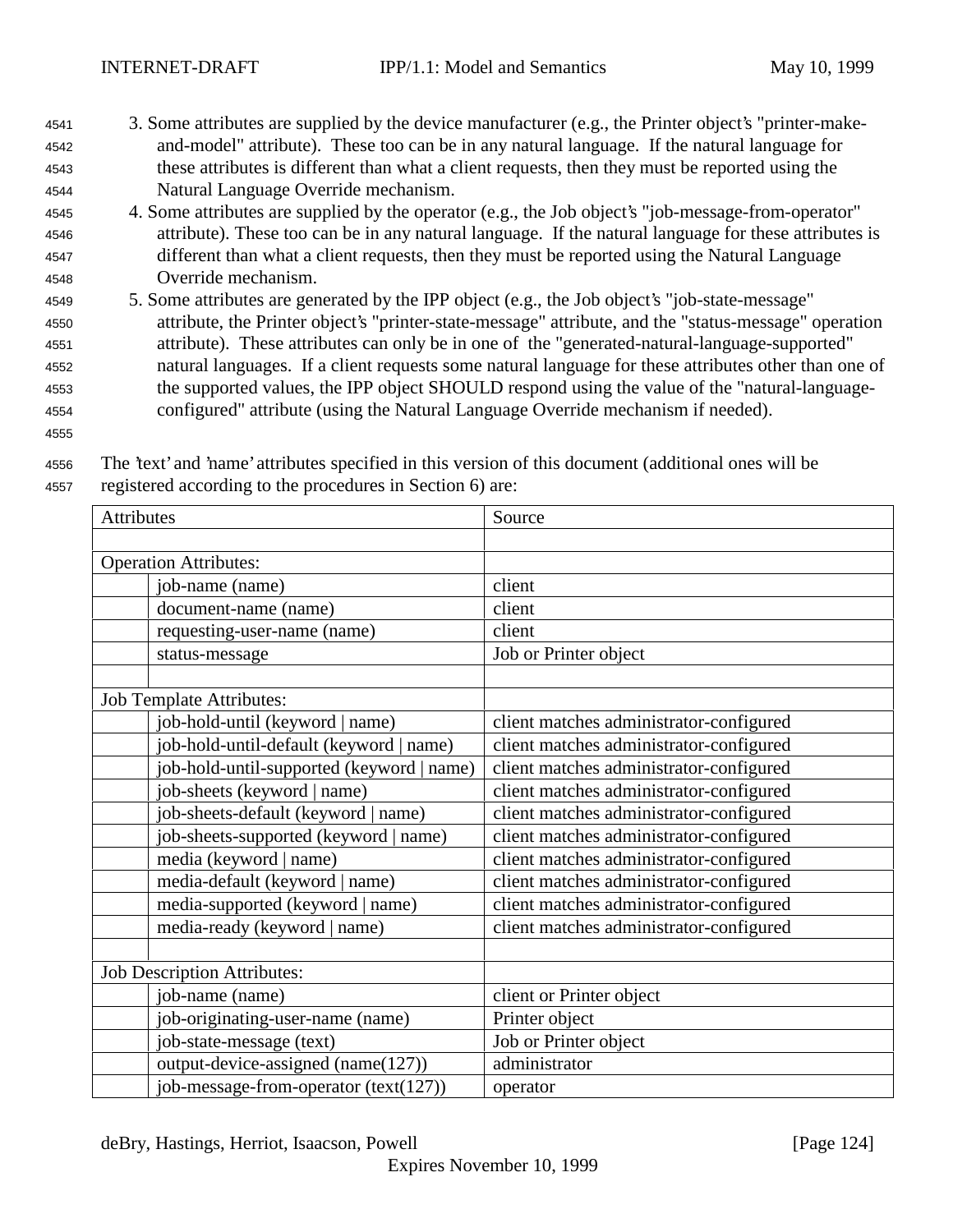3. Some attributes are supplied by the device manufacturer (e.g., the Printer object's "printer-make-and-model" attribute). These too can be in any natural language. If the natural language for these attributes is different than what a client requests, then they must be reported using the Natural Language Override mechanism.
4. Some attributes are supplied by the operator (e.g., the Job object's "job-message-from-operator" attribute). These too can be in any natural language. If the natural language for these attributes is different than what a client requests, then they must be reported using the Natural Language Override mechanism.
5. Some attributes are generated by the IPP object (e.g., the Job object's "job-state-message" attribute, the Printer object's "printer-state-message" attribute, and the "status-message" operation attribute). These attributes can only be in one of the "generated-natural-language-supported" natural languages. If a client requests some natural language for these attributes other than one of the supported values, the IPP object SHOULD respond using the value of the "natural-language-configured" attribute (using the Natural Language Override mechanism if needed).

The 'text' and 'name' attributes specified in this version of this document (additional ones will be registered according to the procedures in Section 6) are:

| Attributes | | Source |
|---|---|---|
| | | |
| Operation Attributes: | | |
| | job-name (name) | client |
| | document-name (name) | client |
| | requesting-user-name (name) | client |
| | status-message | Job or Printer object |
| | | |
| Job Template Attributes: | | |
| | job-hold-until (keyword \| name) | client matches administrator-configured |
| | job-hold-until-default (keyword \| name) | client matches administrator-configured |
| | job-hold-until-supported (keyword \| name) | client matches administrator-configured |
| | job-sheets (keyword \| name) | client matches administrator-configured |
| | job-sheets-default (keyword \| name) | client matches administrator-configured |
| | job-sheets-supported (keyword \| name) | client matches administrator-configured |
| | media (keyword \| name) | client matches administrator-configured |
| | media-default (keyword \| name) | client matches administrator-configured |
| | media-supported (keyword \| name) | client matches administrator-configured |
| | media-ready (keyword \| name) | client matches administrator-configured |
| | | |
| Job Description Attributes: | | |
| | job-name (name) | client or Printer object |
| | job-originating-user-name (name) | Printer object |
| | job-state-message (text) | Job or Printer object |
| | output-device-assigned (name(127)) | administrator |
| | job-message-from-operator (text(127)) | operator |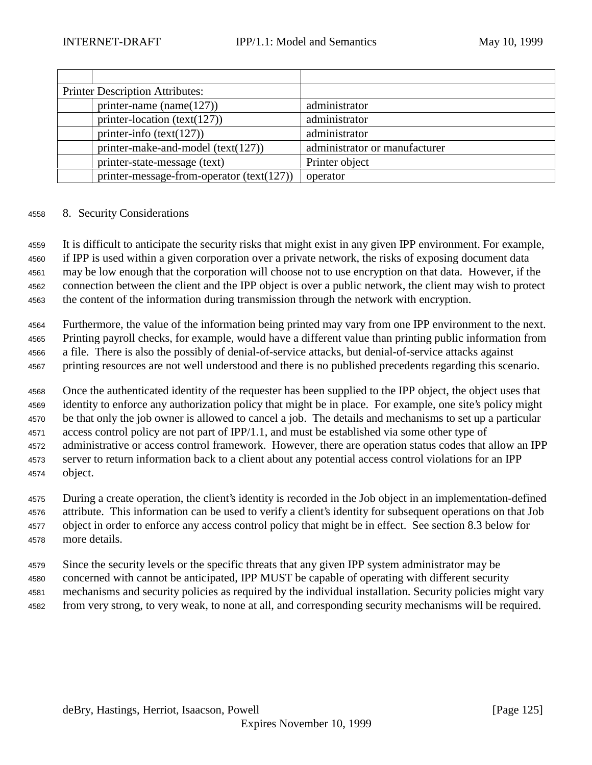| | | |
|---|---|---|
| | | |
| Printer Description Attributes: | | |
| | printer-name (name(127)) | administrator |
| | printer-location (text(127)) | administrator |
| | printer-info (text(127)) | administrator |
| | printer-make-and-model (text(127)) | administrator or manufacturer |
| | printer-state-message (text) | Printer object |
| | printer-message-from-operator (text(127)) | operator |

## 8. Security Considerations

It is difficult to anticipate the security risks that might exist in any given IPP environment. For example, if IPP is used within a given corporation over a private network, the risks of exposing document data may be low enough that the corporation will choose not to use encryption on that data. However, if the connection between the client and the IPP object is over a public network, the client may wish to protect the content of the information during transmission through the network with encryption.

Furthermore, the value of the information being printed may vary from one IPP environment to the next. Printing payroll checks, for example, would have a different value than printing public information from a file. There is also the possibly of denial-of-service attacks, but denial-of-service attacks against printing resources are not well understood and there is no published precedents regarding this scenario.

Once the authenticated identity of the requester has been supplied to the IPP object, the object uses that identity to enforce any authorization policy that might be in place. For example, one site's policy might be that only the job owner is allowed to cancel a job. The details and mechanisms to set up a particular access control policy are not part of IPP/1.1, and must be established via some other type of administrative or access control framework. However, there are operation status codes that allow an IPP server to return information back to a client about any potential access control violations for an IPP object.

During a create operation, the client's identity is recorded in the Job object in an implementation-defined attribute. This information can be used to verify a client's identity for subsequent operations on that Job object in order to enforce any access control policy that might be in effect. See section 8.3 below for more details.

Since the security levels or the specific threats that any given IPP system administrator may be concerned with cannot be anticipated, IPP MUST be capable of operating with different security mechanisms and security policies as required by the individual installation. Security policies might vary from very strong, to very weak, to none at all, and corresponding security mechanisms will be required.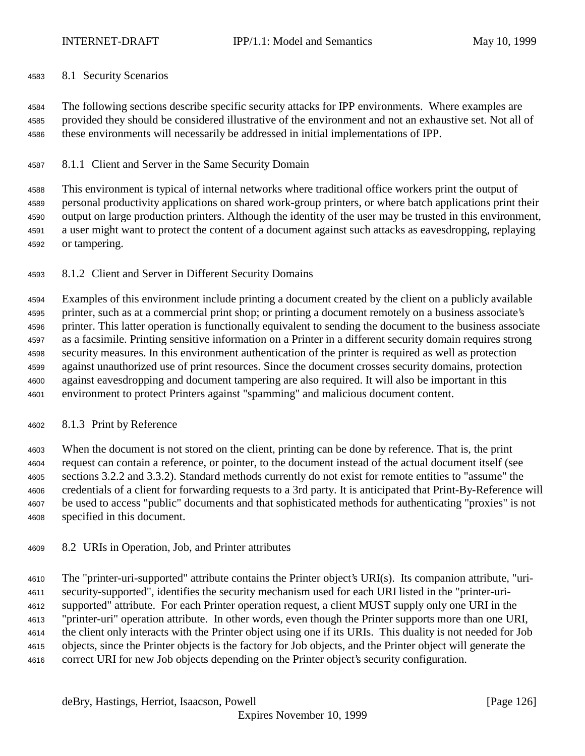## 8.1 Security Scenarios

The following sections describe specific security attacks for IPP environments. Where examples are provided they should be considered illustrative of the environment and not an exhaustive set. Not all of these environments will necessarily be addressed in initial implementations of IPP.

### 8.1.1 Client and Server in the Same Security Domain

This environment is typical of internal networks where traditional office workers print the output of personal productivity applications on shared work-group printers, or where batch applications print their output on large production printers. Although the identity of the user may be trusted in this environment, a user might want to protect the content of a document against such attacks as eavesdropping, replaying or tampering.

### 8.1.2 Client and Server in Different Security Domains

Examples of this environment include printing a document created by the client on a publicly available printer, such as at a commercial print shop; or printing a document remotely on a business associate's printer. This latter operation is functionally equivalent to sending the document to the business associate as a facsimile. Printing sensitive information on a Printer in a different security domain requires strong security measures. In this environment authentication of the printer is required as well as protection against unauthorized use of print resources. Since the document crosses security domains, protection against eavesdropping and document tampering are also required. It will also be important in this environment to protect Printers against "spamming" and malicious document content.

### 8.1.3 Print by Reference

When the document is not stored on the client, printing can be done by reference. That is, the print request can contain a reference, or pointer, to the document instead of the actual document itself (see sections 3.2.2 and 3.3.2). Standard methods currently do not exist for remote entities to "assume" the credentials of a client for forwarding requests to a 3rd party. It is anticipated that Print-By-Reference will be used to access "public" documents and that sophisticated methods for authenticating "proxies" is not specified in this document.

## 8.2 URIs in Operation, Job, and Printer attributes

The "printer-uri-supported" attribute contains the Printer object's URI(s). Its companion attribute, "uri-security-supported", identifies the security mechanism used for each URI listed in the "printer-uri-supported" attribute. For each Printer operation request, a client MUST supply only one URI in the "printer-uri" operation attribute. In other words, even though the Printer supports more than one URI, the client only interacts with the Printer object using one if its URIs. This duality is not needed for Job objects, since the Printer objects is the factory for Job objects, and the Printer object will generate the correct URI for new Job objects depending on the Printer object's security configuration.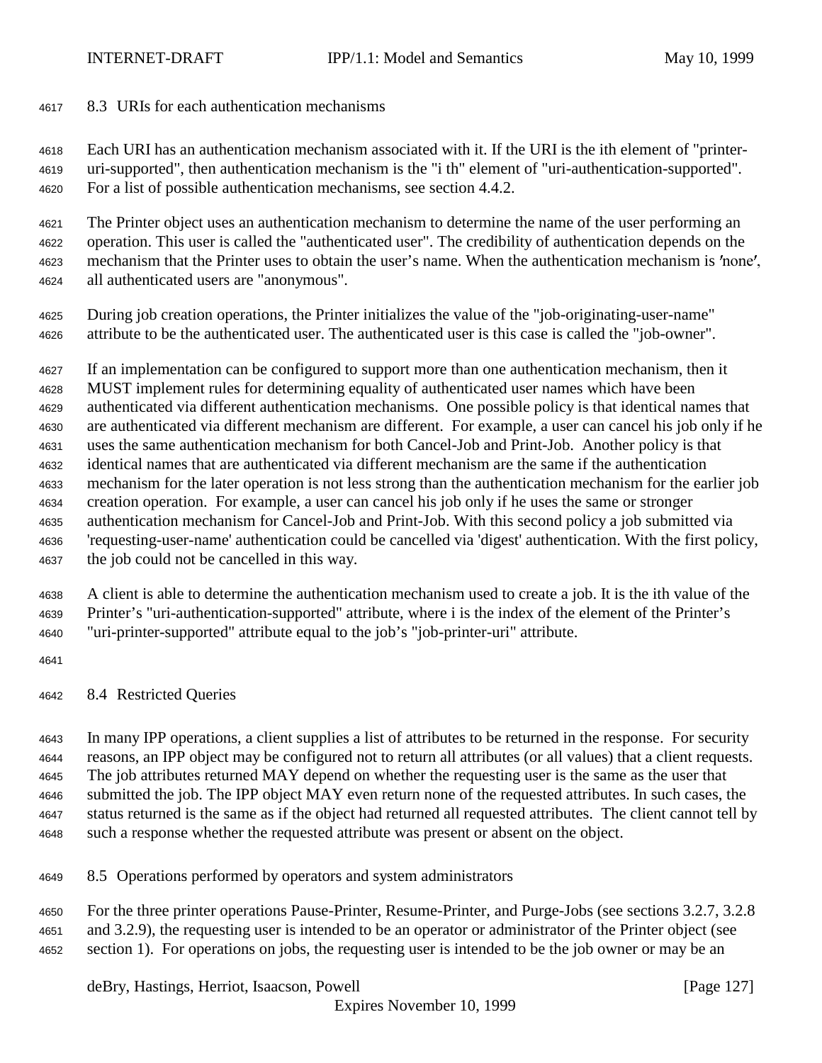## 8.3 URIs for each authentication mechanisms

Each URI has an authentication mechanism associated with it. If the URI is the ith element of "printer-uri-supported", then authentication mechanism is the "i th" element of "uri-authentication-supported". For a list of possible authentication mechanisms, see section 4.4.2.

The Printer object uses an authentication mechanism to determine the name of the user performing an operation. This user is called the "authenticated user". The credibility of authentication depends on the mechanism that the Printer uses to obtain the user's name. When the authentication mechanism is 'none', all authenticated users are "anonymous".

During job creation operations, the Printer initializes the value of the "job-originating-user-name" attribute to be the authenticated user. The authenticated user is this case is called the "job-owner".

If an implementation can be configured to support more than one authentication mechanism, then it MUST implement rules for determining equality of authenticated user names which have been authenticated via different authentication mechanisms. One possible policy is that identical names that are authenticated via different mechanism are different. For example, a user can cancel his job only if he uses the same authentication mechanism for both Cancel-Job and Print-Job. Another policy is that identical names that are authenticated via different mechanism are the same if the authentication mechanism for the later operation is not less strong than the authentication mechanism for the earlier job creation operation. For example, a user can cancel his job only if he uses the same or stronger authentication mechanism for Cancel-Job and Print-Job. With this second policy a job submitted via 'requesting-user-name' authentication could be cancelled via 'digest' authentication. With the first policy, the job could not be cancelled in this way.

A client is able to determine the authentication mechanism used to create a job. It is the ith value of the Printer's "uri-authentication-supported" attribute, where i is the index of the element of the Printer's "uri-printer-supported" attribute equal to the job's "job-printer-uri" attribute.

## 8.4 Restricted Queries

In many IPP operations, a client supplies a list of attributes to be returned in the response. For security reasons, an IPP object may be configured not to return all attributes (or all values) that a client requests. The job attributes returned MAY depend on whether the requesting user is the same as the user that submitted the job. The IPP object MAY even return none of the requested attributes. In such cases, the status returned is the same as if the object had returned all requested attributes. The client cannot tell by such a response whether the requested attribute was present or absent on the object.

## 8.5 Operations performed by operators and system administrators

For the three printer operations Pause-Printer, Resume-Printer, and Purge-Jobs (see sections 3.2.7, 3.2.8 and 3.2.9), the requesting user is intended to be an operator or administrator of the Printer object (see section 1). For operations on jobs, the requesting user is intended to be the job owner or may be an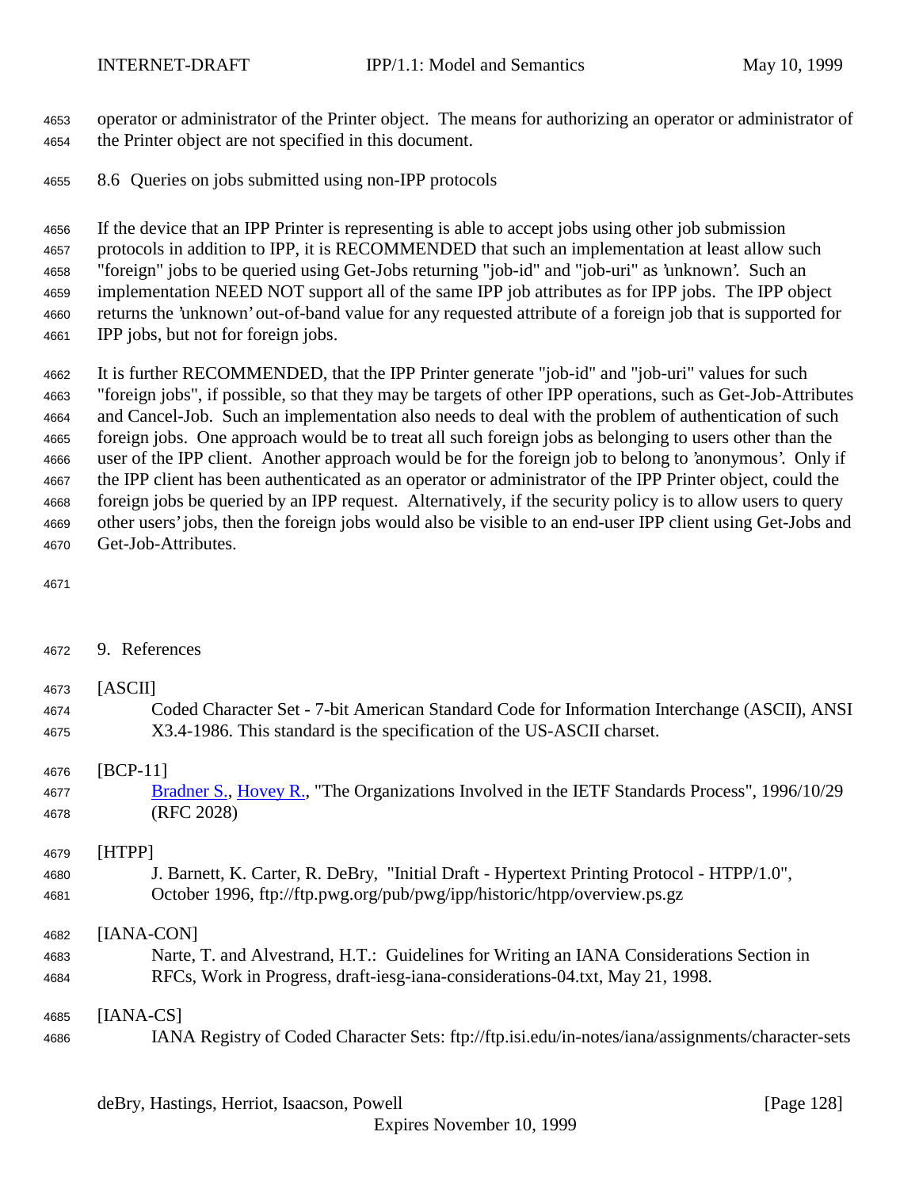operator or administrator of the Printer object. The means for authorizing an operator or administrator of the Printer object are not specified in this document.

## 8.6 Queries on jobs submitted using non-IPP protocols

If the device that an IPP Printer is representing is able to accept jobs using other job submission protocols in addition to IPP, it is RECOMMENDED that such an implementation at least allow such "foreign" jobs to be queried using Get-Jobs returning "job-id" and "job-uri" as 'unknown'. Such an implementation NEED NOT support all of the same IPP job attributes as for IPP jobs. The IPP object returns the 'unknown' out-of-band value for any requested attribute of a foreign job that is supported for IPP jobs, but not for foreign jobs.

It is further RECOMMENDED, that the IPP Printer generate "job-id" and "job-uri" values for such "foreign jobs", if possible, so that they may be targets of other IPP operations, such as Get-Job-Attributes and Cancel-Job. Such an implementation also needs to deal with the problem of authentication of such foreign jobs. One approach would be to treat all such foreign jobs as belonging to users other than the user of the IPP client. Another approach would be for the foreign job to belong to 'anonymous'. Only if the IPP client has been authenticated as an operator or administrator of the IPP Printer object, could the foreign jobs be queried by an IPP request. Alternatively, if the security policy is to allow users to query other users' jobs, then the foreign jobs would also be visible to an end-user IPP client using Get-Jobs and Get-Job-Attributes.

# 9. References

[ASCII]
Coded Character Set - 7-bit American Standard Code for Information Interchange (ASCII), ANSI X3.4-1986. This standard is the specification of the US-ASCII charset.

[BCP-11]
Bradner S., Hovey R., "The Organizations Involved in the IETF Standards Process", 1996/10/29 (RFC 2028)

[HTPP]
J. Barnett, K. Carter, R. DeBry, "Initial Draft - Hypertext Printing Protocol - HTPP/1.0", October 1996, ftp://ftp.pwg.org/pub/pwg/ipp/historic/htpp/overview.ps.gz

[IANA-CON]
Narte, T. and Alvestrand, H.T.: Guidelines for Writing an IANA Considerations Section in RFCs, Work in Progress, draft-iesg-iana-considerations-04.txt, May 21, 1998.

[IANA-CS]
IANA Registry of Coded Character Sets: ftp://ftp.isi.edu/in-notes/iana/assignments/character-sets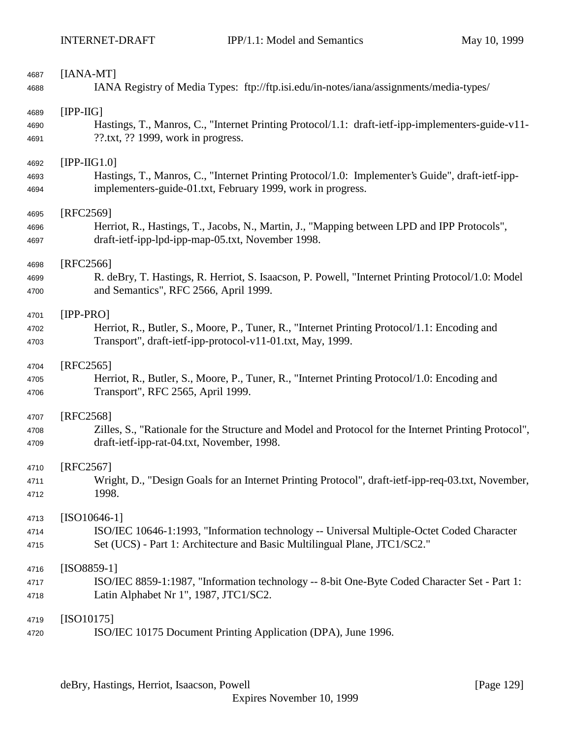[IANA-MT]
IANA Registry of Media Types: ftp://ftp.isi.edu/in-notes/iana/assignments/media-types/

[IPP-IIG]
Hastings, T., Manros, C., "Internet Printing Protocol/1.1: draft-ietf-ipp-implementers-guide-v11-??.txt, ?? 1999, work in progress.

[IPP-IIG1.0]
Hastings, T., Manros, C., "Internet Printing Protocol/1.0: Implementer's Guide", draft-ietf-ipp-implementers-guide-01.txt, February 1999, work in progress.

[RFC2569]
Herriot, R., Hastings, T., Jacobs, N., Martin, J., "Mapping between LPD and IPP Protocols", draft-ietf-ipp-lpd-ipp-map-05.txt, November 1998.

[RFC2566]
R. deBry, T. Hastings, R. Herriot, S. Isaacson, P. Powell, "Internet Printing Protocol/1.0: Model and Semantics", RFC 2566, April 1999.

[IPP-PRO]
Herriot, R., Butler, S., Moore, P., Tuner, R., "Internet Printing Protocol/1.1: Encoding and Transport", draft-ietf-ipp-protocol-v11-01.txt, May, 1999.

[RFC2565]
Herriot, R., Butler, S., Moore, P., Tuner, R., "Internet Printing Protocol/1.0: Encoding and Transport", RFC 2565, April 1999.

[RFC2568]
Zilles, S., "Rationale for the Structure and Model and Protocol for the Internet Printing Protocol", draft-ietf-ipp-rat-04.txt, November, 1998.

[RFC2567]
Wright, D., "Design Goals for an Internet Printing Protocol", draft-ietf-ipp-req-03.txt, November, 1998.

[ISO10646-1]
ISO/IEC 10646-1:1993, "Information technology -- Universal Multiple-Octet Coded Character Set (UCS) - Part 1: Architecture and Basic Multilingual Plane, JTC1/SC2."

[ISO8859-1]
ISO/IEC 8859-1:1987, "Information technology -- 8-bit One-Byte Coded Character Set - Part 1: Latin Alphabet Nr 1", 1987, JTC1/SC2.

[ISO10175]
ISO/IEC 10175 Document Printing Application (DPA), June 1996.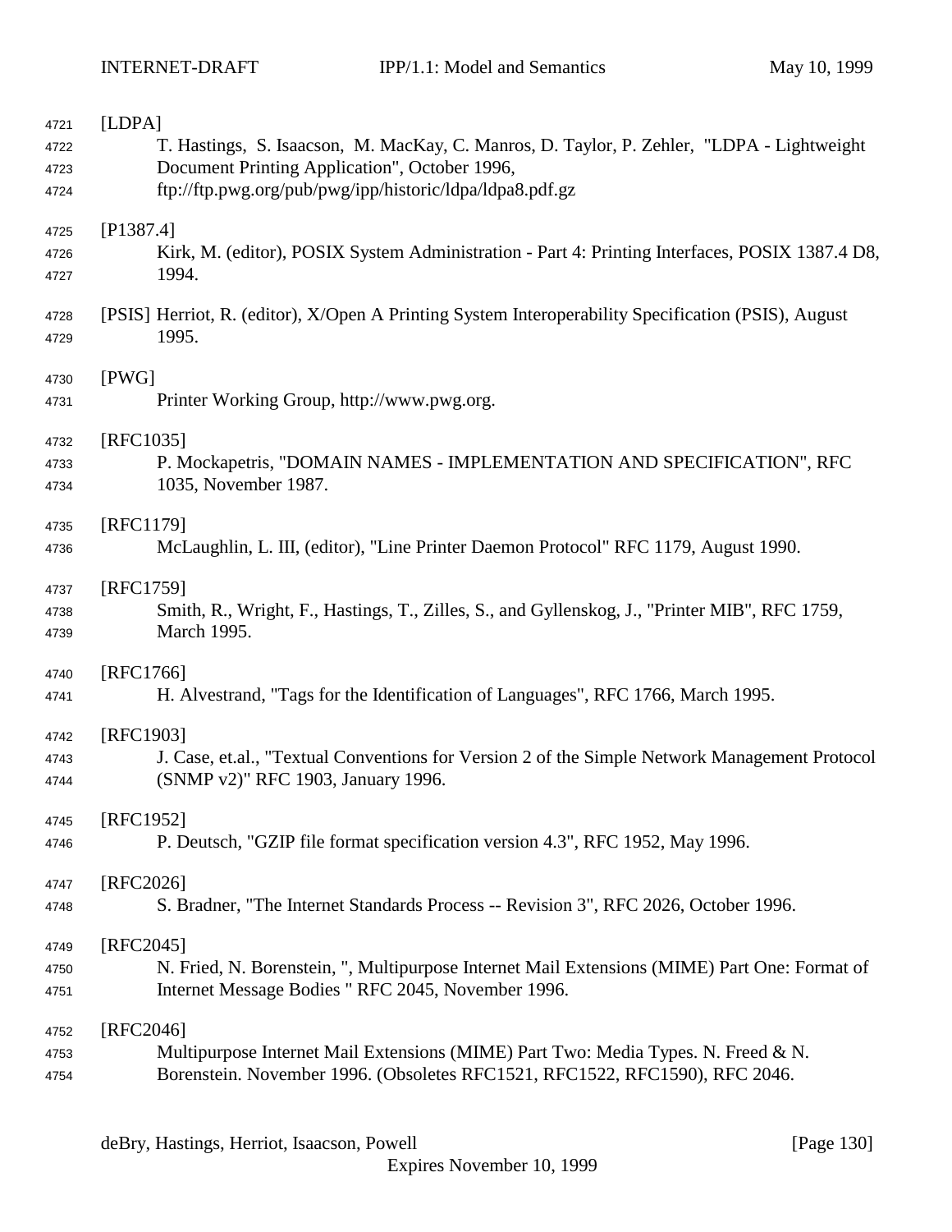[LDPA]

T. Hastings, S. Isaacson, M. MacKay, C. Manros, D. Taylor, P. Zehler, "LDPA - Lightweight Document Printing Application", October 1996, ftp://ftp.pwg.org/pub/pwg/ipp/historic/ldpa/ldpa8.pdf.gz

[P1387.4]

Kirk, M. (editor), POSIX System Administration - Part 4: Printing Interfaces, POSIX 1387.4 D8, 1994.

[PSIS] Herriot, R. (editor), X/Open A Printing System Interoperability Specification (PSIS), August 1995.

[PWG]

Printer Working Group, http://www.pwg.org.

[RFC1035]

P. Mockapetris, "DOMAIN NAMES - IMPLEMENTATION AND SPECIFICATION", RFC 1035, November 1987.

[RFC1179]

McLaughlin, L. III, (editor), "Line Printer Daemon Protocol" RFC 1179, August 1990.

[RFC1759]

Smith, R., Wright, F., Hastings, T., Zilles, S., and Gyllenskog, J., "Printer MIB", RFC 1759, March 1995.

[RFC1766]

H. Alvestrand, "Tags for the Identification of Languages", RFC 1766, March 1995.

[RFC1903]

J. Case, et.al., "Textual Conventions for Version 2 of the Simple Network Management Protocol (SNMP v2)" RFC 1903, January 1996.

[RFC1952]

P. Deutsch, "GZIP file format specification version 4.3", RFC 1952, May 1996.

[RFC2026]

S. Bradner, "The Internet Standards Process -- Revision 3", RFC 2026, October 1996.

[RFC2045]

N. Fried, N. Borenstein, ", Multipurpose Internet Mail Extensions (MIME) Part One: Format of Internet Message Bodies " RFC 2045, November 1996.

[RFC2046]

Multipurpose Internet Mail Extensions (MIME) Part Two: Media Types. N. Freed & N. Borenstein. November 1996. (Obsoletes RFC1521, RFC1522, RFC1590), RFC 2046.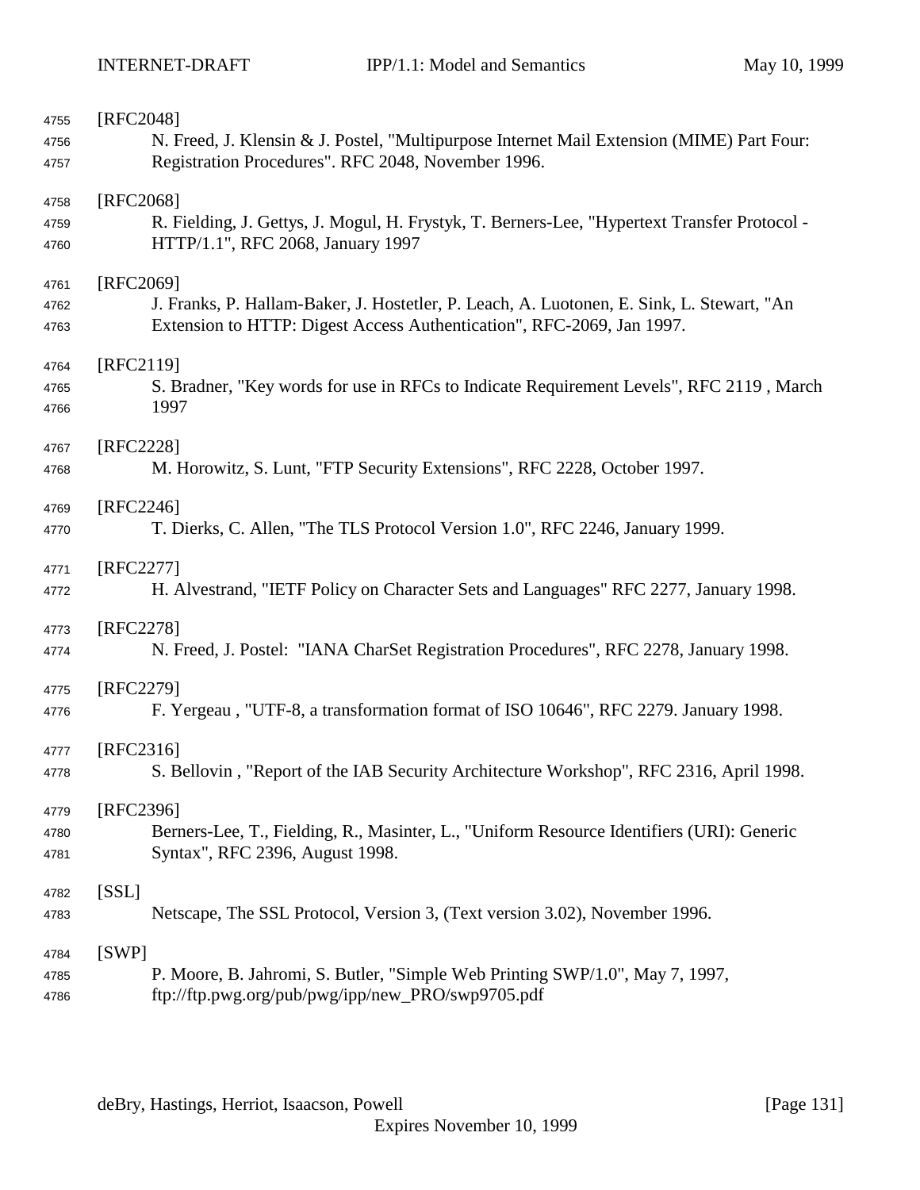[RFC2048]
N. Freed, J. Klensin & J. Postel, "Multipurpose Internet Mail Extension (MIME) Part Four: Registration Procedures". RFC 2048, November 1996.

[RFC2068]
R. Fielding, J. Gettys, J. Mogul, H. Frystyk, T. Berners-Lee, "Hypertext Transfer Protocol - HTTP/1.1", RFC 2068, January 1997

[RFC2069]
J. Franks, P. Hallam-Baker, J. Hostetler, P. Leach, A. Luotonen, E. Sink, L. Stewart, "An Extension to HTTP: Digest Access Authentication", RFC-2069, Jan 1997.

[RFC2119]
S. Bradner, "Key words for use in RFCs to Indicate Requirement Levels", RFC 2119 , March 1997

[RFC2228]
M. Horowitz, S. Lunt, "FTP Security Extensions", RFC 2228, October 1997.

[RFC2246]
T. Dierks, C. Allen, "The TLS Protocol Version 1.0", RFC 2246, January 1999.

[RFC2277]
H. Alvestrand, "IETF Policy on Character Sets and Languages" RFC 2277, January 1998.

[RFC2278]
N. Freed, J. Postel: "IANA CharSet Registration Procedures", RFC 2278, January 1998.

[RFC2279]
F. Yergeau , "UTF-8, a transformation format of ISO 10646", RFC 2279. January 1998.

[RFC2316]
S. Bellovin , "Report of the IAB Security Architecture Workshop", RFC 2316, April 1998.

[RFC2396]
Berners-Lee, T., Fielding, R., Masinter, L., "Uniform Resource Identifiers (URI): Generic Syntax", RFC 2396, August 1998.

[SSL]
Netscape, The SSL Protocol, Version 3, (Text version 3.02), November 1996.

[SWP]
P. Moore, B. Jahromi, S. Butler, "Simple Web Printing SWP/1.0", May 7, 1997, ftp://ftp.pwg.org/pub/pwg/ipp/new_PRO/swp9705.pdf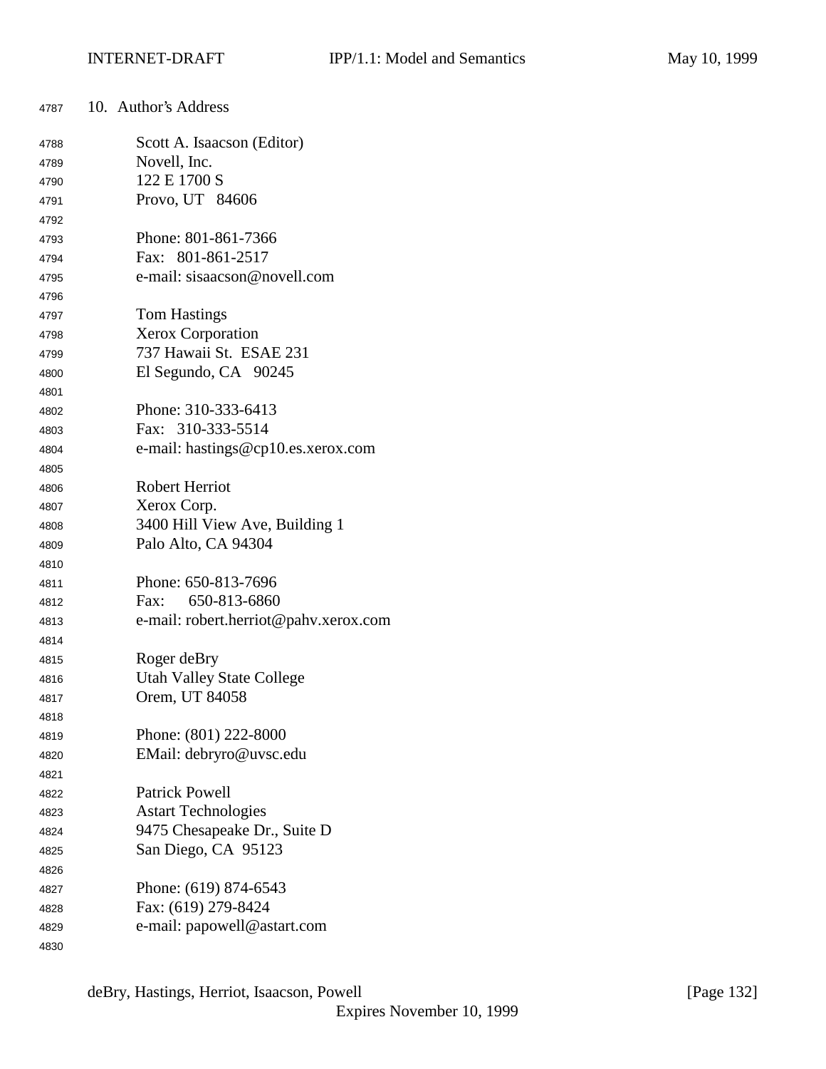## 10. Author's Address

Scott A. Isaacson (Editor)
Novell, Inc.
122 E 1700 S
Provo, UT 84606

Phone: 801-861-7366
Fax: 801-861-2517
e-mail: sisaacson@novell.com

Tom Hastings
Xerox Corporation
737 Hawaii St. ESAE 231
El Segundo, CA 90245

Phone: 310-333-6413
Fax: 310-333-5514
e-mail: hastings@cp10.es.xerox.com

Robert Herriot
Xerox Corp.
3400 Hill View Ave, Building 1
Palo Alto, CA 94304

Phone: 650-813-7696
Fax: 650-813-6860
e-mail: robert.herriot@pahv.xerox.com

Roger deBry
Utah Valley State College
Orem, UT 84058

Phone: (801) 222-8000
EMail: debryro@uvsc.edu

Patrick Powell
Astart Technologies
9475 Chesapeake Dr., Suite D
San Diego, CA 95123

Phone: (619) 874-6543
Fax: (619) 279-8424
e-mail: papowell@astart.com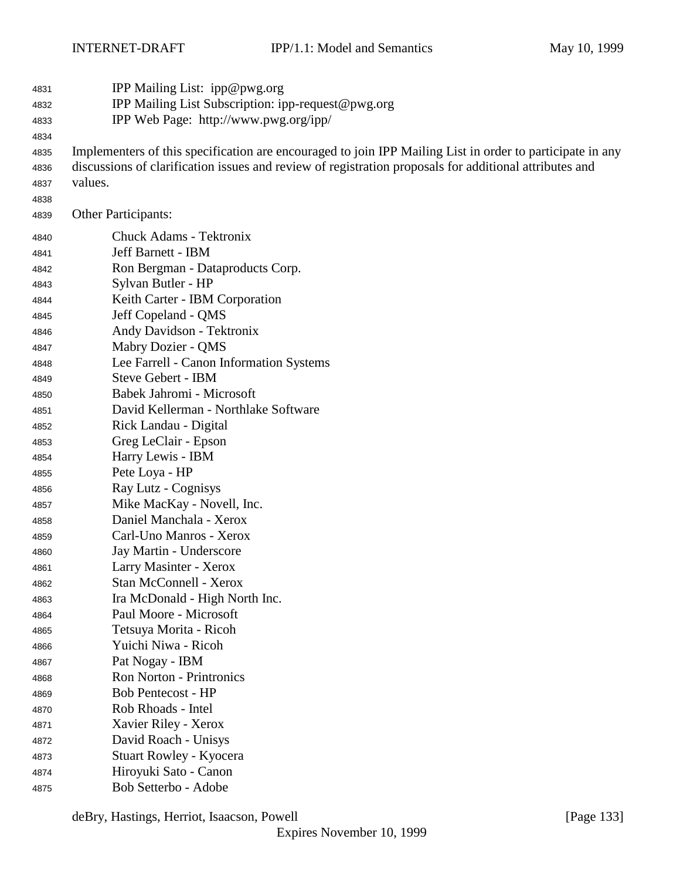IPP Mailing List: ipp@pwg.org
IPP Mailing List Subscription: ipp-request@pwg.org
IPP Web Page: http://www.pwg.org/ipp/

Implementers of this specification are encouraged to join IPP Mailing List in order to participate in any discussions of clarification issues and review of registration proposals for additional attributes and values.

Other Participants:

Chuck Adams - Tektronix
Jeff Barnett - IBM
Ron Bergman - Dataproducts Corp.
Sylvan Butler - HP
Keith Carter - IBM Corporation
Jeff Copeland - QMS
Andy Davidson - Tektronix
Mabry Dozier - QMS
Lee Farrell - Canon Information Systems
Steve Gebert - IBM
Babek Jahromi - Microsoft
David Kellerman - Northlake Software
Rick Landau - Digital
Greg LeClair - Epson
Harry Lewis - IBM
Pete Loya - HP
Ray Lutz - Cognisys
Mike MacKay - Novell, Inc.
Daniel Manchala - Xerox
Carl-Uno Manros - Xerox
Jay Martin - Underscore
Larry Masinter - Xerox
Stan McConnell - Xerox
Ira McDonald - High North Inc.
Paul Moore - Microsoft
Tetsuya Morita - Ricoh
Yuichi Niwa - Ricoh
Pat Nogay - IBM
Ron Norton - Printronics
Bob Pentecost - HP
Rob Rhoads - Intel
Xavier Riley - Xerox
David Roach - Unisys
Stuart Rowley - Kyocera
Hiroyuki Sato - Canon
Bob Setterbo - Adobe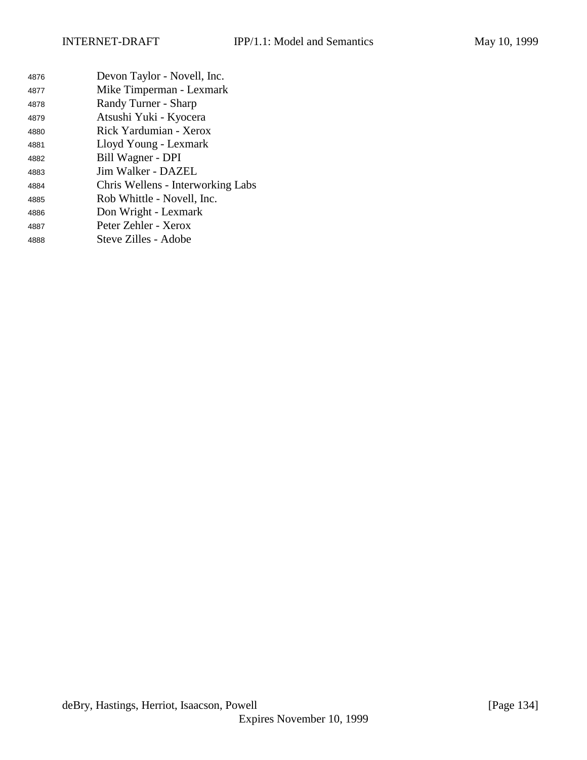Devon Taylor - Novell, Inc.
Mike Timperman - Lexmark
Randy Turner - Sharp
Atsushi Yuki - Kyocera
Rick Yardumian - Xerox
Lloyd Young - Lexmark
Bill Wagner - DPI
Jim Walker - DAZEL
Chris Wellens - Interworking Labs
Rob Whittle - Novell, Inc.
Don Wright - Lexmark
Peter Zehler - Xerox
Steve Zilles - Adobe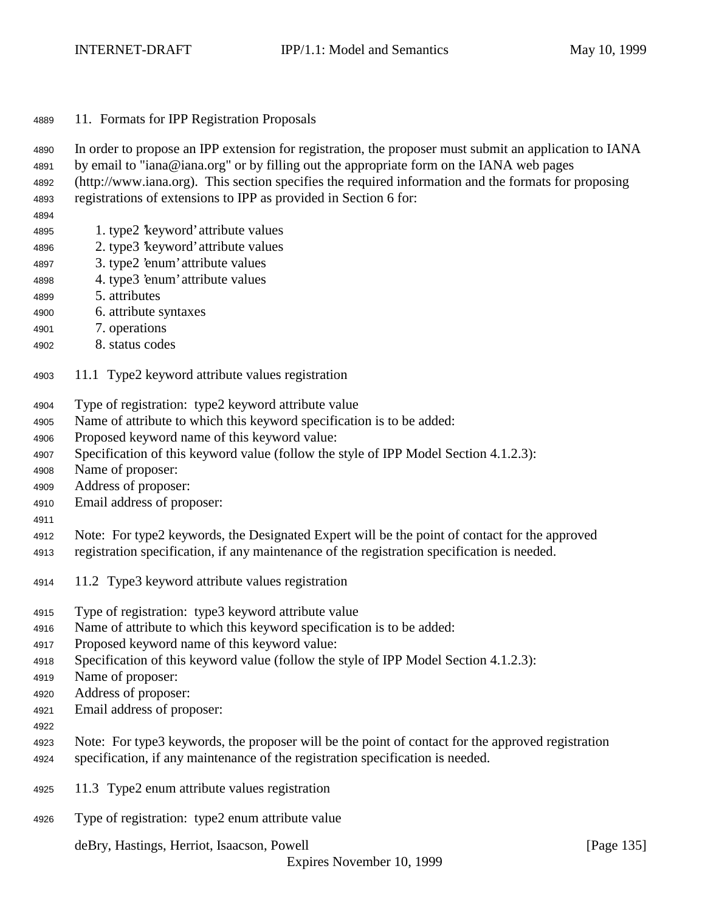## 11. Formats for IPP Registration Proposals

In order to propose an IPP extension for registration, the proposer must submit an application to IANA by email to "iana@iana.org" or by filling out the appropriate form on the IANA web pages (http://www.iana.org). This section specifies the required information and the formats for proposing registrations of extensions to IPP as provided in Section 6 for:

1. type2 'keyword' attribute values
2. type3 'keyword' attribute values
3. type2 'enum' attribute values
4. type3 'enum' attribute values
5. attributes
6. attribute syntaxes
7. operations
8. status codes

### 11.1 Type2 keyword attribute values registration

Type of registration: type2 keyword attribute value
Name of attribute to which this keyword specification is to be added:
Proposed keyword name of this keyword value:
Specification of this keyword value (follow the style of IPP Model Section 4.1.2.3):
Name of proposer:
Address of proposer:
Email address of proposer:

Note: For type2 keywords, the Designated Expert will be the point of contact for the approved registration specification, if any maintenance of the registration specification is needed.

### 11.2 Type3 keyword attribute values registration

Type of registration: type3 keyword attribute value
Name of attribute to which this keyword specification is to be added:
Proposed keyword name of this keyword value:
Specification of this keyword value (follow the style of IPP Model Section 4.1.2.3):
Name of proposer:
Address of proposer:
Email address of proposer:

Note: For type3 keywords, the proposer will be the point of contact for the approved registration specification, if any maintenance of the registration specification is needed.

### 11.3 Type2 enum attribute values registration

Type of registration: type2 enum attribute value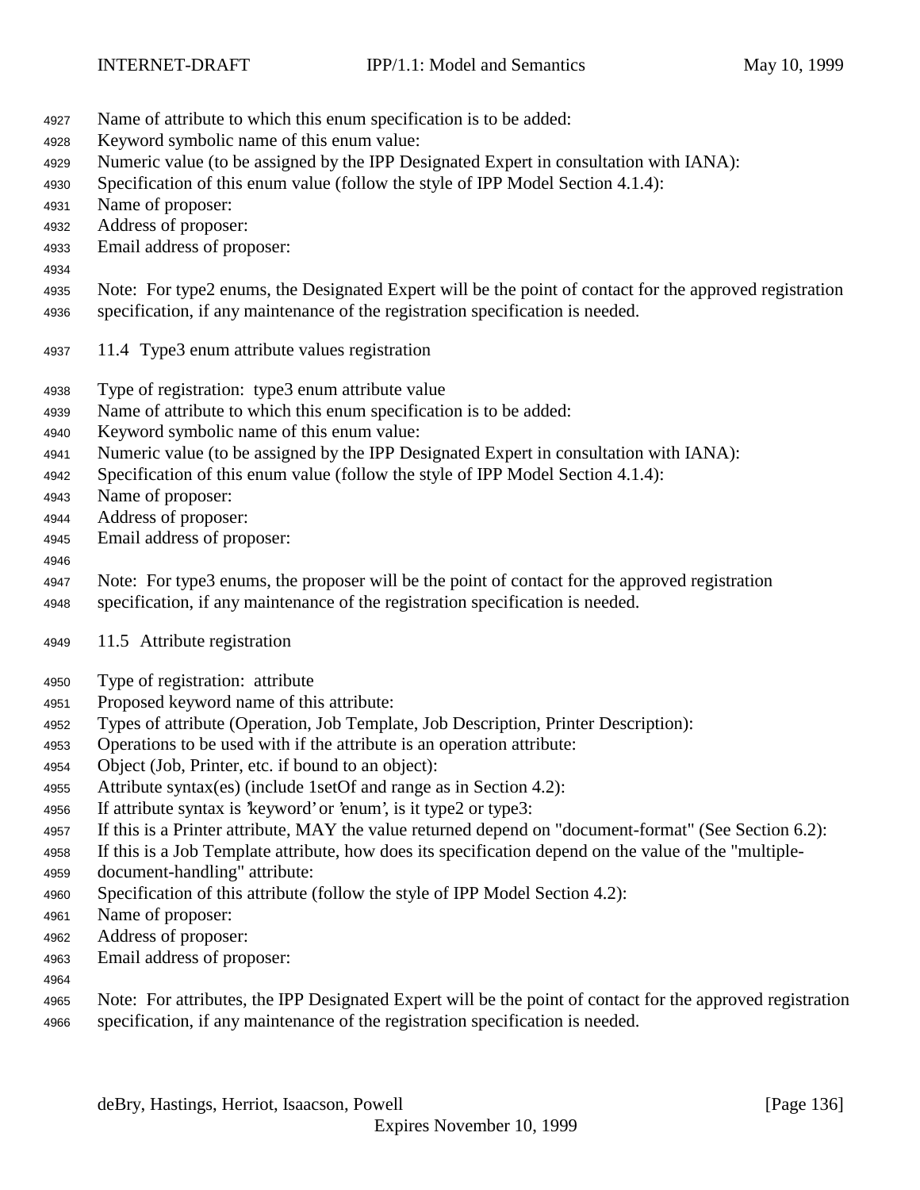Name of attribute to which this enum specification is to be added:
Keyword symbolic name of this enum value:
Numeric value (to be assigned by the IPP Designated Expert in consultation with IANA):
Specification of this enum value (follow the style of IPP Model Section 4.1.4):
Name of proposer:
Address of proposer:
Email address of proposer:

Note: For type2 enums, the Designated Expert will be the point of contact for the approved registration specification, if any maintenance of the registration specification is needed.

## 11.4 Type3 enum attribute values registration

Type of registration: type3 enum attribute value
Name of attribute to which this enum specification is to be added:
Keyword symbolic name of this enum value:
Numeric value (to be assigned by the IPP Designated Expert in consultation with IANA):
Specification of this enum value (follow the style of IPP Model Section 4.1.4):
Name of proposer:
Address of proposer:
Email address of proposer:

Note: For type3 enums, the proposer will be the point of contact for the approved registration specification, if any maintenance of the registration specification is needed.

## 11.5 Attribute registration

Type of registration: attribute
Proposed keyword name of this attribute:
Types of attribute (Operation, Job Template, Job Description, Printer Description):
Operations to be used with if the attribute is an operation attribute:
Object (Job, Printer, etc. if bound to an object):
Attribute syntax(es) (include 1setOf and range as in Section 4.2):
If attribute syntax is 'keyword' or 'enum', is it type2 or type3:
If this is a Printer attribute, MAY the value returned depend on "document-format" (See Section 6.2):
If this is a Job Template attribute, how does its specification depend on the value of the "multiple-document-handling" attribute:
Specification of this attribute (follow the style of IPP Model Section 4.2):
Name of proposer:
Address of proposer:
Email address of proposer:

Note: For attributes, the IPP Designated Expert will be the point of contact for the approved registration specification, if any maintenance of the registration specification is needed.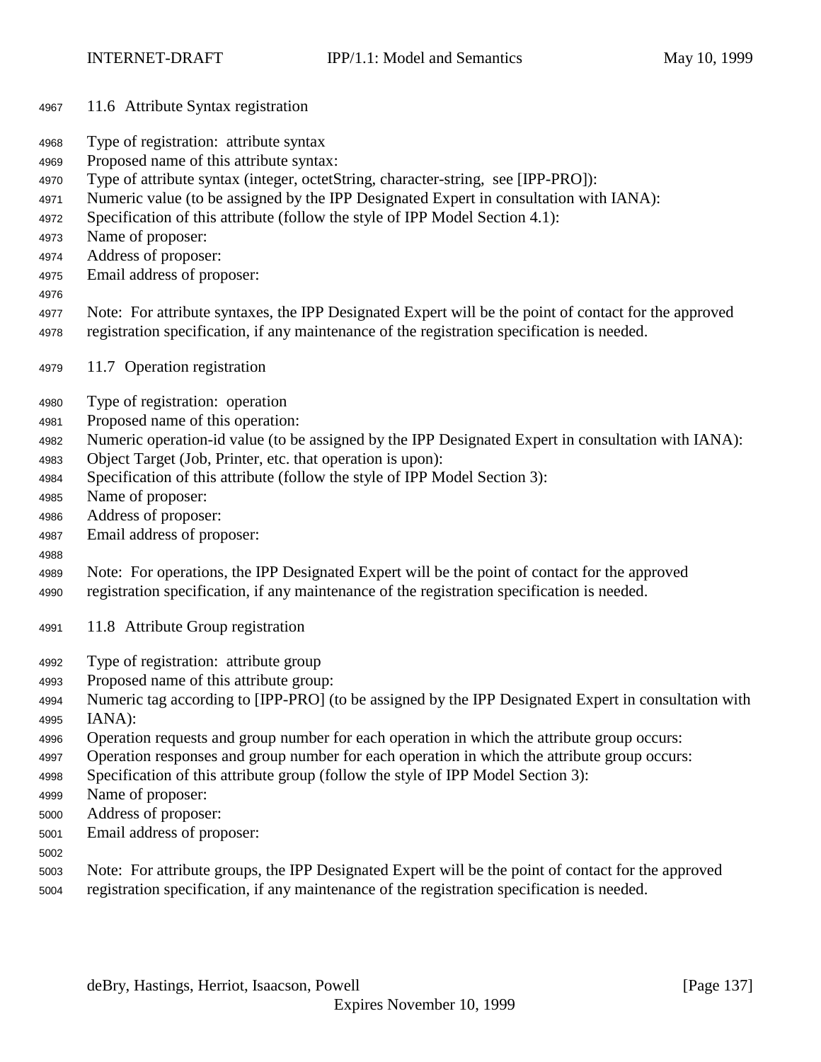## 11.6 Attribute Syntax registration

Type of registration: attribute syntax
Proposed name of this attribute syntax:
Type of attribute syntax (integer, octetString, character-string, see [IPP-PRO]):
Numeric value (to be assigned by the IPP Designated Expert in consultation with IANA):
Specification of this attribute (follow the style of IPP Model Section 4.1):
Name of proposer:
Address of proposer:
Email address of proposer:

Note: For attribute syntaxes, the IPP Designated Expert will be the point of contact for the approved registration specification, if any maintenance of the registration specification is needed.

## 11.7 Operation registration

Type of registration: operation
Proposed name of this operation:
Numeric operation-id value (to be assigned by the IPP Designated Expert in consultation with IANA):
Object Target (Job, Printer, etc. that operation is upon):
Specification of this attribute (follow the style of IPP Model Section 3):
Name of proposer:
Address of proposer:
Email address of proposer:

Note: For operations, the IPP Designated Expert will be the point of contact for the approved registration specification, if any maintenance of the registration specification is needed.

## 11.8 Attribute Group registration

Type of registration: attribute group
Proposed name of this attribute group:
Numeric tag according to [IPP-PRO] (to be assigned by the IPP Designated Expert in consultation with IANA):
Operation requests and group number for each operation in which the attribute group occurs:
Operation responses and group number for each operation in which the attribute group occurs:
Specification of this attribute group (follow the style of IPP Model Section 3):
Name of proposer:
Address of proposer:
Email address of proposer:

Note: For attribute groups, the IPP Designated Expert will be the point of contact for the approved registration specification, if any maintenance of the registration specification is needed.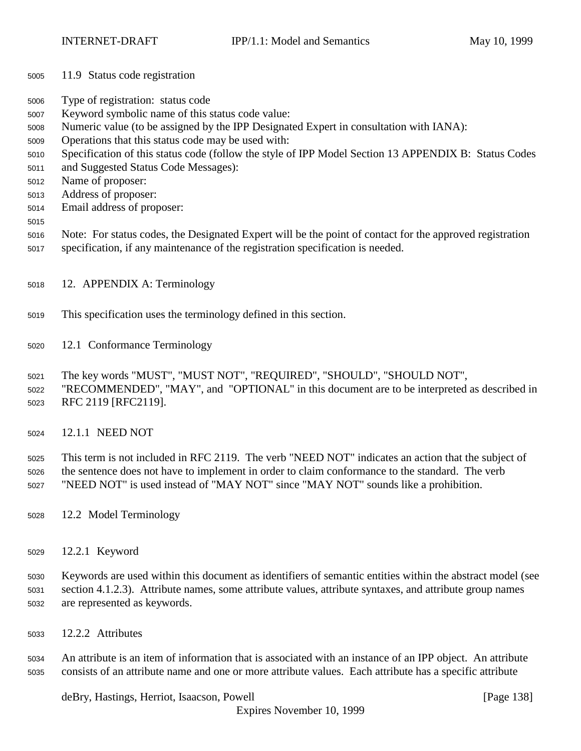### 11.9 Status code registration

Type of registration: status code
Keyword symbolic name of this status code value:
Numeric value (to be assigned by the IPP Designated Expert in consultation with IANA):
Operations that this status code may be used with:
Specification of this status code (follow the style of IPP Model Section 13 APPENDIX B: Status Codes and Suggested Status Code Messages):
Name of proposer:
Address of proposer:
Email address of proposer:

Note: For status codes, the Designated Expert will be the point of contact for the approved registration specification, if any maintenance of the registration specification is needed.

## 12. APPENDIX A: Terminology

This specification uses the terminology defined in this section.

### 12.1 Conformance Terminology

The key words "MUST", "MUST NOT", "REQUIRED", "SHOULD", "SHOULD NOT", "RECOMMENDED", "MAY", and "OPTIONAL" in this document are to be interpreted as described in RFC 2119 [RFC2119].

#### 12.1.1 NEED NOT

This term is not included in RFC 2119. The verb "NEED NOT" indicates an action that the subject of the sentence does not have to implement in order to claim conformance to the standard. The verb "NEED NOT" is used instead of "MAY NOT" since "MAY NOT" sounds like a prohibition.

### 12.2 Model Terminology

#### 12.2.1 Keyword

Keywords are used within this document as identifiers of semantic entities within the abstract model (see section 4.1.2.3). Attribute names, some attribute values, attribute syntaxes, and attribute group names are represented as keywords.

#### 12.2.2 Attributes

An attribute is an item of information that is associated with an instance of an IPP object. An attribute consists of an attribute name and one or more attribute values. Each attribute has a specific attribute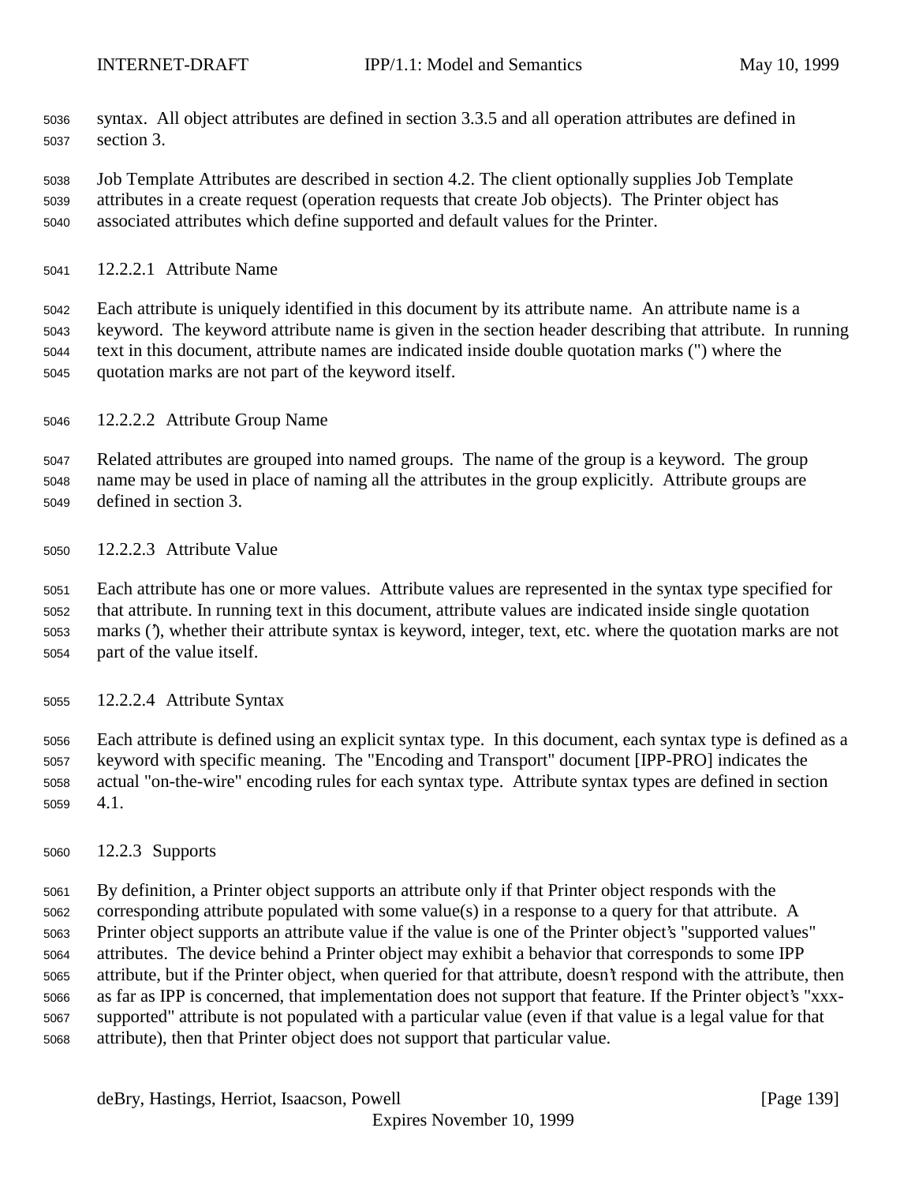syntax. All object attributes are defined in section 3.3.5 and all operation attributes are defined in section 3.

Job Template Attributes are described in section 4.2. The client optionally supplies Job Template attributes in a create request (operation requests that create Job objects). The Printer object has associated attributes which define supported and default values for the Printer.

#### 12.2.2.1 Attribute Name

Each attribute is uniquely identified in this document by its attribute name. An attribute name is a keyword. The keyword attribute name is given in the section header describing that attribute. In running text in this document, attribute names are indicated inside double quotation marks (") where the quotation marks are not part of the keyword itself.

#### 12.2.2.2 Attribute Group Name

Related attributes are grouped into named groups. The name of the group is a keyword. The group name may be used in place of naming all the attributes in the group explicitly. Attribute groups are defined in section 3.

#### 12.2.2.3 Attribute Value

Each attribute has one or more values. Attribute values are represented in the syntax type specified for that attribute. In running text in this document, attribute values are indicated inside single quotation marks ('), whether their attribute syntax is keyword, integer, text, etc. where the quotation marks are not part of the value itself.

#### 12.2.2.4 Attribute Syntax

Each attribute is defined using an explicit syntax type. In this document, each syntax type is defined as a keyword with specific meaning. The "Encoding and Transport" document [IPP-PRO] indicates the actual "on-the-wire" encoding rules for each syntax type. Attribute syntax types are defined in section 4.1.

### 12.2.3 Supports

By definition, a Printer object supports an attribute only if that Printer object responds with the corresponding attribute populated with some value(s) in a response to a query for that attribute. A Printer object supports an attribute value if the value is one of the Printer object's "supported values" attributes. The device behind a Printer object may exhibit a behavior that corresponds to some IPP attribute, but if the Printer object, when queried for that attribute, doesn't respond with the attribute, then as far as IPP is concerned, that implementation does not support that feature. If the Printer object's "xxx-supported" attribute is not populated with a particular value (even if that value is a legal value for that attribute), then that Printer object does not support that particular value.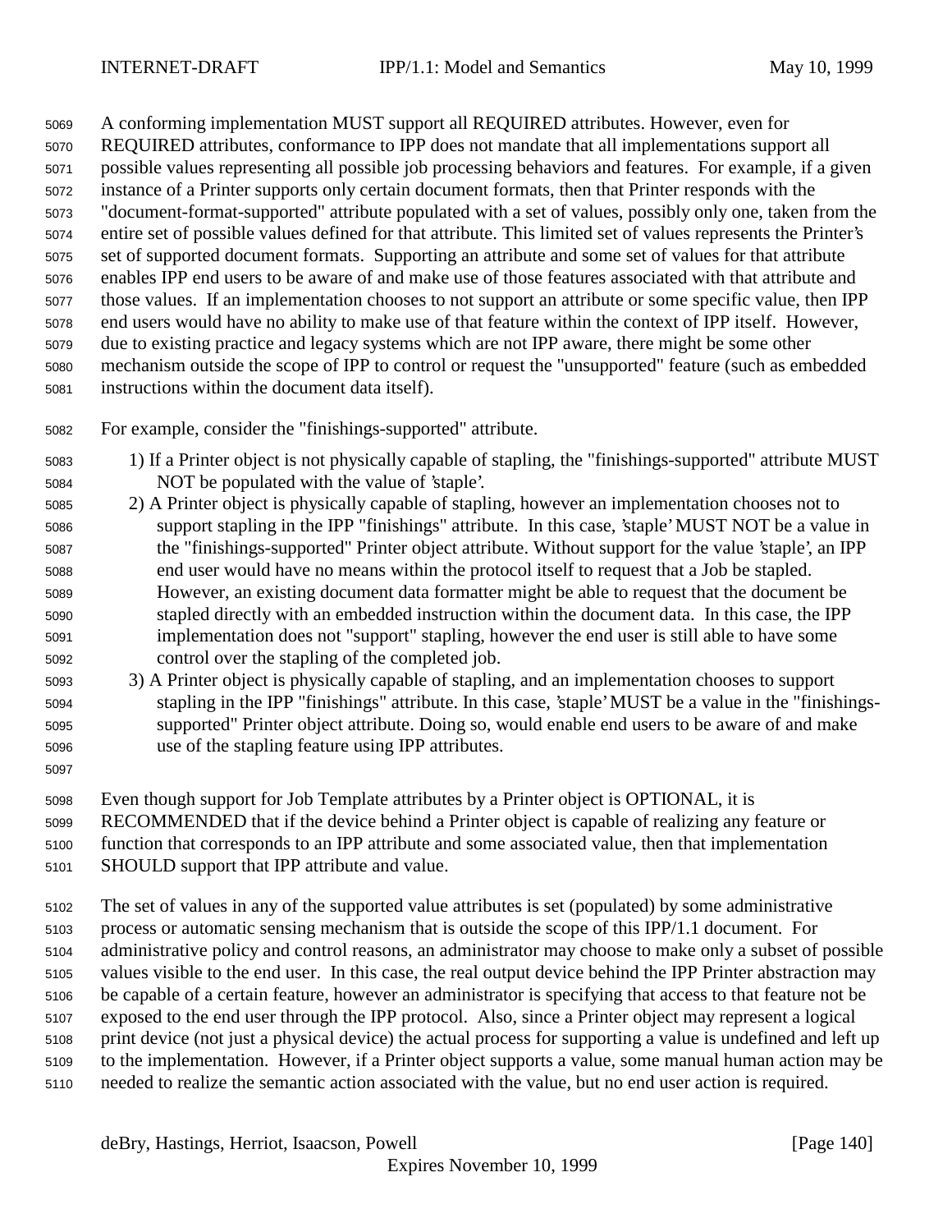A conforming implementation MUST support all REQUIRED attributes. However, even for REQUIRED attributes, conformance to IPP does not mandate that all implementations support all possible values representing all possible job processing behaviors and features. For example, if a given instance of a Printer supports only certain document formats, then that Printer responds with the "document-format-supported" attribute populated with a set of values, possibly only one, taken from the entire set of possible values defined for that attribute. This limited set of values represents the Printer's set of supported document formats. Supporting an attribute and some set of values for that attribute enables IPP end users to be aware of and make use of those features associated with that attribute and those values. If an implementation chooses to not support an attribute or some specific value, then IPP end users would have no ability to make use of that feature within the context of IPP itself. However, due to existing practice and legacy systems which are not IPP aware, there might be some other mechanism outside the scope of IPP to control or request the "unsupported" feature (such as embedded instructions within the document data itself).

For example, consider the "finishings-supported" attribute.

1) If a Printer object is not physically capable of stapling, the "finishings-supported" attribute MUST NOT be populated with the value of 'staple'.
2) A Printer object is physically capable of stapling, however an implementation chooses not to support stapling in the IPP "finishings" attribute. In this case, 'staple' MUST NOT be a value in the "finishings-supported" Printer object attribute. Without support for the value 'staple', an IPP end user would have no means within the protocol itself to request that a Job be stapled. However, an existing document data formatter might be able to request that the document be stapled directly with an embedded instruction within the document data. In this case, the IPP implementation does not "support" stapling, however the end user is still able to have some control over the stapling of the completed job.
3) A Printer object is physically capable of stapling, and an implementation chooses to support stapling in the IPP "finishings" attribute. In this case, 'staple' MUST be a value in the "finishings-supported" Printer object attribute. Doing so, would enable end users to be aware of and make use of the stapling feature using IPP attributes.

Even though support for Job Template attributes by a Printer object is OPTIONAL, it is RECOMMENDED that if the device behind a Printer object is capable of realizing any feature or function that corresponds to an IPP attribute and some associated value, then that implementation SHOULD support that IPP attribute and value.

The set of values in any of the supported value attributes is set (populated) by some administrative process or automatic sensing mechanism that is outside the scope of this IPP/1.1 document. For administrative policy and control reasons, an administrator may choose to make only a subset of possible values visible to the end user. In this case, the real output device behind the IPP Printer abstraction may be capable of a certain feature, however an administrator is specifying that access to that feature not be exposed to the end user through the IPP protocol. Also, since a Printer object may represent a logical print device (not just a physical device) the actual process for supporting a value is undefined and left up to the implementation. However, if a Printer object supports a value, some manual human action may be needed to realize the semantic action associated with the value, but no end user action is required.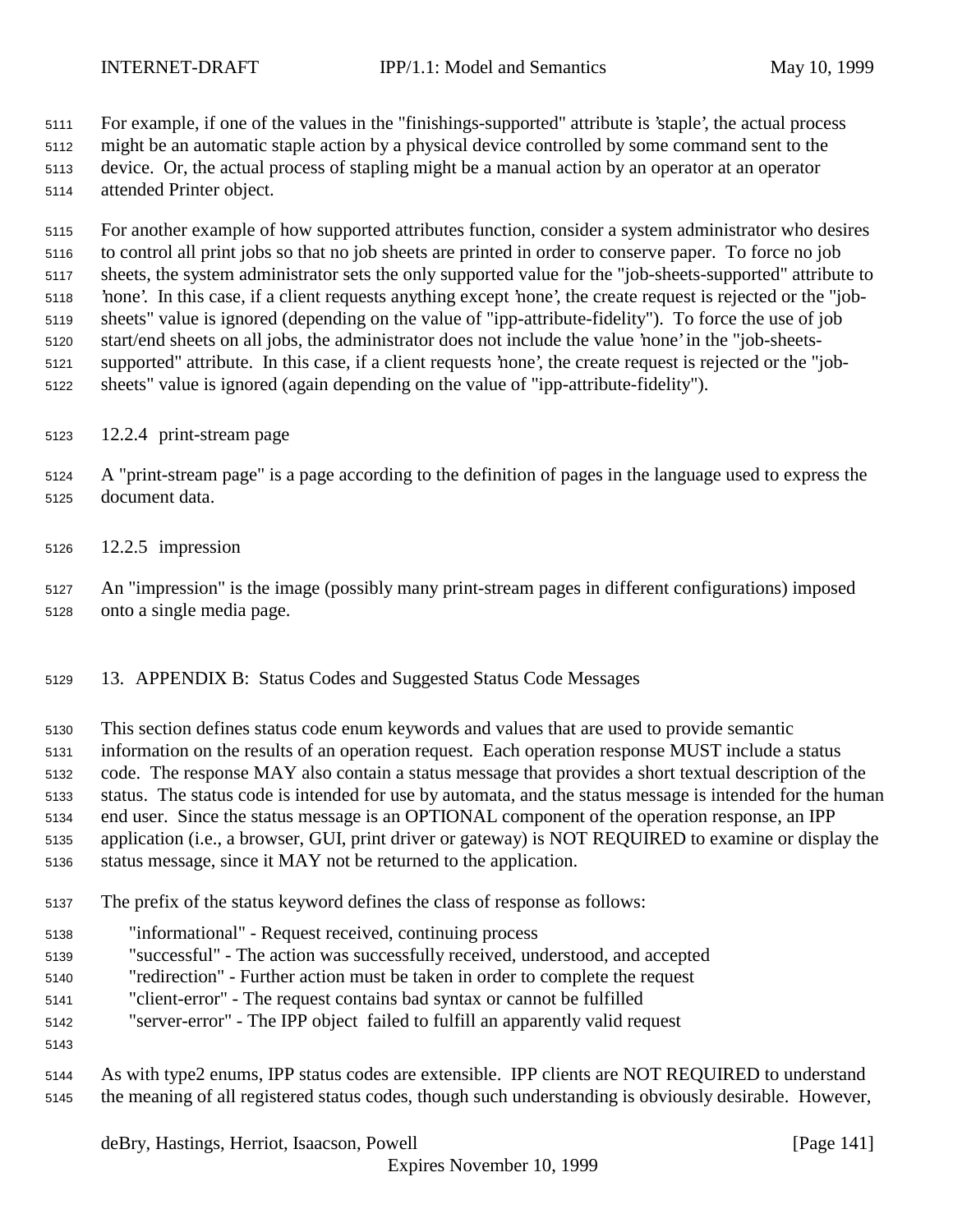For example, if one of the values in the "finishings-supported" attribute is 'staple', the actual process might be an automatic staple action by a physical device controlled by some command sent to the device. Or, the actual process of stapling might be a manual action by an operator at an operator attended Printer object.

For another example of how supported attributes function, consider a system administrator who desires to control all print jobs so that no job sheets are printed in order to conserve paper. To force no job sheets, the system administrator sets the only supported value for the "job-sheets-supported" attribute to 'none'. In this case, if a client requests anything except 'none', the create request is rejected or the "job-sheets" value is ignored (depending on the value of "ipp-attribute-fidelity"). To force the use of job start/end sheets on all jobs, the administrator does not include the value 'none' in the "job-sheets-supported" attribute. In this case, if a client requests 'none', the create request is rejected or the "job-sheets" value is ignored (again depending on the value of "ipp-attribute-fidelity").

### 12.2.4 print-stream page

A "print-stream page" is a page according to the definition of pages in the language used to express the document data.

### 12.2.5 impression

An "impression" is the image (possibly many print-stream pages in different configurations) imposed onto a single media page.

## 13. APPENDIX B: Status Codes and Suggested Status Code Messages

This section defines status code enum keywords and values that are used to provide semantic information on the results of an operation request. Each operation response MUST include a status code. The response MAY also contain a status message that provides a short textual description of the status. The status code is intended for use by automata, and the status message is intended for the human end user. Since the status message is an OPTIONAL component of the operation response, an IPP application (i.e., a browser, GUI, print driver or gateway) is NOT REQUIRED to examine or display the status message, since it MAY not be returned to the application.

The prefix of the status keyword defines the class of response as follows:

- "informational" - Request received, continuing process
- "successful" - The action was successfully received, understood, and accepted
- "redirection" - Further action must be taken in order to complete the request
- "client-error" - The request contains bad syntax or cannot be fulfilled
- "server-error" - The IPP object failed to fulfill an apparently valid request

As with type2 enums, IPP status codes are extensible. IPP clients are NOT REQUIRED to understand the meaning of all registered status codes, though such understanding is obviously desirable. However,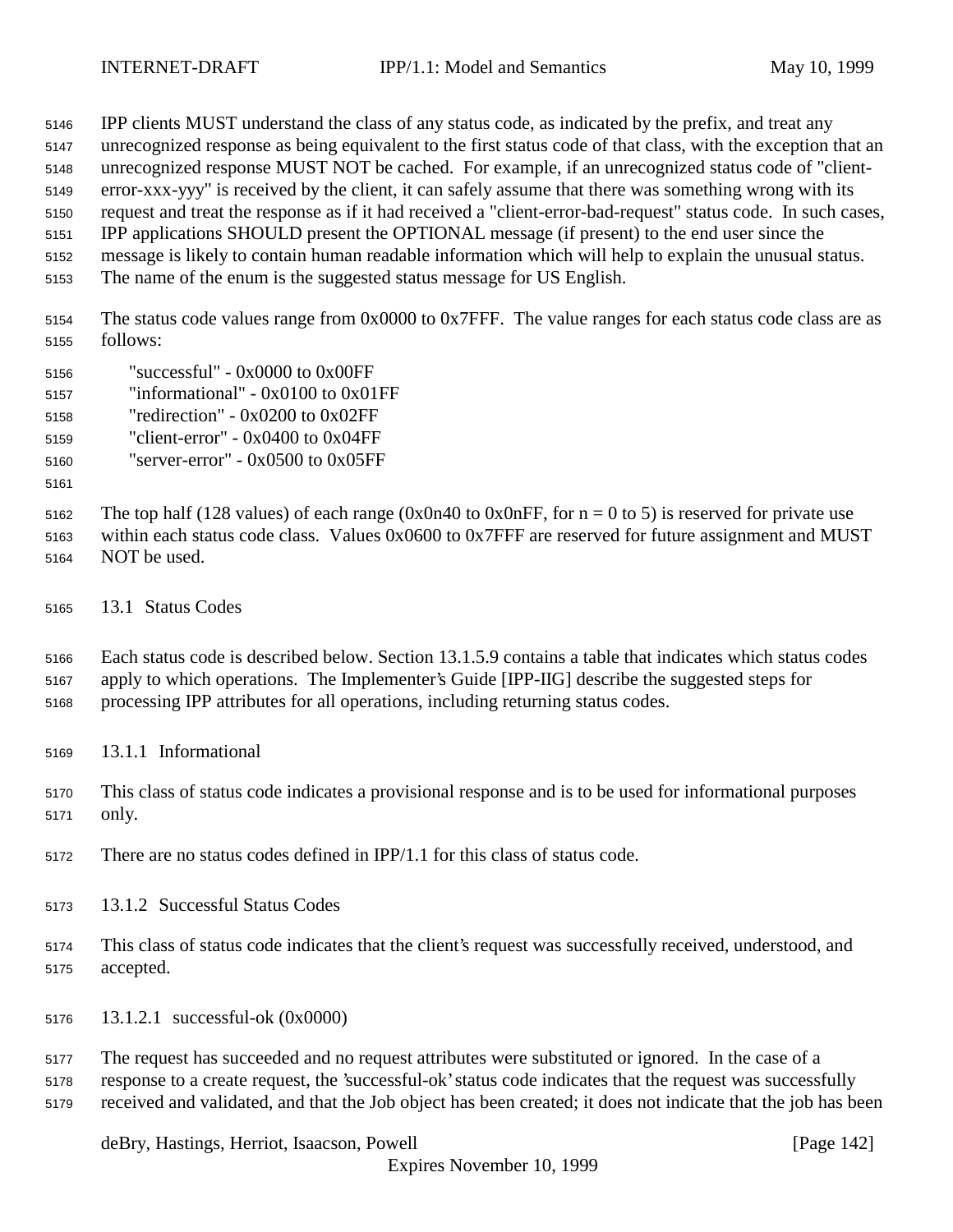IPP clients MUST understand the class of any status code, as indicated by the prefix, and treat any unrecognized response as being equivalent to the first status code of that class, with the exception that an unrecognized response MUST NOT be cached. For example, if an unrecognized status code of "client-error-xxx-yyy" is received by the client, it can safely assume that there was something wrong with its request and treat the response as if it had received a "client-error-bad-request" status code. In such cases, IPP applications SHOULD present the OPTIONAL message (if present) to the end user since the message is likely to contain human readable information which will help to explain the unusual status. The name of the enum is the suggested status message for US English.

The status code values range from 0x0000 to 0x7FFF. The value ranges for each status code class are as follows:

"successful" - 0x0000 to 0x00FF
"informational" - 0x0100 to 0x01FF
"redirection" - 0x0200 to 0x02FF
"client-error" - 0x0400 to 0x04FF
"server-error" - 0x0500 to 0x05FF

The top half (128 values) of each range (0x0n40 to 0x0nFF, for n = 0 to 5) is reserved for private use within each status code class. Values 0x0600 to 0x7FFF are reserved for future assignment and MUST NOT be used.

## 13.1 Status Codes

Each status code is described below. Section 13.1.5.9 contains a table that indicates which status codes apply to which operations. The Implementer's Guide [IPP-IIG] describe the suggested steps for processing IPP attributes for all operations, including returning status codes.

### 13.1.1 Informational

This class of status code indicates a provisional response and is to be used for informational purposes only.

There are no status codes defined in IPP/1.1 for this class of status code.

### 13.1.2 Successful Status Codes

This class of status code indicates that the client's request was successfully received, understood, and accepted.

#### 13.1.2.1 successful-ok (0x0000)

The request has succeeded and no request attributes were substituted or ignored. In the case of a response to a create request, the 'successful-ok' status code indicates that the request was successfully received and validated, and that the Job object has been created; it does not indicate that the job has been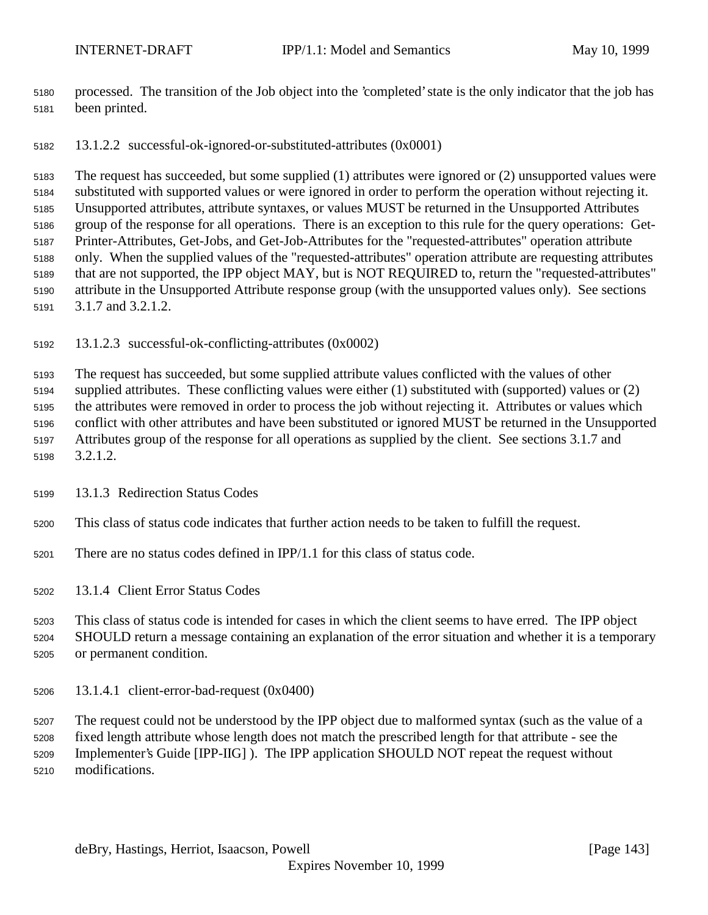processed. The transition of the Job object into the 'completed' state is the only indicator that the job has been printed.

#### 13.1.2.2 successful-ok-ignored-or-substituted-attributes (0x0001)

The request has succeeded, but some supplied (1) attributes were ignored or (2) unsupported values were substituted with supported values or were ignored in order to perform the operation without rejecting it. Unsupported attributes, attribute syntaxes, or values MUST be returned in the Unsupported Attributes group of the response for all operations. There is an exception to this rule for the query operations: Get-Printer-Attributes, Get-Jobs, and Get-Job-Attributes for the "requested-attributes" operation attribute only. When the supplied values of the "requested-attributes" operation attribute are requesting attributes that are not supported, the IPP object MAY, but is NOT REQUIRED to, return the "requested-attributes" attribute in the Unsupported Attribute response group (with the unsupported values only). See sections 3.1.7 and 3.2.1.2.

#### 13.1.2.3 successful-ok-conflicting-attributes (0x0002)

The request has succeeded, but some supplied attribute values conflicted with the values of other supplied attributes. These conflicting values were either (1) substituted with (supported) values or (2) the attributes were removed in order to process the job without rejecting it. Attributes or values which conflict with other attributes and have been substituted or ignored MUST be returned in the Unsupported Attributes group of the response for all operations as supplied by the client. See sections 3.1.7 and 3.2.1.2.

### 13.1.3 Redirection Status Codes

This class of status code indicates that further action needs to be taken to fulfill the request.

There are no status codes defined in IPP/1.1 for this class of status code.

### 13.1.4 Client Error Status Codes

This class of status code is intended for cases in which the client seems to have erred. The IPP object SHOULD return a message containing an explanation of the error situation and whether it is a temporary or permanent condition.

#### 13.1.4.1 client-error-bad-request (0x0400)

The request could not be understood by the IPP object due to malformed syntax (such as the value of a fixed length attribute whose length does not match the prescribed length for that attribute - see the Implementer's Guide [IPP-IIG] ). The IPP application SHOULD NOT repeat the request without modifications.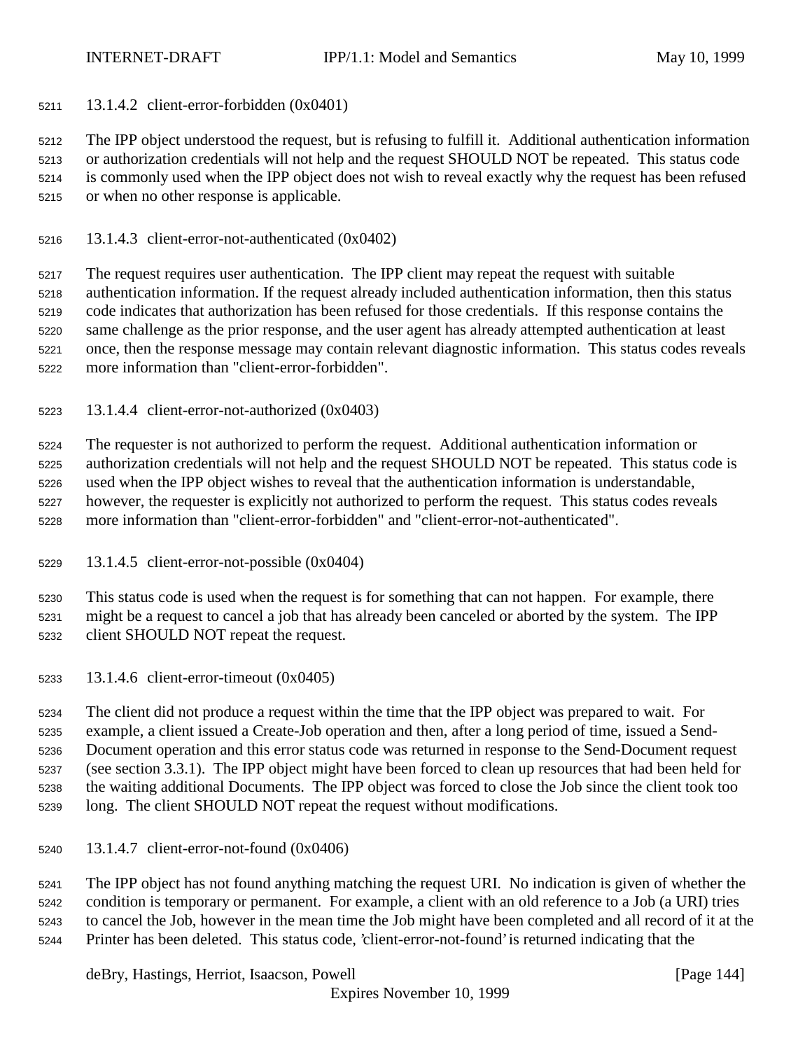#### 13.1.4.2 client-error-forbidden (0x0401)

The IPP object understood the request, but is refusing to fulfill it. Additional authentication information or authorization credentials will not help and the request SHOULD NOT be repeated. This status code is commonly used when the IPP object does not wish to reveal exactly why the request has been refused or when no other response is applicable.

#### 13.1.4.3 client-error-not-authenticated (0x0402)

The request requires user authentication. The IPP client may repeat the request with suitable authentication information. If the request already included authentication information, then this status code indicates that authorization has been refused for those credentials. If this response contains the same challenge as the prior response, and the user agent has already attempted authentication at least once, then the response message may contain relevant diagnostic information. This status codes reveals more information than "client-error-forbidden".

#### 13.1.4.4 client-error-not-authorized (0x0403)

The requester is not authorized to perform the request. Additional authentication information or authorization credentials will not help and the request SHOULD NOT be repeated. This status code is used when the IPP object wishes to reveal that the authentication information is understandable, however, the requester is explicitly not authorized to perform the request. This status codes reveals more information than "client-error-forbidden" and "client-error-not-authenticated".

#### 13.1.4.5 client-error-not-possible (0x0404)

This status code is used when the request is for something that can not happen. For example, there might be a request to cancel a job that has already been canceled or aborted by the system. The IPP client SHOULD NOT repeat the request.

#### 13.1.4.6 client-error-timeout (0x0405)

The client did not produce a request within the time that the IPP object was prepared to wait. For example, a client issued a Create-Job operation and then, after a long period of time, issued a Send-Document operation and this error status code was returned in response to the Send-Document request (see section 3.3.1). The IPP object might have been forced to clean up resources that had been held for the waiting additional Documents. The IPP object was forced to close the Job since the client took too long. The client SHOULD NOT repeat the request without modifications.

#### 13.1.4.7 client-error-not-found (0x0406)

The IPP object has not found anything matching the request URI. No indication is given of whether the condition is temporary or permanent. For example, a client with an old reference to a Job (a URI) tries to cancel the Job, however in the mean time the Job might have been completed and all record of it at the Printer has been deleted. This status code, 'client-error-not-found' is returned indicating that the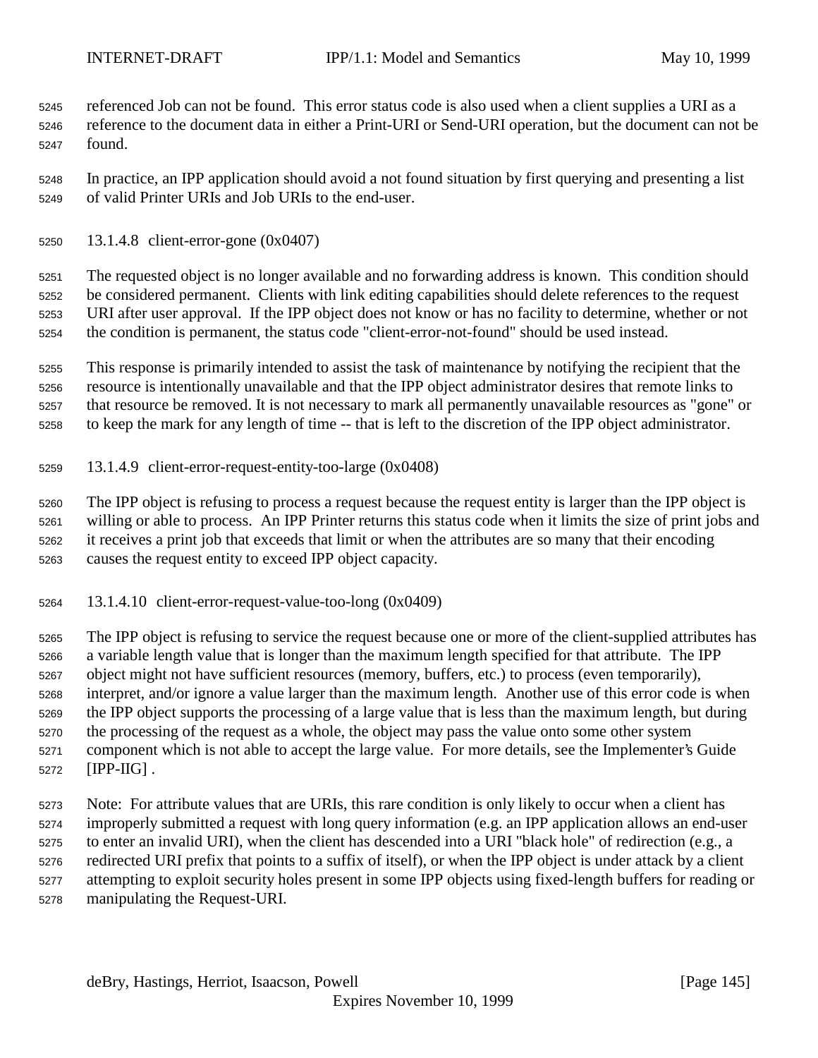referenced Job can not be found. This error status code is also used when a client supplies a URI as a reference to the document data in either a Print-URI or Send-URI operation, but the document can not be found.

In practice, an IPP application should avoid a not found situation by first querying and presenting a list of valid Printer URIs and Job URIs to the end-user.

#### 13.1.4.8 client-error-gone (0x0407)

The requested object is no longer available and no forwarding address is known. This condition should be considered permanent. Clients with link editing capabilities should delete references to the request URI after user approval. If the IPP object does not know or has no facility to determine, whether or not the condition is permanent, the status code "client-error-not-found" should be used instead.

This response is primarily intended to assist the task of maintenance by notifying the recipient that the resource is intentionally unavailable and that the IPP object administrator desires that remote links to that resource be removed. It is not necessary to mark all permanently unavailable resources as "gone" or to keep the mark for any length of time -- that is left to the discretion of the IPP object administrator.

#### 13.1.4.9 client-error-request-entity-too-large (0x0408)

The IPP object is refusing to process a request because the request entity is larger than the IPP object is willing or able to process. An IPP Printer returns this status code when it limits the size of print jobs and it receives a print job that exceeds that limit or when the attributes are so many that their encoding causes the request entity to exceed IPP object capacity.

#### 13.1.4.10 client-error-request-value-too-long (0x0409)

The IPP object is refusing to service the request because one or more of the client-supplied attributes has a variable length value that is longer than the maximum length specified for that attribute. The IPP object might not have sufficient resources (memory, buffers, etc.) to process (even temporarily), interpret, and/or ignore a value larger than the maximum length. Another use of this error code is when the IPP object supports the processing of a large value that is less than the maximum length, but during the processing of the request as a whole, the object may pass the value onto some other system component which is not able to accept the large value. For more details, see the Implementer's Guide [IPP-IIG] .

Note: For attribute values that are URIs, this rare condition is only likely to occur when a client has improperly submitted a request with long query information (e.g. an IPP application allows an end-user to enter an invalid URI), when the client has descended into a URI "black hole" of redirection (e.g., a redirected URI prefix that points to a suffix of itself), or when the IPP object is under attack by a client attempting to exploit security holes present in some IPP objects using fixed-length buffers for reading or manipulating the Request-URI.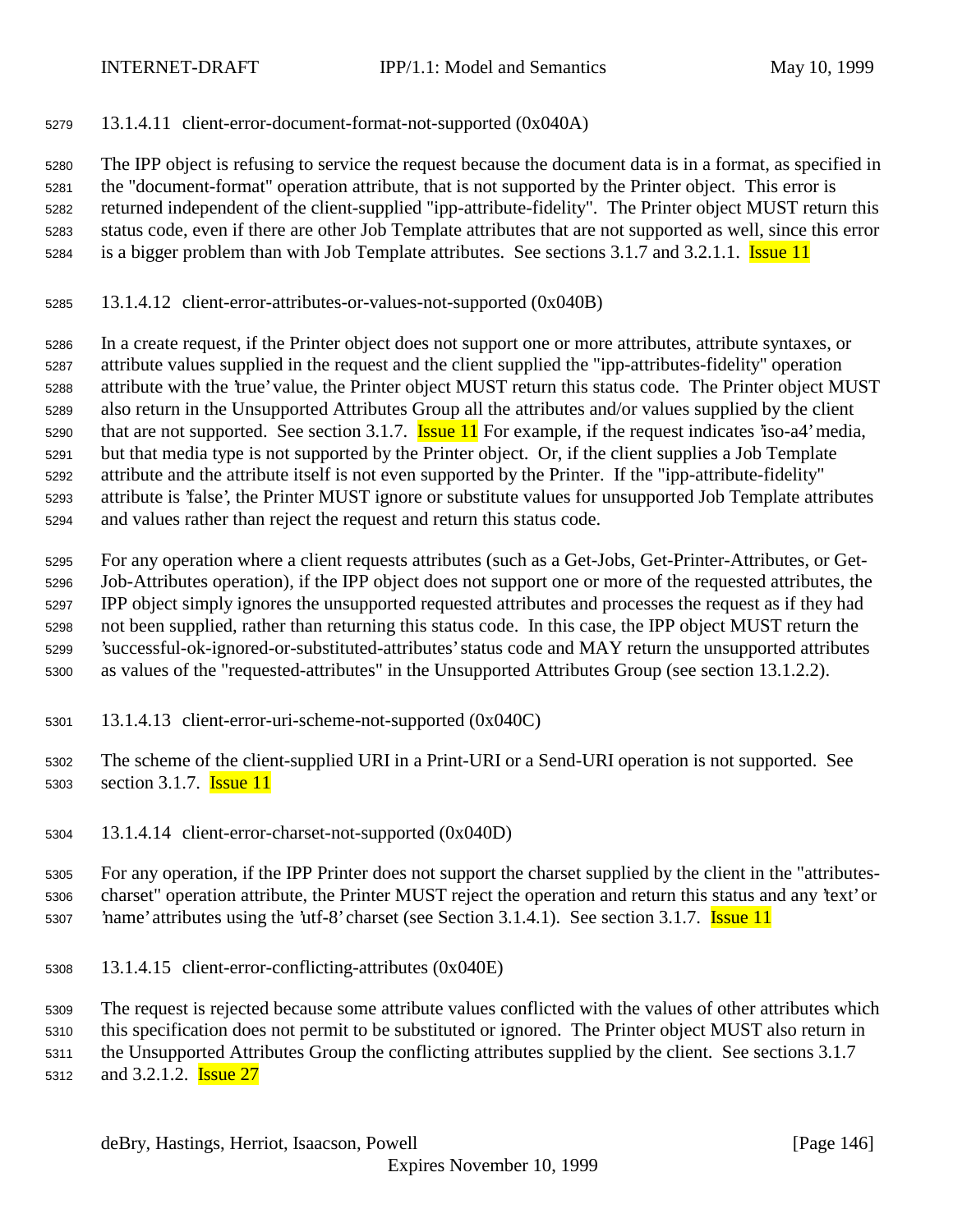#### 13.1.4.11 client-error-document-format-not-supported (0x040A)

The IPP object is refusing to service the request because the document data is in a format, as specified in the "document-format" operation attribute, that is not supported by the Printer object. This error is returned independent of the client-supplied "ipp-attribute-fidelity". The Printer object MUST return this status code, even if there are other Job Template attributes that are not supported as well, since this error is a bigger problem than with Job Template attributes. See sections 3.1.7 and 3.2.1.1. Issue 11

#### 13.1.4.12 client-error-attributes-or-values-not-supported (0x040B)

In a create request, if the Printer object does not support one or more attributes, attribute syntaxes, or attribute values supplied in the request and the client supplied the "ipp-attributes-fidelity" operation attribute with the 'true' value, the Printer object MUST return this status code. The Printer object MUST also return in the Unsupported Attributes Group all the attributes and/or values supplied by the client that are not supported. See section 3.1.7. Issue 11 For example, if the request indicates 'iso-a4' media, but that media type is not supported by the Printer object. Or, if the client supplies a Job Template attribute and the attribute itself is not even supported by the Printer. If the "ipp-attribute-fidelity" attribute is 'false', the Printer MUST ignore or substitute values for unsupported Job Template attributes and values rather than reject the request and return this status code.

For any operation where a client requests attributes (such as a Get-Jobs, Get-Printer-Attributes, or Get-Job-Attributes operation), if the IPP object does not support one or more of the requested attributes, the IPP object simply ignores the unsupported requested attributes and processes the request as if they had not been supplied, rather than returning this status code. In this case, the IPP object MUST return the 'successful-ok-ignored-or-substituted-attributes' status code and MAY return the unsupported attributes as values of the "requested-attributes" in the Unsupported Attributes Group (see section 13.1.2.2).

#### 13.1.4.13 client-error-uri-scheme-not-supported (0x040C)

The scheme of the client-supplied URI in a Print-URI or a Send-URI operation is not supported. See section 3.1.7. Issue 11

#### 13.1.4.14 client-error-charset-not-supported (0x040D)

For any operation, if the IPP Printer does not support the charset supplied by the client in the "attributes-charset" operation attribute, the Printer MUST reject the operation and return this status and any 'text' or 'name' attributes using the 'utf-8' charset (see Section 3.1.4.1). See section 3.1.7. Issue 11

#### 13.1.4.15 client-error-conflicting-attributes (0x040E)

The request is rejected because some attribute values conflicted with the values of other attributes which this specification does not permit to be substituted or ignored. The Printer object MUST also return in the Unsupported Attributes Group the conflicting attributes supplied by the client. See sections 3.1.7 and 3.2.1.2. Issue 27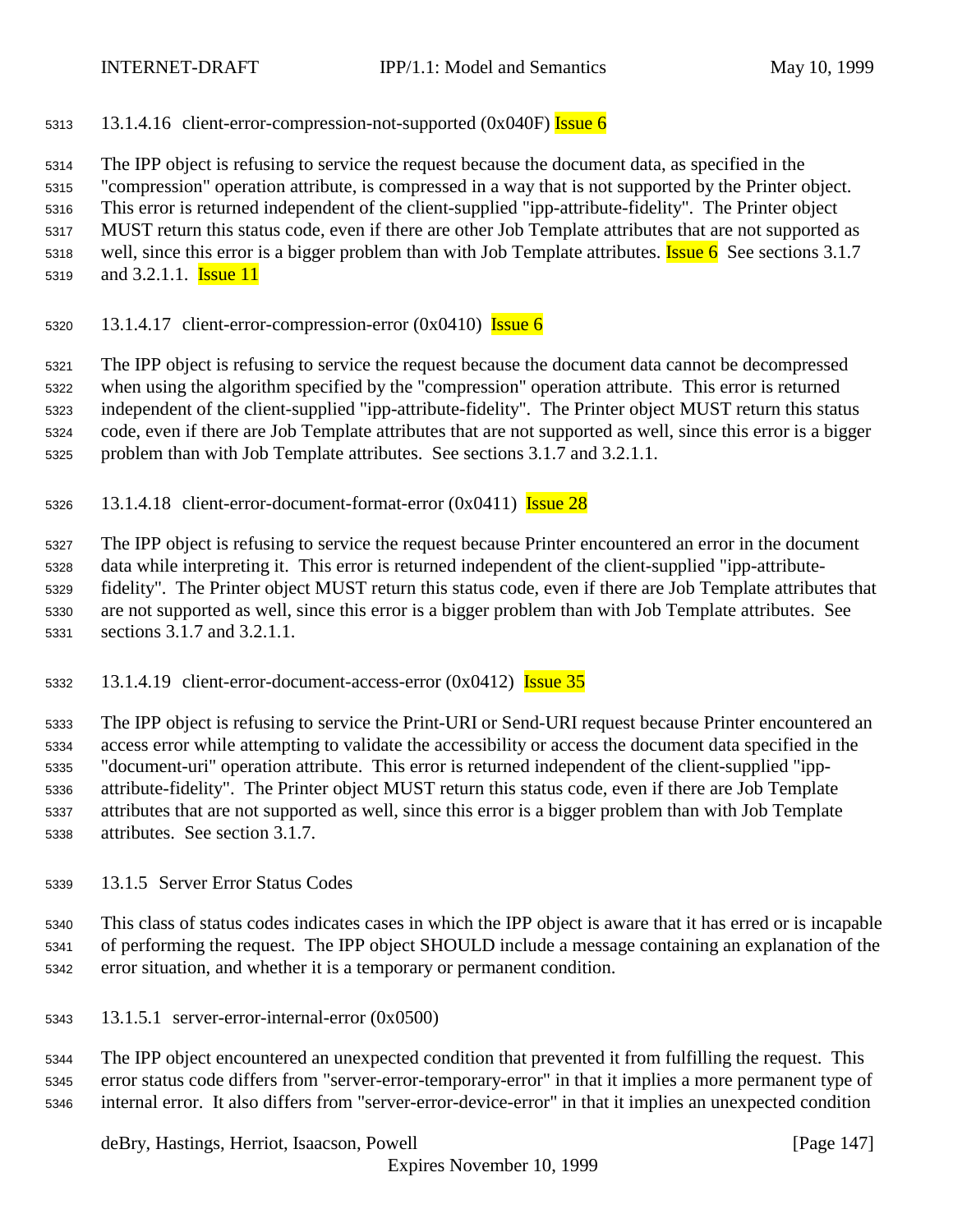#### 13.1.4.16 client-error-compression-not-supported (0x040F) Issue 6

The IPP object is refusing to service the request because the document data, as specified in the "compression" operation attribute, is compressed in a way that is not supported by the Printer object. This error is returned independent of the client-supplied "ipp-attribute-fidelity". The Printer object MUST return this status code, even if there are other Job Template attributes that are not supported as well, since this error is a bigger problem than with Job Template attributes. Issue 6 See sections 3.1.7 and 3.2.1.1. Issue 11

#### 13.1.4.17 client-error-compression-error (0x0410) Issue 6

The IPP object is refusing to service the request because the document data cannot be decompressed when using the algorithm specified by the "compression" operation attribute. This error is returned independent of the client-supplied "ipp-attribute-fidelity". The Printer object MUST return this status code, even if there are Job Template attributes that are not supported as well, since this error is a bigger problem than with Job Template attributes. See sections 3.1.7 and 3.2.1.1.

#### 13.1.4.18 client-error-document-format-error (0x0411) Issue 28

The IPP object is refusing to service the request because Printer encountered an error in the document data while interpreting it. This error is returned independent of the client-supplied "ipp-attribute-fidelity". The Printer object MUST return this status code, even if there are Job Template attributes that are not supported as well, since this error is a bigger problem than with Job Template attributes. See sections 3.1.7 and 3.2.1.1.

#### 13.1.4.19 client-error-document-access-error (0x0412) Issue 35

The IPP object is refusing to service the Print-URI or Send-URI request because Printer encountered an access error while attempting to validate the accessibility or access the document data specified in the "document-uri" operation attribute. This error is returned independent of the client-supplied "ipp-attribute-fidelity". The Printer object MUST return this status code, even if there are Job Template attributes that are not supported as well, since this error is a bigger problem than with Job Template attributes. See section 3.1.7.

### 13.1.5 Server Error Status Codes

This class of status codes indicates cases in which the IPP object is aware that it has erred or is incapable of performing the request. The IPP object SHOULD include a message containing an explanation of the error situation, and whether it is a temporary or permanent condition.

#### 13.1.5.1 server-error-internal-error (0x0500)

The IPP object encountered an unexpected condition that prevented it from fulfilling the request. This error status code differs from "server-error-temporary-error" in that it implies a more permanent type of internal error. It also differs from "server-error-device-error" in that it implies an unexpected condition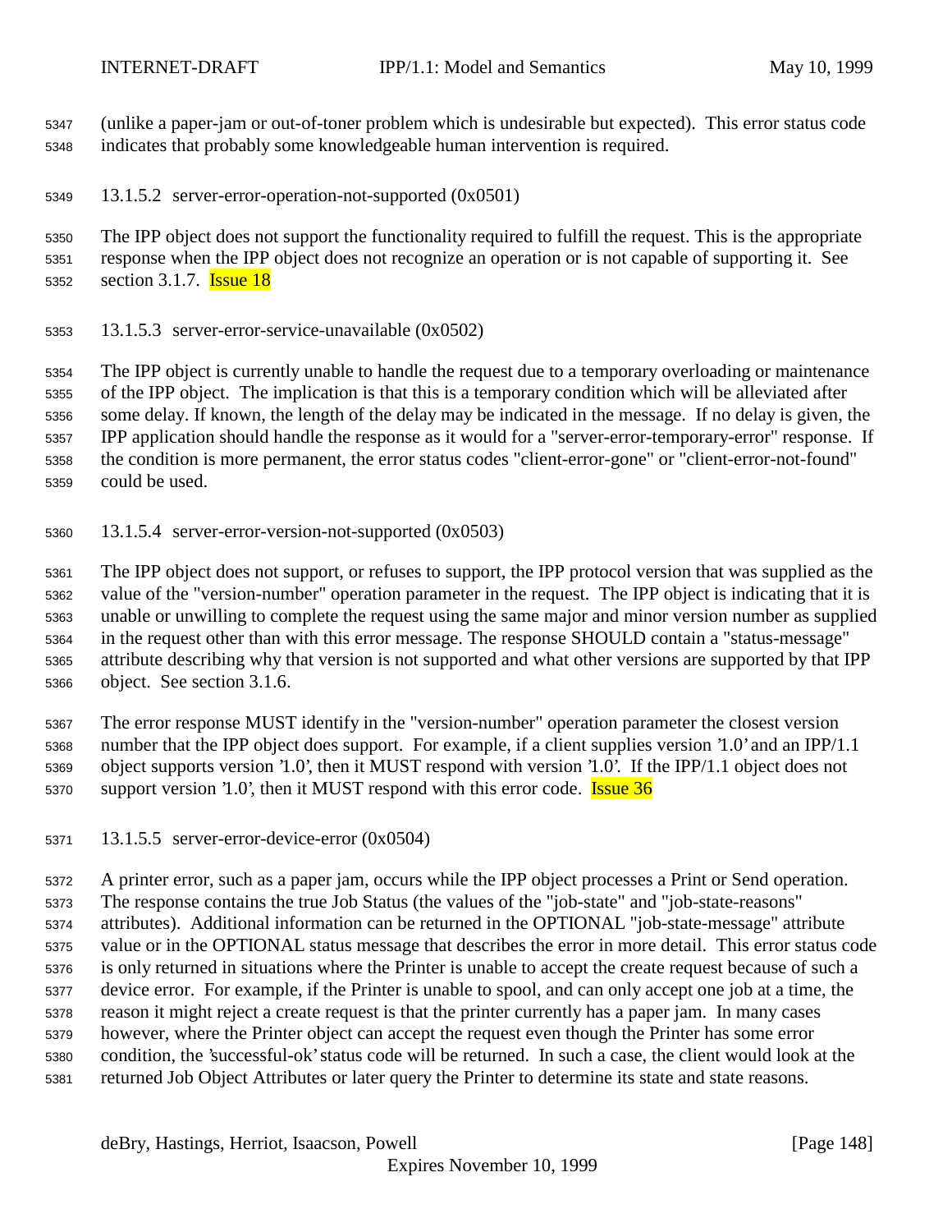(unlike a paper-jam or out-of-toner problem which is undesirable but expected). This error status code indicates that probably some knowledgeable human intervention is required.

#### 13.1.5.2 server-error-operation-not-supported (0x0501)

The IPP object does not support the functionality required to fulfill the request. This is the appropriate response when the IPP object does not recognize an operation or is not capable of supporting it. See section 3.1.7. Issue 18

#### 13.1.5.3 server-error-service-unavailable (0x0502)

The IPP object is currently unable to handle the request due to a temporary overloading or maintenance of the IPP object. The implication is that this is a temporary condition which will be alleviated after some delay. If known, the length of the delay may be indicated in the message. If no delay is given, the IPP application should handle the response as it would for a "server-error-temporary-error" response. If the condition is more permanent, the error status codes "client-error-gone" or "client-error-not-found" could be used.

#### 13.1.5.4 server-error-version-not-supported (0x0503)

The IPP object does not support, or refuses to support, the IPP protocol version that was supplied as the value of the "version-number" operation parameter in the request. The IPP object is indicating that it is unable or unwilling to complete the request using the same major and minor version number as supplied in the request other than with this error message. The response SHOULD contain a "status-message" attribute describing why that version is not supported and what other versions are supported by that IPP object. See section 3.1.6.

The error response MUST identify in the "version-number" operation parameter the closest version number that the IPP object does support. For example, if a client supplies version '1.0' and an IPP/1.1 object supports version '1.0', then it MUST respond with version '1.0'. If the IPP/1.1 object does not support version '1.0', then it MUST respond with this error code. Issue 36

#### 13.1.5.5 server-error-device-error (0x0504)

A printer error, such as a paper jam, occurs while the IPP object processes a Print or Send operation. The response contains the true Job Status (the values of the "job-state" and "job-state-reasons" attributes). Additional information can be returned in the OPTIONAL "job-state-message" attribute value or in the OPTIONAL status message that describes the error in more detail. This error status code is only returned in situations where the Printer is unable to accept the create request because of such a device error. For example, if the Printer is unable to spool, and can only accept one job at a time, the reason it might reject a create request is that the printer currently has a paper jam. In many cases however, where the Printer object can accept the request even though the Printer has some error condition, the 'successful-ok' status code will be returned. In such a case, the client would look at the returned Job Object Attributes or later query the Printer to determine its state and state reasons.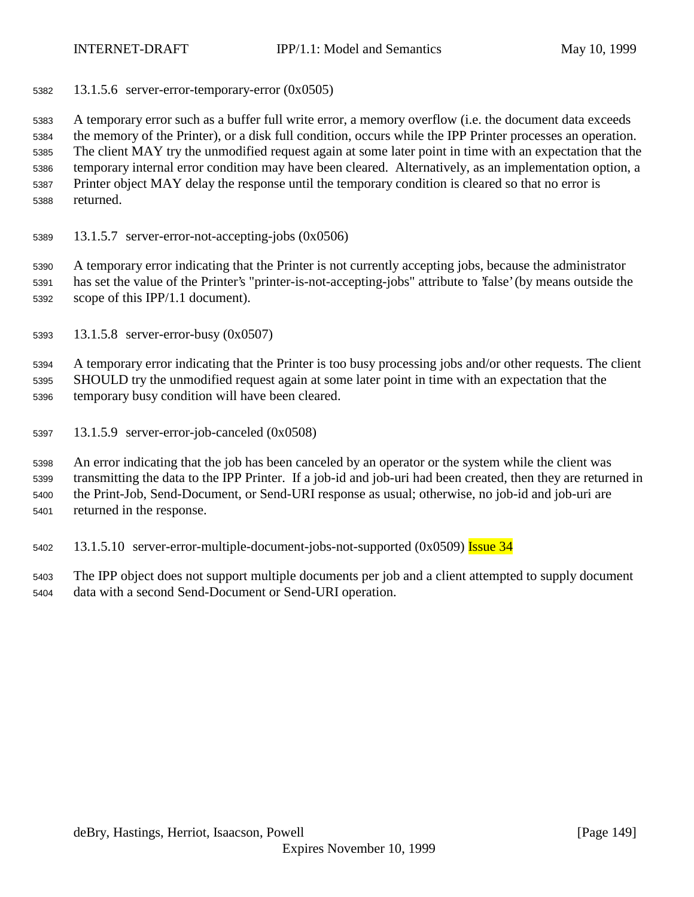#### 13.1.5.6 server-error-temporary-error (0x0505)

A temporary error such as a buffer full write error, a memory overflow (i.e. the document data exceeds the memory of the Printer), or a disk full condition, occurs while the IPP Printer processes an operation. The client MAY try the unmodified request again at some later point in time with an expectation that the temporary internal error condition may have been cleared. Alternatively, as an implementation option, a Printer object MAY delay the response until the temporary condition is cleared so that no error is returned.

#### 13.1.5.7 server-error-not-accepting-jobs (0x0506)

A temporary error indicating that the Printer is not currently accepting jobs, because the administrator has set the value of the Printer's "printer-is-not-accepting-jobs" attribute to 'false' (by means outside the scope of this IPP/1.1 document).

#### 13.1.5.8 server-error-busy (0x0507)

A temporary error indicating that the Printer is too busy processing jobs and/or other requests. The client SHOULD try the unmodified request again at some later point in time with an expectation that the temporary busy condition will have been cleared.

#### 13.1.5.9 server-error-job-canceled (0x0508)

An error indicating that the job has been canceled by an operator or the system while the client was transmitting the data to the IPP Printer. If a job-id and job-uri had been created, then they are returned in the Print-Job, Send-Document, or Send-URI response as usual; otherwise, no job-id and job-uri are returned in the response.

#### 13.1.5.10 server-error-multiple-document-jobs-not-supported (0x0509) Issue 34

The IPP object does not support multiple documents per job and a client attempted to supply document data with a second Send-Document or Send-URI operation.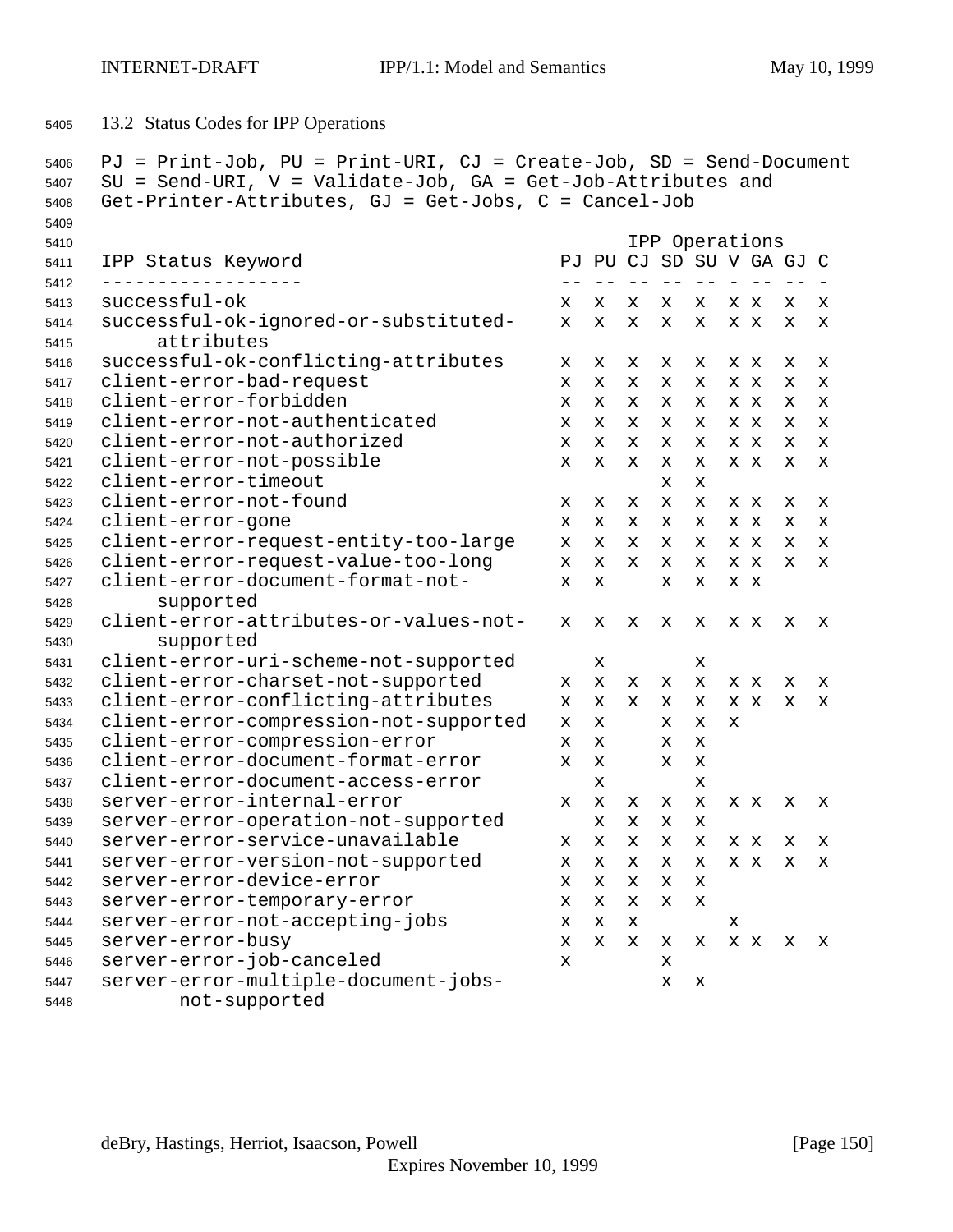### 13.2 Status Codes for IPP Operations

PJ = Print-Job, PU = Print-URI, CJ = Create-Job, SD = Send-Document SU = Send-URI, V = Validate-Job, GA = Get-Job-Attributes and Get-Printer-Attributes, GJ = Get-Jobs, C = Cancel-Job

| IPP Status Keyword | PJ | PU | CJ | SD | SU | V | GA | GJ | C |
|---|---|---|---|---|---|---|---|---|---|
| successful-ok | x | x | x | x | x | x | x | x | x |
| successful-ok-ignored-or-substituted-attributes | x | x | x | x | x | x | x | x | x |
| successful-ok-conflicting-attributes | x | x | x | x | x | x | x | x | x |
| client-error-bad-request | x | x | x | x | x | x | x | x | x |
| client-error-forbidden | x | x | x | x | x | x | x | x | x |
| client-error-not-authenticated | x | x | x | x | x | x | x | x | x |
| client-error-not-authorized | x | x | x | x | x | x | x | x | x |
| client-error-not-possible | x | x | x | x | x | x | x | x | x |
| client-error-timeout | | | | x | x | | | | |
| client-error-not-found | x | x | x | x | x | x | x | x | x |
| client-error-gone | x | x | x | x | x | x | x | x | x |
| client-error-request-entity-too-large | x | x | x | x | x | x | x | x | x |
| client-error-request-value-too-long | x | x | x | x | x | x | x | x | x |
| client-error-document-format-not-supported | x | x | | x | x | x | x | | |
| client-error-attributes-or-values-not-supported | x | x | x | x | x | x | x | x | x |
| client-error-uri-scheme-not-supported | | x | | | x | | | | |
| client-error-charset-not-supported | x | x | x | x | x | x | x | x | x |
| client-error-conflicting-attributes | x | x | x | x | x | x | x | x | x |
| client-error-compression-not-supported | x | x | | x | x | x | | | |
| client-error-compression-error | x | x | | x | x | | | | |
| client-error-document-format-error | x | x | | x | x | | | | |
| client-error-document-access-error | | x | | | x | | | | |
| server-error-internal-error | x | x | x | x | x | x | x | x | x |
| server-error-operation-not-supported | | x | x | x | x | | | | |
| server-error-service-unavailable | x | x | x | x | x | x | x | x | x |
| server-error-version-not-supported | x | x | x | x | x | x | x | x | x |
| server-error-device-error | x | x | x | x | x | | | | |
| server-error-temporary-error | x | x | x | x | x | | | | |
| server-error-not-accepting-jobs | x | x | x | | | x | | | |
| server-error-busy | x | x | x | x | x | x | x | x | x |
| server-error-job-canceled | x | | | x | | | | | |
| server-error-multiple-document-jobs-not-supported | | | | x | x | | | | |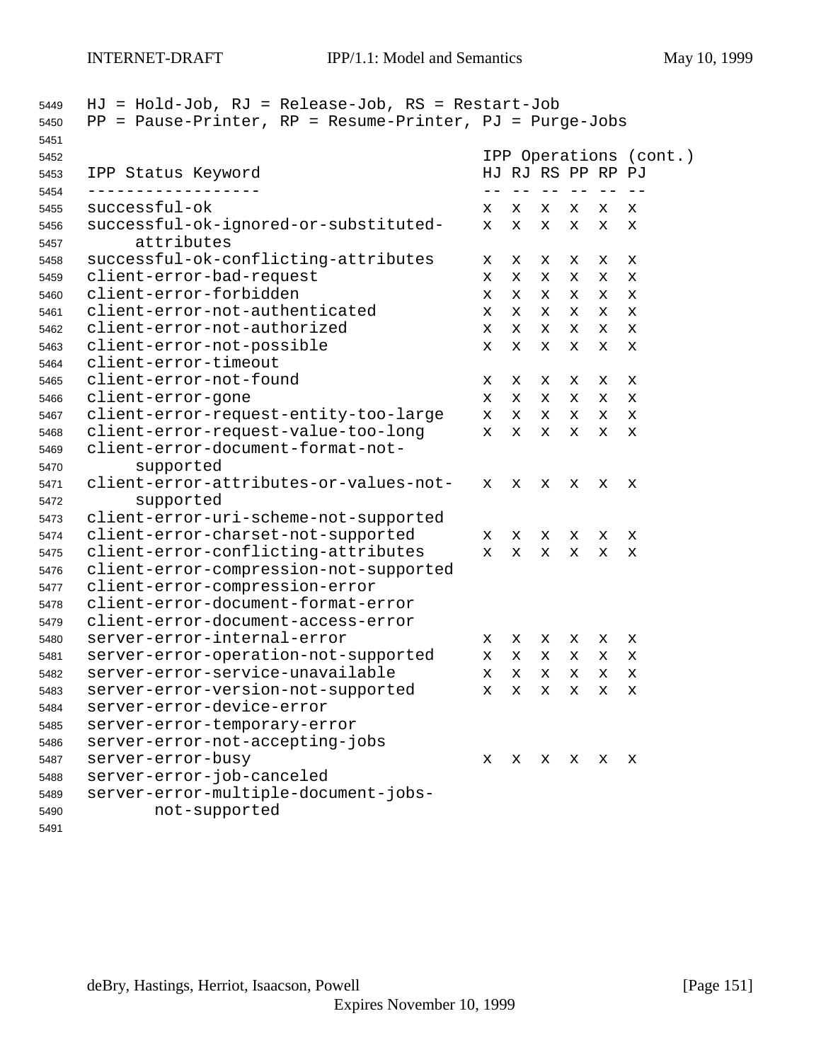HJ = Hold-Job, RJ = Release-Job, RS = Restart-Job
PP = Pause-Printer, RP = Resume-Printer, PJ = Purge-Jobs

| IPP Status Keyword | IPP Operations (cont.) | | | | | |
|---|---|---|---|---|---|---|
| | HJ | RJ | RS | PP | RP | PJ |
| successful-ok | x | x | x | x | x | x |
| successful-ok-ignored-or-substituted-attributes | x | x | x | x | x | x |
| successful-ok-conflicting-attributes | x | x | x | x | x | x |
| client-error-bad-request | x | x | x | x | x | x |
| client-error-forbidden | x | x | x | x | x | x |
| client-error-not-authenticated | x | x | x | x | x | x |
| client-error-not-authorized | x | x | x | x | x | x |
| client-error-not-possible | x | x | x | x | x | x |
| client-error-timeout | | | | | | |
| client-error-not-found | x | x | x | x | x | x |
| client-error-gone | x | x | x | x | x | x |
| client-error-request-entity-too-large | x | x | x | x | x | x |
| client-error-request-value-too-long | x | x | x | x | x | x |
| client-error-document-format-not-supported | | | | | | |
| client-error-attributes-or-values-not-supported | x | x | x | x | x | x |
| client-error-uri-scheme-not-supported | | | | | | |
| client-error-charset-not-supported | x | x | x | x | x | x |
| client-error-conflicting-attributes | x | x | x | x | x | x |
| client-error-compression-not-supported | | | | | | |
| client-error-compression-error | | | | | | |
| client-error-document-format-error | | | | | | |
| client-error-document-access-error | | | | | | |
| server-error-internal-error | x | x | x | x | x | x |
| server-error-operation-not-supported | x | x | x | x | x | x |
| server-error-service-unavailable | x | x | x | x | x | x |
| server-error-version-not-supported | x | x | x | x | x | x |
| server-error-device-error | | | | | | |
| server-error-temporary-error | | | | | | |
| server-error-not-accepting-jobs | | | | | | |
| server-error-busy | x | x | x | x | x | x |
| server-error-job-canceled | | | | | | |
| server-error-multiple-document-jobs-not-supported | | | | | | |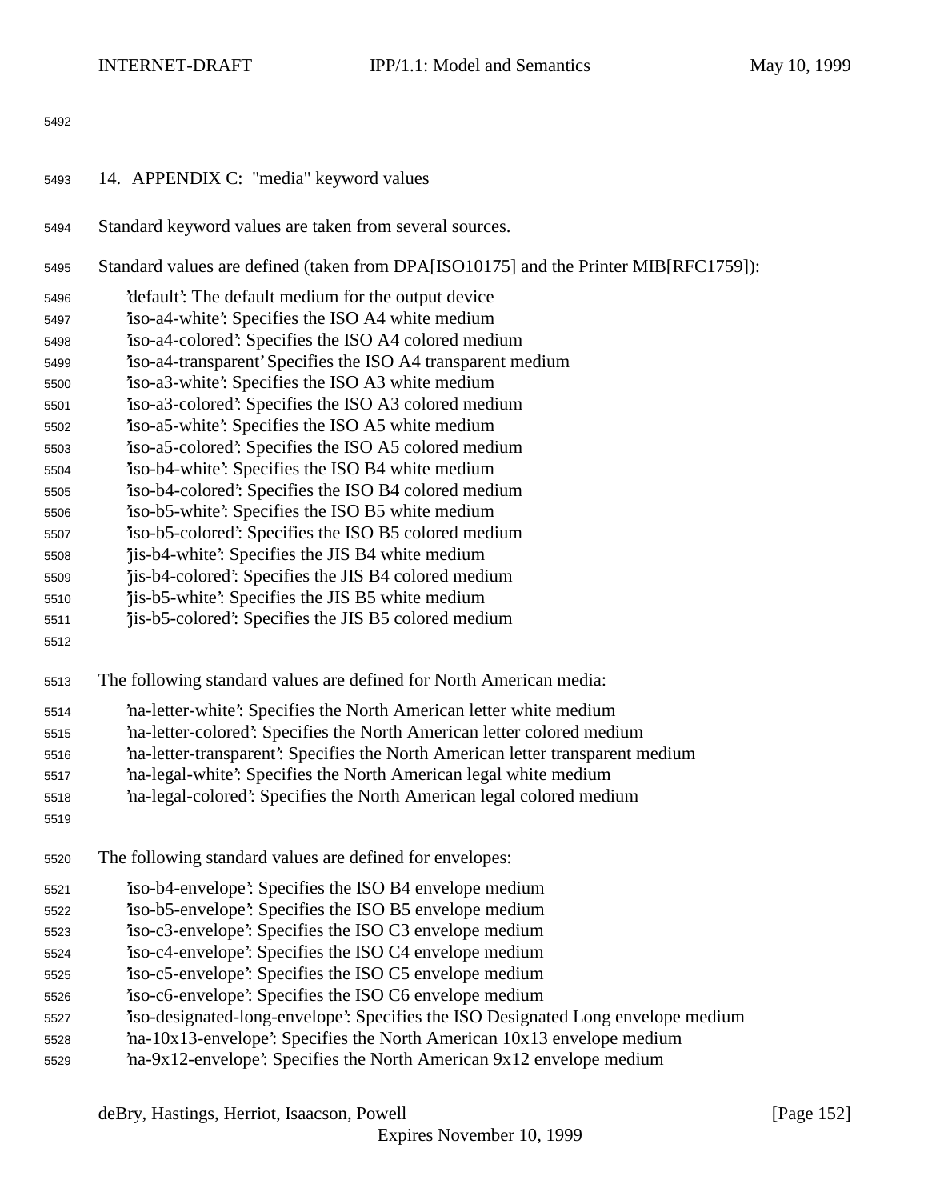## 14. APPENDIX C: "media" keyword values

Standard keyword values are taken from several sources.

Standard values are defined (taken from DPA[ISO10175] and the Printer MIB[RFC1759]):

- 'default': The default medium for the output device
- 'iso-a4-white': Specifies the ISO A4 white medium
- 'iso-a4-colored': Specifies the ISO A4 colored medium
- 'iso-a4-transparent' Specifies the ISO A4 transparent medium
- 'iso-a3-white': Specifies the ISO A3 white medium
- 'iso-a3-colored': Specifies the ISO A3 colored medium
- 'iso-a5-white': Specifies the ISO A5 white medium
- 'iso-a5-colored': Specifies the ISO A5 colored medium
- 'iso-b4-white': Specifies the ISO B4 white medium
- 'iso-b4-colored': Specifies the ISO B4 colored medium
- 'iso-b5-white': Specifies the ISO B5 white medium
- 'iso-b5-colored': Specifies the ISO B5 colored medium
- 'jis-b4-white': Specifies the JIS B4 white medium
- 'jis-b4-colored': Specifies the JIS B4 colored medium
- 'jis-b5-white': Specifies the JIS B5 white medium
- 'jis-b5-colored': Specifies the JIS B5 colored medium

The following standard values are defined for North American media:

- 'na-letter-white': Specifies the North American letter white medium
- 'na-letter-colored': Specifies the North American letter colored medium
- 'na-letter-transparent': Specifies the North American letter transparent medium
- 'na-legal-white': Specifies the North American legal white medium
- 'na-legal-colored': Specifies the North American legal colored medium

The following standard values are defined for envelopes:

- 'iso-b4-envelope': Specifies the ISO B4 envelope medium
- 'iso-b5-envelope': Specifies the ISO B5 envelope medium
- 'iso-c3-envelope': Specifies the ISO C3 envelope medium
- 'iso-c4-envelope': Specifies the ISO C4 envelope medium
- 'iso-c5-envelope': Specifies the ISO C5 envelope medium
- 'iso-c6-envelope': Specifies the ISO C6 envelope medium
- 'iso-designated-long-envelope': Specifies the ISO Designated Long envelope medium
- 'na-10x13-envelope': Specifies the North American 10x13 envelope medium
- 'na-9x12-envelope': Specifies the North American 9x12 envelope medium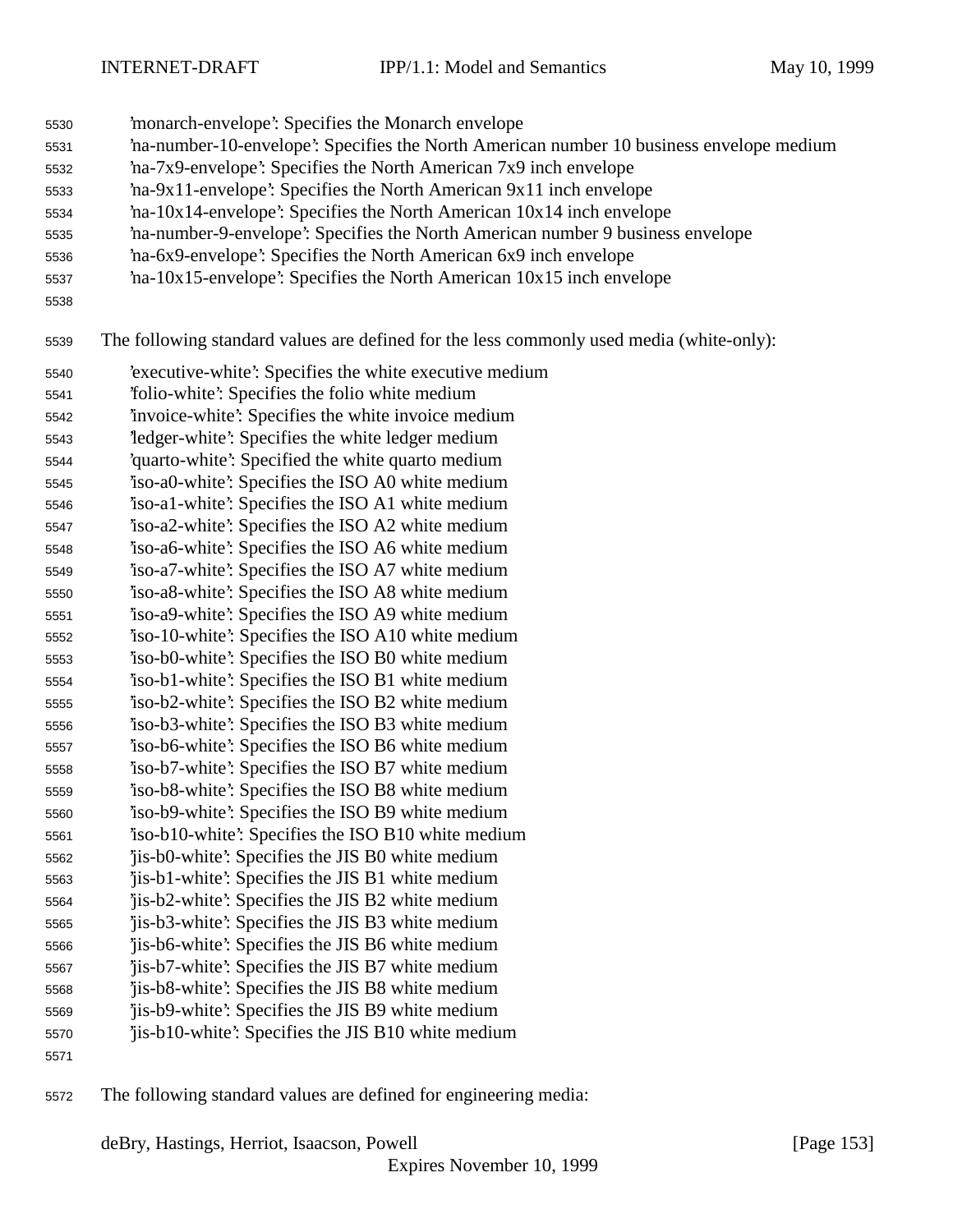'monarch-envelope': Specifies the Monarch envelope
'na-number-10-envelope': Specifies the North American number 10 business envelope medium
'na-7x9-envelope': Specifies the North American 7x9 inch envelope
'na-9x11-envelope': Specifies the North American 9x11 inch envelope
'na-10x14-envelope': Specifies the North American 10x14 inch envelope
'na-number-9-envelope': Specifies the North American number 9 business envelope
'na-6x9-envelope': Specifies the North American 6x9 inch envelope
'na-10x15-envelope': Specifies the North American 10x15 inch envelope

The following standard values are defined for the less commonly used media (white-only):

'executive-white': Specifies the white executive medium
'folio-white': Specifies the folio white medium
'invoice-white': Specifies the white invoice medium
'ledger-white': Specifies the white ledger medium
'quarto-white': Specified the white quarto medium
'iso-a0-white': Specifies the ISO A0 white medium
'iso-a1-white': Specifies the ISO A1 white medium
'iso-a2-white': Specifies the ISO A2 white medium
'iso-a6-white': Specifies the ISO A6 white medium
'iso-a7-white': Specifies the ISO A7 white medium
'iso-a8-white': Specifies the ISO A8 white medium
'iso-a9-white': Specifies the ISO A9 white medium
'iso-10-white': Specifies the ISO A10 white medium
'iso-b0-white': Specifies the ISO B0 white medium
'iso-b1-white': Specifies the ISO B1 white medium
'iso-b2-white': Specifies the ISO B2 white medium
'iso-b3-white': Specifies the ISO B3 white medium
'iso-b6-white': Specifies the ISO B6 white medium
'iso-b7-white': Specifies the ISO B7 white medium
'iso-b8-white': Specifies the ISO B8 white medium
'iso-b9-white': Specifies the ISO B9 white medium
'iso-b10-white': Specifies the ISO B10 white medium
'jis-b0-white': Specifies the JIS B0 white medium
'jis-b1-white': Specifies the JIS B1 white medium
'jis-b2-white': Specifies the JIS B2 white medium
'jis-b3-white': Specifies the JIS B3 white medium
'jis-b6-white': Specifies the JIS B6 white medium
'jis-b7-white': Specifies the JIS B7 white medium
'jis-b8-white': Specifies the JIS B8 white medium
'jis-b9-white': Specifies the JIS B9 white medium
'jis-b10-white': Specifies the JIS B10 white medium

The following standard values are defined for engineering media: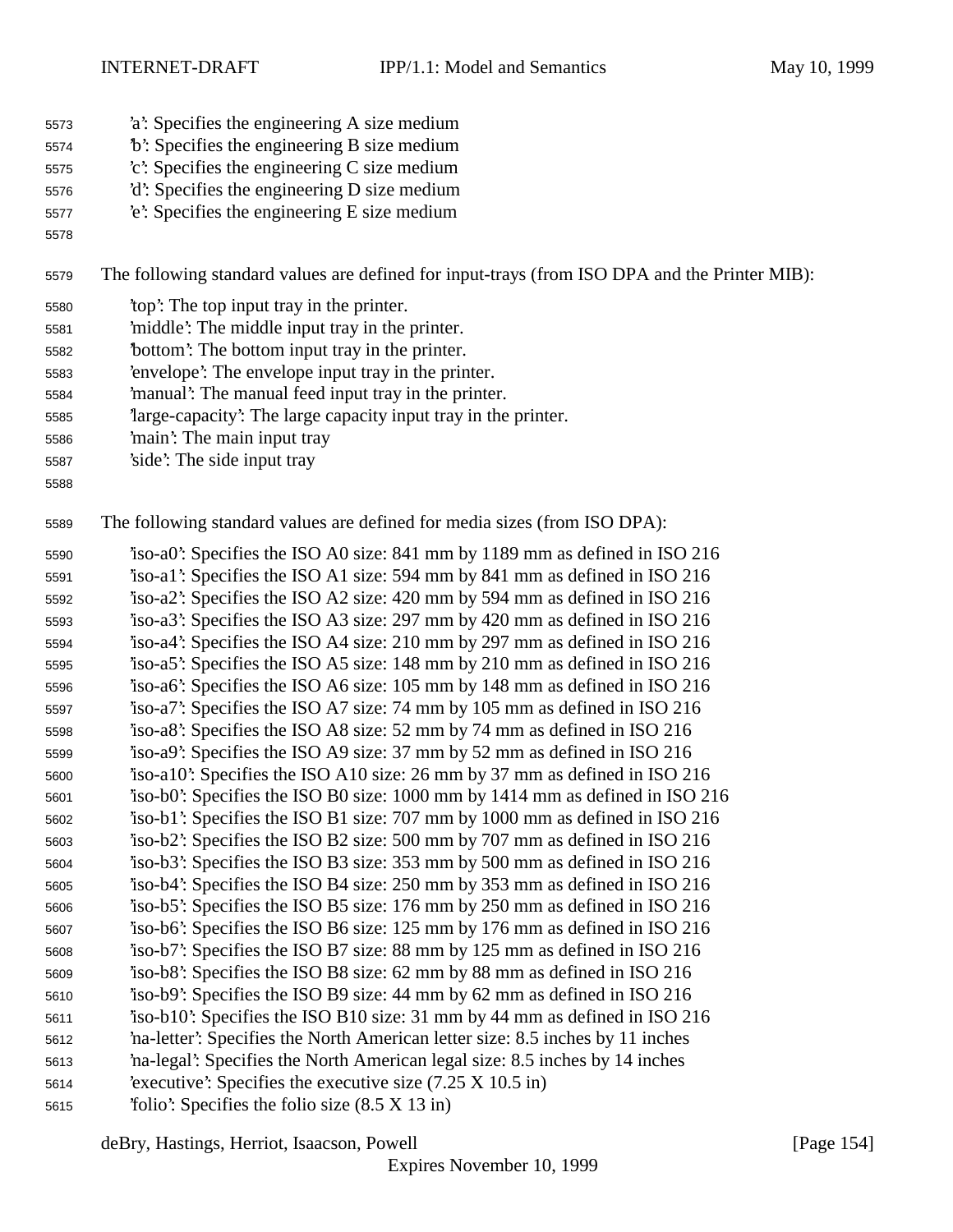'a': Specifies the engineering A size medium
'b': Specifies the engineering B size medium
'c': Specifies the engineering C size medium
'd': Specifies the engineering D size medium
'e': Specifies the engineering E size medium

The following standard values are defined for input-trays (from ISO DPA and the Printer MIB):

'top': The top input tray in the printer.
'middle': The middle input tray in the printer.
'bottom': The bottom input tray in the printer.
'envelope': The envelope input tray in the printer.
'manual': The manual feed input tray in the printer.
'large-capacity': The large capacity input tray in the printer.
'main': The main input tray
'side': The side input tray

The following standard values are defined for media sizes (from ISO DPA):

'iso-a0': Specifies the ISO A0 size: 841 mm by 1189 mm as defined in ISO 216
'iso-a1': Specifies the ISO A1 size: 594 mm by 841 mm as defined in ISO 216
'iso-a2': Specifies the ISO A2 size: 420 mm by 594 mm as defined in ISO 216
'iso-a3': Specifies the ISO A3 size: 297 mm by 420 mm as defined in ISO 216
'iso-a4': Specifies the ISO A4 size: 210 mm by 297 mm as defined in ISO 216
'iso-a5': Specifies the ISO A5 size: 148 mm by 210 mm as defined in ISO 216
'iso-a6': Specifies the ISO A6 size: 105 mm by 148 mm as defined in ISO 216
'iso-a7': Specifies the ISO A7 size: 74 mm by 105 mm as defined in ISO 216
'iso-a8': Specifies the ISO A8 size: 52 mm by 74 mm as defined in ISO 216
'iso-a9': Specifies the ISO A9 size: 37 mm by 52 mm as defined in ISO 216
'iso-a10': Specifies the ISO A10 size: 26 mm by 37 mm as defined in ISO 216
'iso-b0': Specifies the ISO B0 size: 1000 mm by 1414 mm as defined in ISO 216
'iso-b1': Specifies the ISO B1 size: 707 mm by 1000 mm as defined in ISO 216
'iso-b2': Specifies the ISO B2 size: 500 mm by 707 mm as defined in ISO 216
'iso-b3': Specifies the ISO B3 size: 353 mm by 500 mm as defined in ISO 216
'iso-b4': Specifies the ISO B4 size: 250 mm by 353 mm as defined in ISO 216
'iso-b5': Specifies the ISO B5 size: 176 mm by 250 mm as defined in ISO 216
'iso-b6': Specifies the ISO B6 size: 125 mm by 176 mm as defined in ISO 216
'iso-b7': Specifies the ISO B7 size: 88 mm by 125 mm as defined in ISO 216
'iso-b8': Specifies the ISO B8 size: 62 mm by 88 mm as defined in ISO 216
'iso-b9': Specifies the ISO B9 size: 44 mm by 62 mm as defined in ISO 216
'iso-b10': Specifies the ISO B10 size: 31 mm by 44 mm as defined in ISO 216
'na-letter': Specifies the North American letter size: 8.5 inches by 11 inches
'na-legal': Specifies the North American legal size: 8.5 inches by 14 inches
'executive': Specifies the executive size (7.25 X 10.5 in)
'folio': Specifies the folio size (8.5 X 13 in)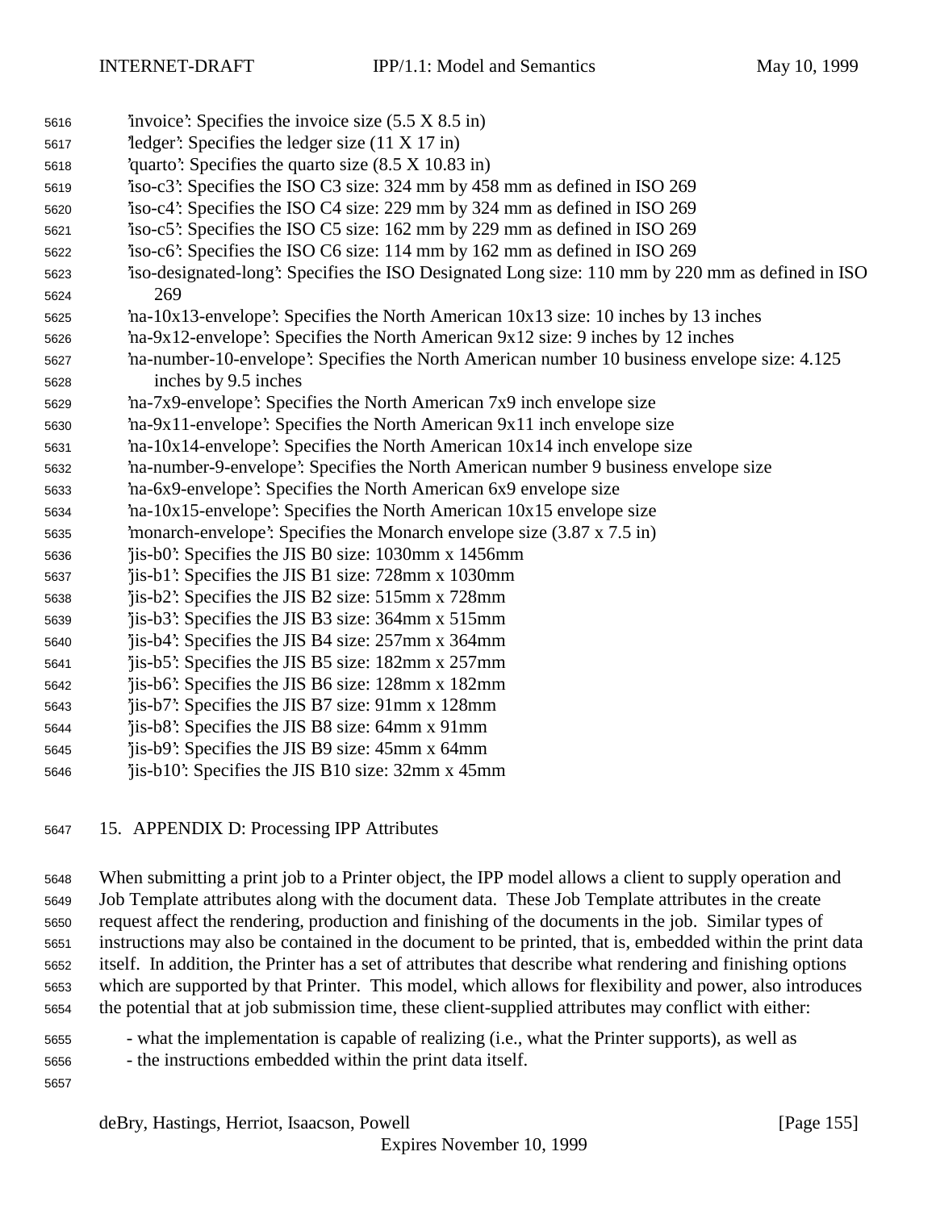'invoice': Specifies the invoice size (5.5 X 8.5 in)
'ledger': Specifies the ledger size (11 X 17 in)
'quarto': Specifies the quarto size (8.5 X 10.83 in)
'iso-c3': Specifies the ISO C3 size: 324 mm by 458 mm as defined in ISO 269
'iso-c4': Specifies the ISO C4 size: 229 mm by 324 mm as defined in ISO 269
'iso-c5': Specifies the ISO C5 size: 162 mm by 229 mm as defined in ISO 269
'iso-c6': Specifies the ISO C6 size: 114 mm by 162 mm as defined in ISO 269
'iso-designated-long': Specifies the ISO Designated Long size: 110 mm by 220 mm as defined in ISO 269
'na-10x13-envelope': Specifies the North American 10x13 size: 10 inches by 13 inches
'na-9x12-envelope': Specifies the North American 9x12 size: 9 inches by 12 inches
'na-number-10-envelope': Specifies the North American number 10 business envelope size: 4.125 inches by 9.5 inches
'na-7x9-envelope': Specifies the North American 7x9 inch envelope size
'na-9x11-envelope': Specifies the North American 9x11 inch envelope size
'na-10x14-envelope': Specifies the North American 10x14 inch envelope size
'na-number-9-envelope': Specifies the North American number 9 business envelope size
'na-6x9-envelope': Specifies the North American 6x9 envelope size
'na-10x15-envelope': Specifies the North American 10x15 envelope size
'monarch-envelope': Specifies the Monarch envelope size (3.87 x 7.5 in)
'jis-b0': Specifies the JIS B0 size: 1030mm x 1456mm
'jis-b1': Specifies the JIS B1 size: 728mm x 1030mm
'jis-b2': Specifies the JIS B2 size: 515mm x 728mm
'jis-b3': Specifies the JIS B3 size: 364mm x 515mm
'jis-b4': Specifies the JIS B4 size: 257mm x 364mm
'jis-b5': Specifies the JIS B5 size: 182mm x 257mm
'jis-b6': Specifies the JIS B6 size: 128mm x 182mm
'jis-b7': Specifies the JIS B7 size: 91mm x 128mm
'jis-b8': Specifies the JIS B8 size: 64mm x 91mm
'jis-b9': Specifies the JIS B9 size: 45mm x 64mm
'jis-b10': Specifies the JIS B10 size: 32mm x 45mm

## 15. APPENDIX D: Processing IPP Attributes

When submitting a print job to a Printer object, the IPP model allows a client to supply operation and Job Template attributes along with the document data. These Job Template attributes in the create request affect the rendering, production and finishing of the documents in the job. Similar types of instructions may also be contained in the document to be printed, that is, embedded within the print data itself. In addition, the Printer has a set of attributes that describe what rendering and finishing options which are supported by that Printer. This model, which allows for flexibility and power, also introduces the potential that at job submission time, these client-supplied attributes may conflict with either:

- what the implementation is capable of realizing (i.e., what the Printer supports), as well as
- the instructions embedded within the print data itself.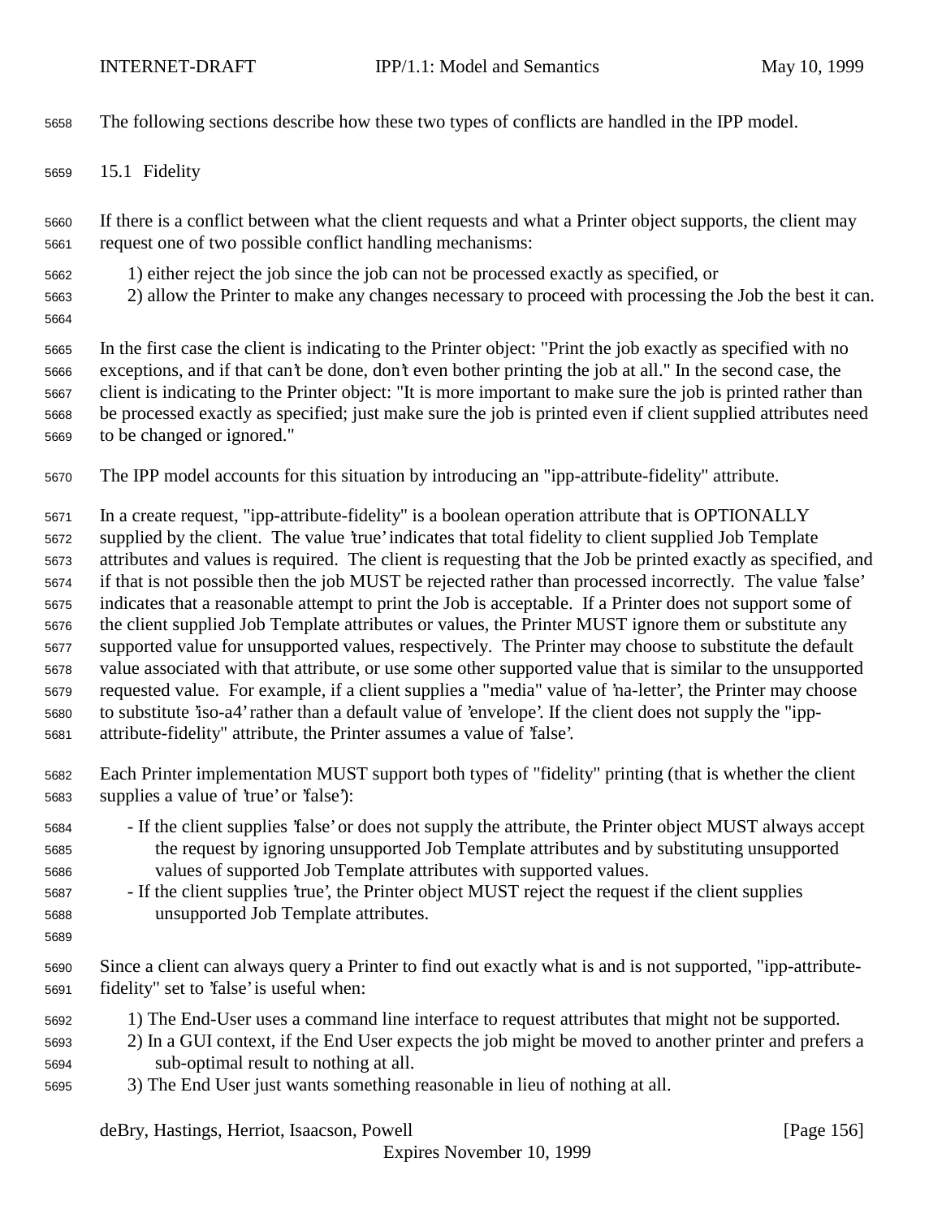The following sections describe how these two types of conflicts are handled in the IPP model.

## 15.1 Fidelity

If there is a conflict between what the client requests and what a Printer object supports, the client may request one of two possible conflict handling mechanisms:

1) either reject the job since the job can not be processed exactly as specified, or
2) allow the Printer to make any changes necessary to proceed with processing the Job the best it can.

In the first case the client is indicating to the Printer object: "Print the job exactly as specified with no exceptions, and if that can't be done, don't even bother printing the job at all." In the second case, the client is indicating to the Printer object: "It is more important to make sure the job is printed rather than be processed exactly as specified; just make sure the job is printed even if client supplied attributes need to be changed or ignored."

The IPP model accounts for this situation by introducing an "ipp-attribute-fidelity" attribute.

In a create request, "ipp-attribute-fidelity" is a boolean operation attribute that is OPTIONALLY supplied by the client. The value 'true' indicates that total fidelity to client supplied Job Template attributes and values is required. The client is requesting that the Job be printed exactly as specified, and if that is not possible then the job MUST be rejected rather than processed incorrectly. The value 'false' indicates that a reasonable attempt to print the Job is acceptable. If a Printer does not support some of the client supplied Job Template attributes or values, the Printer MUST ignore them or substitute any supported value for unsupported values, respectively. The Printer may choose to substitute the default value associated with that attribute, or use some other supported value that is similar to the unsupported requested value. For example, if a client supplies a "media" value of 'na-letter', the Printer may choose to substitute 'iso-a4' rather than a default value of 'envelope'. If the client does not supply the "ipp-attribute-fidelity" attribute, the Printer assumes a value of 'false'.

Each Printer implementation MUST support both types of "fidelity" printing (that is whether the client supplies a value of 'true' or 'false'):

- If the client supplies 'false' or does not supply the attribute, the Printer object MUST always accept the request by ignoring unsupported Job Template attributes and by substituting unsupported values of supported Job Template attributes with supported values.
- If the client supplies 'true', the Printer object MUST reject the request if the client supplies unsupported Job Template attributes.

Since a client can always query a Printer to find out exactly what is and is not supported, "ipp-attribute-fidelity" set to 'false' is useful when:

1) The End-User uses a command line interface to request attributes that might not be supported.
2) In a GUI context, if the End User expects the job might be moved to another printer and prefers a sub-optimal result to nothing at all.
3) The End User just wants something reasonable in lieu of nothing at all.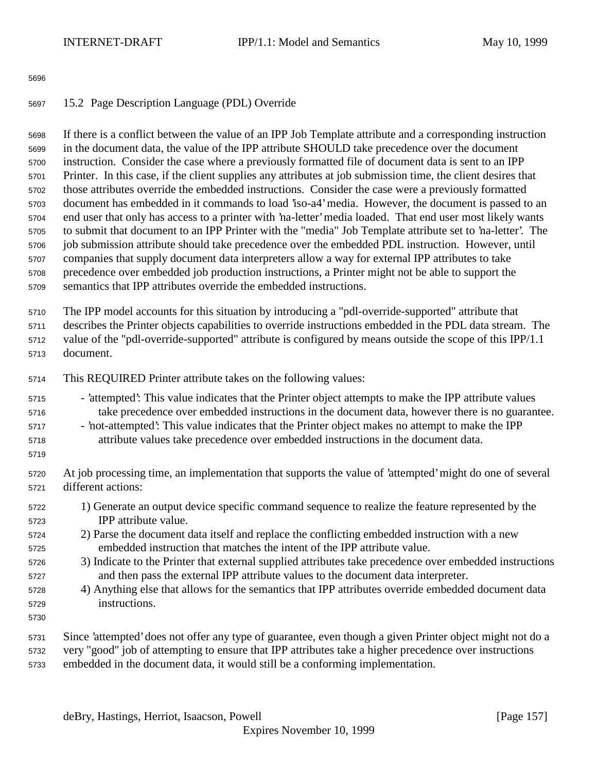## 15.2 Page Description Language (PDL) Override

If there is a conflict between the value of an IPP Job Template attribute and a corresponding instruction in the document data, the value of the IPP attribute SHOULD take precedence over the document instruction. Consider the case where a previously formatted file of document data is sent to an IPP Printer. In this case, if the client supplies any attributes at job submission time, the client desires that those attributes override the embedded instructions. Consider the case were a previously formatted document has embedded in it commands to load 'iso-a4' media. However, the document is passed to an end user that only has access to a printer with 'na-letter' media loaded. That end user most likely wants to submit that document to an IPP Printer with the "media" Job Template attribute set to 'na-letter'. The job submission attribute should take precedence over the embedded PDL instruction. However, until companies that supply document data interpreters allow a way for external IPP attributes to take precedence over embedded job production instructions, a Printer might not be able to support the semantics that IPP attributes override the embedded instructions.

The IPP model accounts for this situation by introducing a "pdl-override-supported" attribute that describes the Printer objects capabilities to override instructions embedded in the PDL data stream. The value of the "pdl-override-supported" attribute is configured by means outside the scope of this IPP/1.1 document.

This REQUIRED Printer attribute takes on the following values:

- 'attempted': This value indicates that the Printer object attempts to make the IPP attribute values take precedence over embedded instructions in the document data, however there is no guarantee.
- 'not-attempted': This value indicates that the Printer object makes no attempt to make the IPP attribute values take precedence over embedded instructions in the document data.

At job processing time, an implementation that supports the value of 'attempted' might do one of several different actions:

1) Generate an output device specific command sequence to realize the feature represented by the IPP attribute value.
2) Parse the document data itself and replace the conflicting embedded instruction with a new embedded instruction that matches the intent of the IPP attribute value.
3) Indicate to the Printer that external supplied attributes take precedence over embedded instructions and then pass the external IPP attribute values to the document data interpreter.
4) Anything else that allows for the semantics that IPP attributes override embedded document data instructions.

Since 'attempted' does not offer any type of guarantee, even though a given Printer object might not do a very "good" job of attempting to ensure that IPP attributes take a higher precedence over instructions embedded in the document data, it would still be a conforming implementation.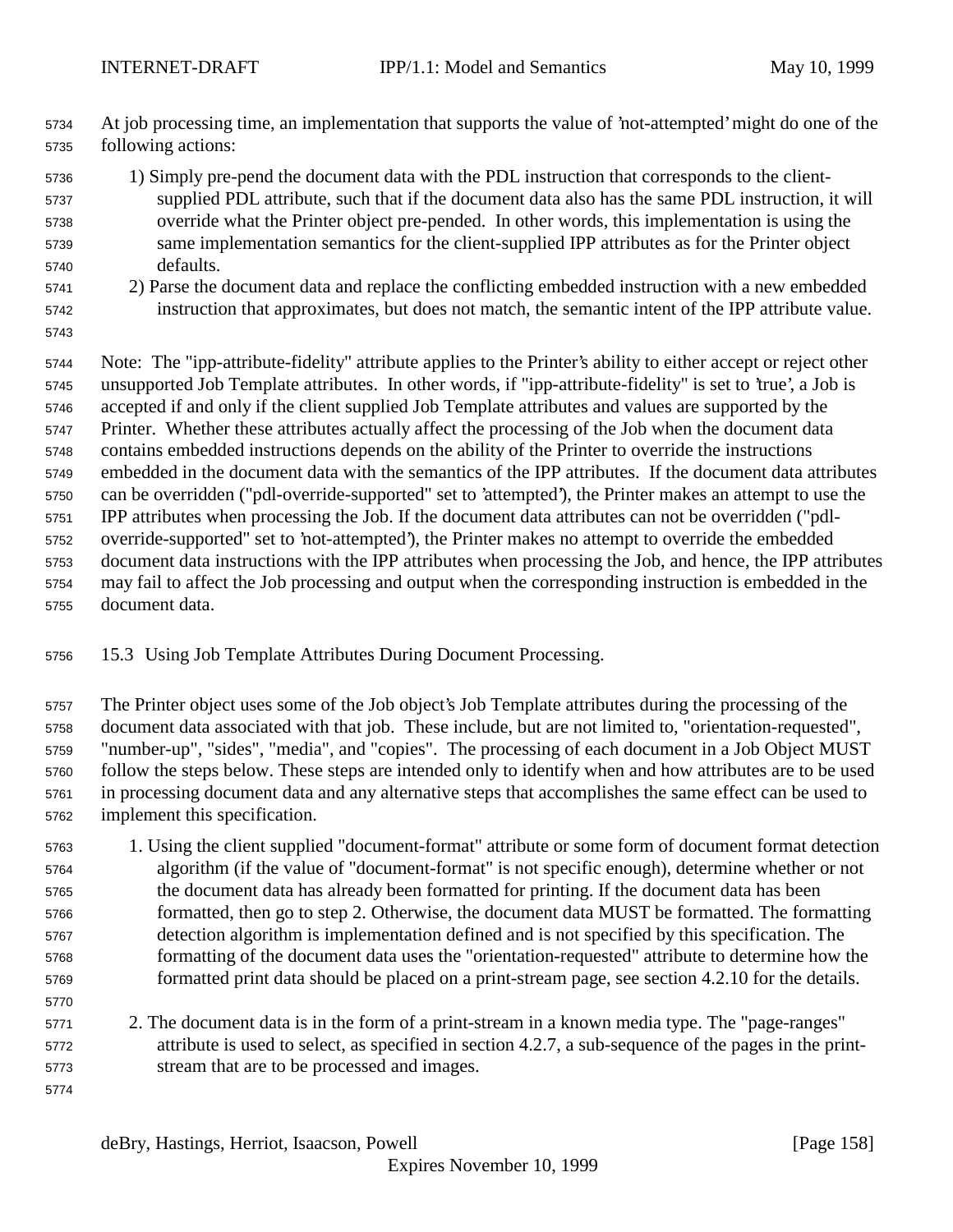At job processing time, an implementation that supports the value of 'not-attempted' might do one of the following actions:

1) Simply pre-pend the document data with the PDL instruction that corresponds to the client-supplied PDL attribute, such that if the document data also has the same PDL instruction, it will override what the Printer object pre-pended. In other words, this implementation is using the same implementation semantics for the client-supplied IPP attributes as for the Printer object defaults.
2) Parse the document data and replace the conflicting embedded instruction with a new embedded instruction that approximates, but does not match, the semantic intent of the IPP attribute value.

Note: The "ipp-attribute-fidelity" attribute applies to the Printer's ability to either accept or reject other unsupported Job Template attributes. In other words, if "ipp-attribute-fidelity" is set to 'true', a Job is accepted if and only if the client supplied Job Template attributes and values are supported by the Printer. Whether these attributes actually affect the processing of the Job when the document data contains embedded instructions depends on the ability of the Printer to override the instructions embedded in the document data with the semantics of the IPP attributes. If the document data attributes can be overridden ("pdl-override-supported" set to 'attempted'), the Printer makes an attempt to use the IPP attributes when processing the Job. If the document data attributes can not be overridden ("pdl-override-supported" set to 'not-attempted'), the Printer makes no attempt to override the embedded document data instructions with the IPP attributes when processing the Job, and hence, the IPP attributes may fail to affect the Job processing and output when the corresponding instruction is embedded in the document data.

## 15.3 Using Job Template Attributes During Document Processing.

The Printer object uses some of the Job object's Job Template attributes during the processing of the document data associated with that job. These include, but are not limited to, "orientation-requested", "number-up", "sides", "media", and "copies". The processing of each document in a Job Object MUST follow the steps below. These steps are intended only to identify when and how attributes are to be used in processing document data and any alternative steps that accomplishes the same effect can be used to implement this specification.

1. Using the client supplied "document-format" attribute or some form of document format detection algorithm (if the value of "document-format" is not specific enough), determine whether or not the document data has already been formatted for printing. If the document data has been formatted, then go to step 2. Otherwise, the document data MUST be formatted. The formatting detection algorithm is implementation defined and is not specified by this specification. The formatting of the document data uses the "orientation-requested" attribute to determine how the formatted print data should be placed on a print-stream page, see section 4.2.10 for the details.

2. The document data is in the form of a print-stream in a known media type. The "page-ranges" attribute is used to select, as specified in section 4.2.7, a sub-sequence of the pages in the print-stream that are to be processed and images.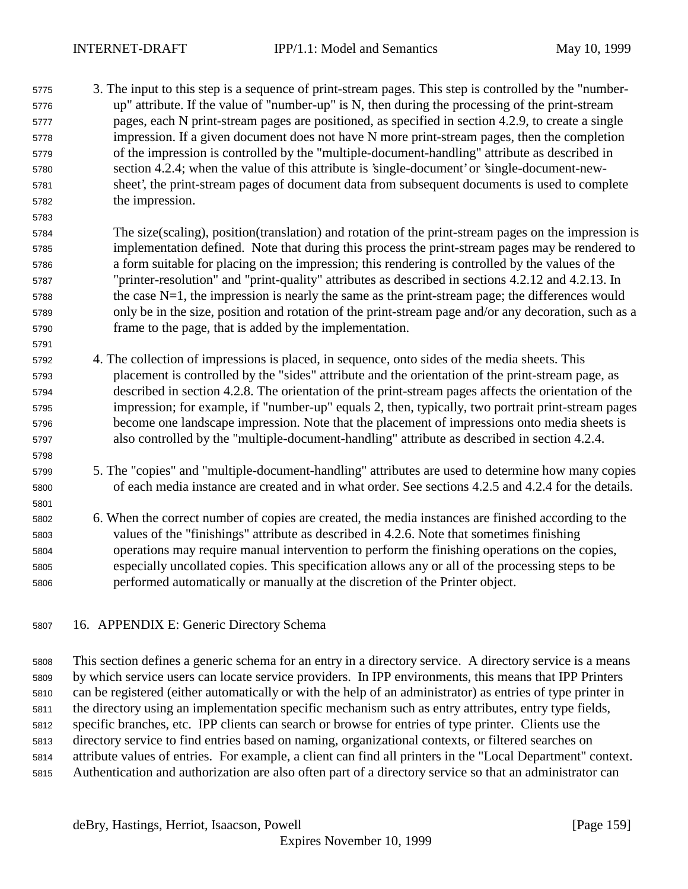3. The input to this step is a sequence of print-stream pages. This step is controlled by the "number-up" attribute. If the value of "number-up" is N, then during the processing of the print-stream pages, each N print-stream pages are positioned, as specified in section 4.2.9, to create a single impression. If a given document does not have N more print-stream pages, then the completion of the impression is controlled by the "multiple-document-handling" attribute as described in section 4.2.4; when the value of this attribute is 'single-document' or 'single-document-new-sheet', the print-stream pages of document data from subsequent documents is used to complete the impression.

   The size(scaling), position(translation) and rotation of the print-stream pages on the impression is implementation defined. Note that during this process the print-stream pages may be rendered to a form suitable for placing on the impression; this rendering is controlled by the values of the "printer-resolution" and "print-quality" attributes as described in sections 4.2.12 and 4.2.13. In the case N=1, the impression is nearly the same as the print-stream page; the differences would only be in the size, position and rotation of the print-stream page and/or any decoration, such as a frame to the page, that is added by the implementation.

4. The collection of impressions is placed, in sequence, onto sides of the media sheets. This placement is controlled by the "sides" attribute and the orientation of the print-stream page, as described in section 4.2.8. The orientation of the print-stream pages affects the orientation of the impression; for example, if "number-up" equals 2, then, typically, two portrait print-stream pages become one landscape impression. Note that the placement of impressions onto media sheets is also controlled by the "multiple-document-handling" attribute as described in section 4.2.4.

5. The "copies" and "multiple-document-handling" attributes are used to determine how many copies of each media instance are created and in what order. See sections 4.2.5 and 4.2.4 for the details.

6. When the correct number of copies are created, the media instances are finished according to the values of the "finishings" attribute as described in 4.2.6. Note that sometimes finishing operations may require manual intervention to perform the finishing operations on the copies, especially uncollated copies. This specification allows any or all of the processing steps to be performed automatically or manually at the discretion of the Printer object.

# 16. APPENDIX E: Generic Directory Schema

This section defines a generic schema for an entry in a directory service. A directory service is a means by which service users can locate service providers. In IPP environments, this means that IPP Printers can be registered (either automatically or with the help of an administrator) as entries of type printer in the directory using an implementation specific mechanism such as entry attributes, entry type fields, specific branches, etc. IPP clients can search or browse for entries of type printer. Clients use the directory service to find entries based on naming, organizational contexts, or filtered searches on attribute values of entries. For example, a client can find all printers in the "Local Department" context. Authentication and authorization are also often part of a directory service so that an administrator can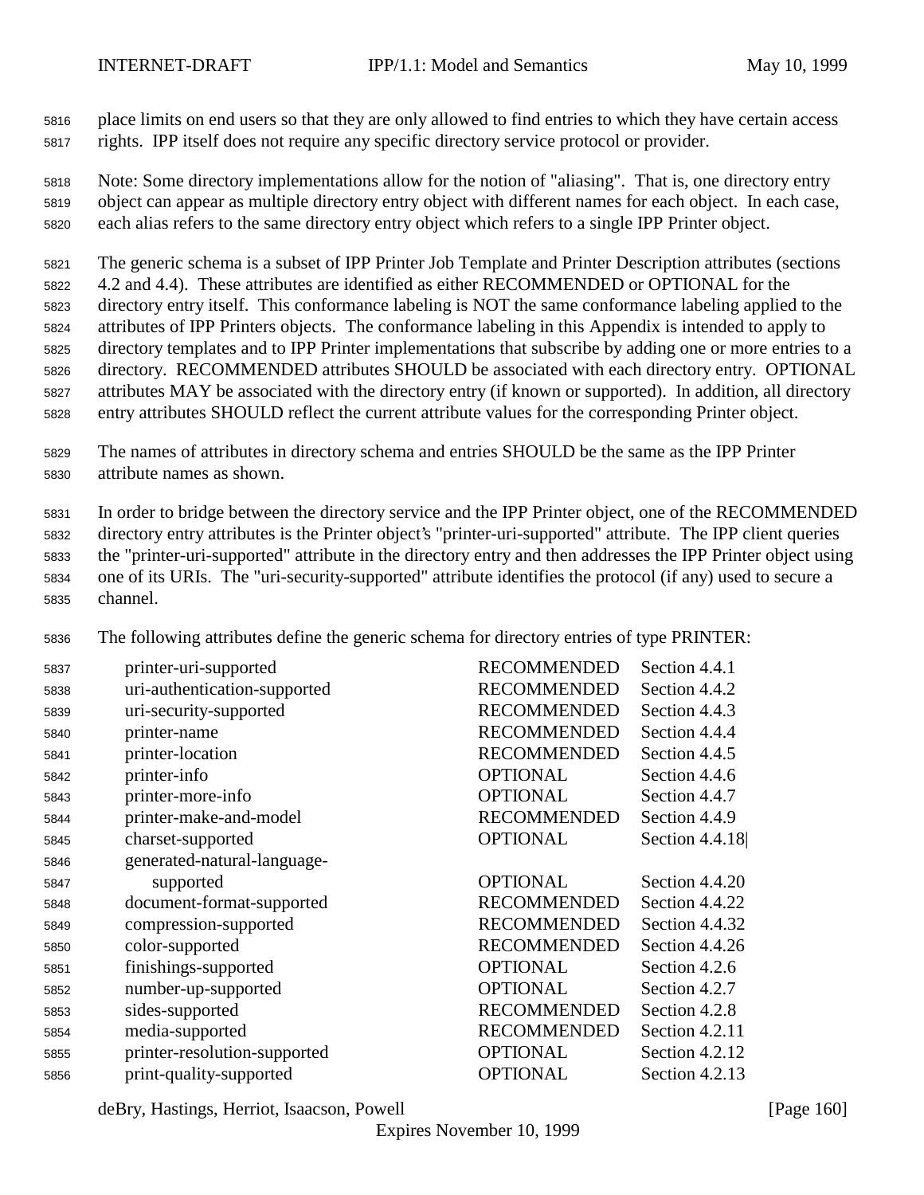place limits on end users so that they are only allowed to find entries to which they have certain access rights. IPP itself does not require any specific directory service protocol or provider.

Note: Some directory implementations allow for the notion of "aliasing". That is, one directory entry object can appear as multiple directory entry object with different names for each object. In each case, each alias refers to the same directory entry object which refers to a single IPP Printer object.

The generic schema is a subset of IPP Printer Job Template and Printer Description attributes (sections 4.2 and 4.4). These attributes are identified as either RECOMMENDED or OPTIONAL for the directory entry itself. This conformance labeling is NOT the same conformance labeling applied to the attributes of IPP Printers objects. The conformance labeling in this Appendix is intended to apply to directory templates and to IPP Printer implementations that subscribe by adding one or more entries to a directory. RECOMMENDED attributes SHOULD be associated with each directory entry. OPTIONAL attributes MAY be associated with the directory entry (if known or supported). In addition, all directory entry attributes SHOULD reflect the current attribute values for the corresponding Printer object.

The names of attributes in directory schema and entries SHOULD be the same as the IPP Printer attribute names as shown.

In order to bridge between the directory service and the IPP Printer object, one of the RECOMMENDED directory entry attributes is the Printer object's "printer-uri-supported" attribute. The IPP client queries the "printer-uri-supported" attribute in the directory entry and then addresses the IPP Printer object using one of its URIs. The "uri-security-supported" attribute identifies the protocol (if any) used to secure a channel.

The following attributes define the generic schema for directory entries of type PRINTER:

```
printer-uri-supported            RECOMMENDED    Section 4.4.1
uri-authentication-supported     RECOMMENDED    Section 4.4.2
uri-security-supported           RECOMMENDED    Section 4.4.3
printer-name                     RECOMMENDED    Section 4.4.4
printer-location                 RECOMMENDED    Section 4.4.5
printer-info                     OPTIONAL       Section 4.4.6
printer-more-info                OPTIONAL       Section 4.4.7
printer-make-and-model           RECOMMENDED    Section 4.4.9
charset-supported                OPTIONAL       Section 4.4.18
generated-natural-language-
      supported                  OPTIONAL       Section 4.4.20
document-format-supported        RECOMMENDED    Section 4.4.22
compression-supported            RECOMMENDED    Section 4.4.32
color-supported                  RECOMMENDED    Section 4.4.26
finishings-supported             OPTIONAL       Section 4.2.6
number-up-supported              OPTIONAL       Section 4.2.7
sides-supported                  RECOMMENDED    Section 4.2.8
media-supported                  RECOMMENDED    Section 4.2.11
printer-resolution-supported     OPTIONAL       Section 4.2.12
print-quality-supported          OPTIONAL       Section 4.2.13
```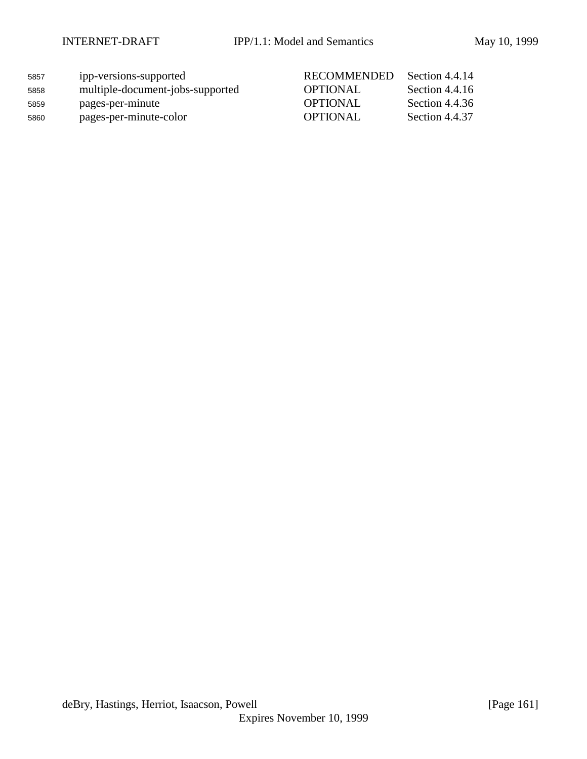| | | |
|---|---|---|
| ipp-versions-supported | RECOMMENDED | Section 4.4.14 |
| multiple-document-jobs-supported | OPTIONAL | Section 4.4.16 |
| pages-per-minute | OPTIONAL | Section 4.4.36 |
| pages-per-minute-color | OPTIONAL | Section 4.4.37 |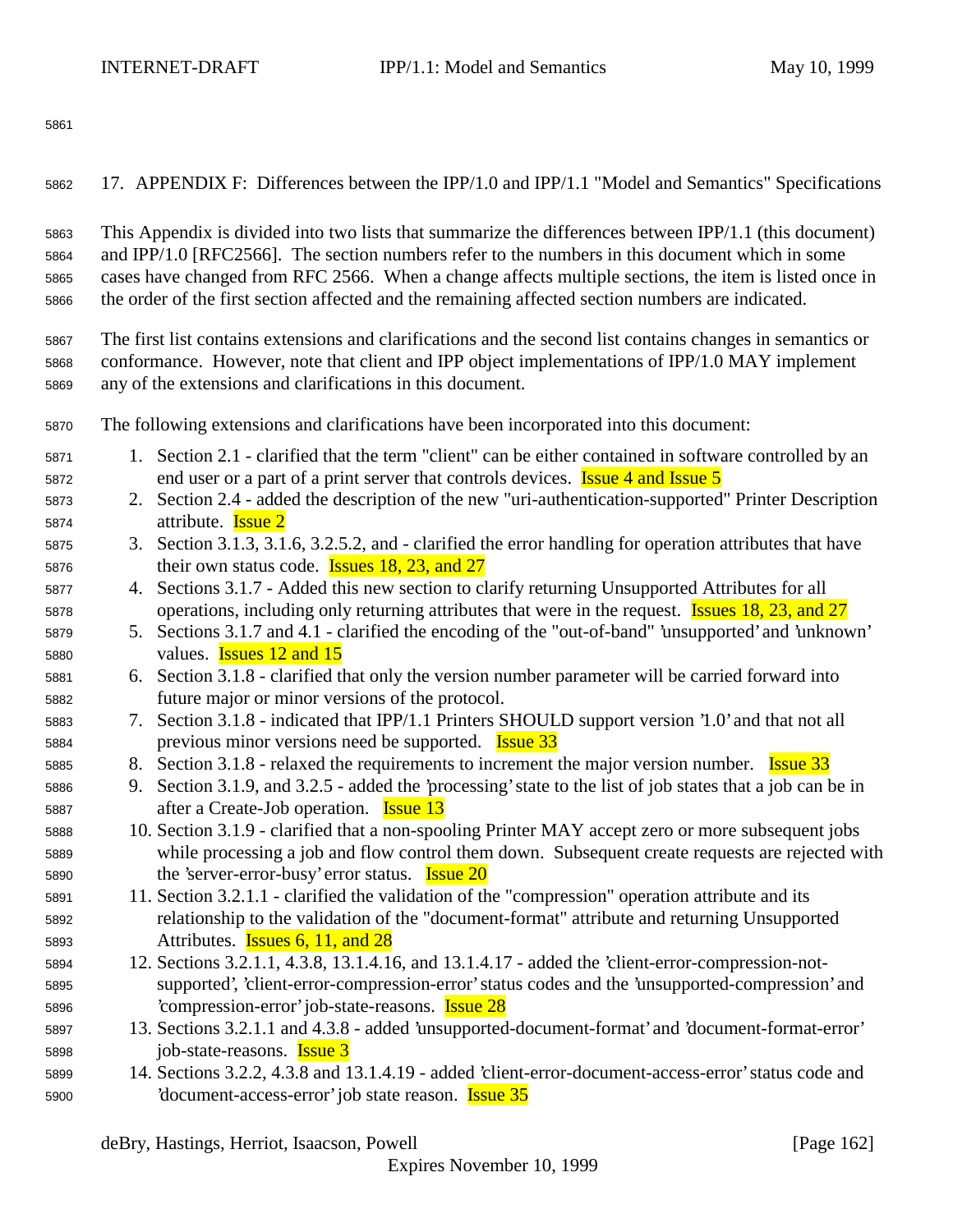## 17. APPENDIX F: Differences between the IPP/1.0 and IPP/1.1 "Model and Semantics" Specifications

This Appendix is divided into two lists that summarize the differences between IPP/1.1 (this document) and IPP/1.0 [RFC2566]. The section numbers refer to the numbers in this document which in some cases have changed from RFC 2566. When a change affects multiple sections, the item is listed once in the order of the first section affected and the remaining affected section numbers are indicated.

The first list contains extensions and clarifications and the second list contains changes in semantics or conformance. However, note that client and IPP object implementations of IPP/1.0 MAY implement any of the extensions and clarifications in this document.

The following extensions and clarifications have been incorporated into this document:

1. Section 2.1 - clarified that the term "client" can be either contained in software controlled by an end user or a part of a print server that controls devices. Issue 4 and Issue 5
2. Section 2.4 - added the description of the new "uri-authentication-supported" Printer Description attribute. Issue 2
3. Section 3.1.3, 3.1.6, 3.2.5.2, and - clarified the error handling for operation attributes that have their own status code. Issues 18, 23, and 27
4. Sections 3.1.7 - Added this new section to clarify returning Unsupported Attributes for all operations, including only returning attributes that were in the request. Issues 18, 23, and 27
5. Sections 3.1.7 and 4.1 - clarified the encoding of the "out-of-band" 'unsupported' and 'unknown' values. Issues 12 and 15
6. Section 3.1.8 - clarified that only the version number parameter will be carried forward into future major or minor versions of the protocol.
7. Section 3.1.8 - indicated that IPP/1.1 Printers SHOULD support version '1.0' and that not all previous minor versions need be supported. Issue 33
8. Section 3.1.8 - relaxed the requirements to increment the major version number. Issue 33
9. Section 3.1.9, and 3.2.5 - added the 'processing' state to the list of job states that a job can be in after a Create-Job operation. Issue 13
10. Section 3.1.9 - clarified that a non-spooling Printer MAY accept zero or more subsequent jobs while processing a job and flow control them down. Subsequent create requests are rejected with the 'server-error-busy' error status. Issue 20
11. Section 3.2.1.1 - clarified the validation of the "compression" operation attribute and its relationship to the validation of the "document-format" attribute and returning Unsupported Attributes. Issues 6, 11, and 28
12. Sections 3.2.1.1, 4.3.8, 13.1.4.16, and 13.1.4.17 - added the 'client-error-compression-not-supported', 'client-error-compression-error' status codes and the 'unsupported-compression' and 'compression-error' job-state-reasons. Issue 28
13. Sections 3.2.1.1 and 4.3.8 - added 'unsupported-document-format' and 'document-format-error' job-state-reasons. Issue 3
14. Sections 3.2.2, 4.3.8 and 13.1.4.19 - added 'client-error-document-access-error' status code and 'document-access-error' job state reason. Issue 35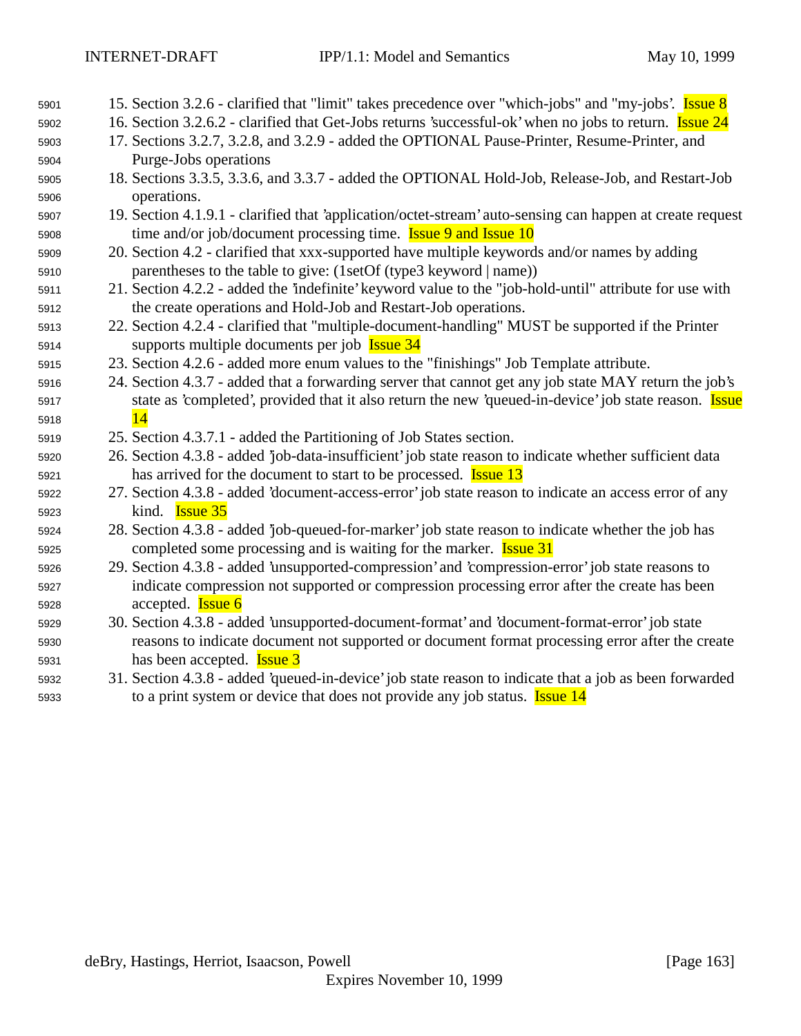15. Section 3.2.6 - clarified that "limit" takes precedence over "which-jobs" and "my-jobs'. Issue 8
16. Section 3.2.6.2 - clarified that Get-Jobs returns 'successful-ok' when no jobs to return. Issue 24
17. Sections 3.2.7, 3.2.8, and 3.2.9 - added the OPTIONAL Pause-Printer, Resume-Printer, and Purge-Jobs operations
18. Sections 3.3.5, 3.3.6, and 3.3.7 - added the OPTIONAL Hold-Job, Release-Job, and Restart-Job operations.
19. Section 4.1.9.1 - clarified that 'application/octet-stream' auto-sensing can happen at create request time and/or job/document processing time. Issue 9 and Issue 10
20. Section 4.2 - clarified that xxx-supported have multiple keywords and/or names by adding parentheses to the table to give: (1setOf (type3 keyword | name))
21. Section 4.2.2 - added the 'indefinite' keyword value to the "job-hold-until" attribute for use with the create operations and Hold-Job and Restart-Job operations.
22. Section 4.2.4 - clarified that "multiple-document-handling" MUST be supported if the Printer supports multiple documents per job Issue 34
23. Section 4.2.6 - added more enum values to the "finishings" Job Template attribute.
24. Section 4.3.7 - added that a forwarding server that cannot get any job state MAY return the job's state as 'completed', provided that it also return the new 'queued-in-device' job state reason. Issue 14
25. Section 4.3.7.1 - added the Partitioning of Job States section.
26. Section 4.3.8 - added 'job-data-insufficient' job state reason to indicate whether sufficient data has arrived for the document to start to be processed. Issue 13
27. Section 4.3.8 - added 'document-access-error' job state reason to indicate an access error of any kind. Issue 35
28. Section 4.3.8 - added 'job-queued-for-marker' job state reason to indicate whether the job has completed some processing and is waiting for the marker. Issue 31
29. Section 4.3.8 - added 'unsupported-compression' and 'compression-error' job state reasons to indicate compression not supported or compression processing error after the create has been accepted. Issue 6
30. Section 4.3.8 - added 'unsupported-document-format' and 'document-format-error' job state reasons to indicate document not supported or document format processing error after the create has been accepted. Issue 3
31. Section 4.3.8 - added 'queued-in-device' job state reason to indicate that a job as been forwarded to a print system or device that does not provide any job status. Issue 14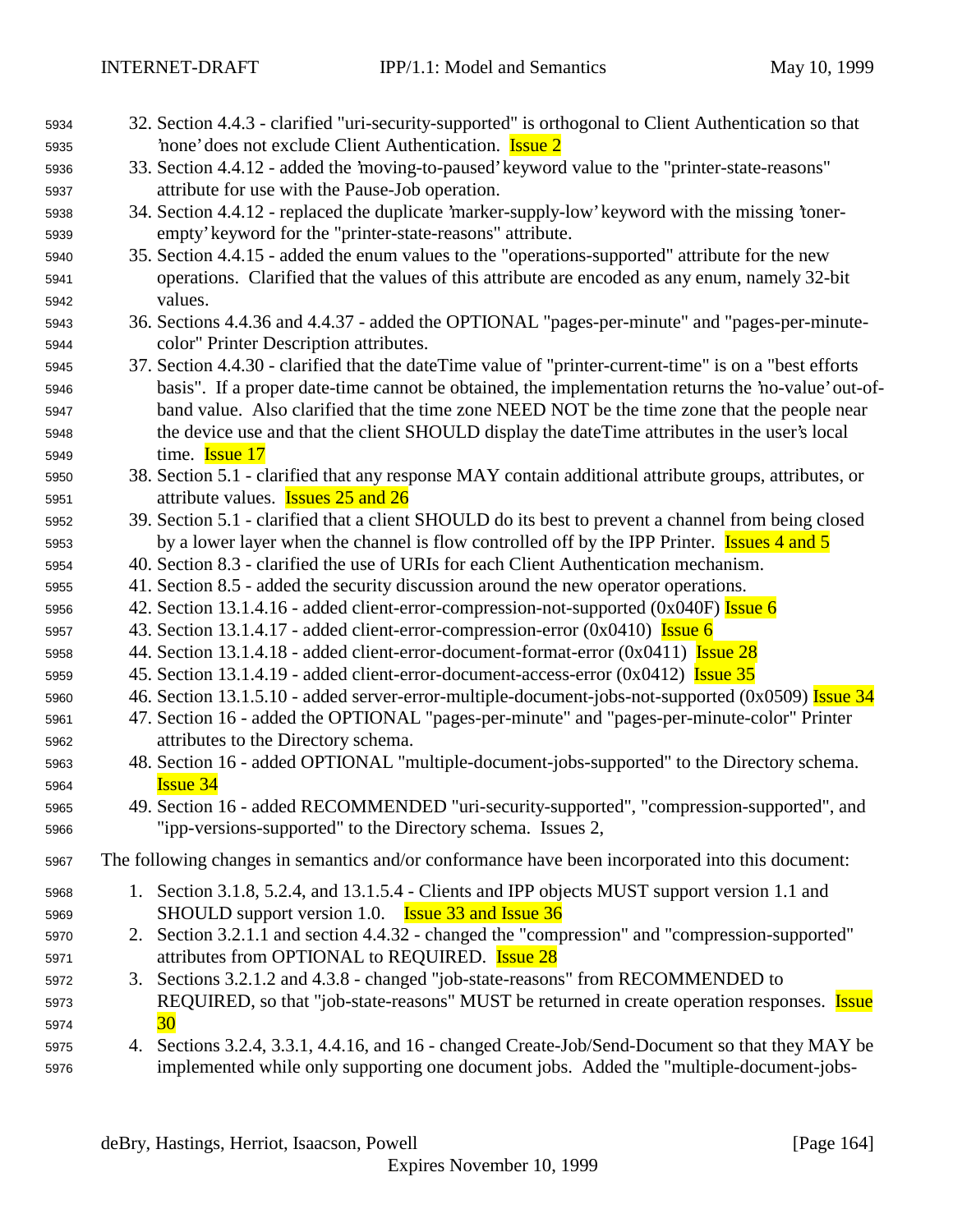32. Section 4.4.3 - clarified "uri-security-supported" is orthogonal to Client Authentication so that 'none' does not exclude Client Authentication. Issue 2
33. Section 4.4.12 - added the 'moving-to-paused' keyword value to the "printer-state-reasons" attribute for use with the Pause-Job operation.
34. Section 4.4.12 - replaced the duplicate 'marker-supply-low' keyword with the missing 'toner-empty' keyword for the "printer-state-reasons" attribute.
35. Section 4.4.15 - added the enum values to the "operations-supported" attribute for the new operations. Clarified that the values of this attribute are encoded as any enum, namely 32-bit values.
36. Sections 4.4.36 and 4.4.37 - added the OPTIONAL "pages-per-minute" and "pages-per-minute-color" Printer Description attributes.
37. Section 4.4.30 - clarified that the dateTime value of "printer-current-time" is on a "best efforts basis". If a proper date-time cannot be obtained, the implementation returns the 'no-value' out-of-band value. Also clarified that the time zone NEED NOT be the time zone that the people near the device use and that the client SHOULD display the dateTime attributes in the user's local time. Issue 17
38. Section 5.1 - clarified that any response MAY contain additional attribute groups, attributes, or attribute values. Issues 25 and 26
39. Section 5.1 - clarified that a client SHOULD do its best to prevent a channel from being closed by a lower layer when the channel is flow controlled off by the IPP Printer. Issues 4 and 5
40. Section 8.3 - clarified the use of URIs for each Client Authentication mechanism.
41. Section 8.5 - added the security discussion around the new operator operations.
42. Section 13.1.4.16 - added client-error-compression-not-supported (0x040F) Issue 6
43. Section 13.1.4.17 - added client-error-compression-error (0x0410) Issue 6
44. Section 13.1.4.18 - added client-error-document-format-error (0x0411) Issue 28
45. Section 13.1.4.19 - added client-error-document-access-error (0x0412) Issue 35
46. Section 13.1.5.10 - added server-error-multiple-document-jobs-not-supported (0x0509) Issue 34
47. Section 16 - added the OPTIONAL "pages-per-minute" and "pages-per-minute-color" Printer attributes to the Directory schema.
48. Section 16 - added OPTIONAL "multiple-document-jobs-supported" to the Directory schema. Issue 34
49. Section 16 - added RECOMMENDED "uri-security-supported", "compression-supported", and "ipp-versions-supported" to the Directory schema. Issues 2,

The following changes in semantics and/or conformance have been incorporated into this document:

1. Section 3.1.8, 5.2.4, and 13.1.5.4 - Clients and IPP objects MUST support version 1.1 and SHOULD support version 1.0. Issue 33 and Issue 36
2. Section 3.2.1.1 and section 4.4.32 - changed the "compression" and "compression-supported" attributes from OPTIONAL to REQUIRED. Issue 28
3. Sections 3.2.1.2 and 4.3.8 - changed "job-state-reasons" from RECOMMENDED to REQUIRED, so that "job-state-reasons" MUST be returned in create operation responses. Issue 30
4. Sections 3.2.4, 3.3.1, 4.4.16, and 16 - changed Create-Job/Send-Document so that they MAY be implemented while only supporting one document jobs. Added the "multiple-document-jobs-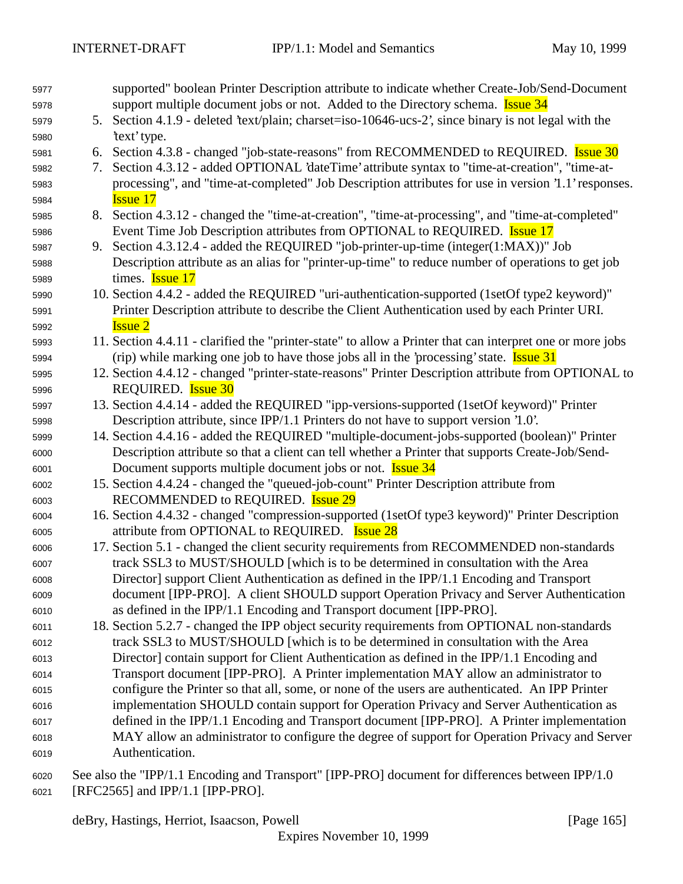supported" boolean Printer Description attribute to indicate whether Create-Job/Send-Document support multiple document jobs or not. Added to the Directory schema. Issue 34

5. Section 4.1.9 - deleted 'text/plain; charset=iso-10646-ucs-2', since binary is not legal with the 'text' type.
6. Section 4.3.8 - changed "job-state-reasons" from RECOMMENDED to REQUIRED. Issue 30
7. Section 4.3.12 - added OPTIONAL 'dateTime' attribute syntax to "time-at-creation", "time-at-processing", and "time-at-completed" Job Description attributes for use in version '1.1' responses. Issue 17
8. Section 4.3.12 - changed the "time-at-creation", "time-at-processing", and "time-at-completed" Event Time Job Description attributes from OPTIONAL to REQUIRED. Issue 17
9. Section 4.3.12.4 - added the REQUIRED "job-printer-up-time (integer(1:MAX))" Job Description attribute as an alias for "printer-up-time" to reduce number of operations to get job times. Issue 17
10. Section 4.4.2 - added the REQUIRED "uri-authentication-supported (1setOf type2 keyword)" Printer Description attribute to describe the Client Authentication used by each Printer URI. Issue 2
11. Section 4.4.11 - clarified the "printer-state" to allow a Printer that can interpret one or more jobs (rip) while marking one job to have those jobs all in the 'processing' state. Issue 31
12. Section 4.4.12 - changed "printer-state-reasons" Printer Description attribute from OPTIONAL to REQUIRED. Issue 30
13. Section 4.4.14 - added the REQUIRED "ipp-versions-supported (1setOf keyword)" Printer Description attribute, since IPP/1.1 Printers do not have to support version '1.0'.
14. Section 4.4.16 - added the REQUIRED "multiple-document-jobs-supported (boolean)" Printer Description attribute so that a client can tell whether a Printer that supports Create-Job/Send-Document supports multiple document jobs or not. Issue 34
15. Section 4.4.24 - changed the "queued-job-count" Printer Description attribute from RECOMMENDED to REQUIRED. Issue 29
16. Section 4.4.32 - changed "compression-supported (1setOf type3 keyword)" Printer Description attribute from OPTIONAL to REQUIRED. Issue 28
17. Section 5.1 - changed the client security requirements from RECOMMENDED non-standards track SSL3 to MUST/SHOULD [which is to be determined in consultation with the Area Director] support Client Authentication as defined in the IPP/1.1 Encoding and Transport document [IPP-PRO]. A client SHOULD support Operation Privacy and Server Authentication as defined in the IPP/1.1 Encoding and Transport document [IPP-PRO].
18. Section 5.2.7 - changed the IPP object security requirements from OPTIONAL non-standards track SSL3 to MUST/SHOULD [which is to be determined in consultation with the Area Director] contain support for Client Authentication as defined in the IPP/1.1 Encoding and Transport document [IPP-PRO]. A Printer implementation MAY allow an administrator to configure the Printer so that all, some, or none of the users are authenticated. An IPP Printer implementation SHOULD contain support for Operation Privacy and Server Authentication as defined in the IPP/1.1 Encoding and Transport document [IPP-PRO]. A Printer implementation MAY allow an administrator to configure the degree of support for Operation Privacy and Server Authentication.

See also the "IPP/1.1 Encoding and Transport" [IPP-PRO] document for differences between IPP/1.0 [RFC2565] and IPP/1.1 [IPP-PRO].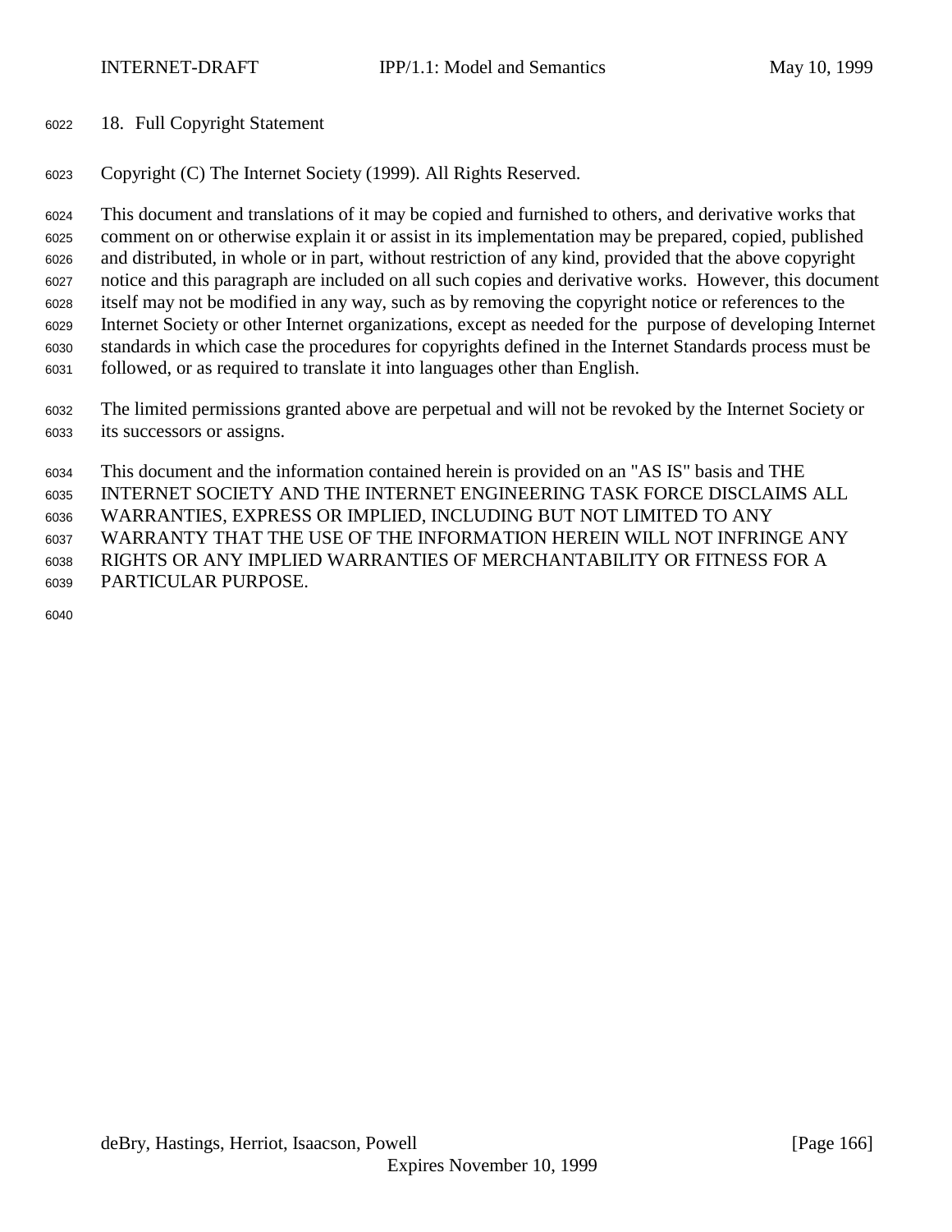## 18. Full Copyright Statement

Copyright (C) The Internet Society (1999). All Rights Reserved.

This document and translations of it may be copied and furnished to others, and derivative works that comment on or otherwise explain it or assist in its implementation may be prepared, copied, published and distributed, in whole or in part, without restriction of any kind, provided that the above copyright notice and this paragraph are included on all such copies and derivative works. However, this document itself may not be modified in any way, such as by removing the copyright notice or references to the Internet Society or other Internet organizations, except as needed for the purpose of developing Internet standards in which case the procedures for copyrights defined in the Internet Standards process must be followed, or as required to translate it into languages other than English.

The limited permissions granted above are perpetual and will not be revoked by the Internet Society or its successors or assigns.

This document and the information contained herein is provided on an "AS IS" basis and THE INTERNET SOCIETY AND THE INTERNET ENGINEERING TASK FORCE DISCLAIMS ALL WARRANTIES, EXPRESS OR IMPLIED, INCLUDING BUT NOT LIMITED TO ANY WARRANTY THAT THE USE OF THE INFORMATION HEREIN WILL NOT INFRINGE ANY RIGHTS OR ANY IMPLIED WARRANTIES OF MERCHANTABILITY OR FITNESS FOR A PARTICULAR PURPOSE.